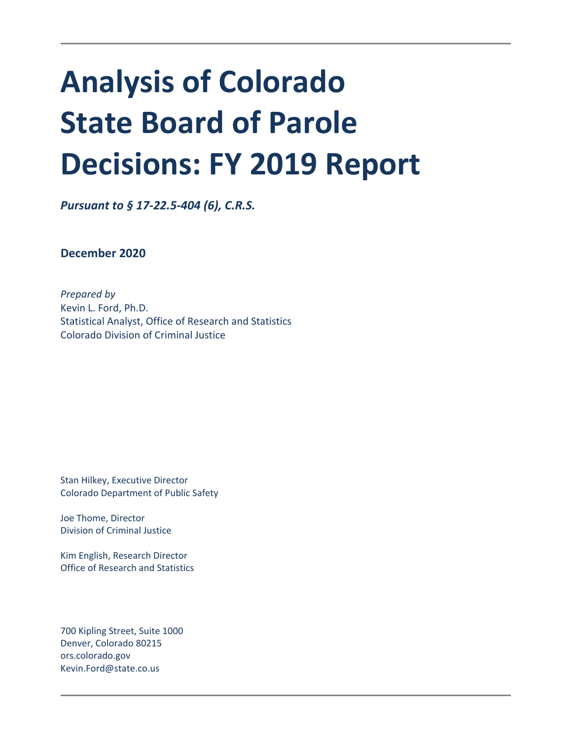# Analysis of Colorado State Board of Parole Decisions: FY 2019 Report

***Pursuant to § 17-22.5-404 (6), C.R.S.***

**December 2020**

*Prepared by*
Kevin L. Ford, Ph.D.
Statistical Analyst, Office of Research and Statistics
Colorado Division of Criminal Justice

Stan Hilkey, Executive Director
Colorado Department of Public Safety

Joe Thome, Director
Division of Criminal Justice

Kim English, Research Director
Office of Research and Statistics

700 Kipling Street, Suite 1000
Denver, Colorado 80215
ors.colorado.gov
Kevin.Ford@state.co.us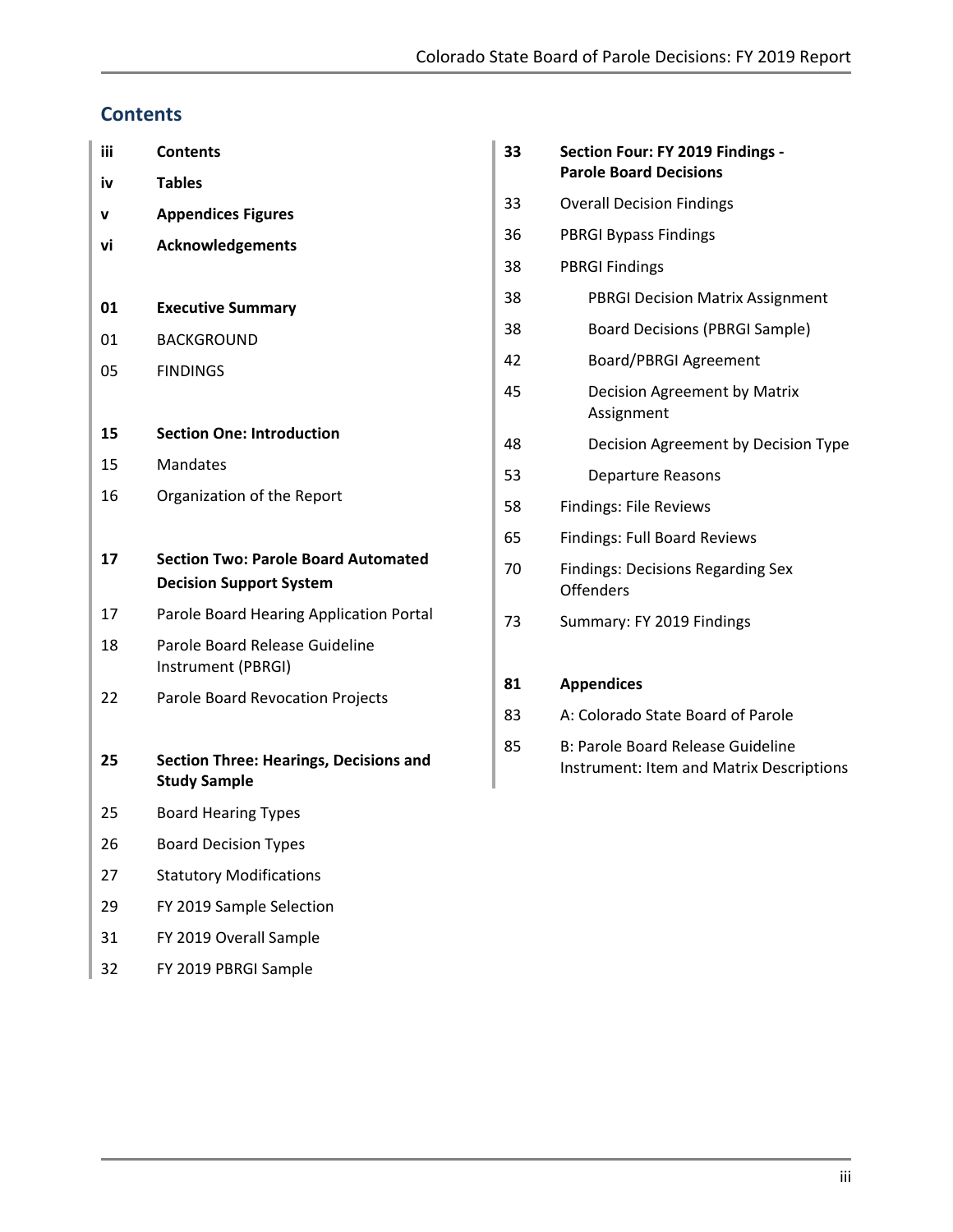## Contents

| | |
|---|---|
| **iii** | **Contents** |
| **iv** | **Tables** |
| **v** | **Appendices Figures** |
| **vi** | **Acknowledgements** |
| | |
| **01** | **Executive Summary** |
| 01 | BACKGROUND |
| 05 | FINDINGS |
| | |
| **15** | **Section One: Introduction** |
| 15 | Mandates |
| 16 | Organization of the Report |
| | |
| **17** | **Section Two: Parole Board Automated Decision Support System** |
| 17 | Parole Board Hearing Application Portal |
| 18 | Parole Board Release Guideline Instrument (PBRGI) |
| 22 | Parole Board Revocation Projects |
| | |
| **25** | **Section Three: Hearings, Decisions and Study Sample** |
| 25 | Board Hearing Types |
| 26 | Board Decision Types |
| 27 | Statutory Modifications |
| 29 | FY 2019 Sample Selection |
| 31 | FY 2019 Overall Sample |
| 32 | FY 2019 PBRGI Sample |
| | |
| **33** | **Section Four: FY 2019 Findings - Parole Board Decisions** |
| 33 | Overall Decision Findings |
| 36 | PBRGI Bypass Findings |
| 38 | PBRGI Findings |
| 38 | PBRGI Decision Matrix Assignment |
| 38 | Board Decisions (PBRGI Sample) |
| 42 | Board/PBRGI Agreement |
| 45 | Decision Agreement by Matrix Assignment |
| 48 | Decision Agreement by Decision Type |
| 53 | Departure Reasons |
| 58 | Findings: File Reviews |
| 65 | Findings: Full Board Reviews |
| 70 | Findings: Decisions Regarding Sex Offenders |
| 73 | Summary: FY 2019 Findings |
| | |
| **81** | **Appendices** |
| 83 | A: Colorado State Board of Parole |
| 85 | B: Parole Board Release Guideline Instrument: Item and Matrix Descriptions |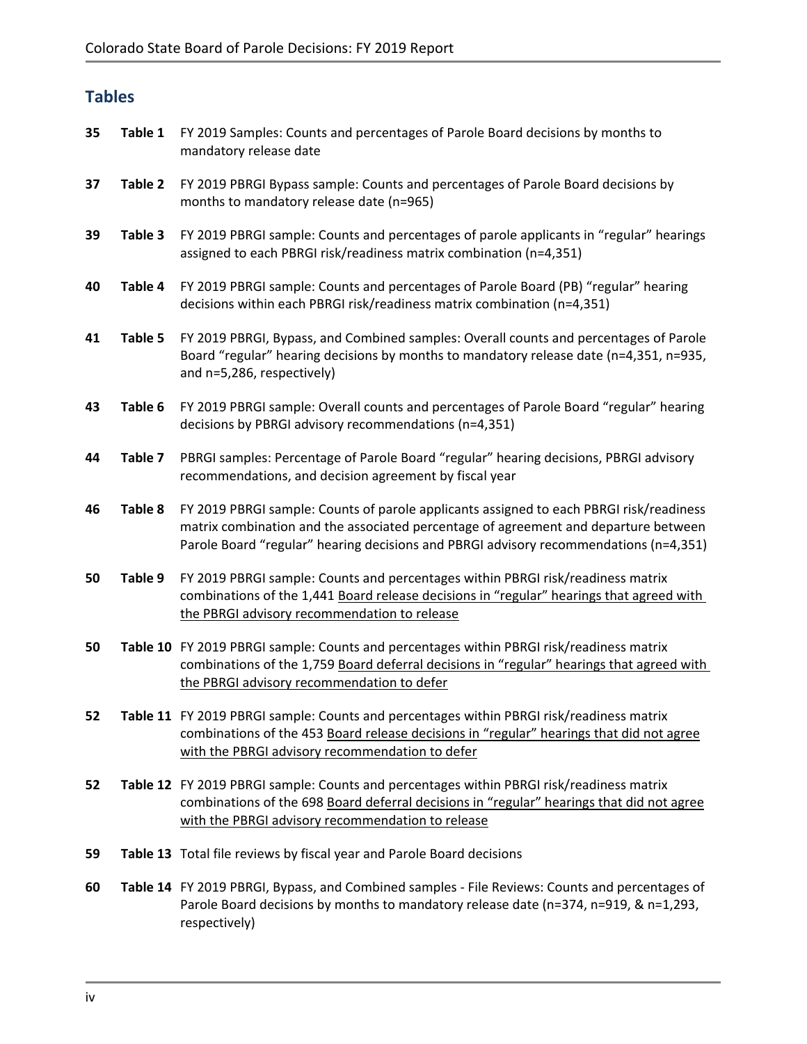## Tables

| | | |
|---|---|---|
| 35 | **Table 1** | FY 2019 Samples: Counts and percentages of Parole Board decisions by months to mandatory release date |
| 37 | **Table 2** | FY 2019 PBRGI Bypass sample: Counts and percentages of Parole Board decisions by months to mandatory release date (n=965) |
| 39 | **Table 3** | FY 2019 PBRGI sample: Counts and percentages of parole applicants in "regular" hearings assigned to each PBRGI risk/readiness matrix combination (n=4,351) |
| 40 | **Table 4** | FY 2019 PBRGI sample: Counts and percentages of Parole Board (PB) "regular" hearing decisions within each PBRGI risk/readiness matrix combination (n=4,351) |
| 41 | **Table 5** | FY 2019 PBRGI, Bypass, and Combined samples: Overall counts and percentages of Parole Board "regular" hearing decisions by months to mandatory release date (n=4,351, n=935, and n=5,286, respectively) |
| 43 | **Table 6** | FY 2019 PBRGI sample: Overall counts and percentages of Parole Board "regular" hearing decisions by PBRGI advisory recommendations (n=4,351) |
| 44 | **Table 7** | PBRGI samples: Percentage of Parole Board "regular" hearing decisions, PBRGI advisory recommendations, and decision agreement by fiscal year |
| 46 | **Table 8** | FY 2019 PBRGI sample: Counts of parole applicants assigned to each PBRGI risk/readiness matrix combination and the associated percentage of agreement and departure between Parole Board "regular" hearing decisions and PBRGI advisory recommendations (n=4,351) |
| 50 | **Table 9** | FY 2019 PBRGI sample: Counts and percentages within PBRGI risk/readiness matrix combinations of the 1,441 Board release decisions in "regular" hearings that agreed with the PBRGI advisory recommendation to release |
| 50 | **Table 10** | FY 2019 PBRGI sample: Counts and percentages within PBRGI risk/readiness matrix combinations of the 1,759 Board deferral decisions in "regular" hearings that agreed with the PBRGI advisory recommendation to defer |
| 52 | **Table 11** | FY 2019 PBRGI sample: Counts and percentages within PBRGI risk/readiness matrix combinations of the 453 Board release decisions in "regular" hearings that did not agree with the PBRGI advisory recommendation to defer |
| 52 | **Table 12** | FY 2019 PBRGI sample: Counts and percentages within PBRGI risk/readiness matrix combinations of the 698 Board deferral decisions in "regular" hearings that did not agree with the PBRGI advisory recommendation to release |
| 59 | **Table 13** | Total file reviews by fiscal year and Parole Board decisions |
| 60 | **Table 14** | FY 2019 PBRGI, Bypass, and Combined samples - File Reviews: Counts and percentages of Parole Board decisions by months to mandatory release date (n=374, n=919, & n=1,293, respectively) |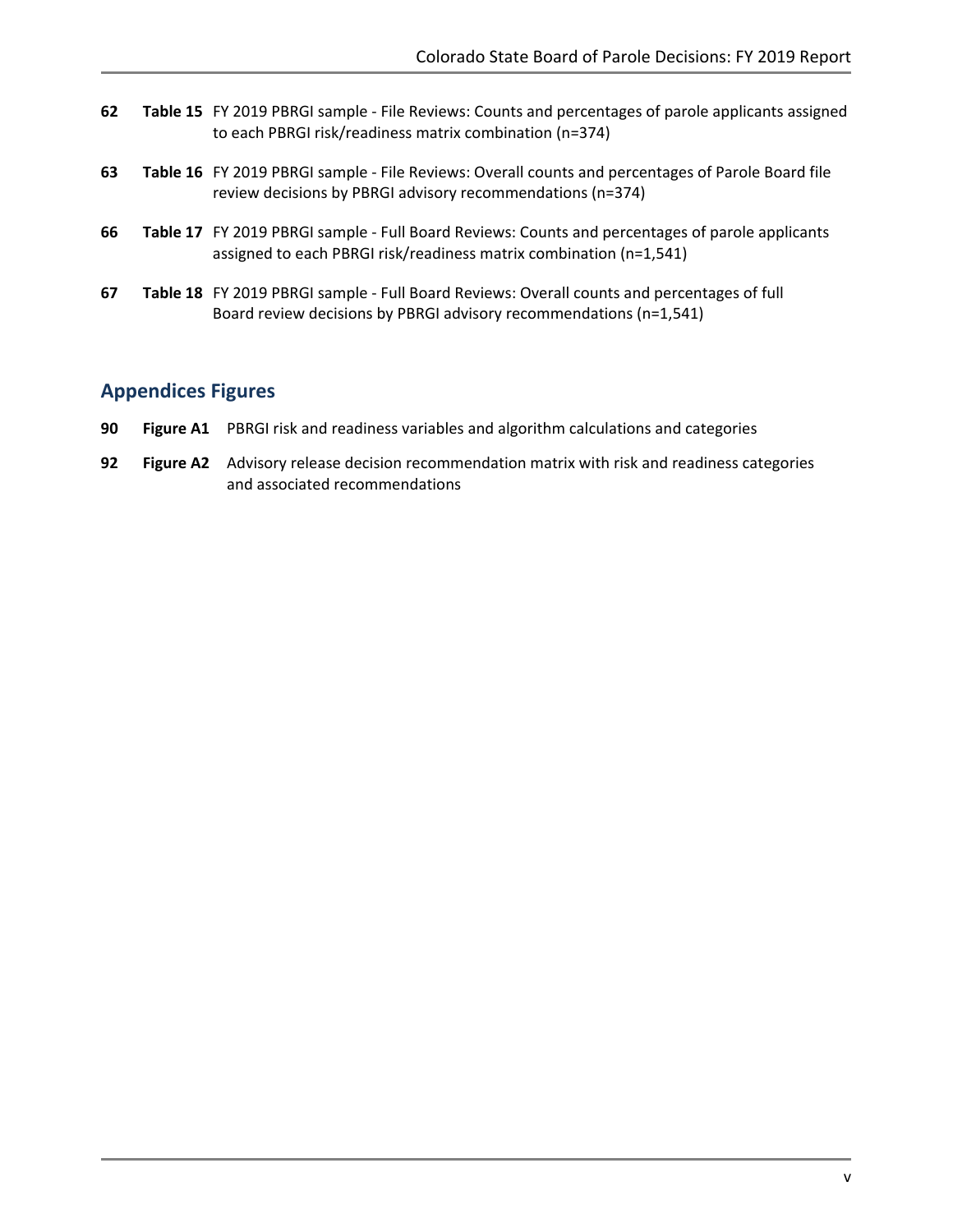**62** **Table 15** FY 2019 PBRGI sample - File Reviews: Counts and percentages of parole applicants assigned to each PBRGI risk/readiness matrix combination (n=374)

**63** **Table 16** FY 2019 PBRGI sample - File Reviews: Overall counts and percentages of Parole Board file review decisions by PBRGI advisory recommendations (n=374)

**66** **Table 17** FY 2019 PBRGI sample - Full Board Reviews: Counts and percentages of parole applicants assigned to each PBRGI risk/readiness matrix combination (n=1,541)

**67** **Table 18** FY 2019 PBRGI sample - Full Board Reviews: Overall counts and percentages of full Board review decisions by PBRGI advisory recommendations (n=1,541)

## Appendices Figures

**90** **Figure A1** PBRGI risk and readiness variables and algorithm calculations and categories

**92** **Figure A2** Advisory release decision recommendation matrix with risk and readiness categories and associated recommendations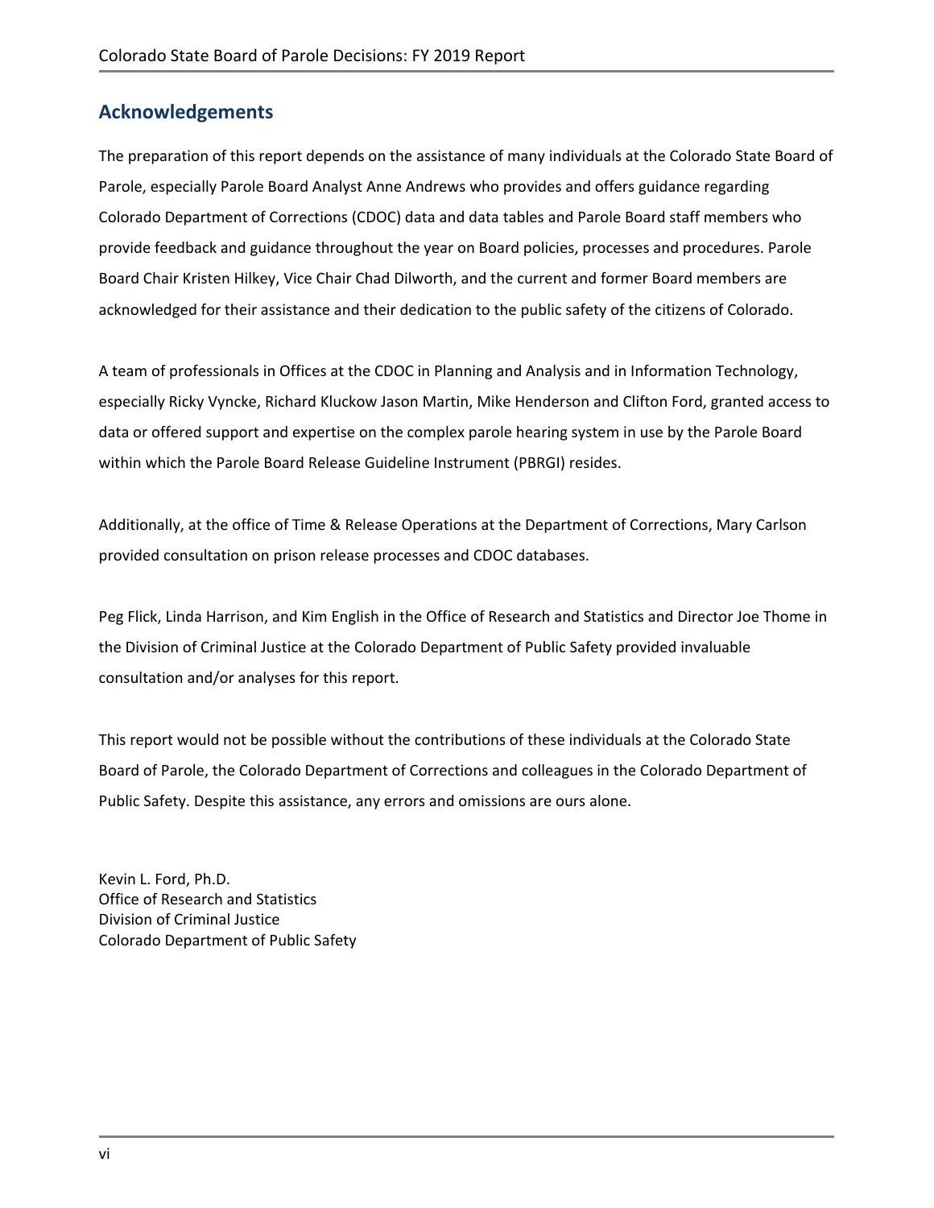## Acknowledgements

The preparation of this report depends on the assistance of many individuals at the Colorado State Board of Parole, especially Parole Board Analyst Anne Andrews who provides and offers guidance regarding Colorado Department of Corrections (CDOC) data and data tables and Parole Board staff members who provide feedback and guidance throughout the year on Board policies, processes and procedures. Parole Board Chair Kristen Hilkey, Vice Chair Chad Dilworth, and the current and former Board members are acknowledged for their assistance and their dedication to the public safety of the citizens of Colorado.

A team of professionals in Offices at the CDOC in Planning and Analysis and in Information Technology, especially Ricky Vyncke, Richard Kluckow Jason Martin, Mike Henderson and Clifton Ford, granted access to data or offered support and expertise on the complex parole hearing system in use by the Parole Board within which the Parole Board Release Guideline Instrument (PBRGI) resides.

Additionally, at the office of Time & Release Operations at the Department of Corrections, Mary Carlson provided consultation on prison release processes and CDOC databases.

Peg Flick, Linda Harrison, and Kim English in the Office of Research and Statistics and Director Joe Thome in the Division of Criminal Justice at the Colorado Department of Public Safety provided invaluable consultation and/or analyses for this report.

This report would not be possible without the contributions of these individuals at the Colorado State Board of Parole, the Colorado Department of Corrections and colleagues in the Colorado Department of Public Safety. Despite this assistance, any errors and omissions are ours alone.

Kevin L. Ford, Ph.D.
Office of Research and Statistics
Division of Criminal Justice
Colorado Department of Public Safety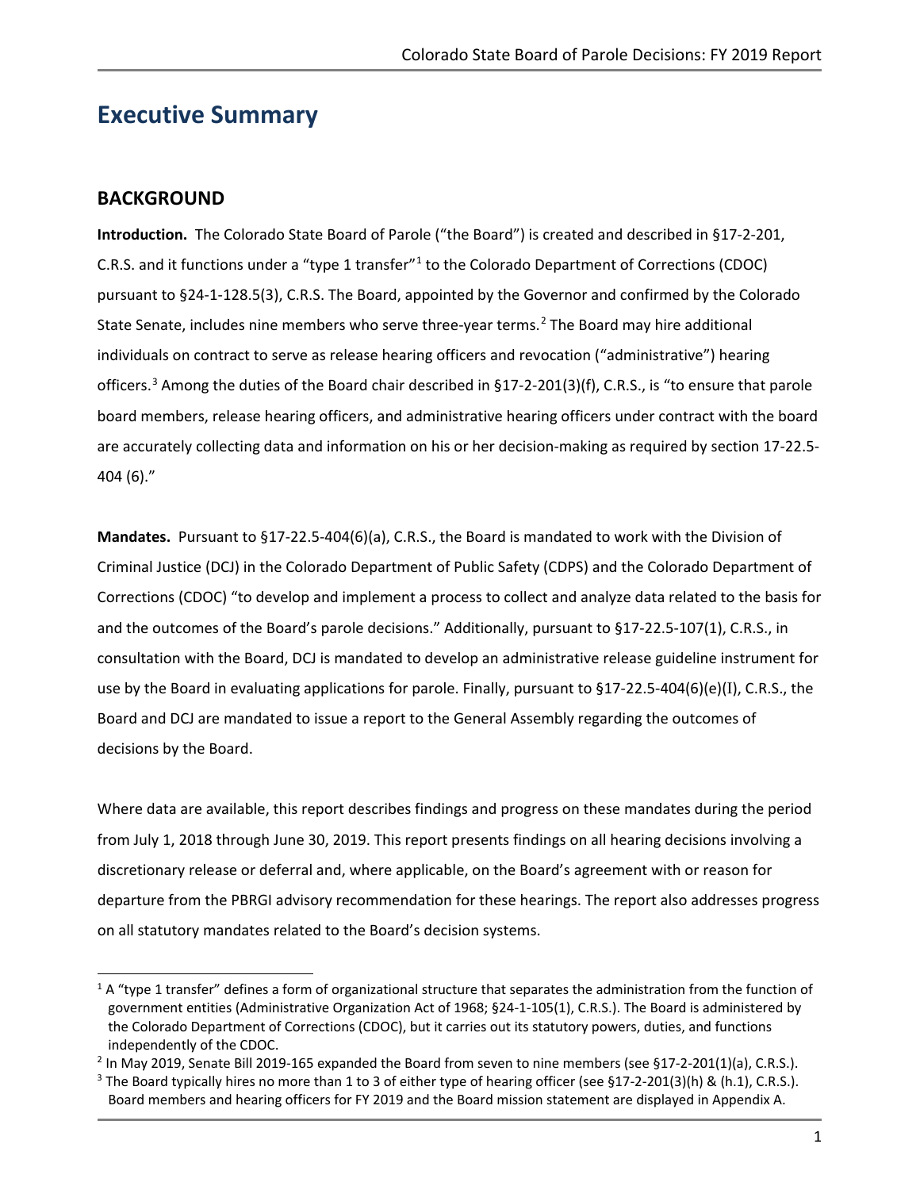# Executive Summary

## BACKGROUND

**Introduction.** The Colorado State Board of Parole ("the Board") is created and described in §17-2-201, C.R.S. and it functions under a "type 1 transfer"[1] to the Colorado Department of Corrections (CDOC) pursuant to §24-1-128.5(3), C.R.S. The Board, appointed by the Governor and confirmed by the Colorado State Senate, includes nine members who serve three-year terms.[2] The Board may hire additional individuals on contract to serve as release hearing officers and revocation ("administrative") hearing officers.[3] Among the duties of the Board chair described in §17-2-201(3)(f), C.R.S., is "to ensure that parole board members, release hearing officers, and administrative hearing officers under contract with the board are accurately collecting data and information on his or her decision-making as required by section 17-22.5-404 (6)."

**Mandates.** Pursuant to §17-22.5-404(6)(a), C.R.S., the Board is mandated to work with the Division of Criminal Justice (DCJ) in the Colorado Department of Public Safety (CDPS) and the Colorado Department of Corrections (CDOC) "to develop and implement a process to collect and analyze data related to the basis for and the outcomes of the Board's parole decisions." Additionally, pursuant to §17-22.5-107(1), C.R.S., in consultation with the Board, DCJ is mandated to develop an administrative release guideline instrument for use by the Board in evaluating applications for parole. Finally, pursuant to §17-22.5-404(6)(e)(I), C.R.S., the Board and DCJ are mandated to issue a report to the General Assembly regarding the outcomes of decisions by the Board.

Where data are available, this report describes findings and progress on these mandates during the period from July 1, 2018 through June 30, 2019. This report presents findings on all hearing decisions involving a discretionary release or deferral and, where applicable, on the Board's agreement with or reason for departure from the PBRGI advisory recommendation for these hearings. The report also addresses progress on all statutory mandates related to the Board's decision systems.

---

[1] A "type 1 transfer" defines a form of organizational structure that separates the administration from the function of government entities (Administrative Organization Act of 1968; §24-1-105(1), C.R.S.). The Board is administered by the Colorado Department of Corrections (CDOC), but it carries out its statutory powers, duties, and functions independently of the CDOC.

[2] In May 2019, Senate Bill 2019-165 expanded the Board from seven to nine members (see §17-2-201(1)(a), C.R.S.).

[3] The Board typically hires no more than 1 to 3 of either type of hearing officer (see §17-2-201(3)(h) & (h.1), C.R.S.). Board members and hearing officers for FY 2019 and the Board mission statement are displayed in Appendix A.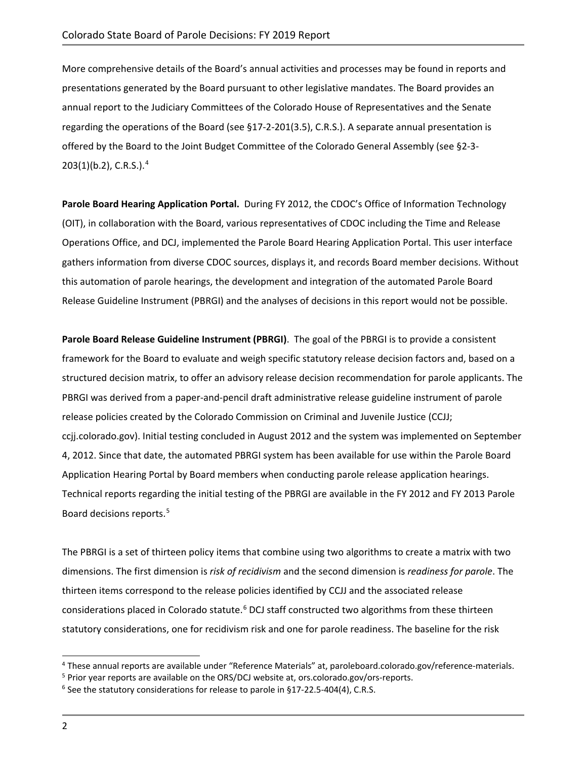More comprehensive details of the Board's annual activities and processes may be found in reports and presentations generated by the Board pursuant to other legislative mandates. The Board provides an annual report to the Judiciary Committees of the Colorado House of Representatives and the Senate regarding the operations of the Board (see §17-2-201(3.5), C.R.S.). A separate annual presentation is offered by the Board to the Joint Budget Committee of the Colorado General Assembly (see §2-3-203(1)(b.2), C.R.S.).[4]

**Parole Board Hearing Application Portal.** During FY 2012, the CDOC's Office of Information Technology (OIT), in collaboration with the Board, various representatives of CDOC including the Time and Release Operations Office, and DCJ, implemented the Parole Board Hearing Application Portal. This user interface gathers information from diverse CDOC sources, displays it, and records Board member decisions. Without this automation of parole hearings, the development and integration of the automated Parole Board Release Guideline Instrument (PBRGI) and the analyses of decisions in this report would not be possible.

**Parole Board Release Guideline Instrument (PBRGI)**. The goal of the PBRGI is to provide a consistent framework for the Board to evaluate and weigh specific statutory release decision factors and, based on a structured decision matrix, to offer an advisory release decision recommendation for parole applicants. The PBRGI was derived from a paper-and-pencil draft administrative release guideline instrument of parole release policies created by the Colorado Commission on Criminal and Juvenile Justice (CCJJ; ccjj.colorado.gov). Initial testing concluded in August 2012 and the system was implemented on September 4, 2012. Since that date, the automated PBRGI system has been available for use within the Parole Board Application Hearing Portal by Board members when conducting parole release application hearings. Technical reports regarding the initial testing of the PBRGI are available in the FY 2012 and FY 2013 Parole Board decisions reports.[5]

The PBRGI is a set of thirteen policy items that combine using two algorithms to create a matrix with two dimensions. The first dimension is *risk of recidivism* and the second dimension is *readiness for parole*. The thirteen items correspond to the release policies identified by CCJJ and the associated release considerations placed in Colorado statute.[6] DCJ staff constructed two algorithms from these thirteen statutory considerations, one for recidivism risk and one for parole readiness. The baseline for the risk

---

[4] These annual reports are available under "Reference Materials" at, paroleboard.colorado.gov/reference-materials.

[5] Prior year reports are available on the ORS/DCJ website at, ors.colorado.gov/ors-reports.

[6] See the statutory considerations for release to parole in §17-22.5-404(4), C.R.S.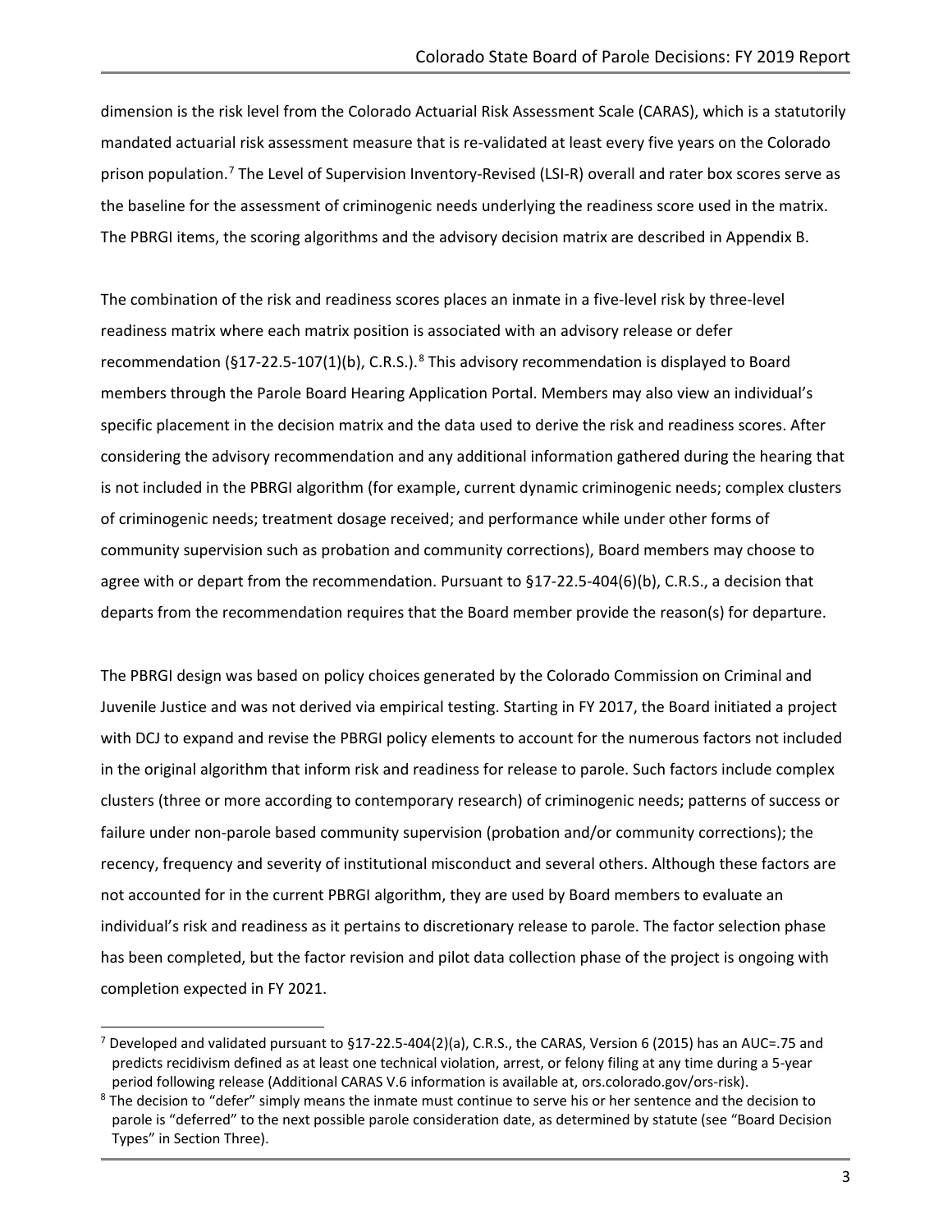dimension is the risk level from the Colorado Actuarial Risk Assessment Scale (CARAS), which is a statutorily mandated actuarial risk assessment measure that is re-validated at least every five years on the Colorado prison population.[7] The Level of Supervision Inventory-Revised (LSI-R) overall and rater box scores serve as the baseline for the assessment of criminogenic needs underlying the readiness score used in the matrix. The PBRGI items, the scoring algorithms and the advisory decision matrix are described in Appendix B.

The combination of the risk and readiness scores places an inmate in a five-level risk by three-level readiness matrix where each matrix position is associated with an advisory release or defer recommendation (§17-22.5-107(1)(b), C.R.S.).[8] This advisory recommendation is displayed to Board members through the Parole Board Hearing Application Portal. Members may also view an individual's specific placement in the decision matrix and the data used to derive the risk and readiness scores. After considering the advisory recommendation and any additional information gathered during the hearing that is not included in the PBRGI algorithm (for example, current dynamic criminogenic needs; complex clusters of criminogenic needs; treatment dosage received; and performance while under other forms of community supervision such as probation and community corrections), Board members may choose to agree with or depart from the recommendation. Pursuant to §17-22.5-404(6)(b), C.R.S., a decision that departs from the recommendation requires that the Board member provide the reason(s) for departure.

The PBRGI design was based on policy choices generated by the Colorado Commission on Criminal and Juvenile Justice and was not derived via empirical testing. Starting in FY 2017, the Board initiated a project with DCJ to expand and revise the PBRGI policy elements to account for the numerous factors not included in the original algorithm that inform risk and readiness for release to parole. Such factors include complex clusters (three or more according to contemporary research) of criminogenic needs; patterns of success or failure under non-parole based community supervision (probation and/or community corrections); the recency, frequency and severity of institutional misconduct and several others. Although these factors are not accounted for in the current PBRGI algorithm, they are used by Board members to evaluate an individual's risk and readiness as it pertains to discretionary release to parole. The factor selection phase has been completed, but the factor revision and pilot data collection phase of the project is ongoing with completion expected in FY 2021.

---

[7] Developed and validated pursuant to §17-22.5-404(2)(a), C.R.S., the CARAS, Version 6 (2015) has an AUC=.75 and predicts recidivism defined as at least one technical violation, arrest, or felony filing at any time during a 5-year period following release (Additional CARAS V.6 information is available at, ors.colorado.gov/ors-risk).

[8] The decision to "defer" simply means the inmate must continue to serve his or her sentence and the decision to parole is "deferred" to the next possible parole consideration date, as determined by statute (see "Board Decision Types" in Section Three).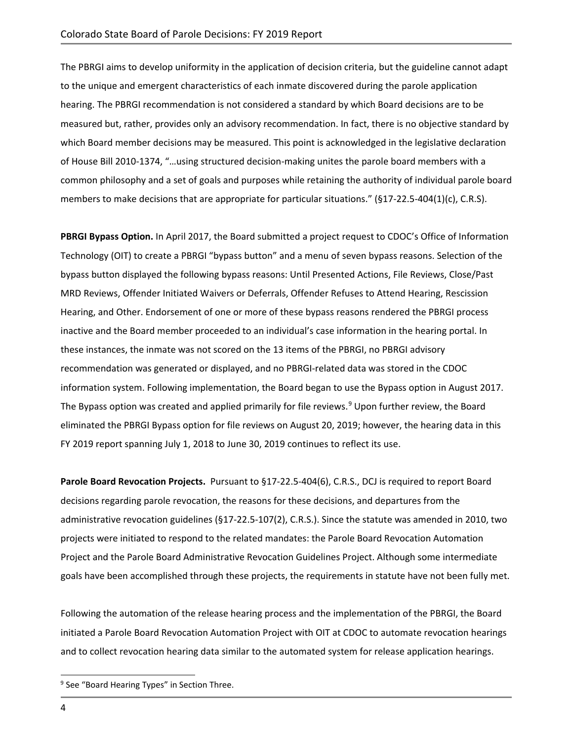The PBRGI aims to develop uniformity in the application of decision criteria, but the guideline cannot adapt to the unique and emergent characteristics of each inmate discovered during the parole application hearing. The PBRGI recommendation is not considered a standard by which Board decisions are to be measured but, rather, provides only an advisory recommendation. In fact, there is no objective standard by which Board member decisions may be measured. This point is acknowledged in the legislative declaration of House Bill 2010-1374, "…using structured decision-making unites the parole board members with a common philosophy and a set of goals and purposes while retaining the authority of individual parole board members to make decisions that are appropriate for particular situations." (§17-22.5-404(1)(c), C.R.S).

**PBRGI Bypass Option.** In April 2017, the Board submitted a project request to CDOC's Office of Information Technology (OIT) to create a PBRGI "bypass button" and a menu of seven bypass reasons. Selection of the bypass button displayed the following bypass reasons: Until Presented Actions, File Reviews, Close/Past MRD Reviews, Offender Initiated Waivers or Deferrals, Offender Refuses to Attend Hearing, Rescission Hearing, and Other. Endorsement of one or more of these bypass reasons rendered the PBRGI process inactive and the Board member proceeded to an individual's case information in the hearing portal. In these instances, the inmate was not scored on the 13 items of the PBRGI, no PBRGI advisory recommendation was generated or displayed, and no PBRGI-related data was stored in the CDOC information system. Following implementation, the Board began to use the Bypass option in August 2017. The Bypass option was created and applied primarily for file reviews.[9] Upon further review, the Board eliminated the PBRGI Bypass option for file reviews on August 20, 2019; however, the hearing data in this FY 2019 report spanning July 1, 2018 to June 30, 2019 continues to reflect its use.

**Parole Board Revocation Projects.** Pursuant to §17-22.5-404(6), C.R.S., DCJ is required to report Board decisions regarding parole revocation, the reasons for these decisions, and departures from the administrative revocation guidelines (§17-22.5-107(2), C.R.S.). Since the statute was amended in 2010, two projects were initiated to respond to the related mandates: the Parole Board Revocation Automation Project and the Parole Board Administrative Revocation Guidelines Project. Although some intermediate goals have been accomplished through these projects, the requirements in statute have not been fully met.

Following the automation of the release hearing process and the implementation of the PBRGI, the Board initiated a Parole Board Revocation Automation Project with OIT at CDOC to automate revocation hearings and to collect revocation hearing data similar to the automated system for release application hearings.

[9] See "Board Hearing Types" in Section Three.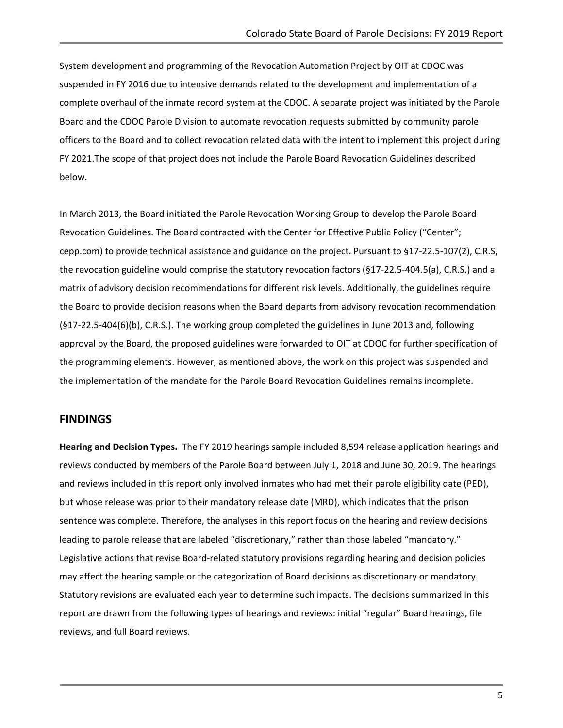System development and programming of the Revocation Automation Project by OIT at CDOC was suspended in FY 2016 due to intensive demands related to the development and implementation of a complete overhaul of the inmate record system at the CDOC. A separate project was initiated by the Parole Board and the CDOC Parole Division to automate revocation requests submitted by community parole officers to the Board and to collect revocation related data with the intent to implement this project during FY 2021.The scope of that project does not include the Parole Board Revocation Guidelines described below.

In March 2013, the Board initiated the Parole Revocation Working Group to develop the Parole Board Revocation Guidelines. The Board contracted with the Center for Effective Public Policy ("Center"; cepp.com) to provide technical assistance and guidance on the project. Pursuant to §17-22.5-107(2), C.R.S, the revocation guideline would comprise the statutory revocation factors (§17-22.5-404.5(a), C.R.S.) and a matrix of advisory decision recommendations for different risk levels. Additionally, the guidelines require the Board to provide decision reasons when the Board departs from advisory revocation recommendation (§17-22.5-404(6)(b), C.R.S.). The working group completed the guidelines in June 2013 and, following approval by the Board, the proposed guidelines were forwarded to OIT at CDOC for further specification of the programming elements. However, as mentioned above, the work on this project was suspended and the implementation of the mandate for the Parole Board Revocation Guidelines remains incomplete.

## FINDINGS

**Hearing and Decision Types.** The FY 2019 hearings sample included 8,594 release application hearings and reviews conducted by members of the Parole Board between July 1, 2018 and June 30, 2019. The hearings and reviews included in this report only involved inmates who had met their parole eligibility date (PED), but whose release was prior to their mandatory release date (MRD), which indicates that the prison sentence was complete. Therefore, the analyses in this report focus on the hearing and review decisions leading to parole release that are labeled "discretionary," rather than those labeled "mandatory." Legislative actions that revise Board-related statutory provisions regarding hearing and decision policies may affect the hearing sample or the categorization of Board decisions as discretionary or mandatory. Statutory revisions are evaluated each year to determine such impacts. The decisions summarized in this report are drawn from the following types of hearings and reviews: initial "regular" Board hearings, file reviews, and full Board reviews.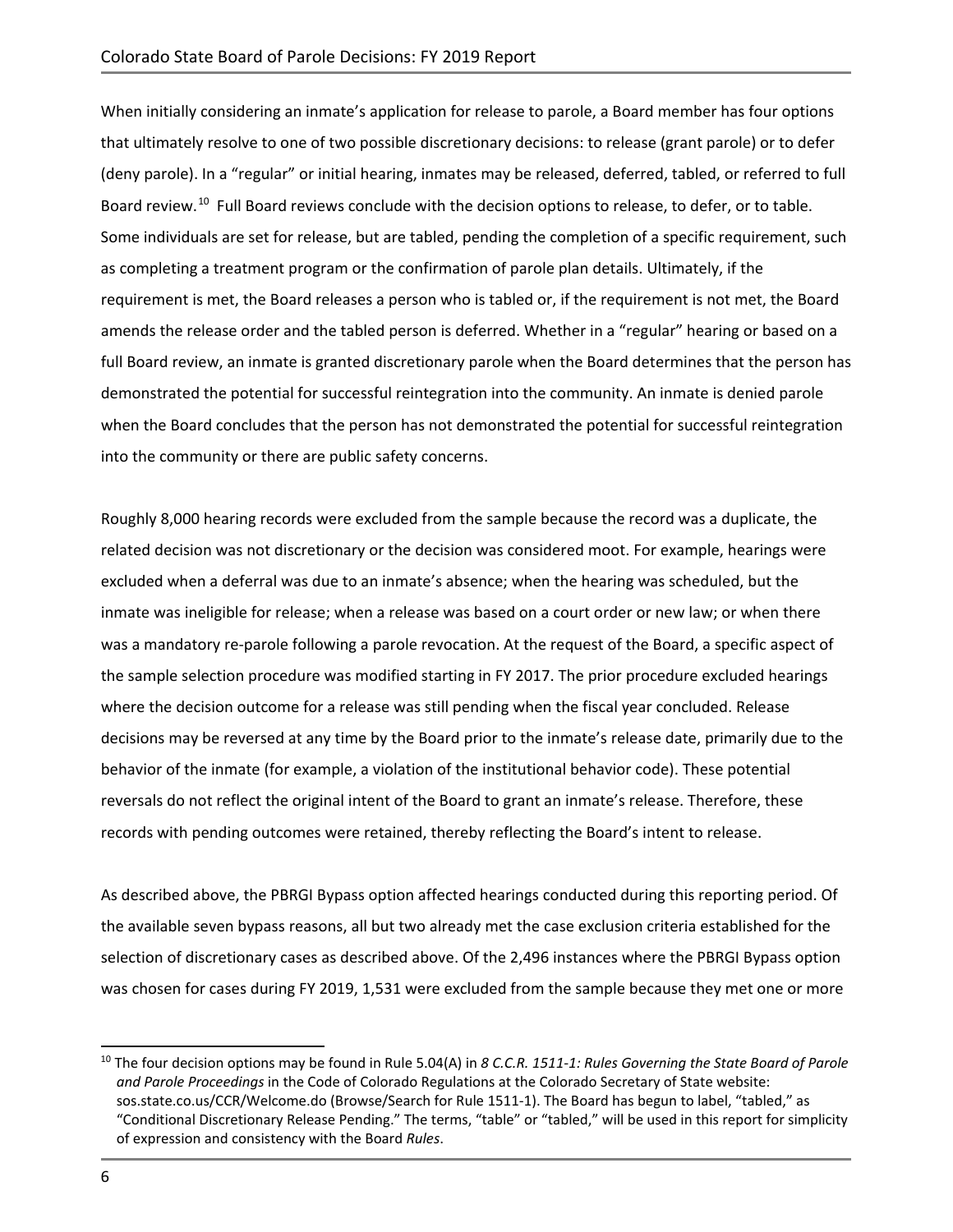When initially considering an inmate's application for release to parole, a Board member has four options that ultimately resolve to one of two possible discretionary decisions: to release (grant parole) or to defer (deny parole). In a "regular" or initial hearing, inmates may be released, deferred, tabled, or referred to full Board review.[10] Full Board reviews conclude with the decision options to release, to defer, or to table. Some individuals are set for release, but are tabled, pending the completion of a specific requirement, such as completing a treatment program or the confirmation of parole plan details. Ultimately, if the requirement is met, the Board releases a person who is tabled or, if the requirement is not met, the Board amends the release order and the tabled person is deferred. Whether in a "regular" hearing or based on a full Board review, an inmate is granted discretionary parole when the Board determines that the person has demonstrated the potential for successful reintegration into the community. An inmate is denied parole when the Board concludes that the person has not demonstrated the potential for successful reintegration into the community or there are public safety concerns.

Roughly 8,000 hearing records were excluded from the sample because the record was a duplicate, the related decision was not discretionary or the decision was considered moot. For example, hearings were excluded when a deferral was due to an inmate's absence; when the hearing was scheduled, but the inmate was ineligible for release; when a release was based on a court order or new law; or when there was a mandatory re-parole following a parole revocation. At the request of the Board, a specific aspect of the sample selection procedure was modified starting in FY 2017. The prior procedure excluded hearings where the decision outcome for a release was still pending when the fiscal year concluded. Release decisions may be reversed at any time by the Board prior to the inmate's release date, primarily due to the behavior of the inmate (for example, a violation of the institutional behavior code). These potential reversals do not reflect the original intent of the Board to grant an inmate's release. Therefore, these records with pending outcomes were retained, thereby reflecting the Board's intent to release.

As described above, the PBRGI Bypass option affected hearings conducted during this reporting period. Of the available seven bypass reasons, all but two already met the case exclusion criteria established for the selection of discretionary cases as described above. Of the 2,496 instances where the PBRGI Bypass option was chosen for cases during FY 2019, 1,531 were excluded from the sample because they met one or more

[10] The four decision options may be found in Rule 5.04(A) in *8 C.C.R. 1511-1: Rules Governing the State Board of Parole and Parole Proceedings* in the Code of Colorado Regulations at the Colorado Secretary of State website: sos.state.co.us/CCR/Welcome.do (Browse/Search for Rule 1511-1). The Board has begun to label, "tabled," as "Conditional Discretionary Release Pending." The terms, "table" or "tabled," will be used in this report for simplicity of expression and consistency with the Board *Rules*.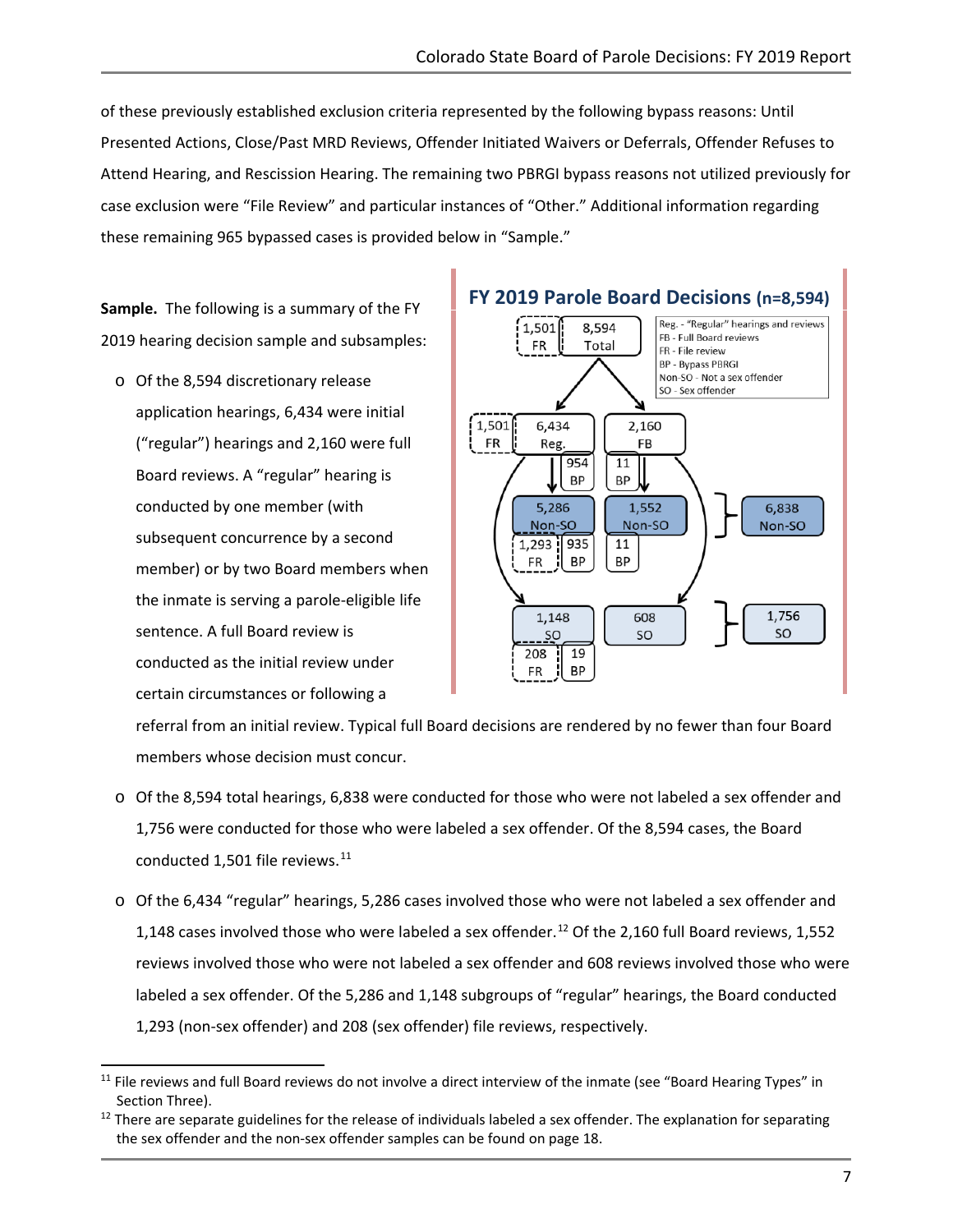of these previously established exclusion criteria represented by the following bypass reasons: Until Presented Actions, Close/Past MRD Reviews, Offender Initiated Waivers or Deferrals, Offender Refuses to Attend Hearing, and Rescission Hearing. The remaining two PBRGI bypass reasons not utilized previously for case exclusion were "File Review" and particular instances of "Other." Additional information regarding these remaining 965 bypassed cases is provided below in "Sample."

**FY 2019 Parole Board Decisions (n=8,594)**

Reg. - "Regular" hearings and reviews
FB - Full Board reviews
FR - File review
BP - Bypass PBRGI
Non-SO - Not a sex offender
SO - Sex offender

**Sample.** The following is a summary of the FY 2019 hearing decision sample and subsamples:

- Of the 8,594 discretionary release application hearings, 6,434 were initial ("regular") hearings and 2,160 were full Board reviews. A "regular" hearing is conducted by one member (with subsequent concurrence by a second member) or by two Board members when the inmate is serving a parole-eligible life sentence. A full Board review is conducted as the initial review under certain circumstances or following a referral from an initial review. Typical full Board decisions are rendered by no fewer than four Board members whose decision must concur.
- Of the 8,594 total hearings, 6,838 were conducted for those who were not labeled a sex offender and 1,756 were conducted for those who were labeled a sex offender. Of the 8,594 cases, the Board conducted 1,501 file reviews.[11]
- Of the 6,434 "regular" hearings, 5,286 cases involved those who were not labeled a sex offender and 1,148 cases involved those who were labeled a sex offender.[12] Of the 2,160 full Board reviews, 1,552 reviews involved those who were not labeled a sex offender and 608 reviews involved those who were labeled a sex offender. Of the 5,286 and 1,148 subgroups of "regular" hearings, the Board conducted 1,293 (non-sex offender) and 208 (sex offender) file reviews, respectively.

[11] File reviews and full Board reviews do not involve a direct interview of the inmate (see "Board Hearing Types" in Section Three).

[12] There are separate guidelines for the release of individuals labeled a sex offender. The explanation for separating the sex offender and the non-sex offender samples can be found on page 18.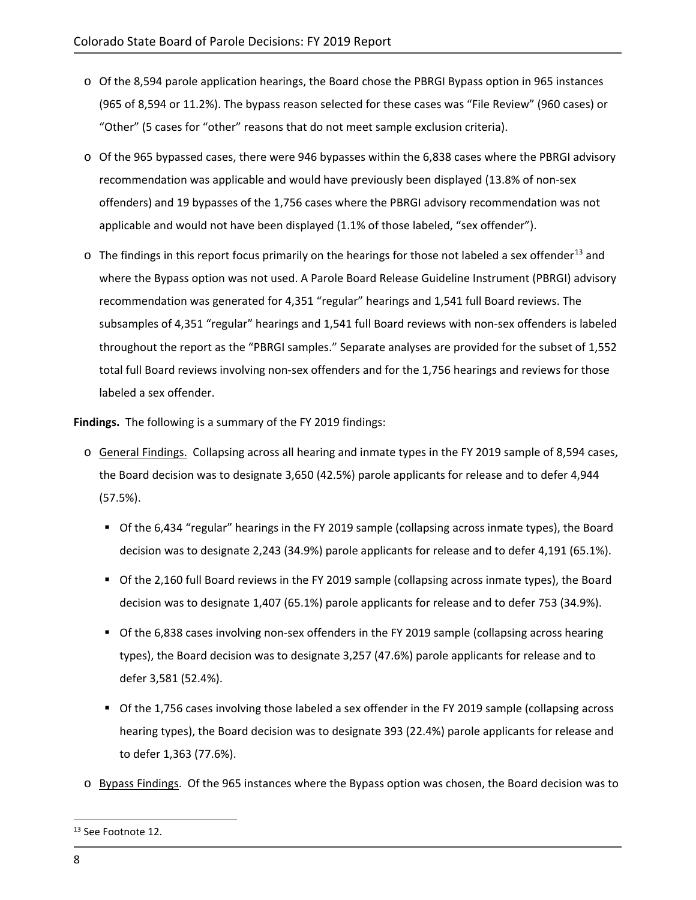- Of the 8,594 parole application hearings, the Board chose the PBRGI Bypass option in 965 instances (965 of 8,594 or 11.2%). The bypass reason selected for these cases was "File Review" (960 cases) or "Other" (5 cases for "other" reasons that do not meet sample exclusion criteria).
- Of the 965 bypassed cases, there were 946 bypasses within the 6,838 cases where the PBRGI advisory recommendation was applicable and would have previously been displayed (13.8% of non-sex offenders) and 19 bypasses of the 1,756 cases where the PBRGI advisory recommendation was not applicable and would not have been displayed (1.1% of those labeled, "sex offender").
- The findings in this report focus primarily on the hearings for those not labeled a sex offender[13] and where the Bypass option was not used. A Parole Board Release Guideline Instrument (PBRGI) advisory recommendation was generated for 4,351 "regular" hearings and 1,541 full Board reviews. The subsamples of 4,351 "regular" hearings and 1,541 full Board reviews with non-sex offenders is labeled throughout the report as the "PBRGI samples." Separate analyses are provided for the subset of 1,552 total full Board reviews involving non-sex offenders and for the 1,756 hearings and reviews for those labeled a sex offender.

**Findings.** The following is a summary of the FY 2019 findings:

- <u>General Findings.</u> Collapsing across all hearing and inmate types in the FY 2019 sample of 8,594 cases, the Board decision was to designate 3,650 (42.5%) parole applicants for release and to defer 4,944 (57.5%).
  - Of the 6,434 "regular" hearings in the FY 2019 sample (collapsing across inmate types), the Board decision was to designate 2,243 (34.9%) parole applicants for release and to defer 4,191 (65.1%).
  - Of the 2,160 full Board reviews in the FY 2019 sample (collapsing across inmate types), the Board decision was to designate 1,407 (65.1%) parole applicants for release and to defer 753 (34.9%).
  - Of the 6,838 cases involving non-sex offenders in the FY 2019 sample (collapsing across hearing types), the Board decision was to designate 3,257 (47.6%) parole applicants for release and to defer 3,581 (52.4%).
  - Of the 1,756 cases involving those labeled a sex offender in the FY 2019 sample (collapsing across hearing types), the Board decision was to designate 393 (22.4%) parole applicants for release and to defer 1,363 (77.6%).
- <u>Bypass Findings</u>. Of the 965 instances where the Bypass option was chosen, the Board decision was to

[13] See Footnote 12.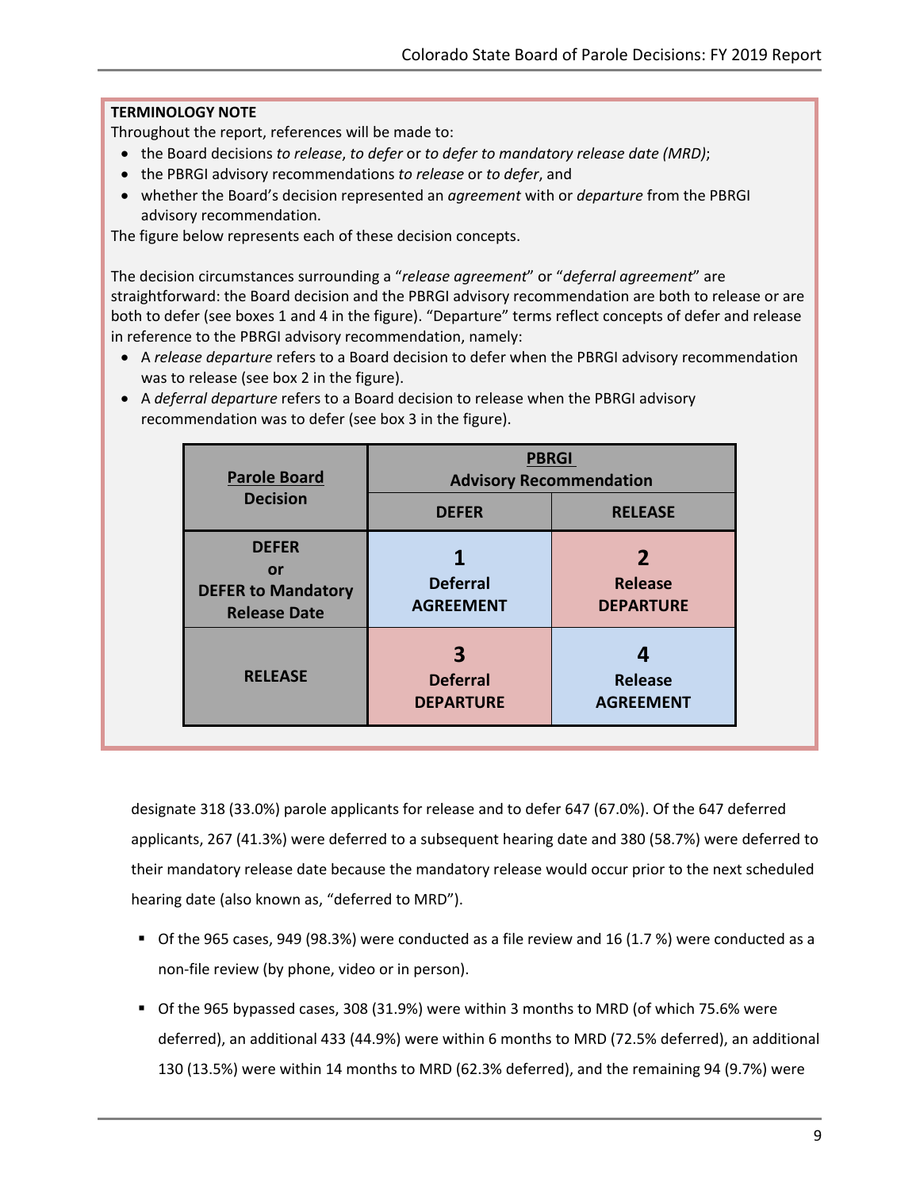**TERMINOLOGY NOTE**

Throughout the report, references will be made to:

- the Board decisions *to release*, *to defer* or *to defer to mandatory release date (MRD)*;
- the PBRGI advisory recommendations *to release* or *to defer*, and
- whether the Board's decision represented an *agreement* with or *departure* from the PBRGI advisory recommendation.

The figure below represents each of these decision concepts.

The decision circumstances surrounding a "*release agreement*" or "*deferral agreement*" are straightforward: the Board decision and the PBRGI advisory recommendation are both to release or are both to defer (see boxes 1 and 4 in the figure). "Departure" terms reflect concepts of defer and release in reference to the PBRGI advisory recommendation, namely:

- A *release departure* refers to a Board decision to defer when the PBRGI advisory recommendation was to release (see box 2 in the figure).
- A *deferral departure* refers to a Board decision to release when the PBRGI advisory recommendation was to defer (see box 3 in the figure).

| **Parole Board Decision** | **PBRGI Advisory Recommendation** | |
|---|---|---|
| | **DEFER** | **RELEASE** |
| **DEFER or DEFER to Mandatory Release Date** | **1** **Deferral AGREEMENT** | **2** **Release DEPARTURE** |
| **RELEASE** | **3** **Deferral DEPARTURE** | **4** **Release AGREEMENT** |

designate 318 (33.0%) parole applicants for release and to defer 647 (67.0%). Of the 647 deferred applicants, 267 (41.3%) were deferred to a subsequent hearing date and 380 (58.7%) were deferred to their mandatory release date because the mandatory release would occur prior to the next scheduled hearing date (also known as, "deferred to MRD").

- Of the 965 cases, 949 (98.3%) were conducted as a file review and 16 (1.7 %) were conducted as a non-file review (by phone, video or in person).
- Of the 965 bypassed cases, 308 (31.9%) were within 3 months to MRD (of which 75.6% were deferred), an additional 433 (44.9%) were within 6 months to MRD (72.5% deferred), an additional 130 (13.5%) were within 14 months to MRD (62.3% deferred), and the remaining 94 (9.7%) were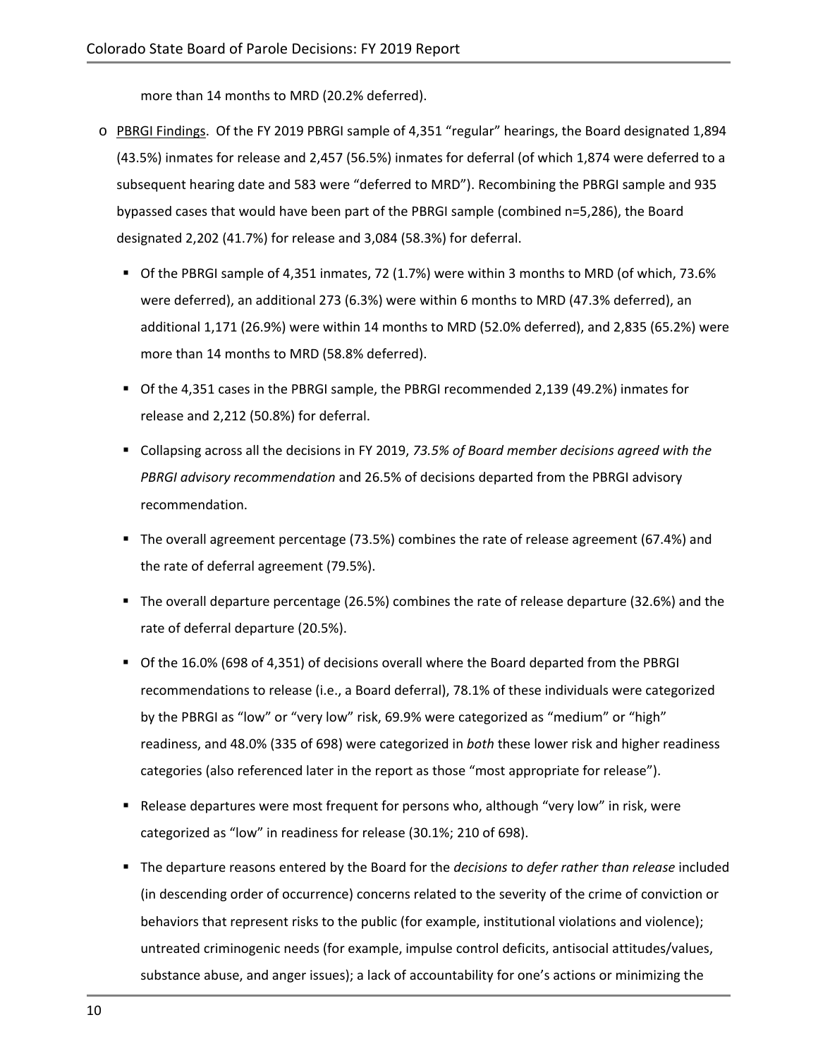more than 14 months to MRD (20.2% deferred).

- PBRGI Findings. Of the FY 2019 PBRGI sample of 4,351 "regular" hearings, the Board designated 1,894 (43.5%) inmates for release and 2,457 (56.5%) inmates for deferral (of which 1,874 were deferred to a subsequent hearing date and 583 were "deferred to MRD"). Recombining the PBRGI sample and 935 bypassed cases that would have been part of the PBRGI sample (combined n=5,286), the Board designated 2,202 (41.7%) for release and 3,084 (58.3%) for deferral.
  - Of the PBRGI sample of 4,351 inmates, 72 (1.7%) were within 3 months to MRD (of which, 73.6% were deferred), an additional 273 (6.3%) were within 6 months to MRD (47.3% deferred), an additional 1,171 (26.9%) were within 14 months to MRD (52.0% deferred), and 2,835 (65.2%) were more than 14 months to MRD (58.8% deferred).
  - Of the 4,351 cases in the PBRGI sample, the PBRGI recommended 2,139 (49.2%) inmates for release and 2,212 (50.8%) for deferral.
  - Collapsing across all the decisions in FY 2019, *73.5% of Board member decisions agreed with the PBRGI advisory recommendation* and 26.5% of decisions departed from the PBRGI advisory recommendation.
  - The overall agreement percentage (73.5%) combines the rate of release agreement (67.4%) and the rate of deferral agreement (79.5%).
  - The overall departure percentage (26.5%) combines the rate of release departure (32.6%) and the rate of deferral departure (20.5%).
  - Of the 16.0% (698 of 4,351) of decisions overall where the Board departed from the PBRGI recommendations to release (i.e., a Board deferral), 78.1% of these individuals were categorized by the PBRGI as "low" or "very low" risk, 69.9% were categorized as "medium" or "high" readiness, and 48.0% (335 of 698) were categorized in *both* these lower risk and higher readiness categories (also referenced later in the report as those "most appropriate for release").
  - Release departures were most frequent for persons who, although "very low" in risk, were categorized as "low" in readiness for release (30.1%; 210 of 698).
  - The departure reasons entered by the Board for the *decisions to defer rather than release* included (in descending order of occurrence) concerns related to the severity of the crime of conviction or behaviors that represent risks to the public (for example, institutional violations and violence); untreated criminogenic needs (for example, impulse control deficits, antisocial attitudes/values, substance abuse, and anger issues); a lack of accountability for one's actions or minimizing the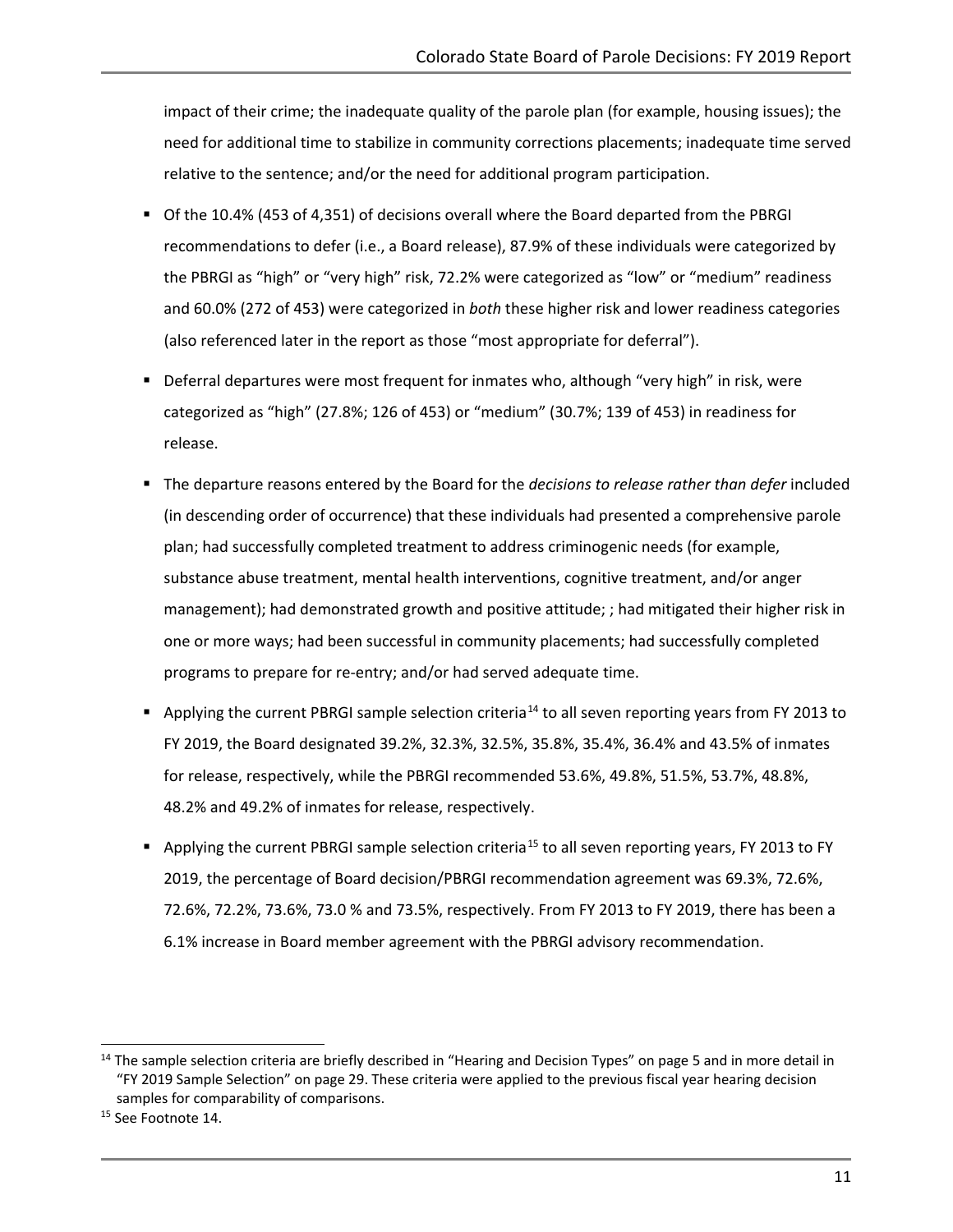impact of their crime; the inadequate quality of the parole plan (for example, housing issues); the need for additional time to stabilize in community corrections placements; inadequate time served relative to the sentence; and/or the need for additional program participation.

- Of the 10.4% (453 of 4,351) of decisions overall where the Board departed from the PBRGI recommendations to defer (i.e., a Board release), 87.9% of these individuals were categorized by the PBRGI as "high" or "very high" risk, 72.2% were categorized as "low" or "medium" readiness and 60.0% (272 of 453) were categorized in *both* these higher risk and lower readiness categories (also referenced later in the report as those "most appropriate for deferral").
- Deferral departures were most frequent for inmates who, although "very high" in risk, were categorized as "high" (27.8%; 126 of 453) or "medium" (30.7%; 139 of 453) in readiness for release.
- The departure reasons entered by the Board for the *decisions to release rather than defer* included (in descending order of occurrence) that these individuals had presented a comprehensive parole plan; had successfully completed treatment to address criminogenic needs (for example, substance abuse treatment, mental health interventions, cognitive treatment, and/or anger management); had demonstrated growth and positive attitude; ; had mitigated their higher risk in one or more ways; had been successful in community placements; had successfully completed programs to prepare for re-entry; and/or had served adequate time.
- Applying the current PBRGI sample selection criteria[14] to all seven reporting years from FY 2013 to FY 2019, the Board designated 39.2%, 32.3%, 32.5%, 35.8%, 35.4%, 36.4% and 43.5% of inmates for release, respectively, while the PBRGI recommended 53.6%, 49.8%, 51.5%, 53.7%, 48.8%, 48.2% and 49.2% of inmates for release, respectively.
- Applying the current PBRGI sample selection criteria[15] to all seven reporting years, FY 2013 to FY 2019, the percentage of Board decision/PBRGI recommendation agreement was 69.3%, 72.6%, 72.6%, 72.2%, 73.6%, 73.0 % and 73.5%, respectively. From FY 2013 to FY 2019, there has been a 6.1% increase in Board member agreement with the PBRGI advisory recommendation.

[14] The sample selection criteria are briefly described in "Hearing and Decision Types" on page 5 and in more detail in "FY 2019 Sample Selection" on page 29. These criteria were applied to the previous fiscal year hearing decision samples for comparability of comparisons.

[15] See Footnote 14.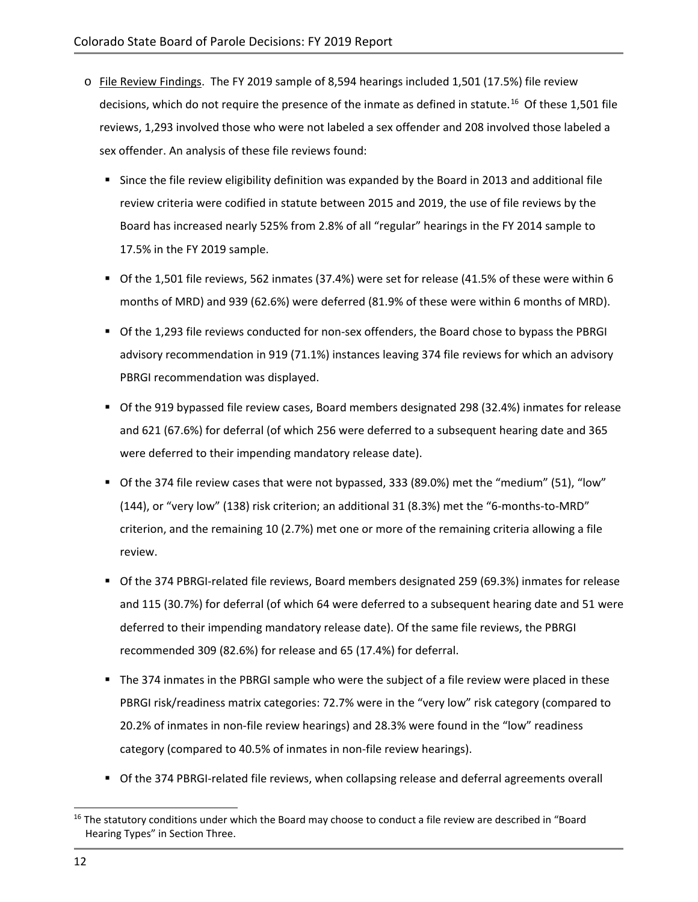- File Review Findings. The FY 2019 sample of 8,594 hearings included 1,501 (17.5%) file review decisions, which do not require the presence of the inmate as defined in statute.[16] Of these 1,501 file reviews, 1,293 involved those who were not labeled a sex offender and 208 involved those labeled a sex offender. An analysis of these file reviews found:
  - Since the file review eligibility definition was expanded by the Board in 2013 and additional file review criteria were codified in statute between 2015 and 2019, the use of file reviews by the Board has increased nearly 525% from 2.8% of all "regular" hearings in the FY 2014 sample to 17.5% in the FY 2019 sample.
  - Of the 1,501 file reviews, 562 inmates (37.4%) were set for release (41.5% of these were within 6 months of MRD) and 939 (62.6%) were deferred (81.9% of these were within 6 months of MRD).
  - Of the 1,293 file reviews conducted for non-sex offenders, the Board chose to bypass the PBRGI advisory recommendation in 919 (71.1%) instances leaving 374 file reviews for which an advisory PBRGI recommendation was displayed.
  - Of the 919 bypassed file review cases, Board members designated 298 (32.4%) inmates for release and 621 (67.6%) for deferral (of which 256 were deferred to a subsequent hearing date and 365 were deferred to their impending mandatory release date).
  - Of the 374 file review cases that were not bypassed, 333 (89.0%) met the "medium" (51), "low" (144), or "very low" (138) risk criterion; an additional 31 (8.3%) met the "6-months-to-MRD" criterion, and the remaining 10 (2.7%) met one or more of the remaining criteria allowing a file review.
  - Of the 374 PBRGI-related file reviews, Board members designated 259 (69.3%) inmates for release and 115 (30.7%) for deferral (of which 64 were deferred to a subsequent hearing date and 51 were deferred to their impending mandatory release date). Of the same file reviews, the PBRGI recommended 309 (82.6%) for release and 65 (17.4%) for deferral.
  - The 374 inmates in the PBRGI sample who were the subject of a file review were placed in these PBRGI risk/readiness matrix categories: 72.7% were in the "very low" risk category (compared to 20.2% of inmates in non-file review hearings) and 28.3% were found in the "low" readiness category (compared to 40.5% of inmates in non-file review hearings).
  - Of the 374 PBRGI-related file reviews, when collapsing release and deferral agreements overall

[16] The statutory conditions under which the Board may choose to conduct a file review are described in "Board Hearing Types" in Section Three.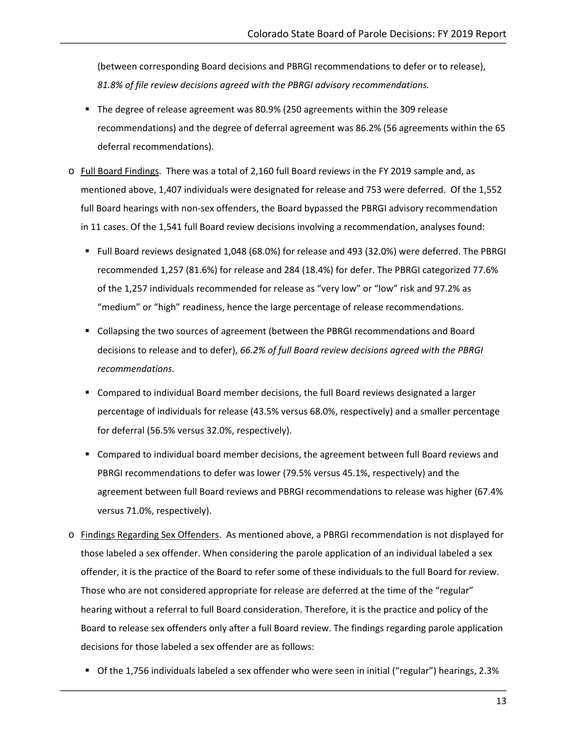(between corresponding Board decisions and PBRGI recommendations to defer or to release), *81.8% of file review decisions agreed with the PBRGI advisory recommendations.*

- The degree of release agreement was 80.9% (250 agreements within the 309 release recommendations) and the degree of deferral agreement was 86.2% (56 agreements within the 65 deferral recommendations).

- Full Board Findings. There was a total of 2,160 full Board reviews in the FY 2019 sample and, as mentioned above, 1,407 individuals were designated for release and 753 were deferred. Of the 1,552 full Board hearings with non-sex offenders, the Board bypassed the PBRGI advisory recommendation in 11 cases. Of the 1,541 full Board review decisions involving a recommendation, analyses found:
  - Full Board reviews designated 1,048 (68.0%) for release and 493 (32.0%) were deferred. The PBRGI recommended 1,257 (81.6%) for release and 284 (18.4%) for defer. The PBRGI categorized 77.6% of the 1,257 individuals recommended for release as "very low" or "low" risk and 97.2% as "medium" or "high" readiness, hence the large percentage of release recommendations.
  - Collapsing the two sources of agreement (between the PBRGI recommendations and Board decisions to release and to defer), *66.2% of full Board review decisions agreed with the PBRGI recommendations.*
  - Compared to individual Board member decisions, the full Board reviews designated a larger percentage of individuals for release (43.5% versus 68.0%, respectively) and a smaller percentage for deferral (56.5% versus 32.0%, respectively).
  - Compared to individual board member decisions, the agreement between full Board reviews and PBRGI recommendations to defer was lower (79.5% versus 45.1%, respectively) and the agreement between full Board reviews and PBRGI recommendations to release was higher (67.4% versus 71.0%, respectively).

- Findings Regarding Sex Offenders. As mentioned above, a PBRGI recommendation is not displayed for those labeled a sex offender. When considering the parole application of an individual labeled a sex offender, it is the practice of the Board to refer some of these individuals to the full Board for review. Those who are not considered appropriate for release are deferred at the time of the "regular" hearing without a referral to full Board consideration. Therefore, it is the practice and policy of the Board to release sex offenders only after a full Board review. The findings regarding parole application decisions for those labeled a sex offender are as follows:
  - Of the 1,756 individuals labeled a sex offender who were seen in initial ("regular") hearings, 2.3%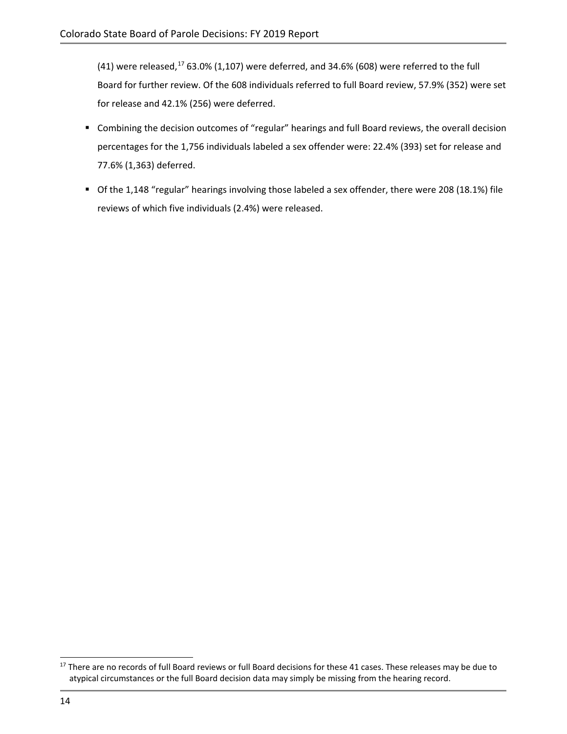(41) were released,[17] 63.0% (1,107) were deferred, and 34.6% (608) were referred to the full Board for further review. Of the 608 individuals referred to full Board review, 57.9% (352) were set for release and 42.1% (256) were deferred.

- Combining the decision outcomes of "regular" hearings and full Board reviews, the overall decision percentages for the 1,756 individuals labeled a sex offender were: 22.4% (393) set for release and 77.6% (1,363) deferred.
- Of the 1,148 "regular" hearings involving those labeled a sex offender, there were 208 (18.1%) file reviews of which five individuals (2.4%) were released.

[17] There are no records of full Board reviews or full Board decisions for these 41 cases. These releases may be due to atypical circumstances or the full Board decision data may simply be missing from the hearing record.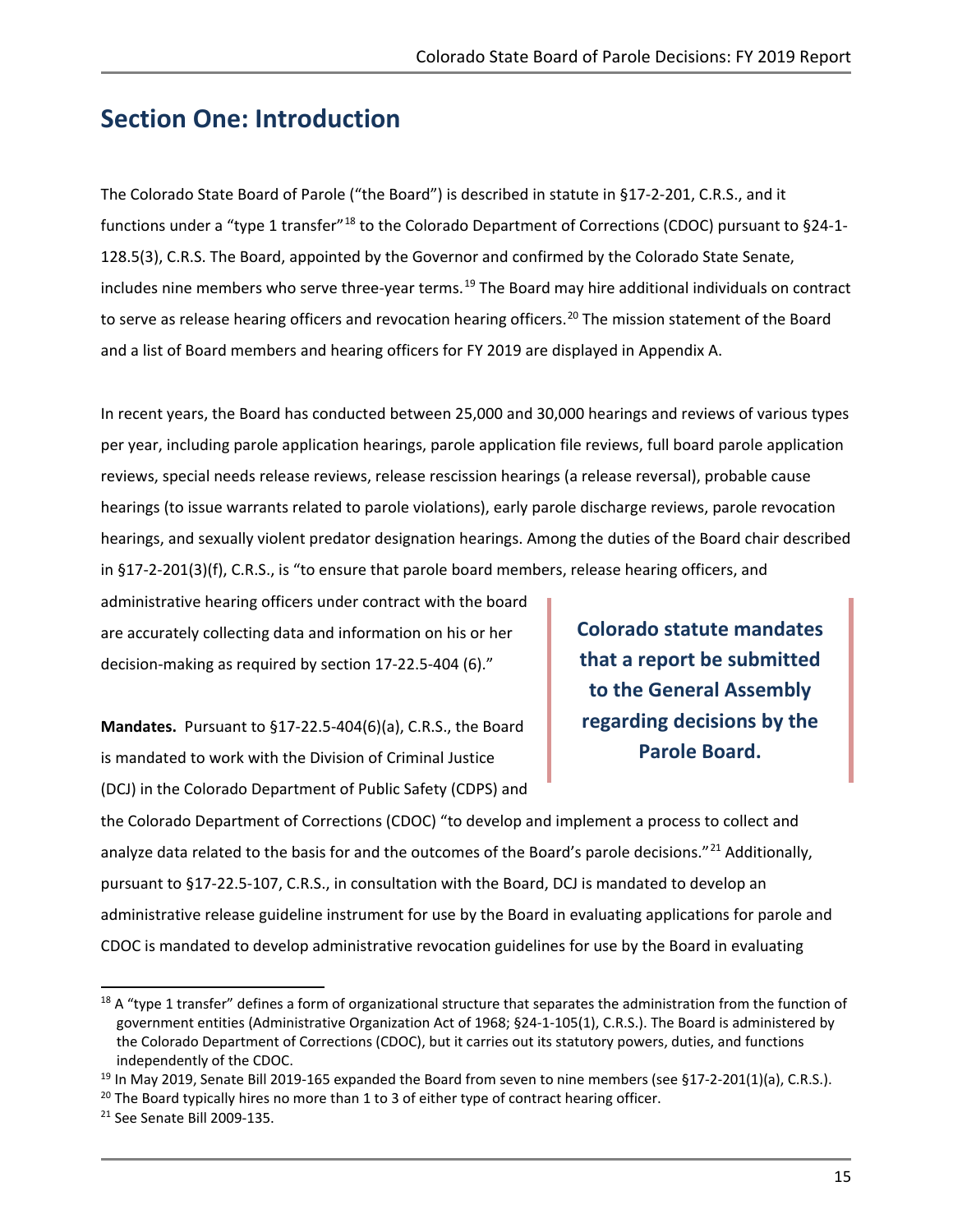# Section One: Introduction

The Colorado State Board of Parole ("the Board") is described in statute in §17-2-201, C.R.S., and it functions under a "type 1 transfer"[18] to the Colorado Department of Corrections (CDOC) pursuant to §24-1-128.5(3), C.R.S. The Board, appointed by the Governor and confirmed by the Colorado State Senate, includes nine members who serve three-year terms.[19] The Board may hire additional individuals on contract to serve as release hearing officers and revocation hearing officers.[20] The mission statement of the Board and a list of Board members and hearing officers for FY 2019 are displayed in Appendix A.

In recent years, the Board has conducted between 25,000 and 30,000 hearings and reviews of various types per year, including parole application hearings, parole application file reviews, full board parole application reviews, special needs release reviews, release rescission hearings (a release reversal), probable cause hearings (to issue warrants related to parole violations), early parole discharge reviews, parole revocation hearings, and sexually violent predator designation hearings. Among the duties of the Board chair described in §17-2-201(3)(f), C.R.S., is "to ensure that parole board members, release hearing officers, and administrative hearing officers under contract with the board are accurately collecting data and information on his or her decision-making as required by section 17-22.5-404 (6)."

**Colorado statute mandates that a report be submitted to the General Assembly regarding decisions by the Parole Board.**

**Mandates.** Pursuant to §17-22.5-404(6)(a), C.R.S., the Board is mandated to work with the Division of Criminal Justice (DCJ) in the Colorado Department of Public Safety (CDPS) and the Colorado Department of Corrections (CDOC) "to develop and implement a process to collect and analyze data related to the basis for and the outcomes of the Board's parole decisions."[21] Additionally, pursuant to §17-22.5-107, C.R.S., in consultation with the Board, DCJ is mandated to develop an administrative release guideline instrument for use by the Board in evaluating applications for parole and CDOC is mandated to develop administrative revocation guidelines for use by the Board in evaluating

---

[18] A "type 1 transfer" defines a form of organizational structure that separates the administration from the function of government entities (Administrative Organization Act of 1968; §24-1-105(1), C.R.S.). The Board is administered by the Colorado Department of Corrections (CDOC), but it carries out its statutory powers, duties, and functions independently of the CDOC.

[19] In May 2019, Senate Bill 2019-165 expanded the Board from seven to nine members (see §17-2-201(1)(a), C.R.S.).

[20] The Board typically hires no more than 1 to 3 of either type of contract hearing officer.

[21] See Senate Bill 2009-135.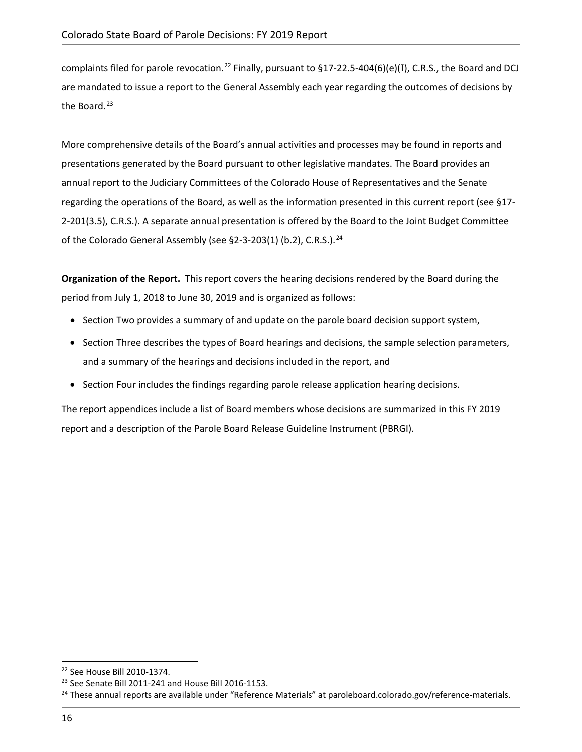complaints filed for parole revocation.[22] Finally, pursuant to §17-22.5-404(6)(e)(I), C.R.S., the Board and DCJ are mandated to issue a report to the General Assembly each year regarding the outcomes of decisions by the Board.[23]

More comprehensive details of the Board's annual activities and processes may be found in reports and presentations generated by the Board pursuant to other legislative mandates. The Board provides an annual report to the Judiciary Committees of the Colorado House of Representatives and the Senate regarding the operations of the Board, as well as the information presented in this current report (see §17-2-201(3.5), C.R.S.). A separate annual presentation is offered by the Board to the Joint Budget Committee of the Colorado General Assembly (see §2-3-203(1) (b.2), C.R.S.).[24]

**Organization of the Report.** This report covers the hearing decisions rendered by the Board during the period from July 1, 2018 to June 30, 2019 and is organized as follows:

- Section Two provides a summary of and update on the parole board decision support system,
- Section Three describes the types of Board hearings and decisions, the sample selection parameters, and a summary of the hearings and decisions included in the report, and
- Section Four includes the findings regarding parole release application hearing decisions.

The report appendices include a list of Board members whose decisions are summarized in this FY 2019 report and a description of the Parole Board Release Guideline Instrument (PBRGI).

[22] See House Bill 2010-1374.

[23] See Senate Bill 2011-241 and House Bill 2016-1153.

[24] These annual reports are available under "Reference Materials" at paroleboard.colorado.gov/reference-materials.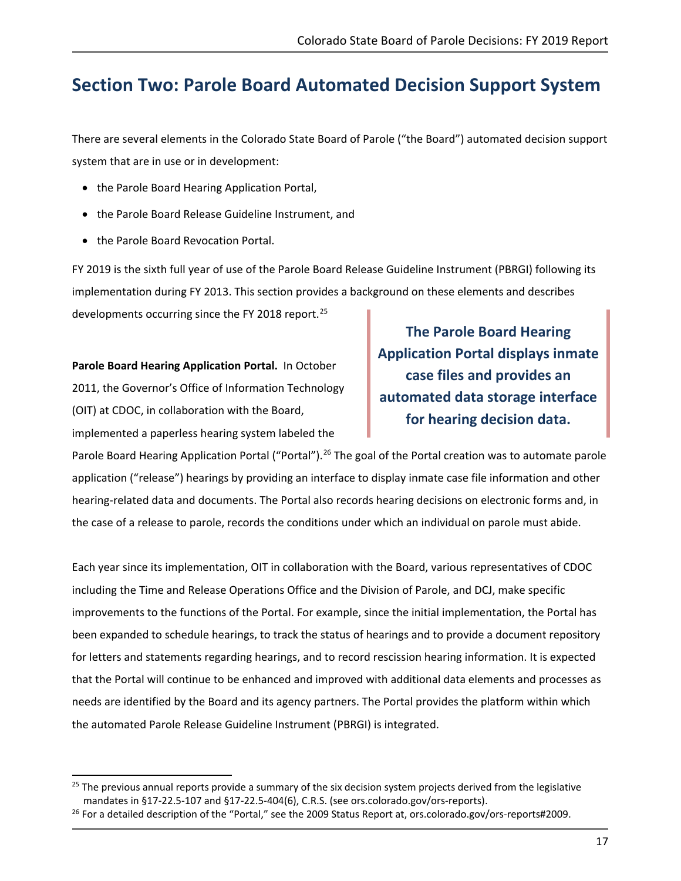## Section Two: Parole Board Automated Decision Support System

There are several elements in the Colorado State Board of Parole ("the Board") automated decision support system that are in use or in development:

- the Parole Board Hearing Application Portal,
- the Parole Board Release Guideline Instrument, and
- the Parole Board Revocation Portal.

FY 2019 is the sixth full year of use of the Parole Board Release Guideline Instrument (PBRGI) following its implementation during FY 2013. This section provides a background on these elements and describes developments occurring since the FY 2018 report.[25]

**The Parole Board Hearing Application Portal displays inmate case files and provides an automated data storage interface for hearing decision data.**

**Parole Board Hearing Application Portal.** In October 2011, the Governor's Office of Information Technology (OIT) at CDOC, in collaboration with the Board, implemented a paperless hearing system labeled the Parole Board Hearing Application Portal ("Portal").[26] The goal of the Portal creation was to automate parole application ("release") hearings by providing an interface to display inmate case file information and other hearing-related data and documents. The Portal also records hearing decisions on electronic forms and, in the case of a release to parole, records the conditions under which an individual on parole must abide.

Each year since its implementation, OIT in collaboration with the Board, various representatives of CDOC including the Time and Release Operations Office and the Division of Parole, and DCJ, make specific improvements to the functions of the Portal. For example, since the initial implementation, the Portal has been expanded to schedule hearings, to track the status of hearings and to provide a document repository for letters and statements regarding hearings, and to record rescission hearing information. It is expected that the Portal will continue to be enhanced and improved with additional data elements and processes as needs are identified by the Board and its agency partners. The Portal provides the platform within which the automated Parole Release Guideline Instrument (PBRGI) is integrated.

[25] The previous annual reports provide a summary of the six decision system projects derived from the legislative mandates in §17-22.5-107 and §17-22.5-404(6), C.R.S. (see ors.colorado.gov/ors-reports).

[26] For a detailed description of the "Portal," see the 2009 Status Report at, ors.colorado.gov/ors-reports#2009.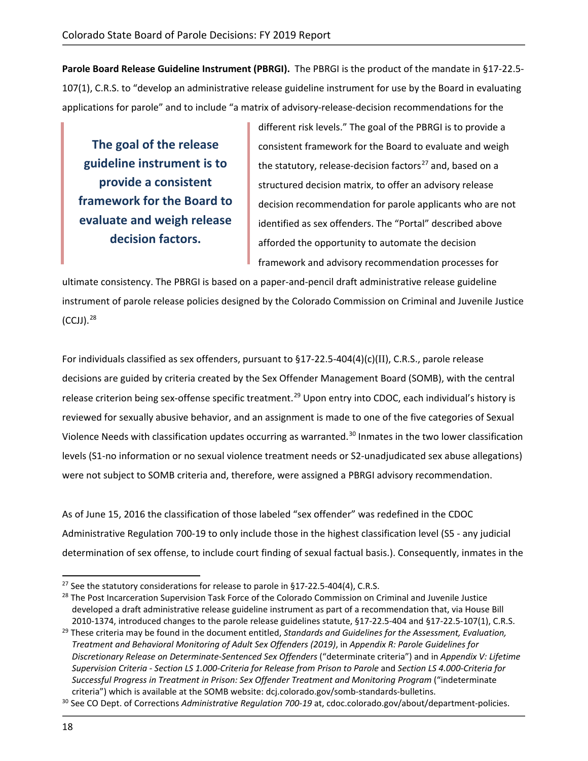**Parole Board Release Guideline Instrument (PBRGI).** The PBRGI is the product of the mandate in §17-22.5-107(1), C.R.S. to "develop an administrative release guideline instrument for use by the Board in evaluating applications for parole" and to include "a matrix of advisory-release-decision recommendations for the different risk levels." The goal of the PBRGI is to provide a consistent framework for the Board to evaluate and weigh the statutory, release-decision factors[27] and, based on a structured decision matrix, to offer an advisory release decision recommendation for parole applicants who are not identified as sex offenders. The "Portal" described above afforded the opportunity to automate the decision framework and advisory recommendation processes for ultimate consistency. The PBRGI is based on a paper-and-pencil draft administrative release guideline instrument of parole release policies designed by the Colorado Commission on Criminal and Juvenile Justice (CCJJ).[28]

> **The goal of the release guideline instrument is to provide a consistent framework for the Board to evaluate and weigh release decision factors.**

For individuals classified as sex offenders, pursuant to §17-22.5-404(4)(c)(II), C.R.S., parole release decisions are guided by criteria created by the Sex Offender Management Board (SOMB), with the central release criterion being sex-offense specific treatment.[29] Upon entry into CDOC, each individual's history is reviewed for sexually abusive behavior, and an assignment is made to one of the five categories of Sexual Violence Needs with classification updates occurring as warranted.[30] Inmates in the two lower classification levels (S1-no information or no sexual violence treatment needs or S2-unadjudicated sex abuse allegations) were not subject to SOMB criteria and, therefore, were assigned a PBRGI advisory recommendation.

As of June 15, 2016 the classification of those labeled "sex offender" was redefined in the CDOC Administrative Regulation 700-19 to only include those in the highest classification level (S5 - any judicial determination of sex offense, to include court finding of sexual factual basis.). Consequently, inmates in the

---

[27] See the statutory considerations for release to parole in §17-22.5-404(4), C.R.S.

[28] The Post Incarceration Supervision Task Force of the Colorado Commission on Criminal and Juvenile Justice developed a draft administrative release guideline instrument as part of a recommendation that, via House Bill 2010-1374, introduced changes to the parole release guidelines statute, §17-22.5-404 and §17-22.5-107(1), C.R.S.

[29] These criteria may be found in the document entitled, *Standards and Guidelines for the Assessment, Evaluation, Treatment and Behavioral Monitoring of Adult Sex Offenders (2019)*, in *Appendix R: Parole Guidelines for Discretionary Release on Determinate-Sentenced Sex Offenders* ("determinate criteria") and in *Appendix V: Lifetime Supervision Criteria - Section LS 1.000-Criteria for Release from Prison to Parole* and *Section LS 4.000-Criteria for Successful Progress in Treatment in Prison: Sex Offender Treatment and Monitoring Program* ("indeterminate criteria") which is available at the SOMB website: dcj.colorado.gov/somb-standards-bulletins.

[30] See CO Dept. of Corrections *Administrative Regulation 700-19* at, cdoc.colorado.gov/about/department-policies.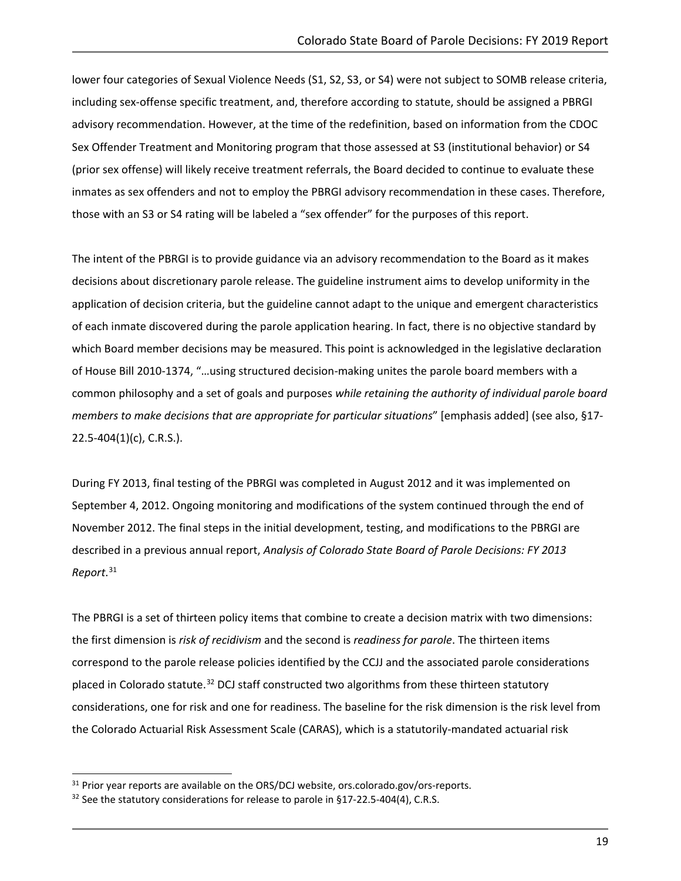lower four categories of Sexual Violence Needs (S1, S2, S3, or S4) were not subject to SOMB release criteria, including sex-offense specific treatment, and, therefore according to statute, should be assigned a PBRGI advisory recommendation. However, at the time of the redefinition, based on information from the CDOC Sex Offender Treatment and Monitoring program that those assessed at S3 (institutional behavior) or S4 (prior sex offense) will likely receive treatment referrals, the Board decided to continue to evaluate these inmates as sex offenders and not to employ the PBRGI advisory recommendation in these cases. Therefore, those with an S3 or S4 rating will be labeled a "sex offender" for the purposes of this report.

The intent of the PBRGI is to provide guidance via an advisory recommendation to the Board as it makes decisions about discretionary parole release. The guideline instrument aims to develop uniformity in the application of decision criteria, but the guideline cannot adapt to the unique and emergent characteristics of each inmate discovered during the parole application hearing. In fact, there is no objective standard by which Board member decisions may be measured. This point is acknowledged in the legislative declaration of House Bill 2010-1374, "…using structured decision-making unites the parole board members with a common philosophy and a set of goals and purposes *while retaining the authority of individual parole board members to make decisions that are appropriate for particular situations*" [emphasis added] (see also, §17-22.5-404(1)(c), C.R.S.).

During FY 2013, final testing of the PBRGI was completed in August 2012 and it was implemented on September 4, 2012. Ongoing monitoring and modifications of the system continued through the end of November 2012. The final steps in the initial development, testing, and modifications to the PBRGI are described in a previous annual report, *Analysis of Colorado State Board of Parole Decisions: FY 2013 Report*.[31]

The PBRGI is a set of thirteen policy items that combine to create a decision matrix with two dimensions: the first dimension is *risk of recidivism* and the second is *readiness for parole*. The thirteen items correspond to the parole release policies identified by the CCJJ and the associated parole considerations placed in Colorado statute.[32] DCJ staff constructed two algorithms from these thirteen statutory considerations, one for risk and one for readiness. The baseline for the risk dimension is the risk level from the Colorado Actuarial Risk Assessment Scale (CARAS), which is a statutorily-mandated actuarial risk

[31] Prior year reports are available on the ORS/DCJ website, ors.colorado.gov/ors-reports.

[32] See the statutory considerations for release to parole in §17-22.5-404(4), C.R.S.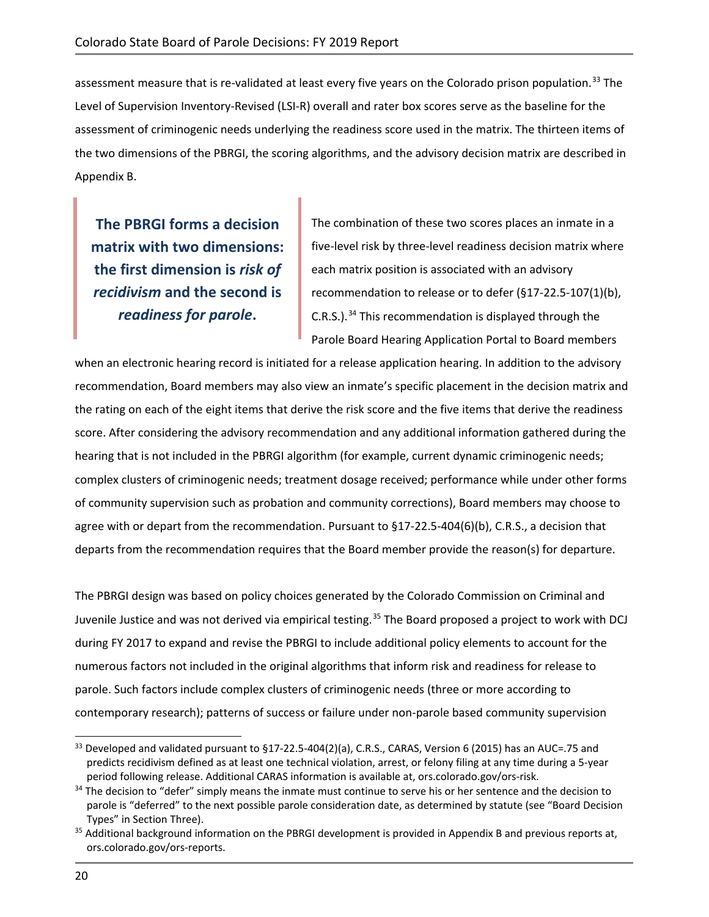assessment measure that is re-validated at least every five years on the Colorado prison population.[33] The Level of Supervision Inventory-Revised (LSI-R) overall and rater box scores serve as the baseline for the assessment of criminogenic needs underlying the readiness score used in the matrix. The thirteen items of the two dimensions of the PBRGI, the scoring algorithms, and the advisory decision matrix are described in Appendix B.

> **The PBRGI forms a decision matrix with two dimensions: the first dimension is *risk of recidivism* and the second is *readiness for parole*.**

The combination of these two scores places an inmate in a five-level risk by three-level readiness decision matrix where each matrix position is associated with an advisory recommendation to release or to defer (§17-22.5-107(1)(b), C.R.S.).[34] This recommendation is displayed through the Parole Board Hearing Application Portal to Board members when an electronic hearing record is initiated for a release application hearing. In addition to the advisory recommendation, Board members may also view an inmate's specific placement in the decision matrix and the rating on each of the eight items that derive the risk score and the five items that derive the readiness score. After considering the advisory recommendation and any additional information gathered during the hearing that is not included in the PBRGI algorithm (for example, current dynamic criminogenic needs; complex clusters of criminogenic needs; treatment dosage received; performance while under other forms of community supervision such as probation and community corrections), Board members may choose to agree with or depart from the recommendation. Pursuant to §17-22.5-404(6)(b), C.R.S., a decision that departs from the recommendation requires that the Board member provide the reason(s) for departure.

The PBRGI design was based on policy choices generated by the Colorado Commission on Criminal and Juvenile Justice and was not derived via empirical testing.[35] The Board proposed a project to work with DCJ during FY 2017 to expand and revise the PBRGI to include additional policy elements to account for the numerous factors not included in the original algorithms that inform risk and readiness for release to parole. Such factors include complex clusters of criminogenic needs (three or more according to contemporary research); patterns of success or failure under non-parole based community supervision

---

[33] Developed and validated pursuant to §17-22.5-404(2)(a), C.R.S., CARAS, Version 6 (2015) has an AUC=.75 and predicts recidivism defined as at least one technical violation, arrest, or felony filing at any time during a 5-year period following release. Additional CARAS information is available at, ors.colorado.gov/ors-risk.

[34] The decision to "defer" simply means the inmate must continue to serve his or her sentence and the decision to parole is "deferred" to the next possible parole consideration date, as determined by statute (see "Board Decision Types" in Section Three).

[35] Additional background information on the PBRGI development is provided in Appendix B and previous reports at, ors.colorado.gov/ors-reports.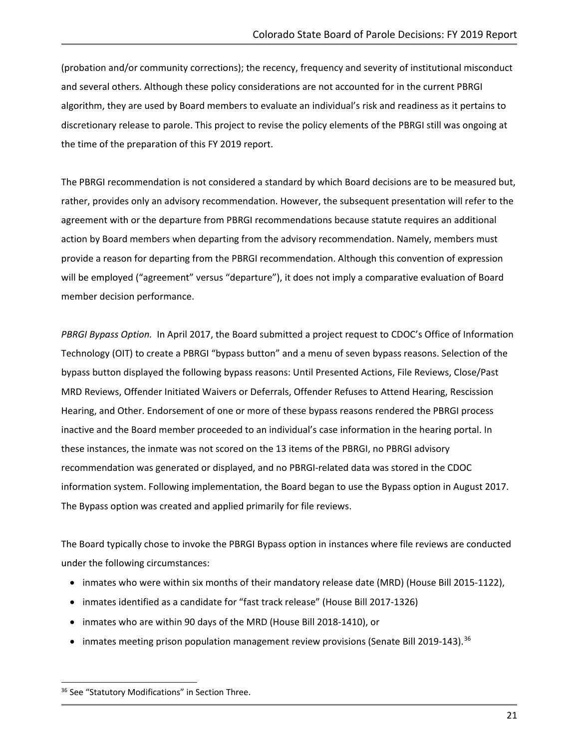(probation and/or community corrections); the recency, frequency and severity of institutional misconduct and several others. Although these policy considerations are not accounted for in the current PBRGI algorithm, they are used by Board members to evaluate an individual's risk and readiness as it pertains to discretionary release to parole. This project to revise the policy elements of the PBRGI still was ongoing at the time of the preparation of this FY 2019 report.

The PBRGI recommendation is not considered a standard by which Board decisions are to be measured but, rather, provides only an advisory recommendation. However, the subsequent presentation will refer to the agreement with or the departure from PBRGI recommendations because statute requires an additional action by Board members when departing from the advisory recommendation. Namely, members must provide a reason for departing from the PBRGI recommendation. Although this convention of expression will be employed ("agreement" versus "departure"), it does not imply a comparative evaluation of Board member decision performance.

*PBRGI Bypass Option.* In April 2017, the Board submitted a project request to CDOC's Office of Information Technology (OIT) to create a PBRGI "bypass button" and a menu of seven bypass reasons. Selection of the bypass button displayed the following bypass reasons: Until Presented Actions, File Reviews, Close/Past MRD Reviews, Offender Initiated Waivers or Deferrals, Offender Refuses to Attend Hearing, Rescission Hearing, and Other. Endorsement of one or more of these bypass reasons rendered the PBRGI process inactive and the Board member proceeded to an individual's case information in the hearing portal. In these instances, the inmate was not scored on the 13 items of the PBRGI, no PBRGI advisory recommendation was generated or displayed, and no PBRGI-related data was stored in the CDOC information system. Following implementation, the Board began to use the Bypass option in August 2017. The Bypass option was created and applied primarily for file reviews.

The Board typically chose to invoke the PBRGI Bypass option in instances where file reviews are conducted under the following circumstances:

- inmates who were within six months of their mandatory release date (MRD) (House Bill 2015-1122),
- inmates identified as a candidate for "fast track release" (House Bill 2017-1326)
- inmates who are within 90 days of the MRD (House Bill 2018-1410), or
- inmates meeting prison population management review provisions (Senate Bill 2019-143).[36]

[36] See "Statutory Modifications" in Section Three.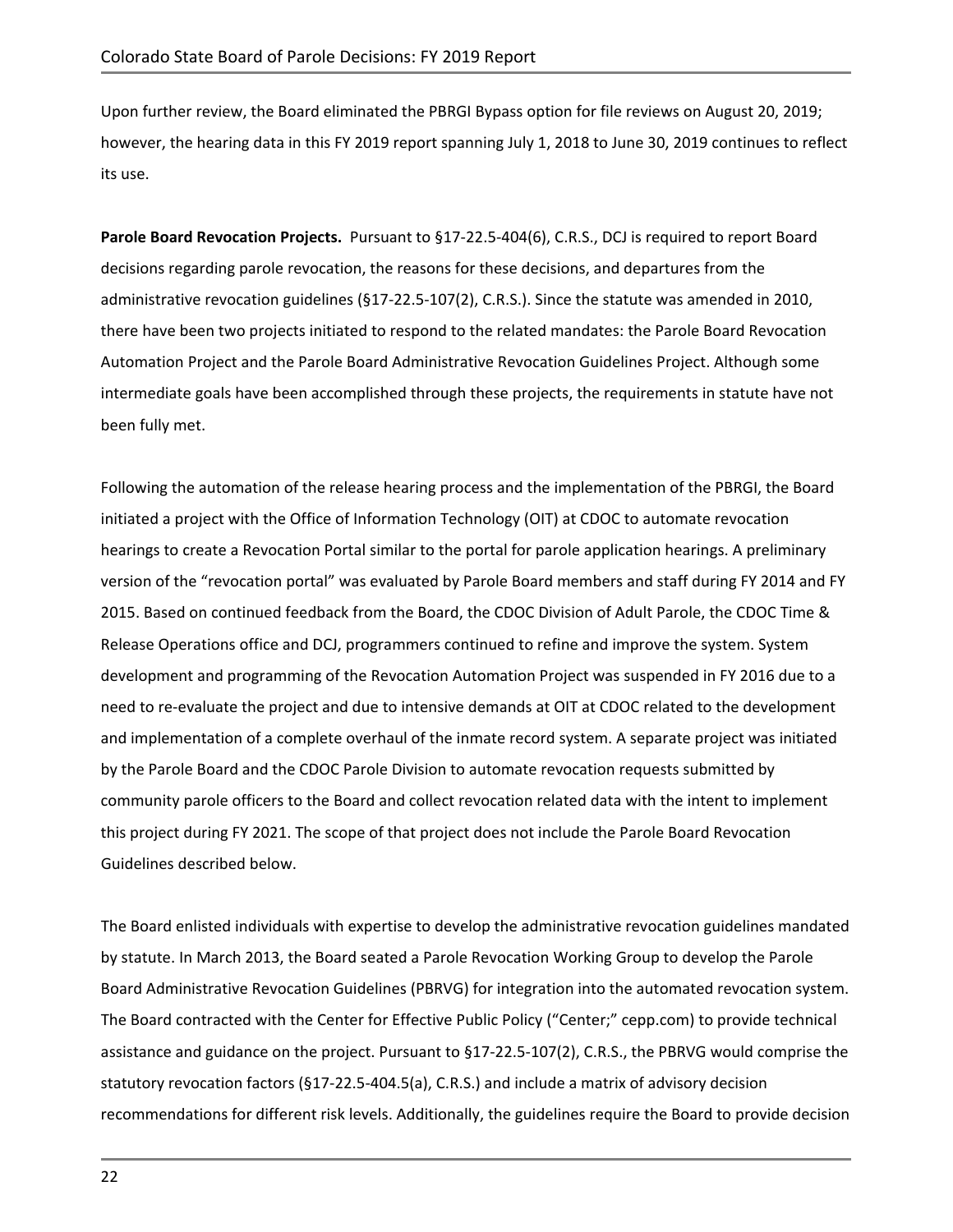Upon further review, the Board eliminated the PBRGI Bypass option for file reviews on August 20, 2019; however, the hearing data in this FY 2019 report spanning July 1, 2018 to June 30, 2019 continues to reflect its use.

**Parole Board Revocation Projects.** Pursuant to §17-22.5-404(6), C.R.S., DCJ is required to report Board decisions regarding parole revocation, the reasons for these decisions, and departures from the administrative revocation guidelines (§17-22.5-107(2), C.R.S.). Since the statute was amended in 2010, there have been two projects initiated to respond to the related mandates: the Parole Board Revocation Automation Project and the Parole Board Administrative Revocation Guidelines Project. Although some intermediate goals have been accomplished through these projects, the requirements in statute have not been fully met.

Following the automation of the release hearing process and the implementation of the PBRGI, the Board initiated a project with the Office of Information Technology (OIT) at CDOC to automate revocation hearings to create a Revocation Portal similar to the portal for parole application hearings. A preliminary version of the "revocation portal" was evaluated by Parole Board members and staff during FY 2014 and FY 2015. Based on continued feedback from the Board, the CDOC Division of Adult Parole, the CDOC Time & Release Operations office and DCJ, programmers continued to refine and improve the system. System development and programming of the Revocation Automation Project was suspended in FY 2016 due to a need to re-evaluate the project and due to intensive demands at OIT at CDOC related to the development and implementation of a complete overhaul of the inmate record system. A separate project was initiated by the Parole Board and the CDOC Parole Division to automate revocation requests submitted by community parole officers to the Board and collect revocation related data with the intent to implement this project during FY 2021. The scope of that project does not include the Parole Board Revocation Guidelines described below.

The Board enlisted individuals with expertise to develop the administrative revocation guidelines mandated by statute. In March 2013, the Board seated a Parole Revocation Working Group to develop the Parole Board Administrative Revocation Guidelines (PBRVG) for integration into the automated revocation system. The Board contracted with the Center for Effective Public Policy ("Center;" cepp.com) to provide technical assistance and guidance on the project. Pursuant to §17-22.5-107(2), C.R.S., the PBRVG would comprise the statutory revocation factors (§17-22.5-404.5(a), C.R.S.) and include a matrix of advisory decision recommendations for different risk levels. Additionally, the guidelines require the Board to provide decision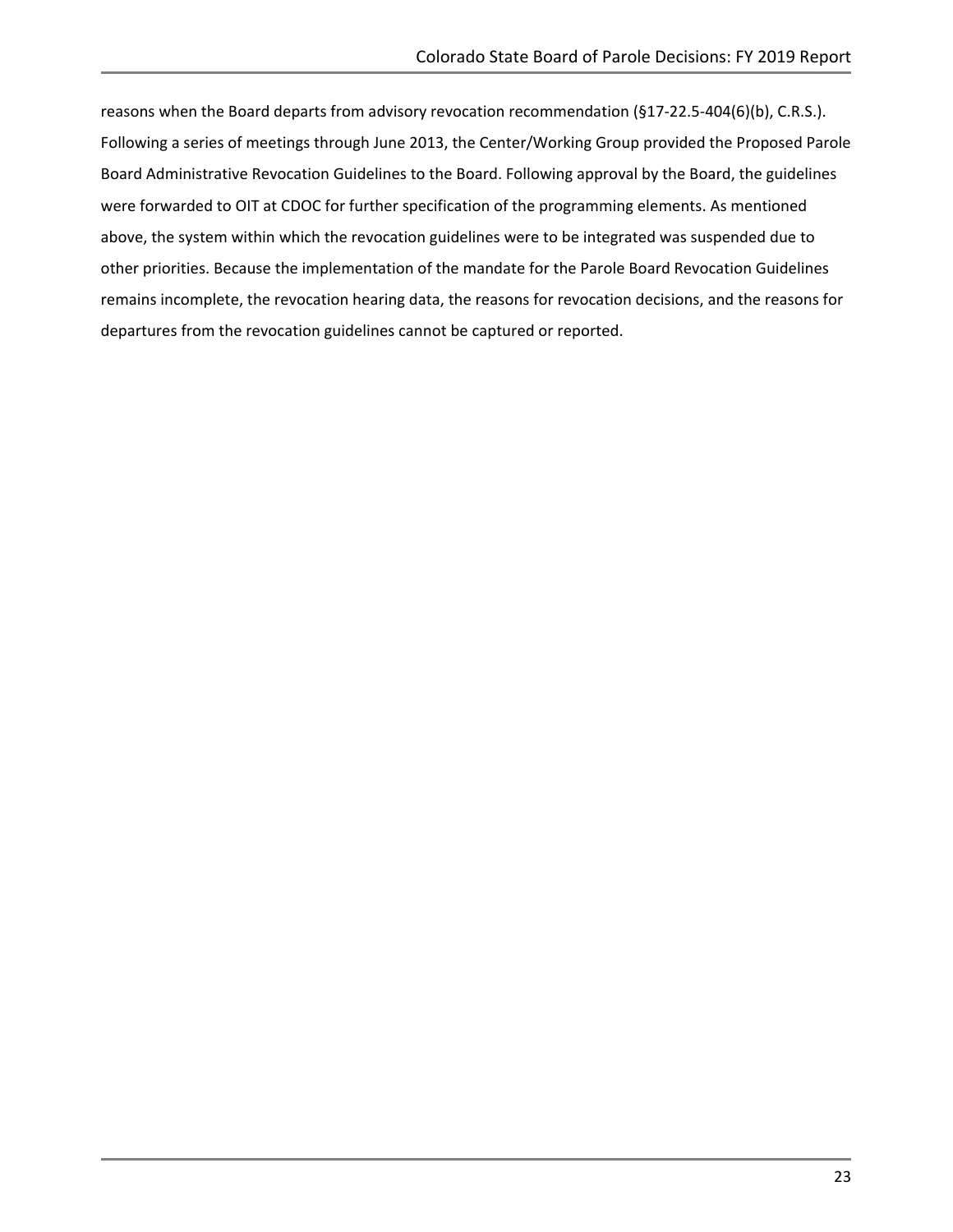reasons when the Board departs from advisory revocation recommendation (§17-22.5-404(6)(b), C.R.S.). Following a series of meetings through June 2013, the Center/Working Group provided the Proposed Parole Board Administrative Revocation Guidelines to the Board. Following approval by the Board, the guidelines were forwarded to OIT at CDOC for further specification of the programming elements. As mentioned above, the system within which the revocation guidelines were to be integrated was suspended due to other priorities. Because the implementation of the mandate for the Parole Board Revocation Guidelines remains incomplete, the revocation hearing data, the reasons for revocation decisions, and the reasons for departures from the revocation guidelines cannot be captured or reported.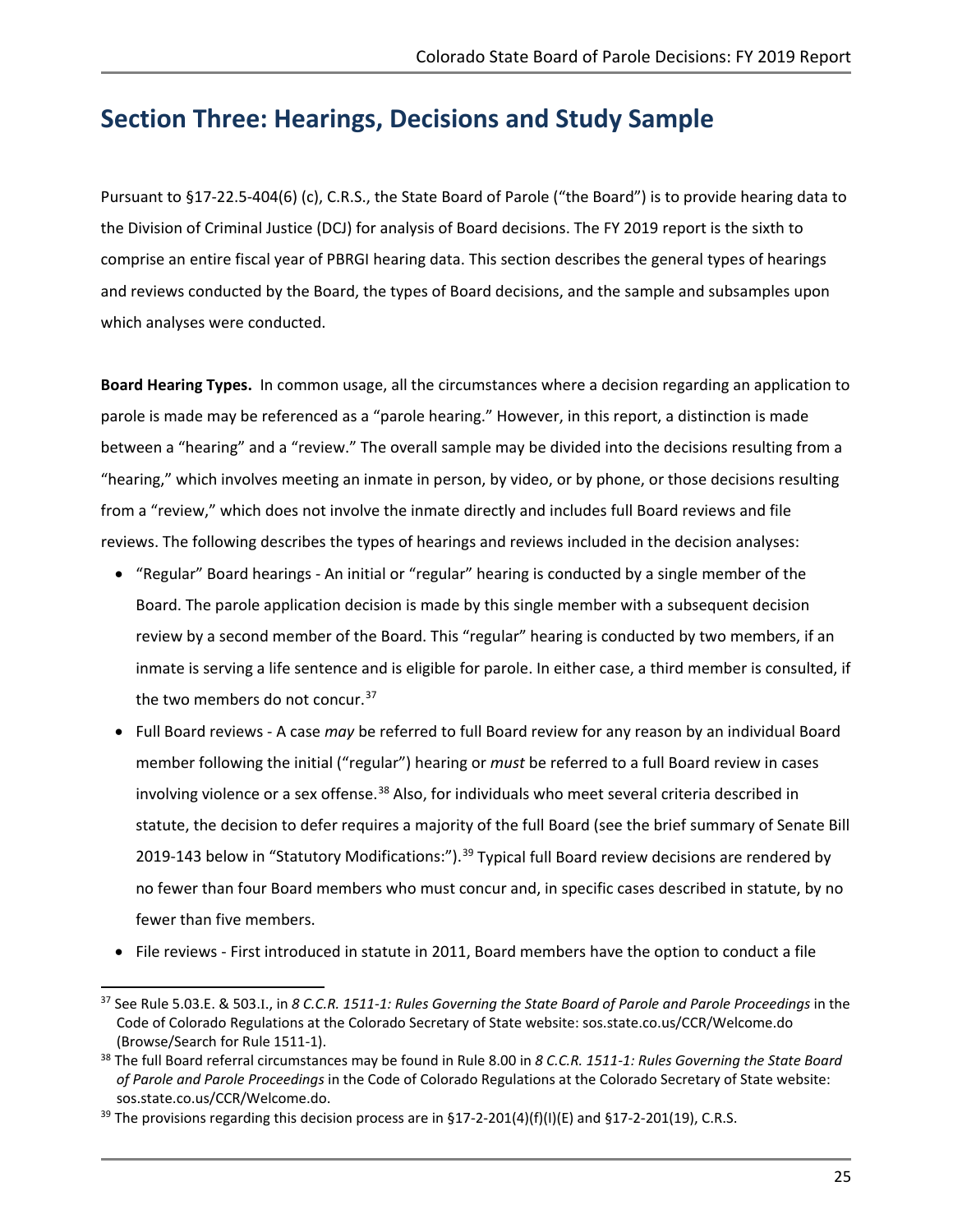## Section Three: Hearings, Decisions and Study Sample

Pursuant to §17-22.5-404(6) (c), C.R.S., the State Board of Parole ("the Board") is to provide hearing data to the Division of Criminal Justice (DCJ) for analysis of Board decisions. The FY 2019 report is the sixth to comprise an entire fiscal year of PBRGI hearing data. This section describes the general types of hearings and reviews conducted by the Board, the types of Board decisions, and the sample and subsamples upon which analyses were conducted.

**Board Hearing Types.** In common usage, all the circumstances where a decision regarding an application to parole is made may be referenced as a "parole hearing." However, in this report, a distinction is made between a "hearing" and a "review." The overall sample may be divided into the decisions resulting from a "hearing," which involves meeting an inmate in person, by video, or by phone, or those decisions resulting from a "review," which does not involve the inmate directly and includes full Board reviews and file reviews. The following describes the types of hearings and reviews included in the decision analyses:

- "Regular" Board hearings - An initial or "regular" hearing is conducted by a single member of the Board. The parole application decision is made by this single member with a subsequent decision review by a second member of the Board. This "regular" hearing is conducted by two members, if an inmate is serving a life sentence and is eligible for parole. In either case, a third member is consulted, if the two members do not concur.[37]
- Full Board reviews - A case *may* be referred to full Board review for any reason by an individual Board member following the initial ("regular") hearing or *must* be referred to a full Board review in cases involving violence or a sex offense.[38] Also, for individuals who meet several criteria described in statute, the decision to defer requires a majority of the full Board (see the brief summary of Senate Bill 2019-143 below in "Statutory Modifications:").[39] Typical full Board review decisions are rendered by no fewer than four Board members who must concur and, in specific cases described in statute, by no fewer than five members.
- File reviews - First introduced in statute in 2011, Board members have the option to conduct a file

[37] See Rule 5.03.E. & 503.I., in *8 C.C.R. 1511-1: Rules Governing the State Board of Parole and Parole Proceedings* in the Code of Colorado Regulations at the Colorado Secretary of State website: sos.state.co.us/CCR/Welcome.do (Browse/Search for Rule 1511-1).

[38] The full Board referral circumstances may be found in Rule 8.00 in *8 C.C.R. 1511-1: Rules Governing the State Board of Parole and Parole Proceedings* in the Code of Colorado Regulations at the Colorado Secretary of State website: sos.state.co.us/CCR/Welcome.do.

[39] The provisions regarding this decision process are in §17-2-201(4)(f)(I)(E) and §17-2-201(19), C.R.S.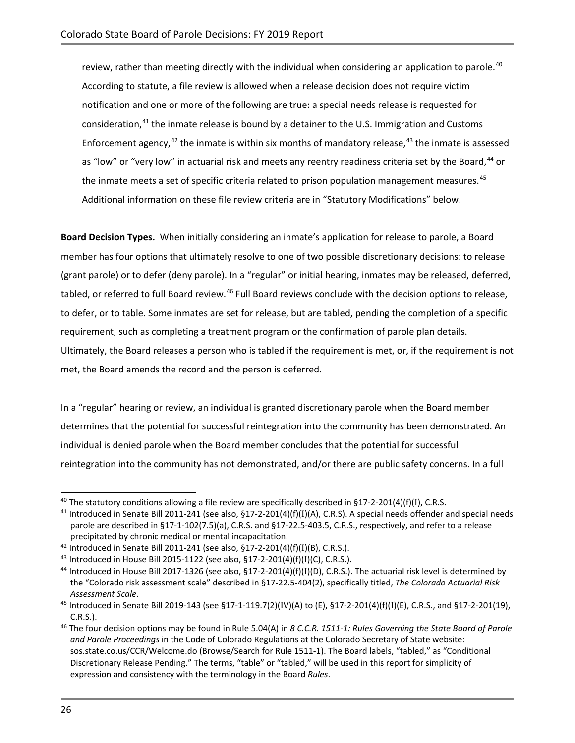review, rather than meeting directly with the individual when considering an application to parole.[40] According to statute, a file review is allowed when a release decision does not require victim notification and one or more of the following are true: a special needs release is requested for consideration,[41] the inmate release is bound by a detainer to the U.S. Immigration and Customs Enforcement agency,[42] the inmate is within six months of mandatory release,[43] the inmate is assessed as "low" or "very low" in actuarial risk and meets any reentry readiness criteria set by the Board,[44] or the inmate meets a set of specific criteria related to prison population management measures.[45] Additional information on these file review criteria are in "Statutory Modifications" below.

**Board Decision Types.** When initially considering an inmate's application for release to parole, a Board member has four options that ultimately resolve to one of two possible discretionary decisions: to release (grant parole) or to defer (deny parole). In a "regular" or initial hearing, inmates may be released, deferred, tabled, or referred to full Board review.[46] Full Board reviews conclude with the decision options to release, to defer, or to table. Some inmates are set for release, but are tabled, pending the completion of a specific requirement, such as completing a treatment program or the confirmation of parole plan details. Ultimately, the Board releases a person who is tabled if the requirement is met, or, if the requirement is not met, the Board amends the record and the person is deferred.

In a "regular" hearing or review, an individual is granted discretionary parole when the Board member determines that the potential for successful reintegration into the community has been demonstrated. An individual is denied parole when the Board member concludes that the potential for successful reintegration into the community has not demonstrated, and/or there are public safety concerns. In a full

---

[40] The statutory conditions allowing a file review are specifically described in §17-2-201(4)(f)(I), C.R.S.

[41] Introduced in Senate Bill 2011-241 (see also, §17-2-201(4)(f)(I)(A), C.R.S). A special needs offender and special needs parole are described in §17-1-102(7.5)(a), C.R.S. and §17-22.5-403.5, C.R.S., respectively, and refer to a release precipitated by chronic medical or mental incapacitation.

[42] Introduced in Senate Bill 2011-241 (see also, §17-2-201(4)(f)(I)(B), C.R.S.).

[43] Introduced in House Bill 2015-1122 (see also, §17-2-201(4)(f)(I)(C), C.R.S.).

[44] Introduced in House Bill 2017-1326 (see also, §17-2-201(4)(f)(I)(D), C.R.S.). The actuarial risk level is determined by the "Colorado risk assessment scale" described in §17-22.5-404(2), specifically titled, *The Colorado Actuarial Risk Assessment Scale*.

[45] Introduced in Senate Bill 2019-143 (see §17-1-119.7(2)(IV)(A) to (E), §17-2-201(4)(f)(I)(E), C.R.S., and §17-2-201(19), C.R.S.).

[46] The four decision options may be found in Rule 5.04(A) in *8 C.C.R. 1511-1: Rules Governing the State Board of Parole and Parole Proceedings* in the Code of Colorado Regulations at the Colorado Secretary of State website: sos.state.co.us/CCR/Welcome.do (Browse/Search for Rule 1511-1). The Board labels, "tabled," as "Conditional Discretionary Release Pending." The terms, "table" or "tabled," will be used in this report for simplicity of expression and consistency with the terminology in the Board *Rules*.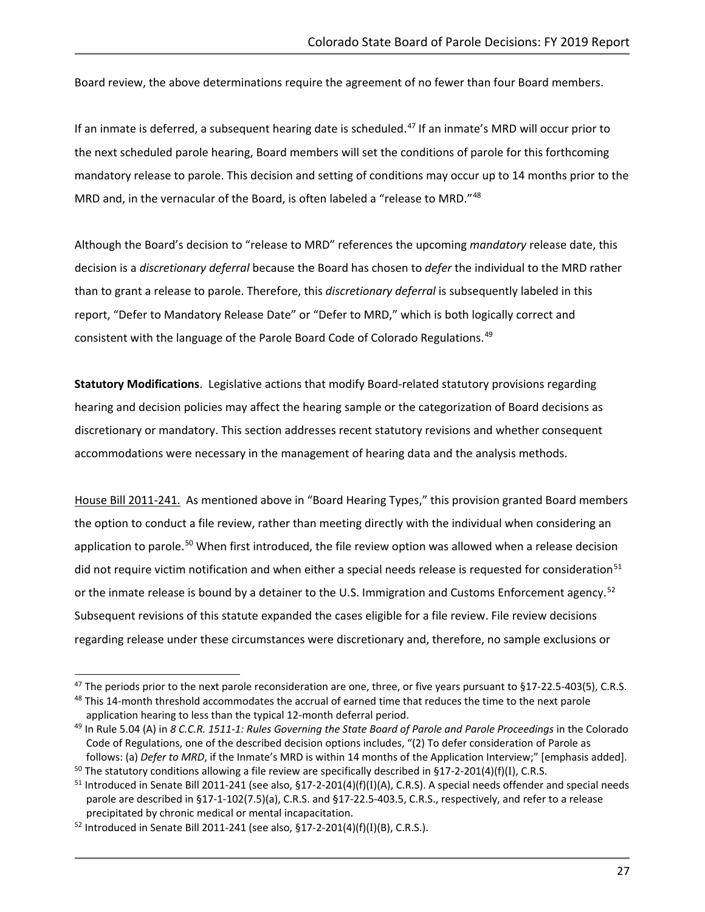Board review, the above determinations require the agreement of no fewer than four Board members.

If an inmate is deferred, a subsequent hearing date is scheduled.[47] If an inmate's MRD will occur prior to the next scheduled parole hearing, Board members will set the conditions of parole for this forthcoming mandatory release to parole. This decision and setting of conditions may occur up to 14 months prior to the MRD and, in the vernacular of the Board, is often labeled a "release to MRD."[48]

Although the Board's decision to "release to MRD" references the upcoming *mandatory* release date, this decision is a *discretionary deferral* because the Board has chosen to *defer* the individual to the MRD rather than to grant a release to parole. Therefore, this *discretionary deferral* is subsequently labeled in this report, "Defer to Mandatory Release Date" or "Defer to MRD," which is both logically correct and consistent with the language of the Parole Board Code of Colorado Regulations.[49]

**Statutory Modifications**. Legislative actions that modify Board-related statutory provisions regarding hearing and decision policies may affect the hearing sample or the categorization of Board decisions as discretionary or mandatory. This section addresses recent statutory revisions and whether consequent accommodations were necessary in the management of hearing data and the analysis methods.

<u>House Bill 2011-241.</u> As mentioned above in "Board Hearing Types," this provision granted Board members the option to conduct a file review, rather than meeting directly with the individual when considering an application to parole.[50] When first introduced, the file review option was allowed when a release decision did not require victim notification and when either a special needs release is requested for consideration[51] or the inmate release is bound by a detainer to the U.S. Immigration and Customs Enforcement agency.[52] Subsequent revisions of this statute expanded the cases eligible for a file review. File review decisions regarding release under these circumstances were discretionary and, therefore, no sample exclusions or

---

[47] The periods prior to the next parole reconsideration are one, three, or five years pursuant to §17-22.5-403(5), C.R.S.

[48] This 14-month threshold accommodates the accrual of earned time that reduces the time to the next parole application hearing to less than the typical 12-month deferral period.

[49] In Rule 5.04 (A) in *8 C.C.R. 1511-1: Rules Governing the State Board of Parole and Parole Proceedings* in the Colorado Code of Regulations, one of the described decision options includes, "(2) To defer consideration of Parole as follows: (a) *Defer to MRD*, if the Inmate's MRD is within 14 months of the Application Interview;" [emphasis added].

[50] The statutory conditions allowing a file review are specifically described in §17-2-201(4)(f)(I), C.R.S.

[51] Introduced in Senate Bill 2011-241 (see also, §17-2-201(4)(f)(I)(A), C.R.S). A special needs offender and special needs parole are described in §17-1-102(7.5)(a), C.R.S. and §17-22.5-403.5, C.R.S., respectively, and refer to a release precipitated by chronic medical or mental incapacitation.

[52] Introduced in Senate Bill 2011-241 (see also, §17-2-201(4)(f)(I)(B), C.R.S.).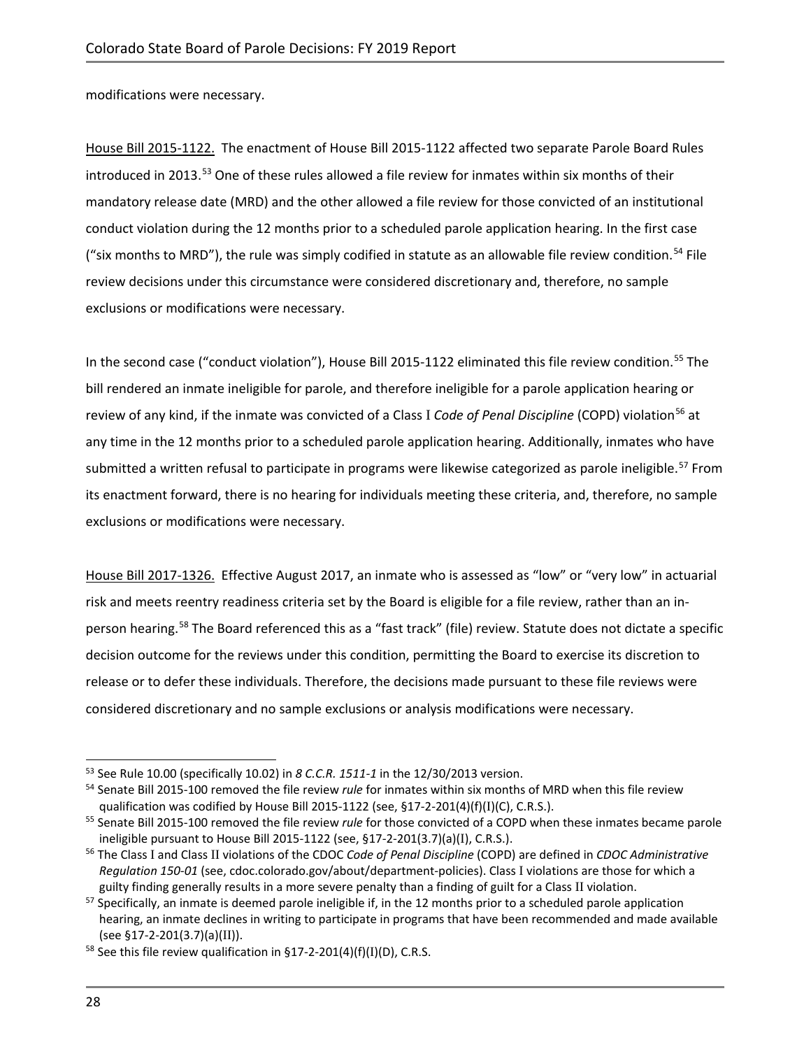modifications were necessary.

House Bill 2015-1122. The enactment of House Bill 2015-1122 affected two separate Parole Board Rules introduced in 2013.[53] One of these rules allowed a file review for inmates within six months of their mandatory release date (MRD) and the other allowed a file review for those convicted of an institutional conduct violation during the 12 months prior to a scheduled parole application hearing. In the first case ("six months to MRD"), the rule was simply codified in statute as an allowable file review condition.[54] File review decisions under this circumstance were considered discretionary and, therefore, no sample exclusions or modifications were necessary.

In the second case ("conduct violation"), House Bill 2015-1122 eliminated this file review condition.[55] The bill rendered an inmate ineligible for parole, and therefore ineligible for a parole application hearing or review of any kind, if the inmate was convicted of a Class I *Code of Penal Discipline* (COPD) violation[56] at any time in the 12 months prior to a scheduled parole application hearing. Additionally, inmates who have submitted a written refusal to participate in programs were likewise categorized as parole ineligible.[57] From its enactment forward, there is no hearing for individuals meeting these criteria, and, therefore, no sample exclusions or modifications were necessary.

House Bill 2017-1326. Effective August 2017, an inmate who is assessed as "low" or "very low" in actuarial risk and meets reentry readiness criteria set by the Board is eligible for a file review, rather than an in-person hearing.[58] The Board referenced this as a "fast track" (file) review. Statute does not dictate a specific decision outcome for the reviews under this condition, permitting the Board to exercise its discretion to release or to defer these individuals. Therefore, the decisions made pursuant to these file reviews were considered discretionary and no sample exclusions or analysis modifications were necessary.

---

[53] See Rule 10.00 (specifically 10.02) in *8 C.C.R. 1511-1* in the 12/30/2013 version.

[54] Senate Bill 2015-100 removed the file review *rule* for inmates within six months of MRD when this file review qualification was codified by House Bill 2015-1122 (see, §17-2-201(4)(f)(I)(C), C.R.S.).

[55] Senate Bill 2015-100 removed the file review *rule* for those convicted of a COPD when these inmates became parole ineligible pursuant to House Bill 2015-1122 (see, §17-2-201(3.7)(a)(I), C.R.S.).

[56] The Class I and Class II violations of the CDOC *Code of Penal Discipline* (COPD) are defined in *CDOC Administrative Regulation 150-01* (see, cdoc.colorado.gov/about/department-policies). Class I violations are those for which a guilty finding generally results in a more severe penalty than a finding of guilt for a Class II violation.

[57] Specifically, an inmate is deemed parole ineligible if, in the 12 months prior to a scheduled parole application hearing, an inmate declines in writing to participate in programs that have been recommended and made available (see §17-2-201(3.7)(a)(II)).

[58] See this file review qualification in §17-2-201(4)(f)(I)(D), C.R.S.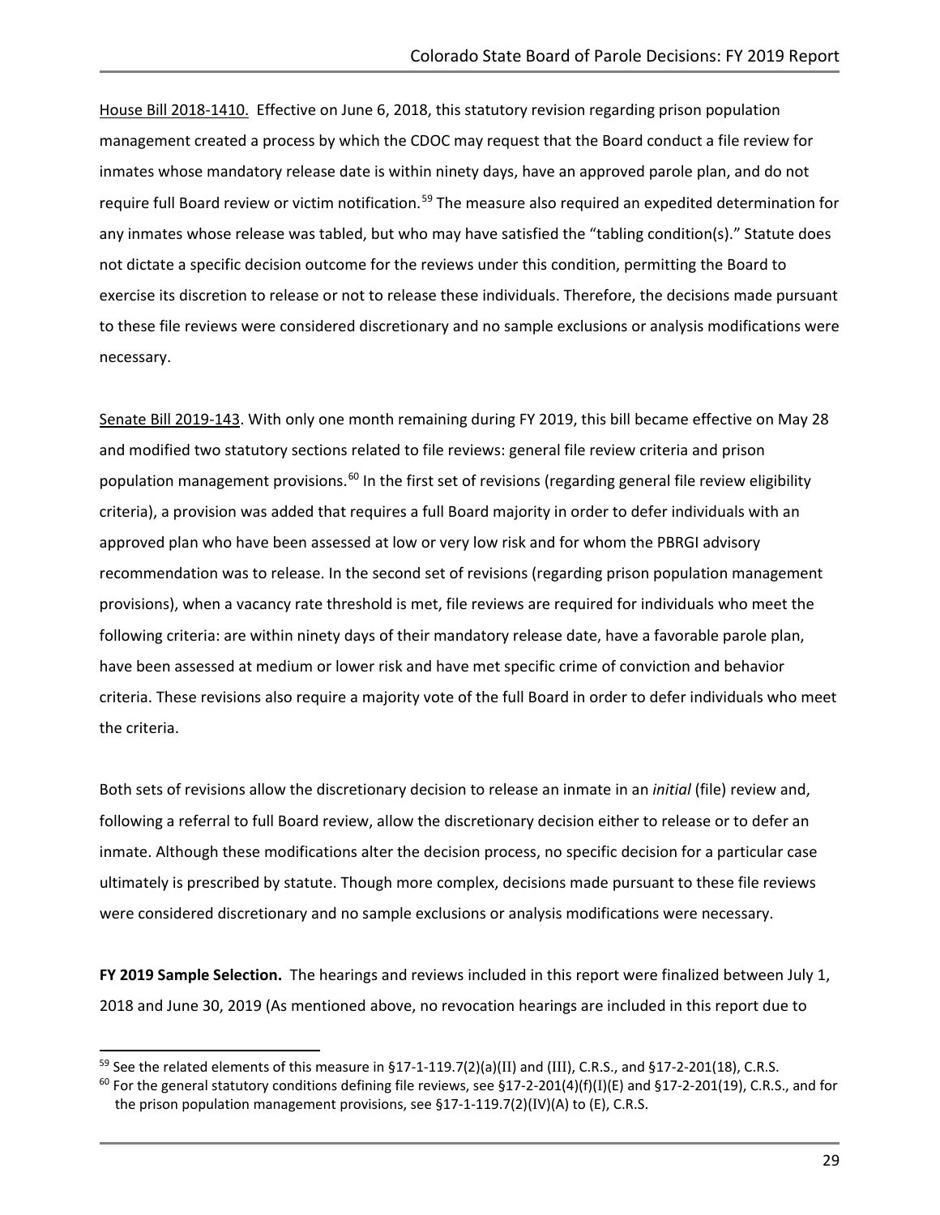House Bill 2018-1410. Effective on June 6, 2018, this statutory revision regarding prison population management created a process by which the CDOC may request that the Board conduct a file review for inmates whose mandatory release date is within ninety days, have an approved parole plan, and do not require full Board review or victim notification.[59] The measure also required an expedited determination for any inmates whose release was tabled, but who may have satisfied the "tabling condition(s)." Statute does not dictate a specific decision outcome for the reviews under this condition, permitting the Board to exercise its discretion to release or not to release these individuals. Therefore, the decisions made pursuant to these file reviews were considered discretionary and no sample exclusions or analysis modifications were necessary.

Senate Bill 2019-143. With only one month remaining during FY 2019, this bill became effective on May 28 and modified two statutory sections related to file reviews: general file review criteria and prison population management provisions.[60] In the first set of revisions (regarding general file review eligibility criteria), a provision was added that requires a full Board majority in order to defer individuals with an approved plan who have been assessed at low or very low risk and for whom the PBRGI advisory recommendation was to release. In the second set of revisions (regarding prison population management provisions), when a vacancy rate threshold is met, file reviews are required for individuals who meet the following criteria: are within ninety days of their mandatory release date, have a favorable parole plan, have been assessed at medium or lower risk and have met specific crime of conviction and behavior criteria. These revisions also require a majority vote of the full Board in order to defer individuals who meet the criteria.

Both sets of revisions allow the discretionary decision to release an inmate in an *initial* (file) review and, following a referral to full Board review, allow the discretionary decision either to release or to defer an inmate. Although these modifications alter the decision process, no specific decision for a particular case ultimately is prescribed by statute. Though more complex, decisions made pursuant to these file reviews were considered discretionary and no sample exclusions or analysis modifications were necessary.

**FY 2019 Sample Selection.** The hearings and reviews included in this report were finalized between July 1, 2018 and June 30, 2019 (As mentioned above, no revocation hearings are included in this report due to

[59] See the related elements of this measure in §17-1-119.7(2)(a)(II) and (III), C.R.S., and §17-2-201(18), C.R.S.

[60] For the general statutory conditions defining file reviews, see §17-2-201(4)(f)(I)(E) and §17-2-201(19), C.R.S., and for the prison population management provisions, see §17-1-119.7(2)(IV)(A) to (E), C.R.S.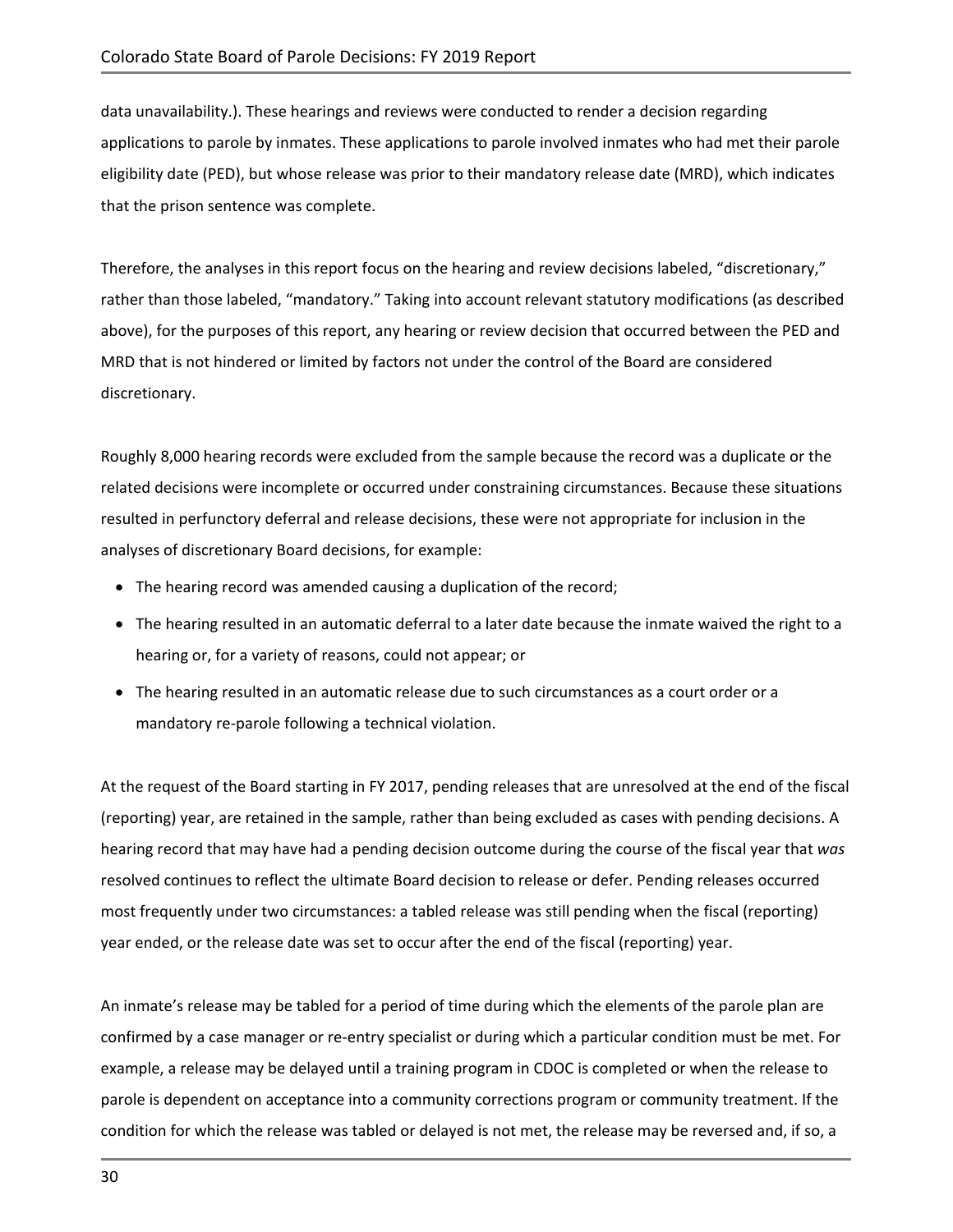data unavailability.). These hearings and reviews were conducted to render a decision regarding applications to parole by inmates. These applications to parole involved inmates who had met their parole eligibility date (PED), but whose release was prior to their mandatory release date (MRD), which indicates that the prison sentence was complete.

Therefore, the analyses in this report focus on the hearing and review decisions labeled, "discretionary," rather than those labeled, "mandatory." Taking into account relevant statutory modifications (as described above), for the purposes of this report, any hearing or review decision that occurred between the PED and MRD that is not hindered or limited by factors not under the control of the Board are considered discretionary.

Roughly 8,000 hearing records were excluded from the sample because the record was a duplicate or the related decisions were incomplete or occurred under constraining circumstances. Because these situations resulted in perfunctory deferral and release decisions, these were not appropriate for inclusion in the analyses of discretionary Board decisions, for example:

- The hearing record was amended causing a duplication of the record;
- The hearing resulted in an automatic deferral to a later date because the inmate waived the right to a hearing or, for a variety of reasons, could not appear; or
- The hearing resulted in an automatic release due to such circumstances as a court order or a mandatory re-parole following a technical violation.

At the request of the Board starting in FY 2017, pending releases that are unresolved at the end of the fiscal (reporting) year, are retained in the sample, rather than being excluded as cases with pending decisions. A hearing record that may have had a pending decision outcome during the course of the fiscal year that *was* resolved continues to reflect the ultimate Board decision to release or defer. Pending releases occurred most frequently under two circumstances: a tabled release was still pending when the fiscal (reporting) year ended, or the release date was set to occur after the end of the fiscal (reporting) year.

An inmate's release may be tabled for a period of time during which the elements of the parole plan are confirmed by a case manager or re-entry specialist or during which a particular condition must be met. For example, a release may be delayed until a training program in CDOC is completed or when the release to parole is dependent on acceptance into a community corrections program or community treatment. If the condition for which the release was tabled or delayed is not met, the release may be reversed and, if so, a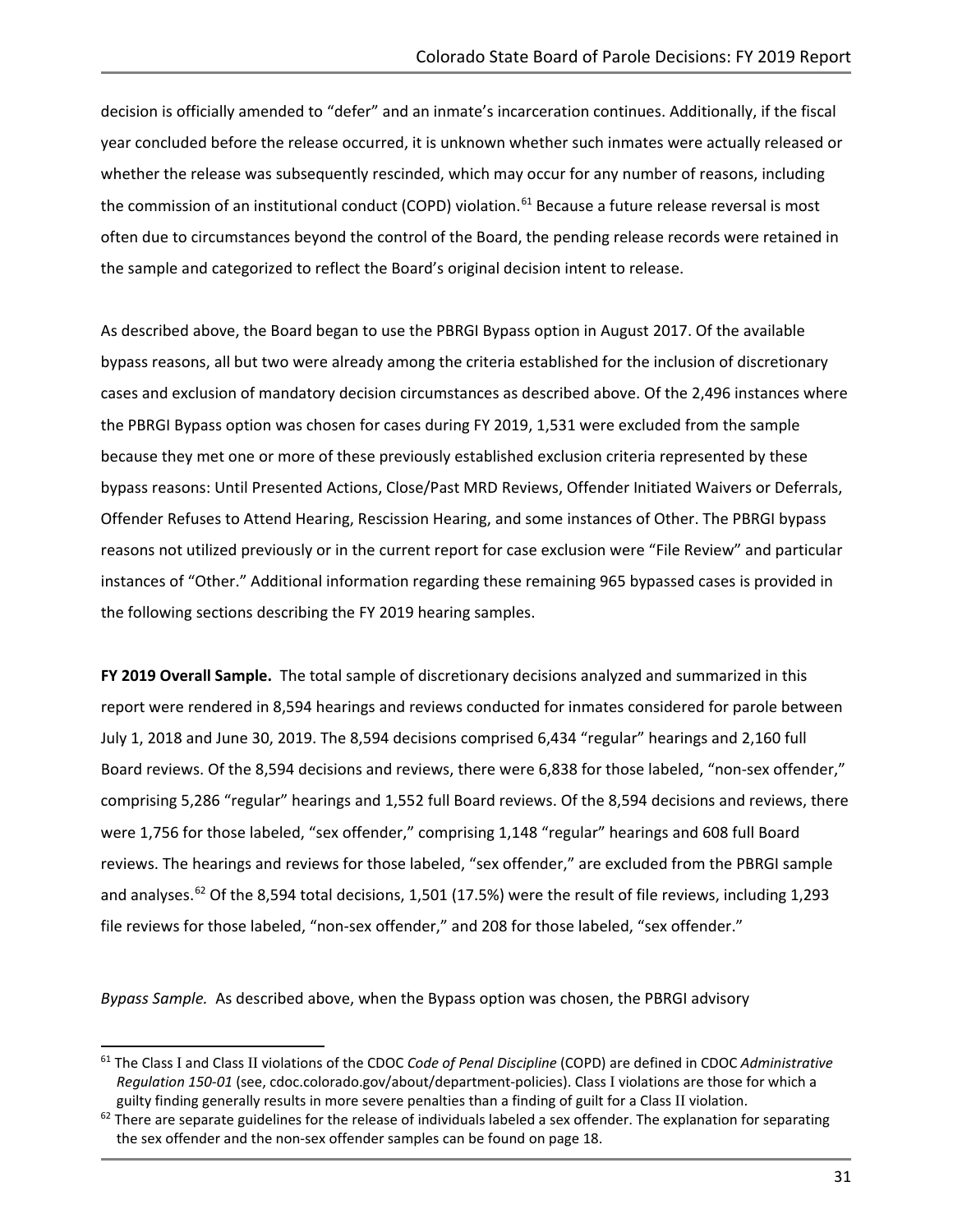decision is officially amended to "defer" and an inmate's incarceration continues. Additionally, if the fiscal year concluded before the release occurred, it is unknown whether such inmates were actually released or whether the release was subsequently rescinded, which may occur for any number of reasons, including the commission of an institutional conduct (COPD) violation.[61] Because a future release reversal is most often due to circumstances beyond the control of the Board, the pending release records were retained in the sample and categorized to reflect the Board's original decision intent to release.

As described above, the Board began to use the PBRGI Bypass option in August 2017. Of the available bypass reasons, all but two were already among the criteria established for the inclusion of discretionary cases and exclusion of mandatory decision circumstances as described above. Of the 2,496 instances where the PBRGI Bypass option was chosen for cases during FY 2019, 1,531 were excluded from the sample because they met one or more of these previously established exclusion criteria represented by these bypass reasons: Until Presented Actions, Close/Past MRD Reviews, Offender Initiated Waivers or Deferrals, Offender Refuses to Attend Hearing, Rescission Hearing, and some instances of Other. The PBRGI bypass reasons not utilized previously or in the current report for case exclusion were "File Review" and particular instances of "Other." Additional information regarding these remaining 965 bypassed cases is provided in the following sections describing the FY 2019 hearing samples.

**FY 2019 Overall Sample.** The total sample of discretionary decisions analyzed and summarized in this report were rendered in 8,594 hearings and reviews conducted for inmates considered for parole between July 1, 2018 and June 30, 2019. The 8,594 decisions comprised 6,434 "regular" hearings and 2,160 full Board reviews. Of the 8,594 decisions and reviews, there were 6,838 for those labeled, "non-sex offender," comprising 5,286 "regular" hearings and 1,552 full Board reviews. Of the 8,594 decisions and reviews, there were 1,756 for those labeled, "sex offender," comprising 1,148 "regular" hearings and 608 full Board reviews. The hearings and reviews for those labeled, "sex offender," are excluded from the PBRGI sample and analyses.[62] Of the 8,594 total decisions, 1,501 (17.5%) were the result of file reviews, including 1,293 file reviews for those labeled, "non-sex offender," and 208 for those labeled, "sex offender."

*Bypass Sample.* As described above, when the Bypass option was chosen, the PBRGI advisory

[61] The Class I and Class II violations of the CDOC *Code of Penal Discipline* (COPD) are defined in CDOC *Administrative Regulation 150-01* (see, cdoc.colorado.gov/about/department-policies). Class I violations are those for which a guilty finding generally results in more severe penalties than a finding of guilt for a Class II violation.

[62] There are separate guidelines for the release of individuals labeled a sex offender. The explanation for separating the sex offender and the non-sex offender samples can be found on page 18.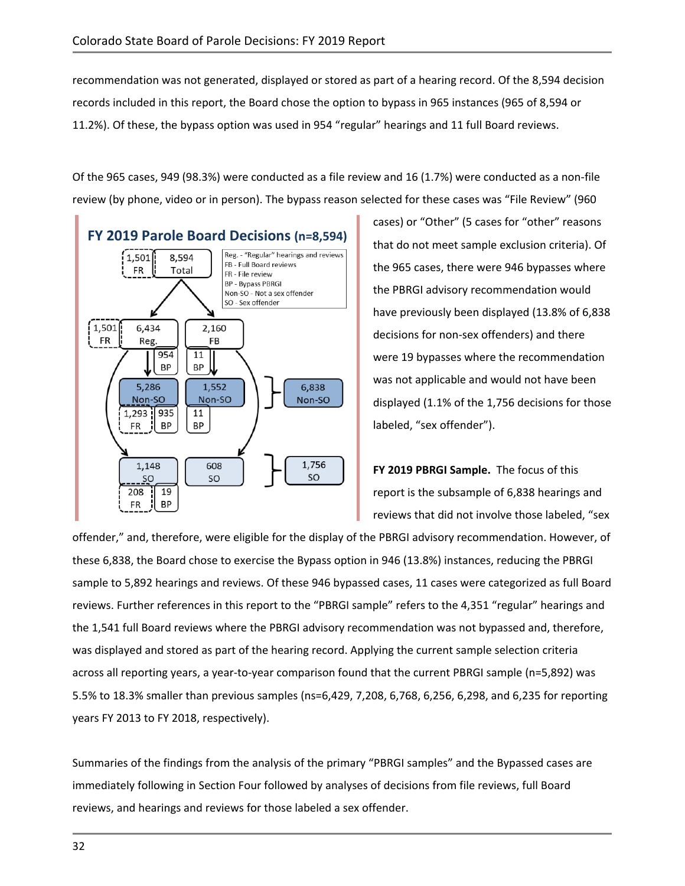recommendation was not generated, displayed or stored as part of a hearing record. Of the 8,594 decision records included in this report, the Board chose the option to bypass in 965 instances (965 of 8,594 or 11.2%). Of these, the bypass option was used in 954 "regular" hearings and 11 full Board reviews.

Of the 965 cases, 949 (98.3%) were conducted as a file review and 16 (1.7%) were conducted as a non-file review (by phone, video or in person). The bypass reason selected for these cases was "File Review" (960 cases) or "Other" (5 cases for "other" reasons that do not meet sample exclusion criteria). Of the 965 cases, there were 946 bypasses where the PBRGI advisory recommendation would have previously been displayed (13.8% of 6,838 decisions for non-sex offenders) and there were 19 bypasses where the recommendation was not applicable and would not have been displayed (1.1% of the 1,756 decisions for those labeled, "sex offender").

**FY 2019 Parole Board Decisions (n=8,594)**

Reg. - "Regular" hearings and reviews
FB - Full Board reviews
FR - File review
BP - Bypass PBRGI
Non-SO - Not a sex offender
SO - Sex offender

- 8,594 Total (1,501 FR)
  - 6,434 Reg. (1,501 FR; 954 BP)
    - 5,286 Non-SO (1,293 FR; 935 BP)
    - 1,148 SO (208 FR; 19 BP)
  - 2,160 FB (11 BP)
    - 1,552 Non-SO (11 BP)
    - 608 SO
- 6,838 Non-SO
- 1,756 SO

**FY 2019 PBRGI Sample.** The focus of this report is the subsample of 6,838 hearings and reviews that did not involve those labeled, "sex offender," and, therefore, were eligible for the display of the PBRGI advisory recommendation. However, of these 6,838, the Board chose to exercise the Bypass option in 946 (13.8%) instances, reducing the PBRGI sample to 5,892 hearings and reviews. Of these 946 bypassed cases, 11 cases were categorized as full Board reviews. Further references in this report to the "PBRGI sample" refers to the 4,351 "regular" hearings and the 1,541 full Board reviews where the PBRGI advisory recommendation was not bypassed and, therefore, was displayed and stored as part of the hearing record. Applying the current sample selection criteria across all reporting years, a year-to-year comparison found that the current PBRGI sample (n=5,892) was 5.5% to 18.3% smaller than previous samples (ns=6,429, 7,208, 6,768, 6,256, 6,298, and 6,235 for reporting years FY 2013 to FY 2018, respectively).

Summaries of the findings from the analysis of the primary "PBRGI samples" and the Bypassed cases are immediately following in Section Four followed by analyses of decisions from file reviews, full Board reviews, and hearings and reviews for those labeled a sex offender.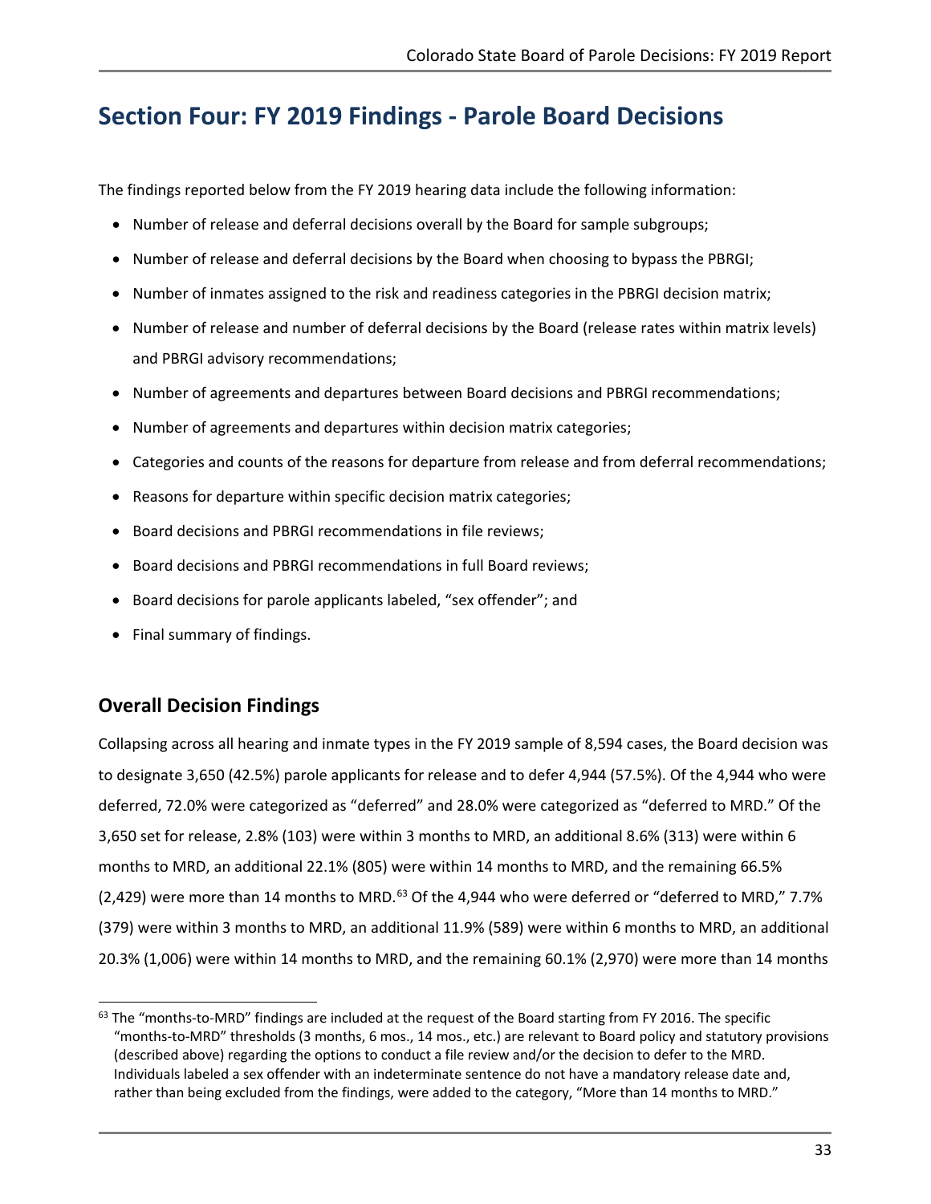# Section Four: FY 2019 Findings - Parole Board Decisions

The findings reported below from the FY 2019 hearing data include the following information:

- Number of release and deferral decisions overall by the Board for sample subgroups;
- Number of release and deferral decisions by the Board when choosing to bypass the PBRGI;
- Number of inmates assigned to the risk and readiness categories in the PBRGI decision matrix;
- Number of release and number of deferral decisions by the Board (release rates within matrix levels) and PBRGI advisory recommendations;
- Number of agreements and departures between Board decisions and PBRGI recommendations;
- Number of agreements and departures within decision matrix categories;
- Categories and counts of the reasons for departure from release and from deferral recommendations;
- Reasons for departure within specific decision matrix categories;
- Board decisions and PBRGI recommendations in file reviews;
- Board decisions and PBRGI recommendations in full Board reviews;
- Board decisions for parole applicants labeled, "sex offender"; and
- Final summary of findings.

## Overall Decision Findings

Collapsing across all hearing and inmate types in the FY 2019 sample of 8,594 cases, the Board decision was to designate 3,650 (42.5%) parole applicants for release and to defer 4,944 (57.5%). Of the 4,944 who were deferred, 72.0% were categorized as "deferred" and 28.0% were categorized as "deferred to MRD." Of the 3,650 set for release, 2.8% (103) were within 3 months to MRD, an additional 8.6% (313) were within 6 months to MRD, an additional 22.1% (805) were within 14 months to MRD, and the remaining 66.5% (2,429) were more than 14 months to MRD.[63] Of the 4,944 who were deferred or "deferred to MRD," 7.7% (379) were within 3 months to MRD, an additional 11.9% (589) were within 6 months to MRD, an additional 20.3% (1,006) were within 14 months to MRD, and the remaining 60.1% (2,970) were more than 14 months

[63] The "months-to-MRD" findings are included at the request of the Board starting from FY 2016. The specific "months-to-MRD" thresholds (3 months, 6 mos., 14 mos., etc.) are relevant to Board policy and statutory provisions (described above) regarding the options to conduct a file review and/or the decision to defer to the MRD. Individuals labeled a sex offender with an indeterminate sentence do not have a mandatory release date and, rather than being excluded from the findings, were added to the category, "More than 14 months to MRD."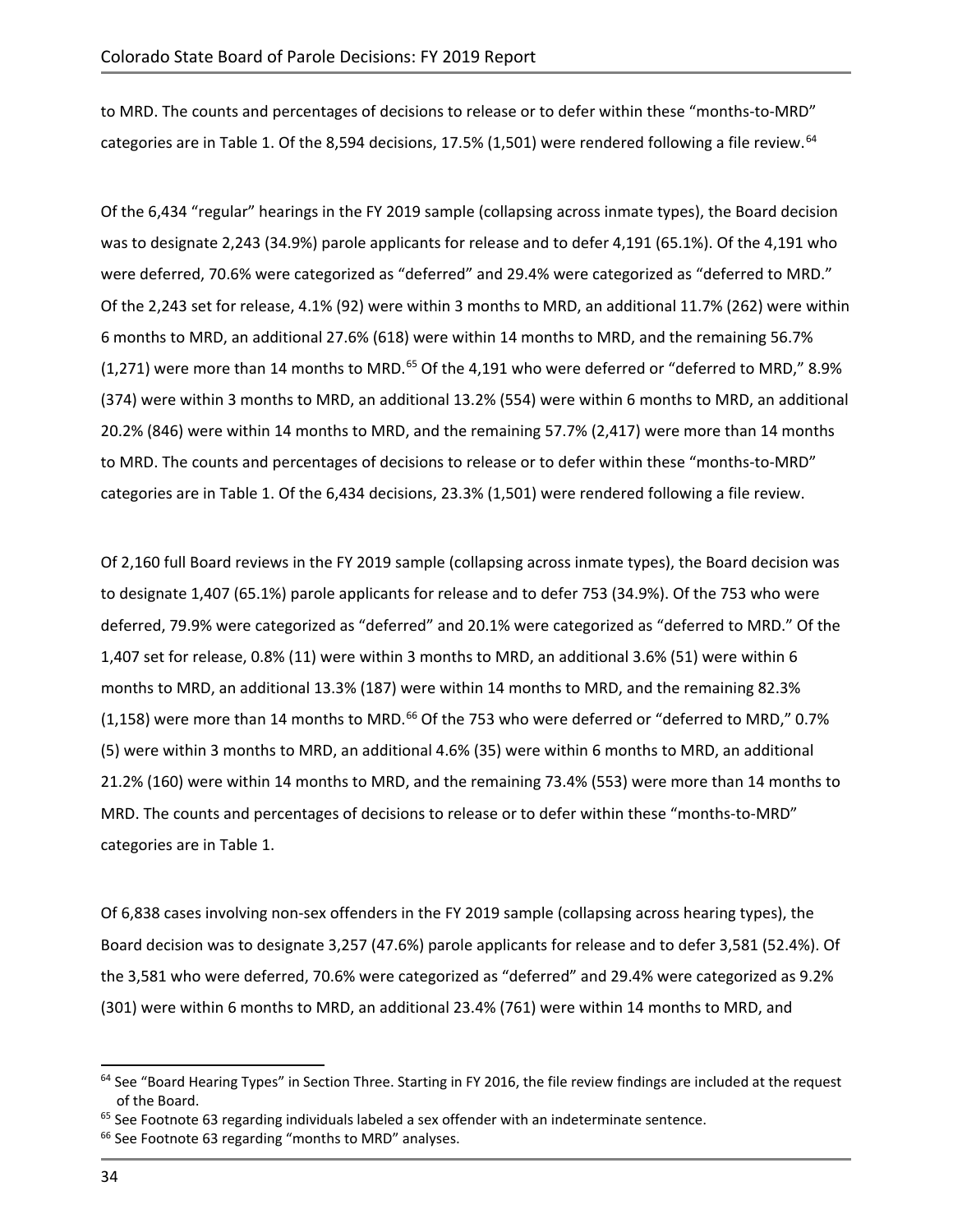to MRD. The counts and percentages of decisions to release or to defer within these "months-to-MRD" categories are in Table 1. Of the 8,594 decisions, 17.5% (1,501) were rendered following a file review.[64]

Of the 6,434 "regular" hearings in the FY 2019 sample (collapsing across inmate types), the Board decision was to designate 2,243 (34.9%) parole applicants for release and to defer 4,191 (65.1%). Of the 4,191 who were deferred, 70.6% were categorized as "deferred" and 29.4% were categorized as "deferred to MRD." Of the 2,243 set for release, 4.1% (92) were within 3 months to MRD, an additional 11.7% (262) were within 6 months to MRD, an additional 27.6% (618) were within 14 months to MRD, and the remaining 56.7% (1,271) were more than 14 months to MRD.[65] Of the 4,191 who were deferred or "deferred to MRD," 8.9% (374) were within 3 months to MRD, an additional 13.2% (554) were within 6 months to MRD, an additional 20.2% (846) were within 14 months to MRD, and the remaining 57.7% (2,417) were more than 14 months to MRD. The counts and percentages of decisions to release or to defer within these "months-to-MRD" categories are in Table 1. Of the 6,434 decisions, 23.3% (1,501) were rendered following a file review.

Of 2,160 full Board reviews in the FY 2019 sample (collapsing across inmate types), the Board decision was to designate 1,407 (65.1%) parole applicants for release and to defer 753 (34.9%). Of the 753 who were deferred, 79.9% were categorized as "deferred" and 20.1% were categorized as "deferred to MRD." Of the 1,407 set for release, 0.8% (11) were within 3 months to MRD, an additional 3.6% (51) were within 6 months to MRD, an additional 13.3% (187) were within 14 months to MRD, and the remaining 82.3% (1,158) were more than 14 months to MRD.[66] Of the 753 who were deferred or "deferred to MRD," 0.7% (5) were within 3 months to MRD, an additional 4.6% (35) were within 6 months to MRD, an additional 21.2% (160) were within 14 months to MRD, and the remaining 73.4% (553) were more than 14 months to MRD. The counts and percentages of decisions to release or to defer within these "months-to-MRD" categories are in Table 1.

Of 6,838 cases involving non-sex offenders in the FY 2019 sample (collapsing across hearing types), the Board decision was to designate 3,257 (47.6%) parole applicants for release and to defer 3,581 (52.4%). Of the 3,581 who were deferred, 70.6% were categorized as "deferred" and 29.4% were categorized as 9.2% (301) were within 6 months to MRD, an additional 23.4% (761) were within 14 months to MRD, and

---

[64] See "Board Hearing Types" in Section Three. Starting in FY 2016, the file review findings are included at the request of the Board.

[65] See Footnote 63 regarding individuals labeled a sex offender with an indeterminate sentence.

[66] See Footnote 63 regarding "months to MRD" analyses.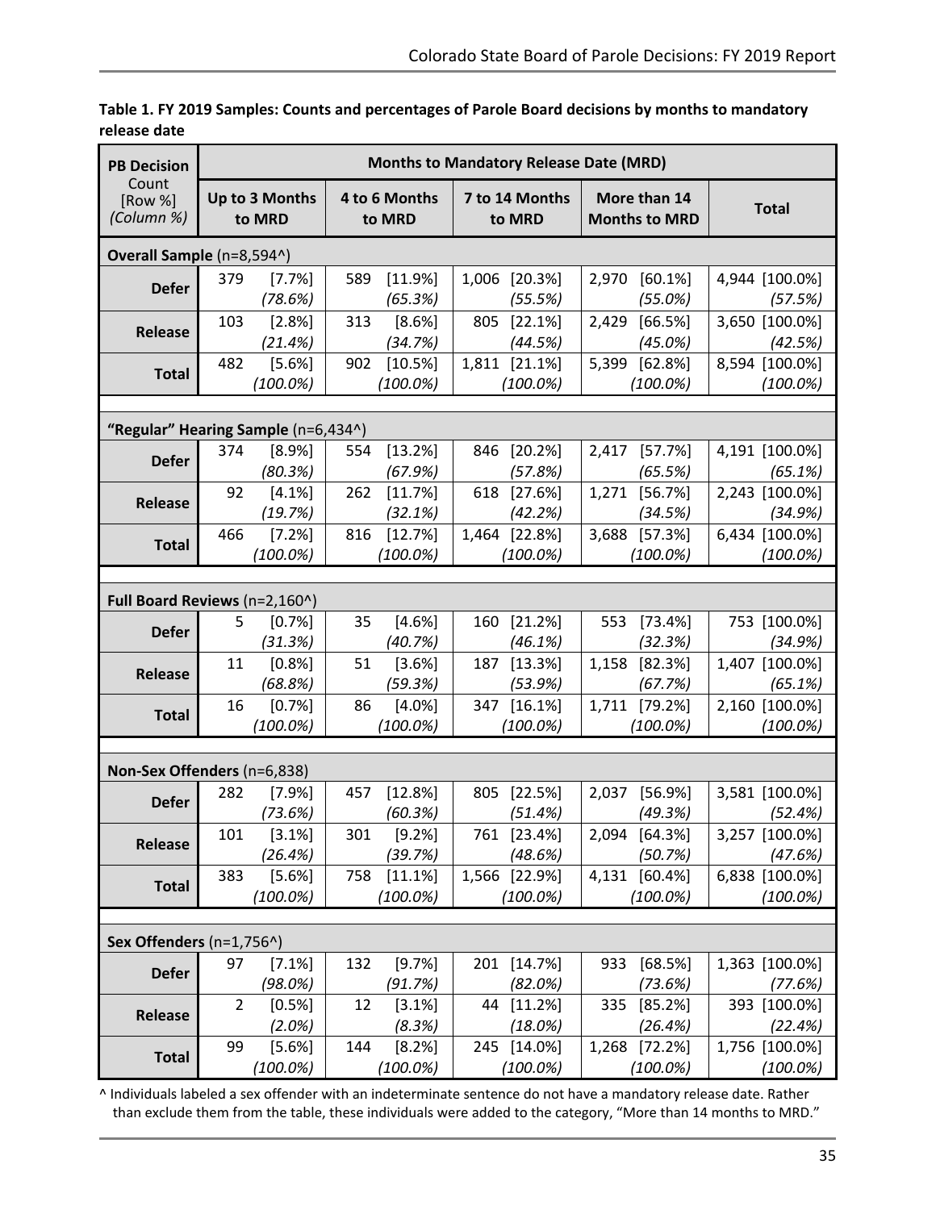**Table 1. FY 2019 Samples: Counts and percentages of Parole Board decisions by months to mandatory release date**

| PB Decision Count [Row %] *(Column %)* | Months to Mandatory Release Date (MRD) | | | | |
|---|---|---|---|---|---|
| | Up to 3 Months to MRD | 4 to 6 Months to MRD | 7 to 14 Months to MRD | More than 14 Months to MRD | Total |
| **Overall Sample** (n=8,594^) | | | | | |
| **Defer** | 379 [7.7%] *(78.6%)* | 589 [11.9%] *(65.3%)* | 1,006 [20.3%] *(55.5%)* | 2,970 [60.1%] *(55.0%)* | 4,944 [100.0%] *(57.5%)* |
| **Release** | 103 [2.8%] *(21.4%)* | 313 [8.6%] *(34.7%)* | 805 [22.1%] *(44.5%)* | 2,429 [66.5%] *(45.0%)* | 3,650 [100.0%] *(42.5%)* |
| **Total** | 482 [5.6%] *(100.0%)* | 902 [10.5%] *(100.0%)* | 1,811 [21.1%] *(100.0%)* | 5,399 [62.8%] *(100.0%)* | 8,594 [100.0%] *(100.0%)* |
| **"Regular" Hearing Sample** (n=6,434^) | | | | | |
| **Defer** | 374 [8.9%] *(80.3%)* | 554 [13.2%] *(67.9%)* | 846 [20.2%] *(57.8%)* | 2,417 [57.7%] *(65.5%)* | 4,191 [100.0%] *(65.1%)* |
| **Release** | 92 [4.1%] *(19.7%)* | 262 [11.7%] *(32.1%)* | 618 [27.6%] *(42.2%)* | 1,271 [56.7%] *(34.5%)* | 2,243 [100.0%] *(34.9%)* |
| **Total** | 466 [7.2%] *(100.0%)* | 816 [12.7%] *(100.0%)* | 1,464 [22.8%] *(100.0%)* | 3,688 [57.3%] *(100.0%)* | 6,434 [100.0%] *(100.0%)* |
| **Full Board Reviews** (n=2,160^) | | | | | |
| **Defer** | 5 [0.7%] *(31.3%)* | 35 [4.6%] *(40.7%)* | 160 [21.2%] *(46.1%)* | 553 [73.4%] *(32.3%)* | 753 [100.0%] *(34.9%)* |
| **Release** | 11 [0.8%] *(68.8%)* | 51 [3.6%] *(59.3%)* | 187 [13.3%] *(53.9%)* | 1,158 [82.3%] *(67.7%)* | 1,407 [100.0%] *(65.1%)* |
| **Total** | 16 [0.7%] *(100.0%)* | 86 [4.0%] *(100.0%)* | 347 [16.1%] *(100.0%)* | 1,711 [79.2%] *(100.0%)* | 2,160 [100.0%] *(100.0%)* |
| **Non-Sex Offenders** (n=6,838) | | | | | |
| **Defer** | 282 [7.9%] *(73.6%)* | 457 [12.8%] *(60.3%)* | 805 [22.5%] *(51.4%)* | 2,037 [56.9%] *(49.3%)* | 3,581 [100.0%] *(52.4%)* |
| **Release** | 101 [3.1%] *(26.4%)* | 301 [9.2%] *(39.7%)* | 761 [23.4%] *(48.6%)* | 2,094 [64.3%] *(50.7%)* | 3,257 [100.0%] *(47.6%)* |
| **Total** | 383 [5.6%] *(100.0%)* | 758 [11.1%] *(100.0%)* | 1,566 [22.9%] *(100.0%)* | 4,131 [60.4%] *(100.0%)* | 6,838 [100.0%] *(100.0%)* |
| **Sex Offenders** (n=1,756^) | | | | | |
| **Defer** | 97 [7.1%] *(98.0%)* | 132 [9.7%] *(91.7%)* | 201 [14.7%] *(82.0%)* | 933 [68.5%] *(73.6%)* | 1,363 [100.0%] *(77.6%)* |
| **Release** | 2 [0.5%] *(2.0%)* | 12 [3.1%] *(8.3%)* | 44 [11.2%] *(18.0%)* | 335 [85.2%] *(26.4%)* | 393 [100.0%] *(22.4%)* |
| **Total** | 99 [5.6%] *(100.0%)* | 144 [8.2%] *(100.0%)* | 245 [14.0%] *(100.0%)* | 1,268 [72.2%] *(100.0%)* | 1,756 [100.0%] *(100.0%)* |

^ Individuals labeled a sex offender with an indeterminate sentence do not have a mandatory release date. Rather than exclude them from the table, these individuals were added to the category, "More than 14 months to MRD."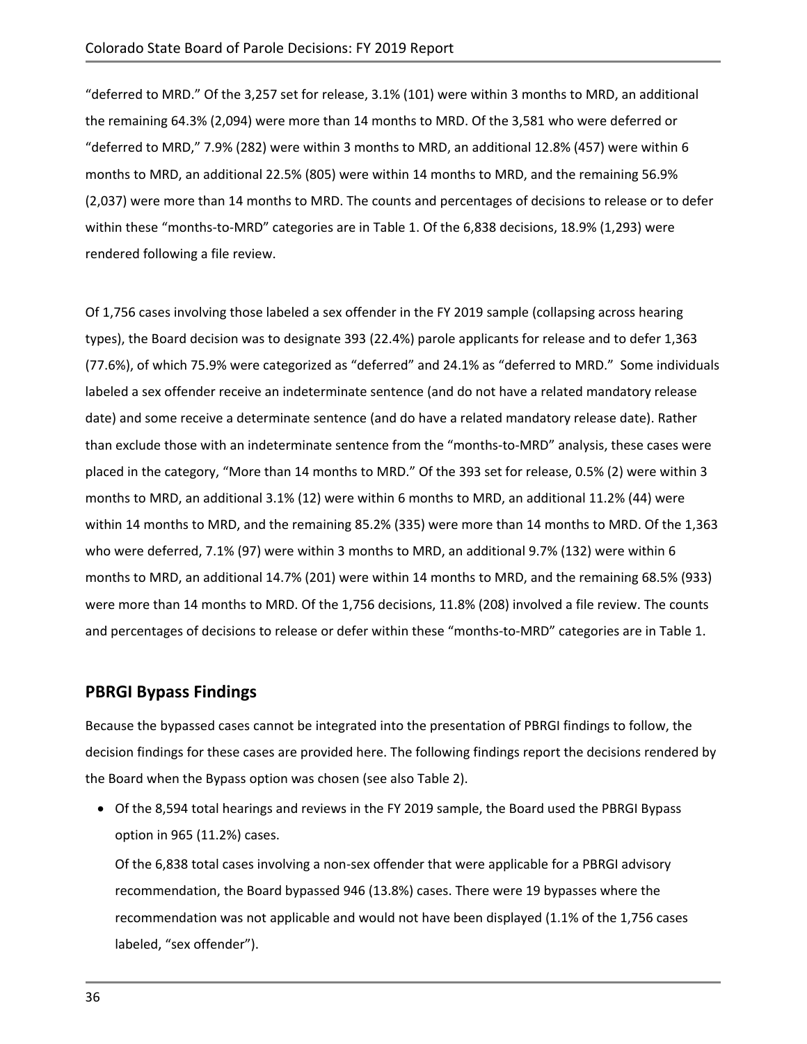"deferred to MRD." Of the 3,257 set for release, 3.1% (101) were within 3 months to MRD, an additional the remaining 64.3% (2,094) were more than 14 months to MRD. Of the 3,581 who were deferred or "deferred to MRD," 7.9% (282) were within 3 months to MRD, an additional 12.8% (457) were within 6 months to MRD, an additional 22.5% (805) were within 14 months to MRD, and the remaining 56.9% (2,037) were more than 14 months to MRD. The counts and percentages of decisions to release or to defer within these "months-to-MRD" categories are in Table 1. Of the 6,838 decisions, 18.9% (1,293) were rendered following a file review.

Of 1,756 cases involving those labeled a sex offender in the FY 2019 sample (collapsing across hearing types), the Board decision was to designate 393 (22.4%) parole applicants for release and to defer 1,363 (77.6%), of which 75.9% were categorized as "deferred" and 24.1% as "deferred to MRD." Some individuals labeled a sex offender receive an indeterminate sentence (and do not have a related mandatory release date) and some receive a determinate sentence (and do have a related mandatory release date). Rather than exclude those with an indeterminate sentence from the "months-to-MRD" analysis, these cases were placed in the category, "More than 14 months to MRD." Of the 393 set for release, 0.5% (2) were within 3 months to MRD, an additional 3.1% (12) were within 6 months to MRD, an additional 11.2% (44) were within 14 months to MRD, and the remaining 85.2% (335) were more than 14 months to MRD. Of the 1,363 who were deferred, 7.1% (97) were within 3 months to MRD, an additional 9.7% (132) were within 6 months to MRD, an additional 14.7% (201) were within 14 months to MRD, and the remaining 68.5% (933) were more than 14 months to MRD. Of the 1,756 decisions, 11.8% (208) involved a file review. The counts and percentages of decisions to release or defer within these "months-to-MRD" categories are in Table 1.

## PBRGI Bypass Findings

Because the bypassed cases cannot be integrated into the presentation of PBRGI findings to follow, the decision findings for these cases are provided here. The following findings report the decisions rendered by the Board when the Bypass option was chosen (see also Table 2).

- Of the 8,594 total hearings and reviews in the FY 2019 sample, the Board used the PBRGI Bypass option in 965 (11.2%) cases.

  Of the 6,838 total cases involving a non-sex offender that were applicable for a PBRGI advisory recommendation, the Board bypassed 946 (13.8%) cases. There were 19 bypasses where the recommendation was not applicable and would not have been displayed (1.1% of the 1,756 cases labeled, "sex offender").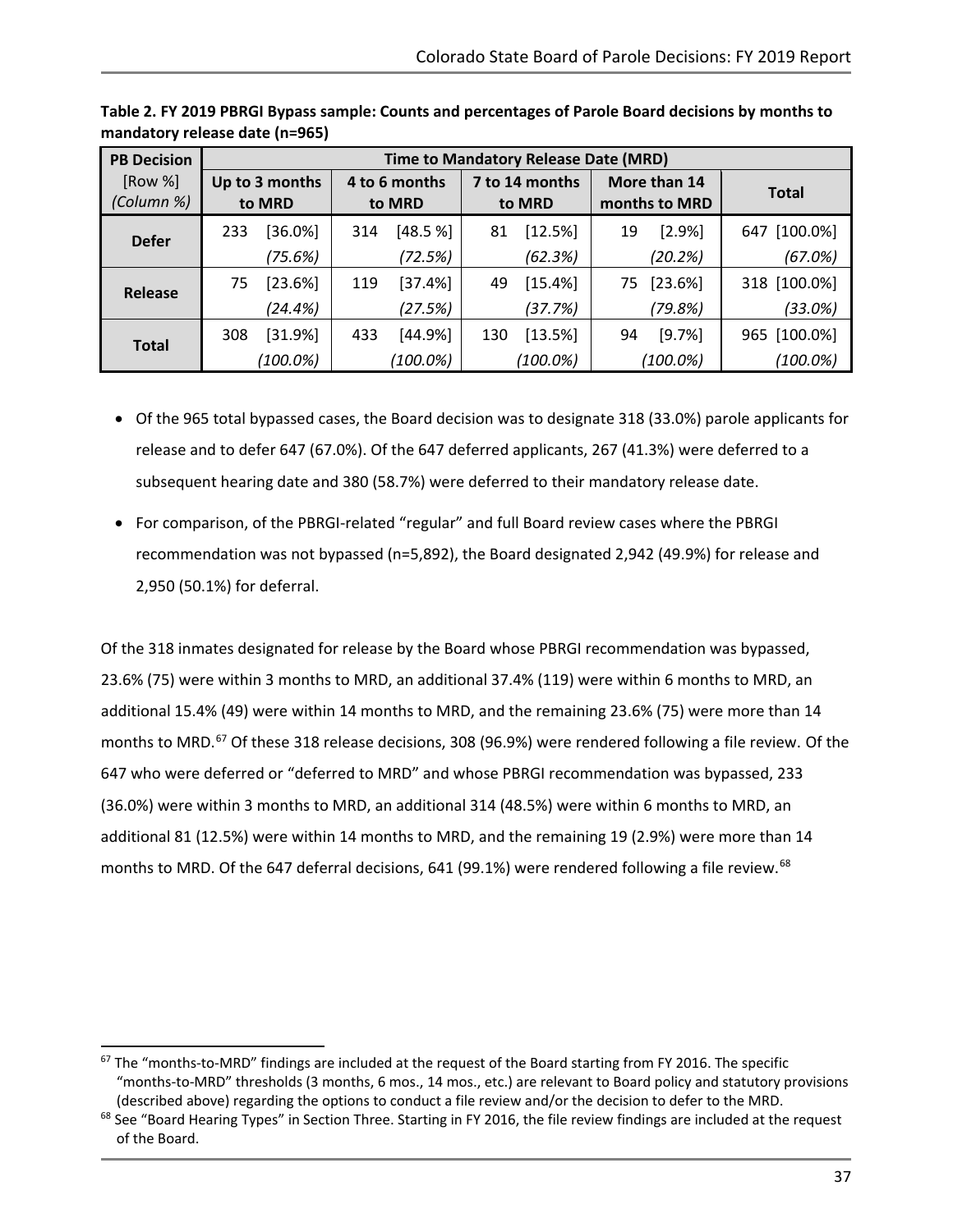**Table 2. FY 2019 PBRGI Bypass sample: Counts and percentages of Parole Board decisions by months to mandatory release date (n=965)**

| PB Decision [Row %] *(Column %)* | Time to Mandatory Release Date (MRD) | | | | |
|---|---|---|---|---|---|
| | Up to 3 months to MRD | 4 to 6 months to MRD | 7 to 14 months to MRD | More than 14 months to MRD | Total |
| **Defer** | 233 [36.0%] *(75.6%)* | 314 [48.5 %] *(72.5%)* | 81 [12.5%] *(62.3%)* | 19 [2.9%] *(20.2%)* | 647 [100.0%] *(67.0%)* |
| **Release** | 75 [23.6%] *(24.4%)* | 119 [37.4%] *(27.5%)* | 49 [15.4%] *(37.7%)* | 75 [23.6%] *(79.8%)* | 318 [100.0%] *(33.0%)* |
| **Total** | 308 [31.9%] *(100.0%)* | 433 [44.9%] *(100.0%)* | 130 [13.5%] *(100.0%)* | 94 [9.7%] *(100.0%)* | 965 [100.0%] *(100.0%)* |

- Of the 965 total bypassed cases, the Board decision was to designate 318 (33.0%) parole applicants for release and to defer 647 (67.0%). Of the 647 deferred applicants, 267 (41.3%) were deferred to a subsequent hearing date and 380 (58.7%) were deferred to their mandatory release date.
- For comparison, of the PBRGI-related "regular" and full Board review cases where the PBRGI recommendation was not bypassed (n=5,892), the Board designated 2,942 (49.9%) for release and 2,950 (50.1%) for deferral.

Of the 318 inmates designated for release by the Board whose PBRGI recommendation was bypassed, 23.6% (75) were within 3 months to MRD, an additional 37.4% (119) were within 6 months to MRD, an additional 15.4% (49) were within 14 months to MRD, and the remaining 23.6% (75) were more than 14 months to MRD.[67] Of these 318 release decisions, 308 (96.9%) were rendered following a file review. Of the 647 who were deferred or "deferred to MRD" and whose PBRGI recommendation was bypassed, 233 (36.0%) were within 3 months to MRD, an additional 314 (48.5%) were within 6 months to MRD, an additional 81 (12.5%) were within 14 months to MRD, and the remaining 19 (2.9%) were more than 14 months to MRD. Of the 647 deferral decisions, 641 (99.1%) were rendered following a file review.[68]

---

[67] The "months-to-MRD" findings are included at the request of the Board starting from FY 2016. The specific "months-to-MRD" thresholds (3 months, 6 mos., 14 mos., etc.) are relevant to Board policy and statutory provisions (described above) regarding the options to conduct a file review and/or the decision to defer to the MRD.

[68] See "Board Hearing Types" in Section Three. Starting in FY 2016, the file review findings are included at the request of the Board.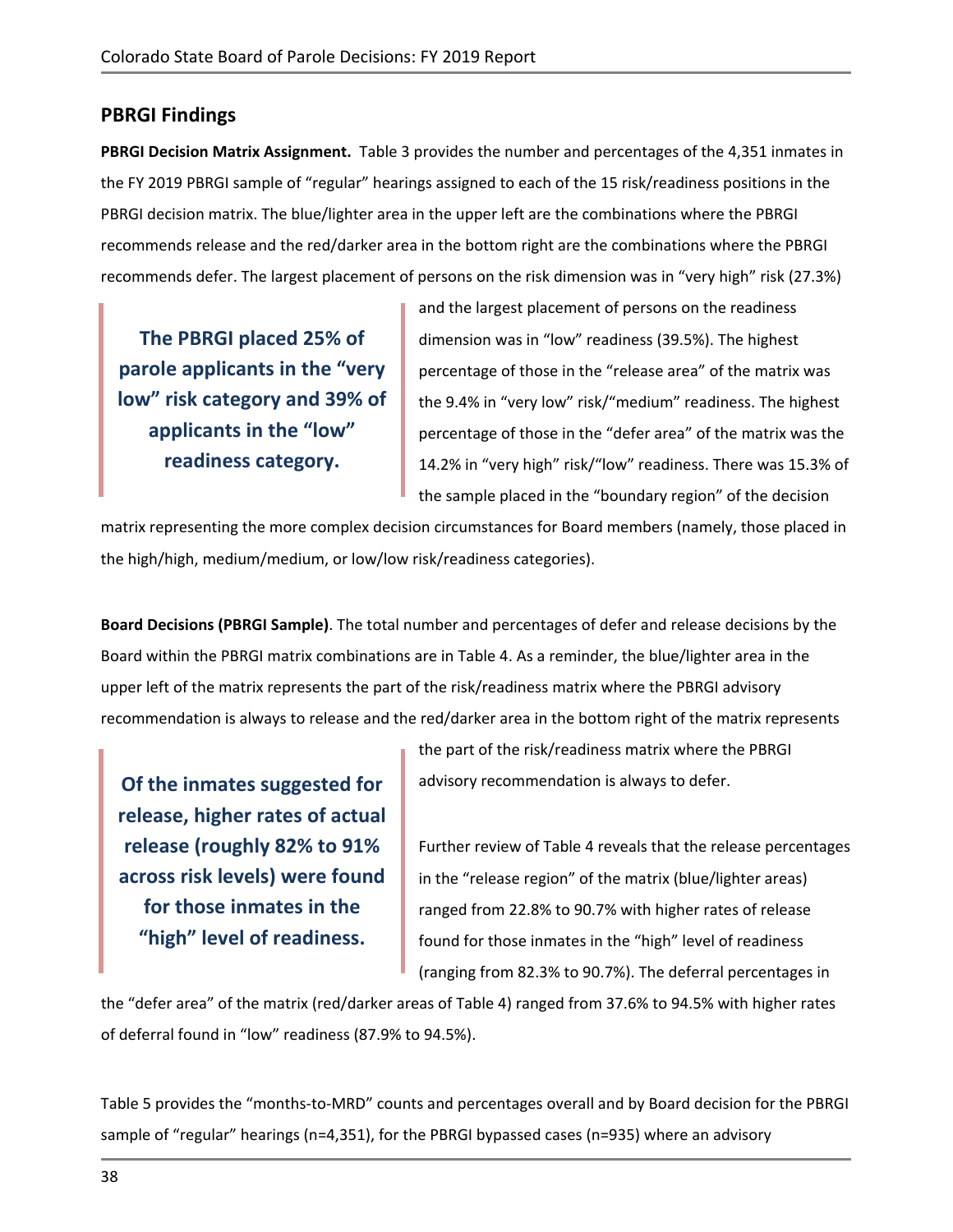## PBRGI Findings

**PBRGI Decision Matrix Assignment.** Table 3 provides the number and percentages of the 4,351 inmates in the FY 2019 PBRGI sample of "regular" hearings assigned to each of the 15 risk/readiness positions in the PBRGI decision matrix. The blue/lighter area in the upper left are the combinations where the PBRGI recommends release and the red/darker area in the bottom right are the combinations where the PBRGI recommends defer. The largest placement of persons on the risk dimension was in "very high" risk (27.3%) and the largest placement of persons on the readiness dimension was in "low" readiness (39.5%). The highest percentage of those in the "release area" of the matrix was the 9.4% in "very low" risk/"medium" readiness. The highest percentage of those in the "defer area" of the matrix was the 14.2% in "very high" risk/"low" readiness. There was 15.3% of the sample placed in the "boundary region" of the decision matrix representing the more complex decision circumstances for Board members (namely, those placed in the high/high, medium/medium, or low/low risk/readiness categories).

> **The PBRGI placed 25% of parole applicants in the "very low" risk category and 39% of applicants in the "low" readiness category.**

**Board Decisions (PBRGI Sample)**. The total number and percentages of defer and release decisions by the Board within the PBRGI matrix combinations are in Table 4. As a reminder, the blue/lighter area in the upper left of the matrix represents the part of the risk/readiness matrix where the PBRGI advisory recommendation is always to release and the red/darker area in the bottom right of the matrix represents the part of the risk/readiness matrix where the PBRGI advisory recommendation is always to defer.

> **Of the inmates suggested for release, higher rates of actual release (roughly 82% to 91% across risk levels) were found for those inmates in the "high" level of readiness.**

Further review of Table 4 reveals that the release percentages in the "release region" of the matrix (blue/lighter areas) ranged from 22.8% to 90.7% with higher rates of release found for those inmates in the "high" level of readiness (ranging from 82.3% to 90.7%). The deferral percentages in the "defer area" of the matrix (red/darker areas of Table 4) ranged from 37.6% to 94.5% with higher rates of deferral found in "low" readiness (87.9% to 94.5%).

Table 5 provides the "months-to-MRD" counts and percentages overall and by Board decision for the PBRGI sample of "regular" hearings (n=4,351), for the PBRGI bypassed cases (n=935) where an advisory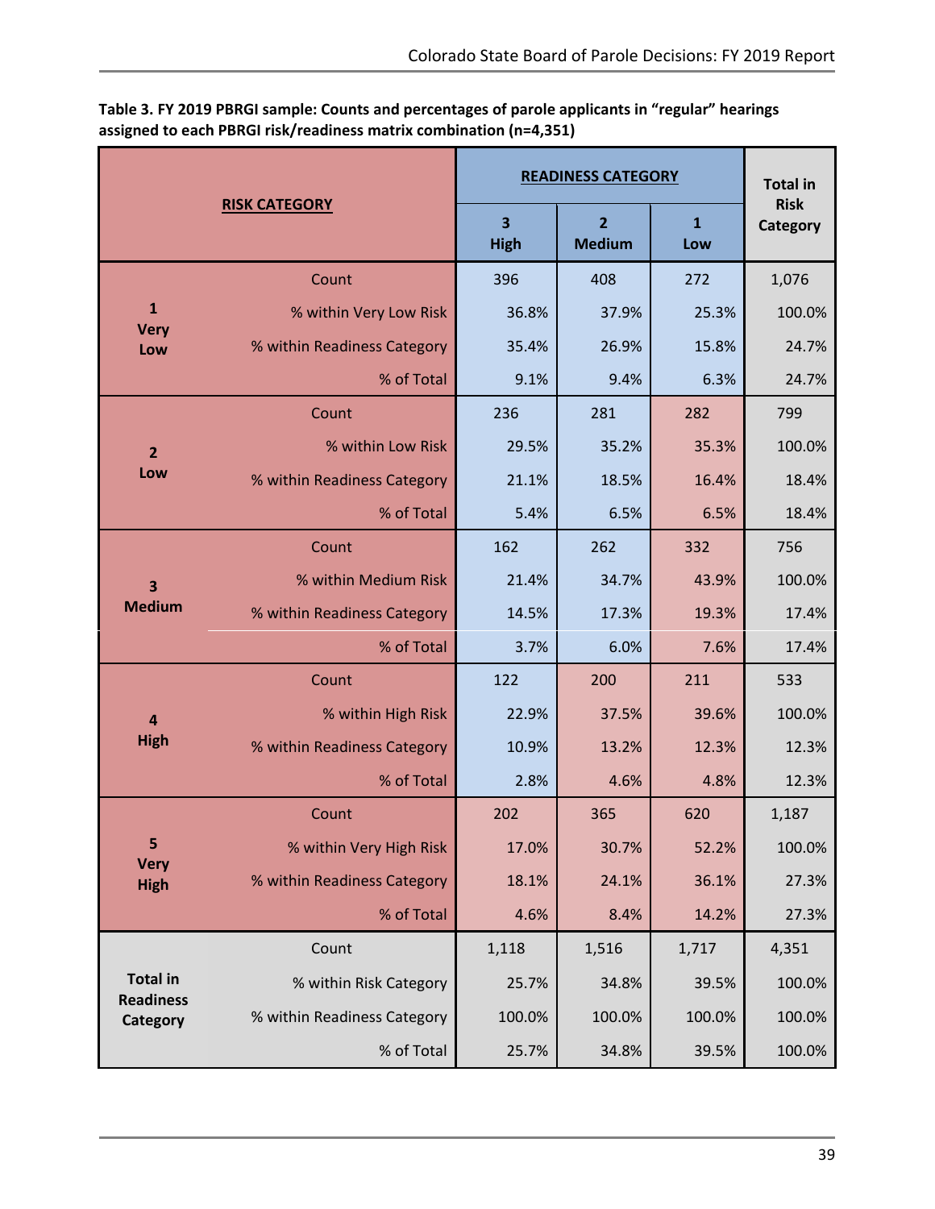**Table 3. FY 2019 PBRGI sample: Counts and percentages of parole applicants in "regular" hearings assigned to each PBRGI risk/readiness matrix combination (n=4,351)**

| RISK CATEGORY | | READINESS CATEGORY | | | Total in Risk Category |
|---|---|---|---|---|---|
| | | 3 High | 2 Medium | 1 Low | |
| 1 Very Low | Count | 396 | 408 | 272 | 1,076 |
| | % within Very Low Risk | 36.8% | 37.9% | 25.3% | 100.0% |
| | % within Readiness Category | 35.4% | 26.9% | 15.8% | 24.7% |
| | % of Total | 9.1% | 9.4% | 6.3% | 24.7% |
| 2 Low | Count | 236 | 281 | 282 | 799 |
| | % within Low Risk | 29.5% | 35.2% | 35.3% | 100.0% |
| | % within Readiness Category | 21.1% | 18.5% | 16.4% | 18.4% |
| | % of Total | 5.4% | 6.5% | 6.5% | 18.4% |
| 3 Medium | Count | 162 | 262 | 332 | 756 |
| | % within Medium Risk | 21.4% | 34.7% | 43.9% | 100.0% |
| | % within Readiness Category | 14.5% | 17.3% | 19.3% | 17.4% |
| | % of Total | 3.7% | 6.0% | 7.6% | 17.4% |
| 4 High | Count | 122 | 200 | 211 | 533 |
| | % within High Risk | 22.9% | 37.5% | 39.6% | 100.0% |
| | % within Readiness Category | 10.9% | 13.2% | 12.3% | 12.3% |
| | % of Total | 2.8% | 4.6% | 4.8% | 12.3% |
| 5 Very High | Count | 202 | 365 | 620 | 1,187 |
| | % within Very High Risk | 17.0% | 30.7% | 52.2% | 100.0% |
| | % within Readiness Category | 18.1% | 24.1% | 36.1% | 27.3% |
| | % of Total | 4.6% | 8.4% | 14.2% | 27.3% |
| Total in Readiness Category | Count | 1,118 | 1,516 | 1,717 | 4,351 |
| | % within Risk Category | 25.7% | 34.8% | 39.5% | 100.0% |
| | % within Readiness Category | 100.0% | 100.0% | 100.0% | 100.0% |
| | % of Total | 25.7% | 34.8% | 39.5% | 100.0% |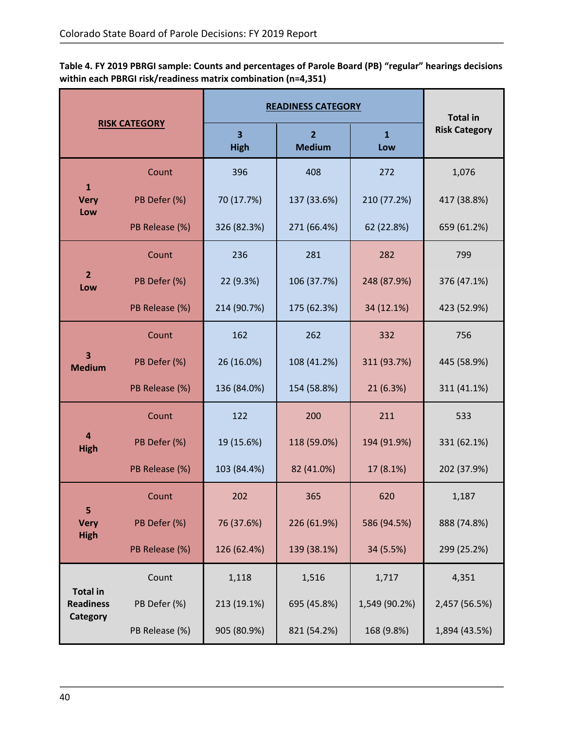**Table 4. FY 2019 PBRGI sample: Counts and percentages of Parole Board (PB) "regular" hearings decisions within each PBRGI risk/readiness matrix combination (n=4,351)**

| RISK CATEGORY | | READINESS CATEGORY | | | Total in Risk Category |
|---|---|---|---|---|---|
| | | 3 High | 2 Medium | 1 Low | |
| 1 Very Low | Count | 396 | 408 | 272 | 1,076 |
| | PB Defer (%) | 70 (17.7%) | 137 (33.6%) | 210 (77.2%) | 417 (38.8%) |
| | PB Release (%) | 326 (82.3%) | 271 (66.4%) | 62 (22.8%) | 659 (61.2%) |
| 2 Low | Count | 236 | 281 | 282 | 799 |
| | PB Defer (%) | 22 (9.3%) | 106 (37.7%) | 248 (87.9%) | 376 (47.1%) |
| | PB Release (%) | 214 (90.7%) | 175 (62.3%) | 34 (12.1%) | 423 (52.9%) |
| 3 Medium | Count | 162 | 262 | 332 | 756 |
| | PB Defer (%) | 26 (16.0%) | 108 (41.2%) | 311 (93.7%) | 445 (58.9%) |
| | PB Release (%) | 136 (84.0%) | 154 (58.8%) | 21 (6.3%) | 311 (41.1%) |
| 4 High | Count | 122 | 200 | 211 | 533 |
| | PB Defer (%) | 19 (15.6%) | 118 (59.0%) | 194 (91.9%) | 331 (62.1%) |
| | PB Release (%) | 103 (84.4%) | 82 (41.0%) | 17 (8.1%) | 202 (37.9%) |
| 5 Very High | Count | 202 | 365 | 620 | 1,187 |
| | PB Defer (%) | 76 (37.6%) | 226 (61.9%) | 586 (94.5%) | 888 (74.8%) |
| | PB Release (%) | 126 (62.4%) | 139 (38.1%) | 34 (5.5%) | 299 (25.2%) |
| Total in Readiness Category | Count | 1,118 | 1,516 | 1,717 | 4,351 |
| | PB Defer (%) | 213 (19.1%) | 695 (45.8%) | 1,549 (90.2%) | 2,457 (56.5%) |
| | PB Release (%) | 905 (80.9%) | 821 (54.2%) | 168 (9.8%) | 1,894 (43.5%) |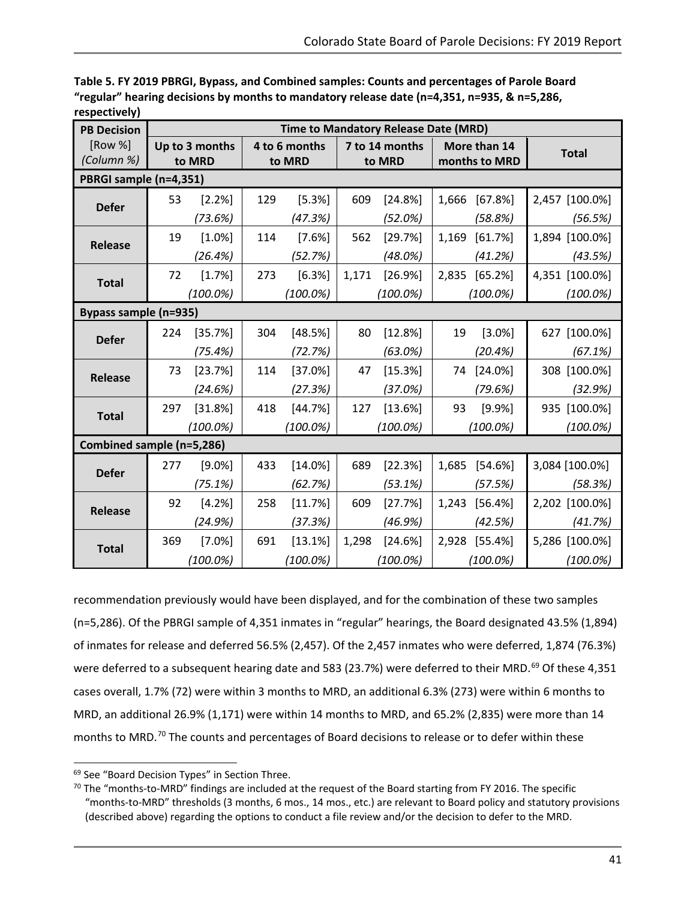**Table 5. FY 2019 PBRGI, Bypass, and Combined samples: Counts and percentages of Parole Board "regular" hearing decisions by months to mandatory release date (n=4,351, n=935, & n=5,286, respectively)**

| PB Decision [Row %] *(Column %)* | Time to Mandatory Release Date (MRD) | | | | |
|---|---|---|---|---|---|
| | **Up to 3 months to MRD** | **4 to 6 months to MRD** | **7 to 14 months to MRD** | **More than 14 months to MRD** | **Total** |
| **PBRGI sample (n=4,351)** | | | | | |
| **Defer** | 53 [2.2%] *(73.6%)* | 129 [5.3%] *(47.3%)* | 609 [24.8%] *(52.0%)* | 1,666 [67.8%] *(58.8%)* | 2,457 [100.0%] *(56.5%)* |
| **Release** | 19 [1.0%] *(26.4%)* | 114 [7.6%] *(52.7%)* | 562 [29.7%] *(48.0%)* | 1,169 [61.7%] *(41.2%)* | 1,894 [100.0%] *(43.5%)* |
| **Total** | 72 [1.7%] *(100.0%)* | 273 [6.3%] *(100.0%)* | 1,171 [26.9%] *(100.0%)* | 2,835 [65.2%] *(100.0%)* | 4,351 [100.0%] *(100.0%)* |
| **Bypass sample (n=935)** | | | | | |
| **Defer** | 224 [35.7%] *(75.4%)* | 304 [48.5%] *(72.7%)* | 80 [12.8%] *(63.0%)* | 19 [3.0%] *(20.4%)* | 627 [100.0%] *(67.1%)* |
| **Release** | 73 [23.7%] *(24.6%)* | 114 [37.0%] *(27.3%)* | 47 [15.3%] *(37.0%)* | 74 [24.0%] *(79.6%)* | 308 [100.0%] *(32.9%)* |
| **Total** | 297 [31.8%] *(100.0%)* | 418 [44.7%] *(100.0%)* | 127 [13.6%] *(100.0%)* | 93 [9.9%] *(100.0%)* | 935 [100.0%] *(100.0%)* |
| **Combined sample (n=5,286)** | | | | | |
| **Defer** | 277 [9.0%] *(75.1%)* | 433 [14.0%] *(62.7%)* | 689 [22.3%] *(53.1%)* | 1,685 [54.6%] *(57.5%)* | 3,084 [100.0%] *(58.3%)* |
| **Release** | 92 [4.2%] *(24.9%)* | 258 [11.7%] *(37.3%)* | 609 [27.7%] *(46.9%)* | 1,243 [56.4%] *(42.5%)* | 2,202 [100.0%] *(41.7%)* |
| **Total** | 369 [7.0%] *(100.0%)* | 691 [13.1%] *(100.0%)* | 1,298 [24.6%] *(100.0%)* | 2,928 [55.4%] *(100.0%)* | 5,286 [100.0%] *(100.0%)* |

recommendation previously would have been displayed, and for the combination of these two samples (n=5,286). Of the PBRGI sample of 4,351 inmates in "regular" hearings, the Board designated 43.5% (1,894) of inmates for release and deferred 56.5% (2,457). Of the 2,457 inmates who were deferred, 1,874 (76.3%) were deferred to a subsequent hearing date and 583 (23.7%) were deferred to their MRD.[69] Of these 4,351 cases overall, 1.7% (72) were within 3 months to MRD, an additional 6.3% (273) were within 6 months to MRD, an additional 26.9% (1,171) were within 14 months to MRD, and 65.2% (2,835) were more than 14 months to MRD.[70] The counts and percentages of Board decisions to release or to defer within these

[69] See "Board Decision Types" in Section Three.

[70] The "months-to-MRD" findings are included at the request of the Board starting from FY 2016. The specific "months-to-MRD" thresholds (3 months, 6 mos., 14 mos., etc.) are relevant to Board policy and statutory provisions (described above) regarding the options to conduct a file review and/or the decision to defer to the MRD.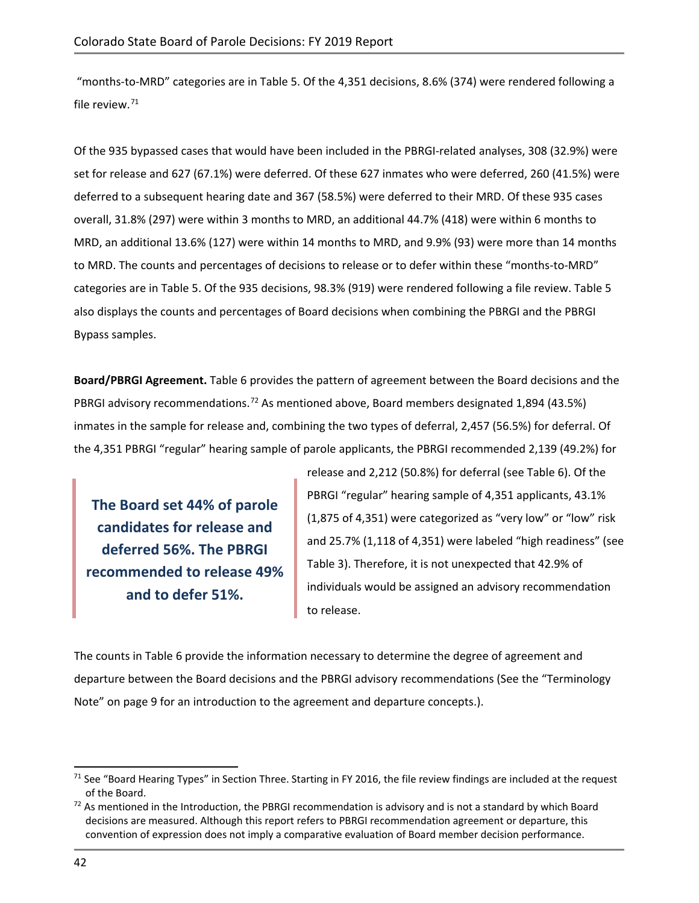"months-to-MRD" categories are in Table 5. Of the 4,351 decisions, 8.6% (374) were rendered following a file review.[71]

Of the 935 bypassed cases that would have been included in the PBRGI-related analyses, 308 (32.9%) were set for release and 627 (67.1%) were deferred. Of these 627 inmates who were deferred, 260 (41.5%) were deferred to a subsequent hearing date and 367 (58.5%) were deferred to their MRD. Of these 935 cases overall, 31.8% (297) were within 3 months to MRD, an additional 44.7% (418) were within 6 months to MRD, an additional 13.6% (127) were within 14 months to MRD, and 9.9% (93) were more than 14 months to MRD. The counts and percentages of decisions to release or to defer within these "months-to-MRD" categories are in Table 5. Of the 935 decisions, 98.3% (919) were rendered following a file review. Table 5 also displays the counts and percentages of Board decisions when combining the PBRGI and the PBRGI Bypass samples.

**Board/PBRGI Agreement.** Table 6 provides the pattern of agreement between the Board decisions and the PBRGI advisory recommendations.[72] As mentioned above, Board members designated 1,894 (43.5%) inmates in the sample for release and, combining the two types of deferral, 2,457 (56.5%) for deferral. Of the 4,351 PBRGI "regular" hearing sample of parole applicants, the PBRGI recommended 2,139 (49.2%) for release and 2,212 (50.8%) for deferral (see Table 6). Of the PBRGI "regular" hearing sample of 4,351 applicants, 43.1% (1,875 of 4,351) were categorized as "very low" or "low" risk and 25.7% (1,118 of 4,351) were labeled "high readiness" (see Table 3). Therefore, it is not unexpected that 42.9% of individuals would be assigned an advisory recommendation to release.

> **The Board set 44% of parole candidates for release and deferred 56%. The PBRGI recommended to release 49% and to defer 51%.**

The counts in Table 6 provide the information necessary to determine the degree of agreement and departure between the Board decisions and the PBRGI advisory recommendations (See the "Terminology Note" on page 9 for an introduction to the agreement and departure concepts.).

---

[71] See "Board Hearing Types" in Section Three. Starting in FY 2016, the file review findings are included at the request of the Board.

[72] As mentioned in the Introduction, the PBRGI recommendation is advisory and is not a standard by which Board decisions are measured. Although this report refers to PBRGI recommendation agreement or departure, this convention of expression does not imply a comparative evaluation of Board member decision performance.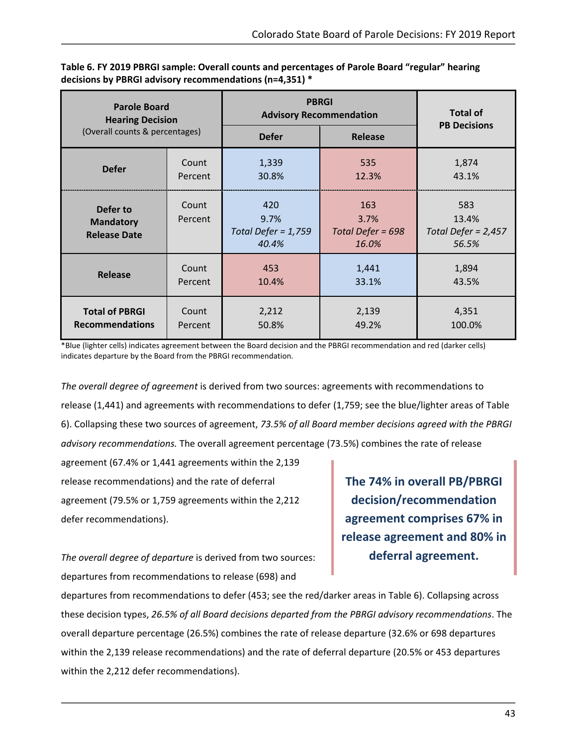**Table 6. FY 2019 PBRGI sample: Overall counts and percentages of Parole Board "regular" hearing decisions by PBRGI advisory recommendations (n=4,351) ***

| Parole Board Hearing Decision (Overall counts & percentages) | | PBRGI Advisory Recommendation | | Total of PB Decisions |
|---|---|---|---|---|
| | | Defer | Release | |
| **Defer** | Count<br>Percent | 1,339<br>30.8% | 535<br>12.3% | 1,874<br>43.1% |
| **Defer to Mandatory Release Date** | Count<br>Percent | 420<br>9.7%<br>*Total Defer = 1,759*<br>*40.4%* | 163<br>3.7%<br>*Total Defer = 698*<br>*16.0%* | 583<br>13.4%<br>*Total Defer = 2,457*<br>*56.5%* |
| **Release** | Count<br>Percent | 453<br>10.4% | 1,441<br>33.1% | 1,894<br>43.5% |
| **Total of PBRGI Recommendations** | Count<br>Percent | 2,212<br>50.8% | 2,139<br>49.2% | 4,351<br>100.0% |

*Blue (lighter cells) indicates agreement between the Board decision and the PBRGI recommendation and red (darker cells) indicates departure by the Board from the PBRGI recommendation.

*The overall degree of agreement* is derived from two sources: agreements with recommendations to release (1,441) and agreements with recommendations to defer (1,759; see the blue/lighter areas of Table 6). Collapsing these two sources of agreement, *73.5% of all Board member decisions agreed with the PBRGI advisory recommendations.* The overall agreement percentage (73.5%) combines the rate of release agreement (67.4% or 1,441 agreements within the 2,139 release recommendations) and the rate of deferral agreement (79.5% or 1,759 agreements within the 2,212 defer recommendations).

**The 74% in overall PB/PBRGI decision/recommendation agreement comprises 67% in release agreement and 80% in deferral agreement.**

*The overall degree of departure* is derived from two sources: departures from recommendations to release (698) and departures from recommendations to defer (453; see the red/darker areas in Table 6). Collapsing across these decision types, *26.5% of all Board decisions departed from the PBRGI advisory recommendations*. The overall departure percentage (26.5%) combines the rate of release departure (32.6% or 698 departures within the 2,139 release recommendations) and the rate of deferral departure (20.5% or 453 departures within the 2,212 defer recommendations).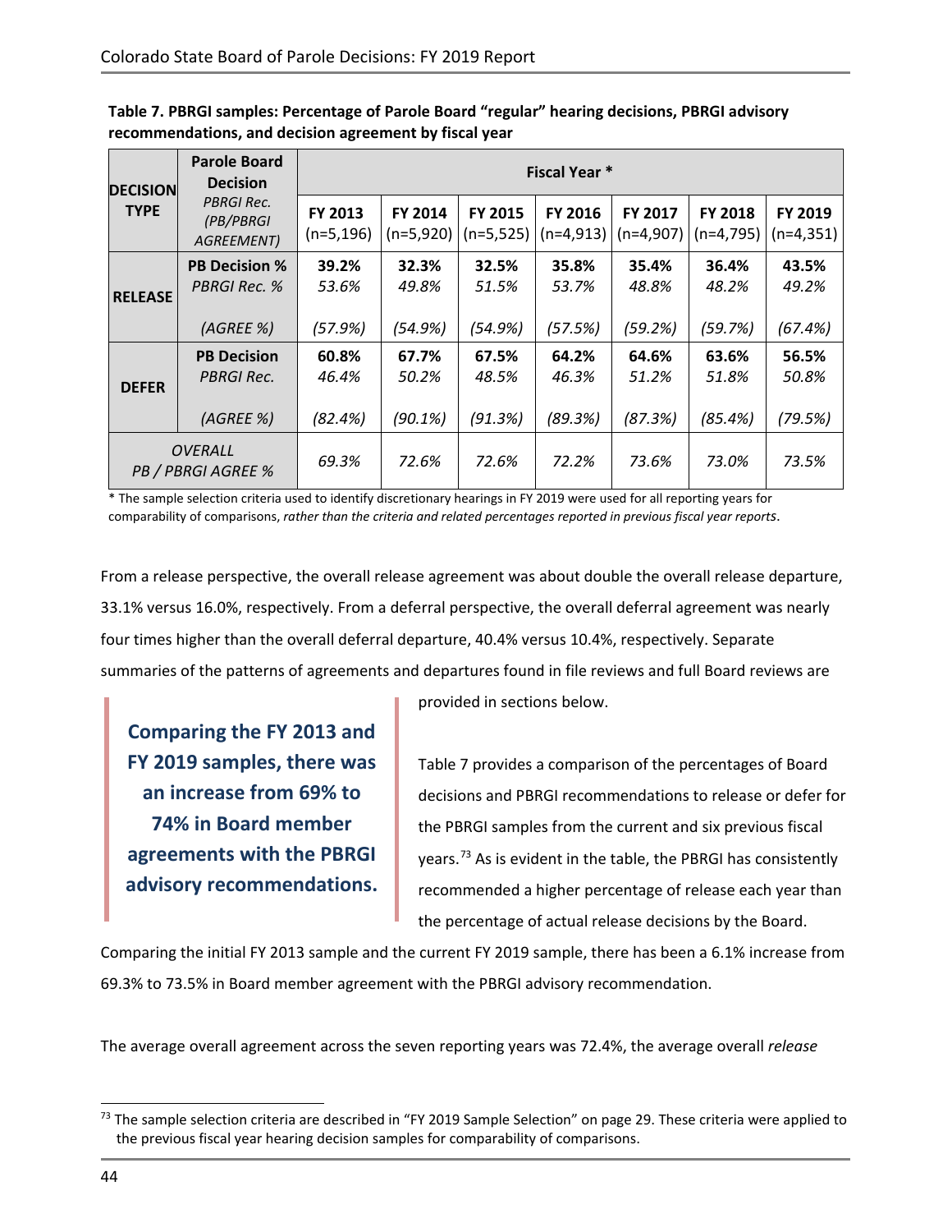**Table 7. PBRGI samples: Percentage of Parole Board "regular" hearing decisions, PBRGI advisory recommendations, and decision agreement by fiscal year**

| DECISION TYPE | Parole Board Decision *PBRGI Rec. (PB/PBRGI AGREEMENT)* | Fiscal Year * | | | | | | |
|---|---|---|---|---|---|---|---|---|
| | | FY 2013 (n=5,196) | FY 2014 (n=5,920) | FY 2015 (n=5,525) | FY 2016 (n=4,913) | FY 2017 (n=4,907) | FY 2018 (n=4,795) | FY 2019 (n=4,351) |
| RELEASE | **PB Decision %** | **39.2%** | **32.3%** | **32.5%** | **35.8%** | **35.4%** | **36.4%** | **43.5%** |
| | *PBRGI Rec. %* | *53.6%* | *49.8%* | *51.5%* | *53.7%* | *48.8%* | *48.2%* | *49.2%* |
| | *(AGREE %)* | *(57.9%)* | *(54.9%)* | *(54.9%)* | *(57.5%)* | *(59.2%)* | *(59.7%)* | *(67.4%)* |
| DEFER | **PB Decision** | **60.8%** | **67.7%** | **67.5%** | **64.2%** | **64.6%** | **63.6%** | **56.5%** |
| | *PBRGI Rec.* | *46.4%* | *50.2%* | *48.5%* | *46.3%* | *51.2%* | *51.8%* | *50.8%* |
| | *(AGREE %)* | *(82.4%)* | *(90.1%)* | *(91.3%)* | *(89.3%)* | *(87.3%)* | *(85.4%)* | *(79.5%)* |
| *OVERALL PB / PBRGI AGREE %* | | *69.3%* | *72.6%* | *72.6%* | *72.2%* | *73.6%* | *73.0%* | *73.5%* |

* The sample selection criteria used to identify discretionary hearings in FY 2019 were used for all reporting years for comparability of comparisons, *rather than the criteria and related percentages reported in previous fiscal year reports*.

From a release perspective, the overall release agreement was about double the overall release departure, 33.1% versus 16.0%, respectively. From a deferral perspective, the overall deferral agreement was nearly four times higher than the overall deferral departure, 40.4% versus 10.4%, respectively. Separate summaries of the patterns of agreements and departures found in file reviews and full Board reviews are provided in sections below.

> **Comparing the FY 2013 and FY 2019 samples, there was an increase from 69% to 74% in Board member agreements with the PBRGI advisory recommendations.**

Table 7 provides a comparison of the percentages of Board decisions and PBRGI recommendations to release or defer for the PBRGI samples from the current and six previous fiscal years.[73] As is evident in the table, the PBRGI has consistently recommended a higher percentage of release each year than the percentage of actual release decisions by the Board. Comparing the initial FY 2013 sample and the current FY 2019 sample, there has been a 6.1% increase from 69.3% to 73.5% in Board member agreement with the PBRGI advisory recommendation.

The average overall agreement across the seven reporting years was 72.4%, the average overall *release*

[73] The sample selection criteria are described in "FY 2019 Sample Selection" on page 29. These criteria were applied to the previous fiscal year hearing decision samples for comparability of comparisons.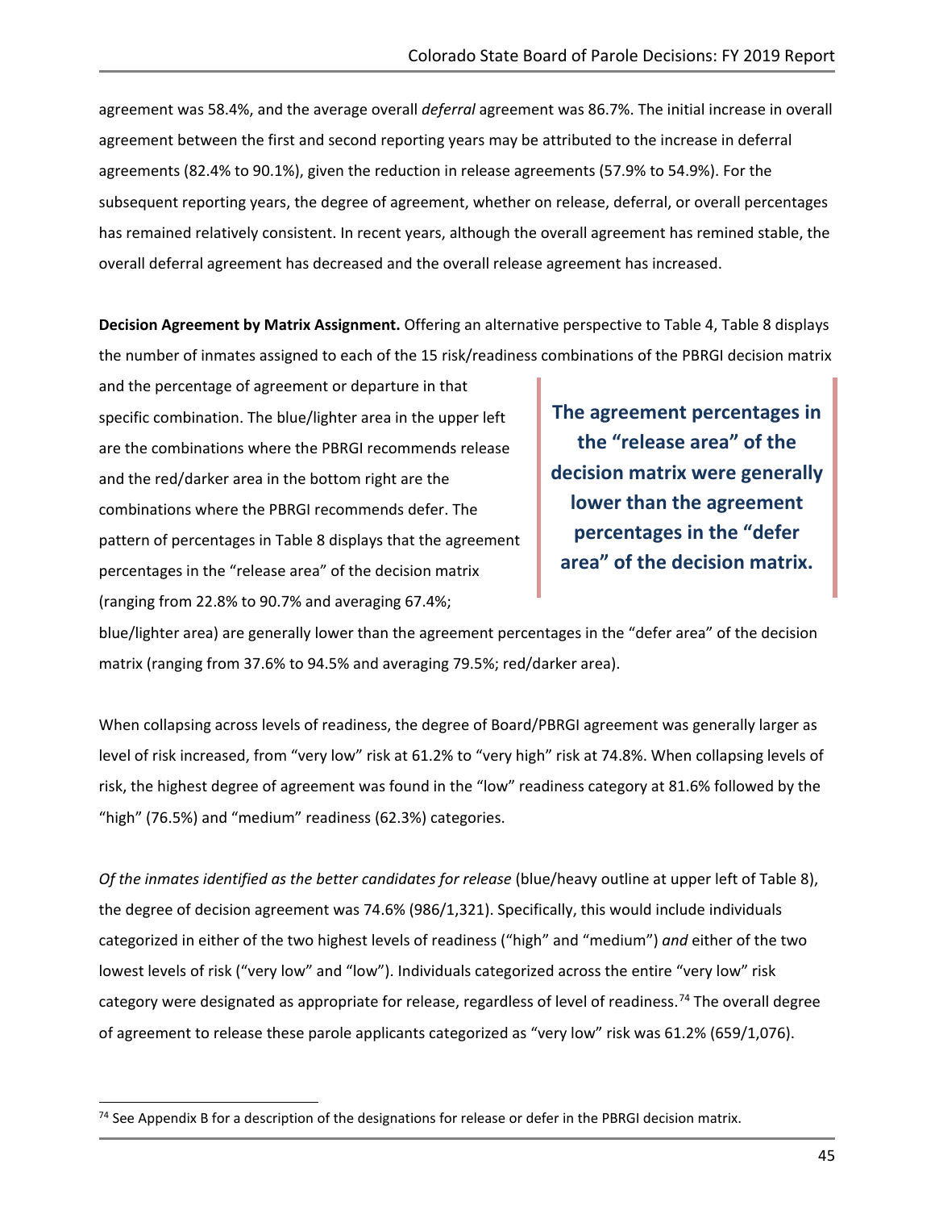agreement was 58.4%, and the average overall *deferral* agreement was 86.7%. The initial increase in overall agreement between the first and second reporting years may be attributed to the increase in deferral agreements (82.4% to 90.1%), given the reduction in release agreements (57.9% to 54.9%). For the subsequent reporting years, the degree of agreement, whether on release, deferral, or overall percentages has remained relatively consistent. In recent years, although the overall agreement has remined stable, the overall deferral agreement has decreased and the overall release agreement has increased.

**Decision Agreement by Matrix Assignment.** Offering an alternative perspective to Table 4, Table 8 displays the number of inmates assigned to each of the 15 risk/readiness combinations of the PBRGI decision matrix and the percentage of agreement or departure in that specific combination. The blue/lighter area in the upper left are the combinations where the PBRGI recommends release and the red/darker area in the bottom right are the combinations where the PBRGI recommends defer. The pattern of percentages in Table 8 displays that the agreement percentages in the "release area" of the decision matrix (ranging from 22.8% to 90.7% and averaging 67.4%; blue/lighter area) are generally lower than the agreement percentages in the "defer area" of the decision matrix (ranging from 37.6% to 94.5% and averaging 79.5%; red/darker area).

> **The agreement percentages in the "release area" of the decision matrix were generally lower than the agreement percentages in the "defer area" of the decision matrix.**

When collapsing across levels of readiness, the degree of Board/PBRGI agreement was generally larger as level of risk increased, from "very low" risk at 61.2% to "very high" risk at 74.8%. When collapsing levels of risk, the highest degree of agreement was found in the "low" readiness category at 81.6% followed by the "high" (76.5%) and "medium" readiness (62.3%) categories.

*Of the inmates identified as the better candidates for release* (blue/heavy outline at upper left of Table 8), the degree of decision agreement was 74.6% (986/1,321). Specifically, this would include individuals categorized in either of the two highest levels of readiness ("high" and "medium") *and* either of the two lowest levels of risk ("very low" and "low"). Individuals categorized across the entire "very low" risk category were designated as appropriate for release, regardless of level of readiness.[74] The overall degree of agreement to release these parole applicants categorized as "very low" risk was 61.2% (659/1,076).

[74] See Appendix B for a description of the designations for release or defer in the PBRGI decision matrix.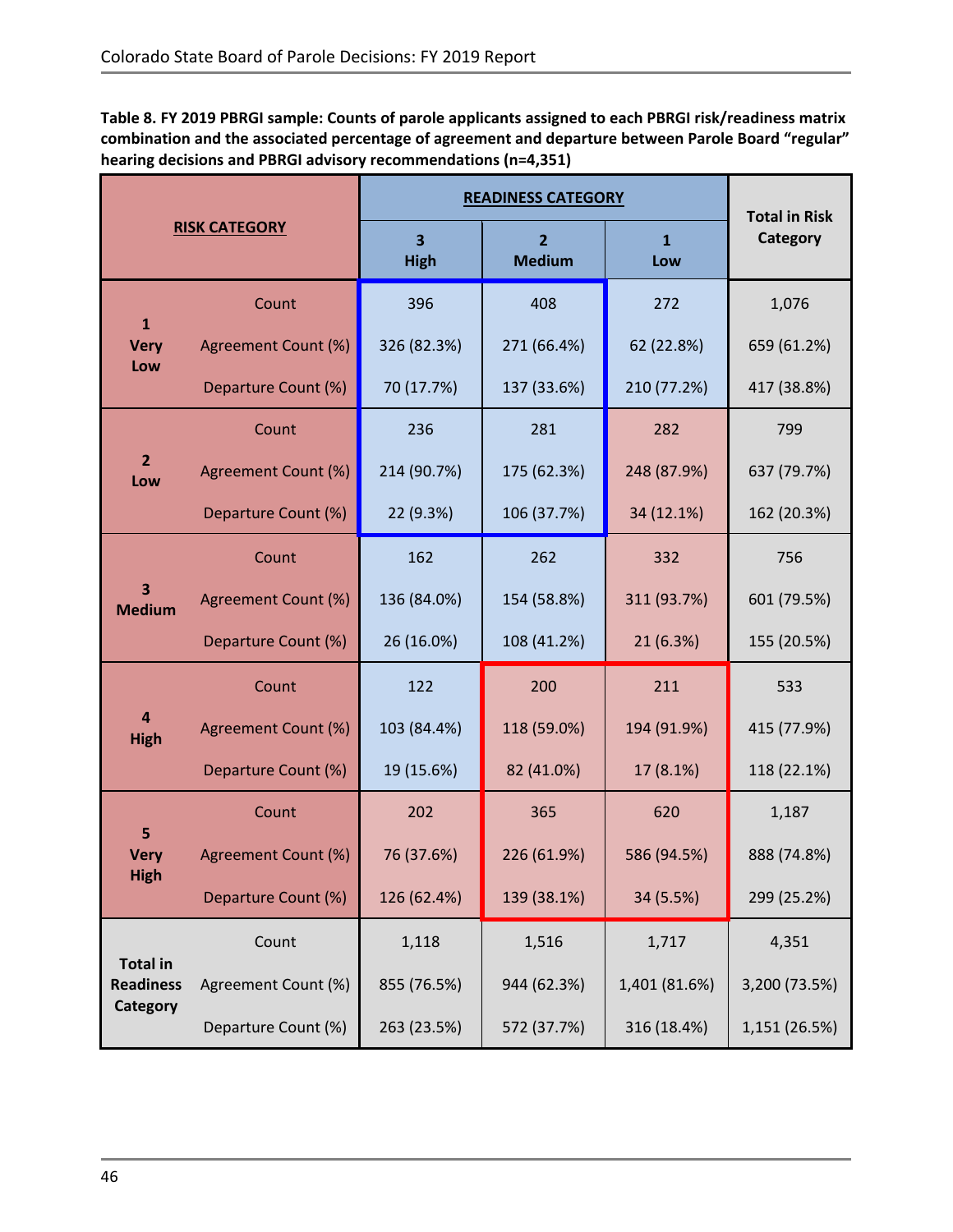**Table 8. FY 2019 PBRGI sample: Counts of parole applicants assigned to each PBRGI risk/readiness matrix combination and the associated percentage of agreement and departure between Parole Board "regular" hearing decisions and PBRGI advisory recommendations (n=4,351)**

| RISK CATEGORY | | READINESS CATEGORY 3 High | READINESS CATEGORY 2 Medium | READINESS CATEGORY 1 Low | Total in Risk Category |
|---|---|---|---|---|---|
| 1 Very Low | Count | 396 | 408 | 272 | 1,076 |
| | Agreement Count (%) | 326 (82.3%) | 271 (66.4%) | 62 (22.8%) | 659 (61.2%) |
| | Departure Count (%) | 70 (17.7%) | 137 (33.6%) | 210 (77.2%) | 417 (38.8%) |
| 2 Low | Count | 236 | 281 | 282 | 799 |
| | Agreement Count (%) | 214 (90.7%) | 175 (62.3%) | 248 (87.9%) | 637 (79.7%) |
| | Departure Count (%) | 22 (9.3%) | 106 (37.7%) | 34 (12.1%) | 162 (20.3%) |
| 3 Medium | Count | 162 | 262 | 332 | 756 |
| | Agreement Count (%) | 136 (84.0%) | 154 (58.8%) | 311 (93.7%) | 601 (79.5%) |
| | Departure Count (%) | 26 (16.0%) | 108 (41.2%) | 21 (6.3%) | 155 (20.5%) |
| 4 High | Count | 122 | 200 | 211 | 533 |
| | Agreement Count (%) | 103 (84.4%) | 118 (59.0%) | 194 (91.9%) | 415 (77.9%) |
| | Departure Count (%) | 19 (15.6%) | 82 (41.0%) | 17 (8.1%) | 118 (22.1%) |
| 5 Very High | Count | 202 | 365 | 620 | 1,187 |
| | Agreement Count (%) | 76 (37.6%) | 226 (61.9%) | 586 (94.5%) | 888 (74.8%) |
| | Departure Count (%) | 126 (62.4%) | 139 (38.1%) | 34 (5.5%) | 299 (25.2%) |
| Total in Readiness Category | Count | 1,118 | 1,516 | 1,717 | 4,351 |
| | Agreement Count (%) | 855 (76.5%) | 944 (62.3%) | 1,401 (81.6%) | 3,200 (73.5%) |
| | Departure Count (%) | 263 (23.5%) | 572 (37.7%) | 316 (18.4%) | 1,151 (26.5%) |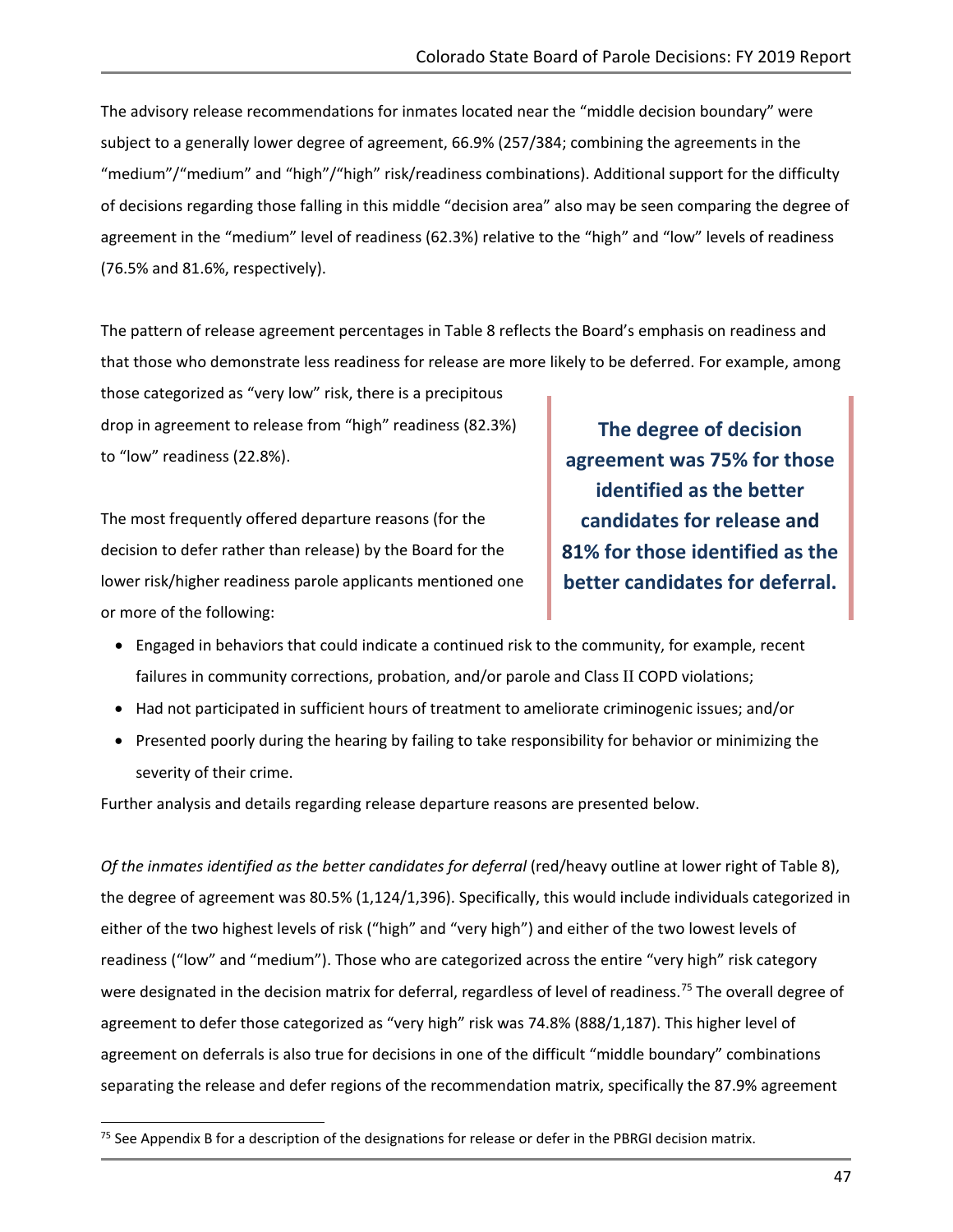The advisory release recommendations for inmates located near the "middle decision boundary" were subject to a generally lower degree of agreement, 66.9% (257/384; combining the agreements in the "medium"/"medium" and "high"/"high" risk/readiness combinations). Additional support for the difficulty of decisions regarding those falling in this middle "decision area" also may be seen comparing the degree of agreement in the "medium" level of readiness (62.3%) relative to the "high" and "low" levels of readiness (76.5% and 81.6%, respectively).

The pattern of release agreement percentages in Table 8 reflects the Board's emphasis on readiness and that those who demonstrate less readiness for release are more likely to be deferred. For example, among those categorized as "very low" risk, there is a precipitous drop in agreement to release from "high" readiness (82.3%) to "low" readiness (22.8%).

> **The degree of decision agreement was 75% for those identified as the better candidates for release and 81% for those identified as the better candidates for deferral.**

The most frequently offered departure reasons (for the decision to defer rather than release) by the Board for the lower risk/higher readiness parole applicants mentioned one or more of the following:

- Engaged in behaviors that could indicate a continued risk to the community, for example, recent failures in community corrections, probation, and/or parole and Class II COPD violations;
- Had not participated in sufficient hours of treatment to ameliorate criminogenic issues; and/or
- Presented poorly during the hearing by failing to take responsibility for behavior or minimizing the severity of their crime.

Further analysis and details regarding release departure reasons are presented below.

*Of the inmates identified as the better candidates for deferral* (red/heavy outline at lower right of Table 8), the degree of agreement was 80.5% (1,124/1,396). Specifically, this would include individuals categorized in either of the two highest levels of risk ("high" and "very high") and either of the two lowest levels of readiness ("low" and "medium"). Those who are categorized across the entire "very high" risk category were designated in the decision matrix for deferral, regardless of level of readiness.[75] The overall degree of agreement to defer those categorized as "very high" risk was 74.8% (888/1,187). This higher level of agreement on deferrals is also true for decisions in one of the difficult "middle boundary" combinations separating the release and defer regions of the recommendation matrix, specifically the 87.9% agreement

[75] See Appendix B for a description of the designations for release or defer in the PBRGI decision matrix.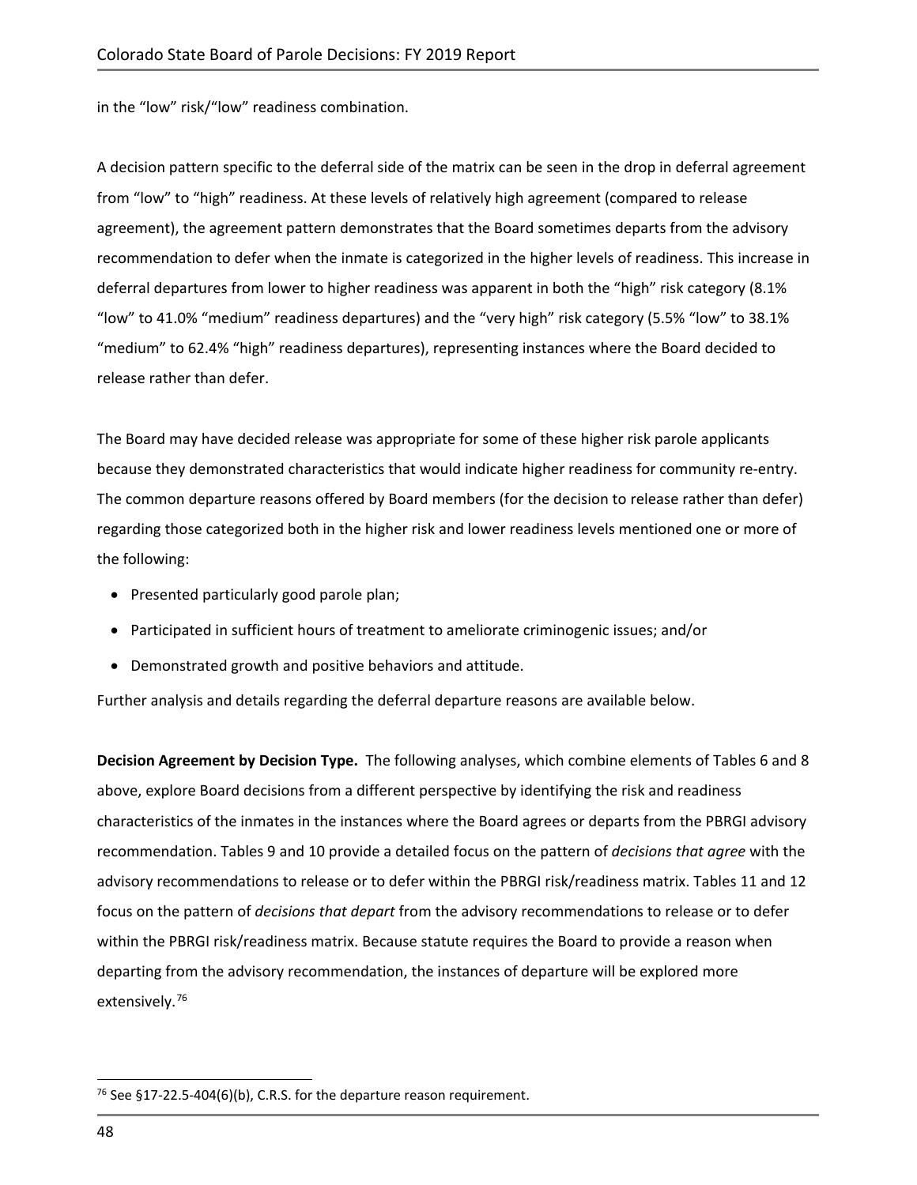in the “low” risk/“low” readiness combination.

A decision pattern specific to the deferral side of the matrix can be seen in the drop in deferral agreement from “low” to “high” readiness. At these levels of relatively high agreement (compared to release agreement), the agreement pattern demonstrates that the Board sometimes departs from the advisory recommendation to defer when the inmate is categorized in the higher levels of readiness. This increase in deferral departures from lower to higher readiness was apparent in both the “high” risk category (8.1% “low” to 41.0% “medium” readiness departures) and the “very high” risk category (5.5% “low” to 38.1% “medium” to 62.4% “high” readiness departures), representing instances where the Board decided to release rather than defer.

The Board may have decided release was appropriate for some of these higher risk parole applicants because they demonstrated characteristics that would indicate higher readiness for community re-entry. The common departure reasons offered by Board members (for the decision to release rather than defer) regarding those categorized both in the higher risk and lower readiness levels mentioned one or more of the following:

- Presented particularly good parole plan;
- Participated in sufficient hours of treatment to ameliorate criminogenic issues; and/or
- Demonstrated growth and positive behaviors and attitude.

Further analysis and details regarding the deferral departure reasons are available below.

**Decision Agreement by Decision Type.** The following analyses, which combine elements of Tables 6 and 8 above, explore Board decisions from a different perspective by identifying the risk and readiness characteristics of the inmates in the instances where the Board agrees or departs from the PBRGI advisory recommendation. Tables 9 and 10 provide a detailed focus on the pattern of *decisions that agree* with the advisory recommendations to release or to defer within the PBRGI risk/readiness matrix. Tables 11 and 12 focus on the pattern of *decisions that depart* from the advisory recommendations to release or to defer within the PBRGI risk/readiness matrix. Because statute requires the Board to provide a reason when departing from the advisory recommendation, the instances of departure will be explored more extensively.[76]

[76] See §17-22.5-404(6)(b), C.R.S. for the departure reason requirement.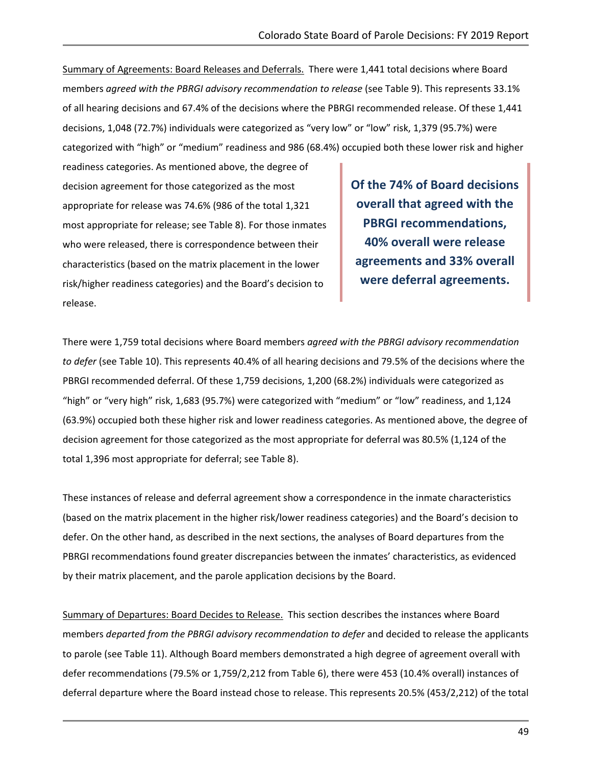Summary of Agreements: Board Releases and Deferrals. There were 1,441 total decisions where Board members *agreed with the PBRGI advisory recommendation to release* (see Table 9). This represents 33.1% of all hearing decisions and 67.4% of the decisions where the PBRGI recommended release. Of these 1,441 decisions, 1,048 (72.7%) individuals were categorized as “very low” or “low” risk, 1,379 (95.7%) were categorized with “high” or “medium” readiness and 986 (68.4%) occupied both these lower risk and higher readiness categories. As mentioned above, the degree of decision agreement for those categorized as the most appropriate for release was 74.6% (986 of the total 1,321 most appropriate for release; see Table 8). For those inmates who were released, there is correspondence between their characteristics (based on the matrix placement in the lower risk/higher readiness categories) and the Board’s decision to release.

> **Of the 74% of Board decisions overall that agreed with the PBRGI recommendations, 40% overall were release agreements and 33% overall were deferral agreements.**

There were 1,759 total decisions where Board members *agreed with the PBRGI advisory recommendation to defer* (see Table 10). This represents 40.4% of all hearing decisions and 79.5% of the decisions where the PBRGI recommended deferral. Of these 1,759 decisions, 1,200 (68.2%) individuals were categorized as “high” or “very high” risk, 1,683 (95.7%) were categorized with “medium” or “low” readiness, and 1,124 (63.9%) occupied both these higher risk and lower readiness categories. As mentioned above, the degree of decision agreement for those categorized as the most appropriate for deferral was 80.5% (1,124 of the total 1,396 most appropriate for deferral; see Table 8).

These instances of release and deferral agreement show a correspondence in the inmate characteristics (based on the matrix placement in the higher risk/lower readiness categories) and the Board’s decision to defer. On the other hand, as described in the next sections, the analyses of Board departures from the PBRGI recommendations found greater discrepancies between the inmates’ characteristics, as evidenced by their matrix placement, and the parole application decisions by the Board.

Summary of Departures: Board Decides to Release. This section describes the instances where Board members *departed from the PBRGI advisory recommendation to defer* and decided to release the applicants to parole (see Table 11). Although Board members demonstrated a high degree of agreement overall with defer recommendations (79.5% or 1,759/2,212 from Table 6), there were 453 (10.4% overall) instances of deferral departure where the Board instead chose to release. This represents 20.5% (453/2,212) of the total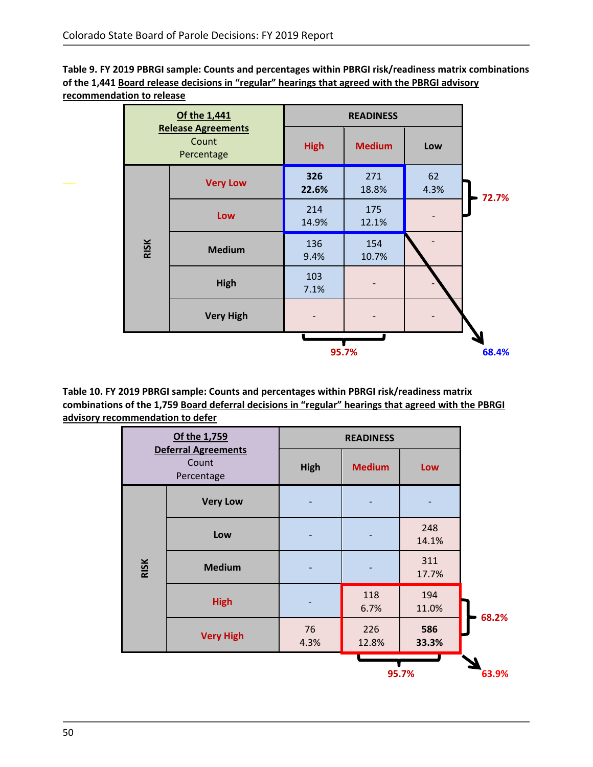**Table 9. FY 2019 PBRGI sample: Counts and percentages within PBRGI risk/readiness matrix combinations of the 1,441 Board release decisions in "regular" hearings that agreed with the PBRGI advisory recommendation to release**

| Of the 1,441 Release Agreements Count Percentage | | READINESS | | |
|---|---|---|---|---|
| | | **High** | **Medium** | **Low** |
| RISK | **Very Low** | **326**<br>**22.6%** | 271<br>18.8% | 62<br>4.3% |
| | **Low** | 214<br>14.9% | 175<br>12.1% | - |
| | **Medium** | 136<br>9.4% | 154<br>10.7% | - |
| | **High** | 103<br>7.1% | - | - |
| | **Very High** | - | - | - |

Very Low + Low risk rows: **72.7%**; High + Medium readiness columns: **95.7%**; Very Low/Low risk with High/Medium readiness (outlined): **68.4%**

**Table 10. FY 2019 PBRGI sample: Counts and percentages within PBRGI risk/readiness matrix combinations of the 1,759 Board deferral decisions in "regular" hearings that agreed with the PBRGI advisory recommendation to defer**

| Of the 1,759 Deferral Agreements Count Percentage | | READINESS | | |
|---|---|---|---|---|
| | | **High** | **Medium** | **Low** |
| RISK | **Very Low** | - | - | - |
| | **Low** | - | - | 248<br>14.1% |
| | **Medium** | - | - | 311<br>17.7% |
| | **High** | - | 118<br>6.7% | 194<br>11.0% |
| | **Very High** | 76<br>4.3% | 226<br>12.8% | **586**<br>**33.3%** |

High + Very High risk rows: **68.2%**; Medium + Low readiness columns: **95.7%**; High/Very High risk with Medium/Low readiness (outlined): **63.9%**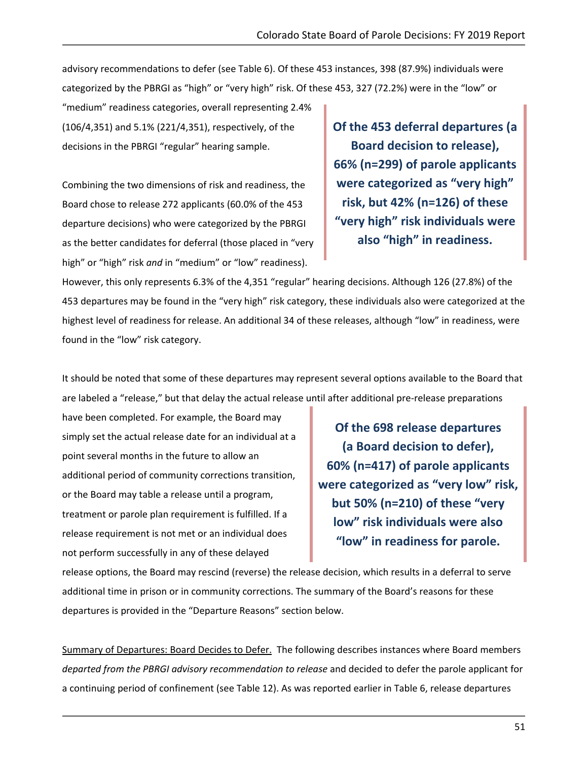advisory recommendations to defer (see Table 6). Of these 453 instances, 398 (87.9%) individuals were categorized by the PBRGI as "high" or "very high" risk. Of these 453, 327 (72.2%) were in the "low" or "medium" readiness categories, overall representing 2.4% (106/4,351) and 5.1% (221/4,351), respectively, of the decisions in the PBRGI "regular" hearing sample.

> **Of the 453 deferral departures (a Board decision to release), 66% (n=299) of parole applicants were categorized as "very high" risk, but 42% (n=126) of these "very high" risk individuals were also "high" in readiness.**

Combining the two dimensions of risk and readiness, the Board chose to release 272 applicants (60.0% of the 453 departure decisions) who were categorized by the PBRGI as the better candidates for deferral (those placed in "very high" or "high" risk *and* in "medium" or "low" readiness). However, this only represents 6.3% of the 4,351 "regular" hearing decisions. Although 126 (27.8%) of the 453 departures may be found in the "very high" risk category, these individuals also were categorized at the highest level of readiness for release. An additional 34 of these releases, although "low" in readiness, were found in the "low" risk category.

It should be noted that some of these departures may represent several options available to the Board that are labeled a "release," but that delay the actual release until after additional pre-release preparations have been completed. For example, the Board may simply set the actual release date for an individual at a point several months in the future to allow an additional period of community corrections transition, or the Board may table a release until a program, treatment or parole plan requirement is fulfilled. If a release requirement is not met or an individual does not perform successfully in any of these delayed release options, the Board may rescind (reverse) the release decision, which results in a deferral to serve additional time in prison or in community corrections. The summary of the Board's reasons for these departures is provided in the "Departure Reasons" section below.

> **Of the 698 release departures (a Board decision to defer), 60% (n=417) of parole applicants were categorized as "very low" risk, but 50% (n=210) of these "very low" risk individuals were also "low" in readiness for parole.**

Summary of Departures: Board Decides to Defer. The following describes instances where Board members *departed from the PBRGI advisory recommendation to release* and decided to defer the parole applicant for a continuing period of confinement (see Table 12). As was reported earlier in Table 6, release departures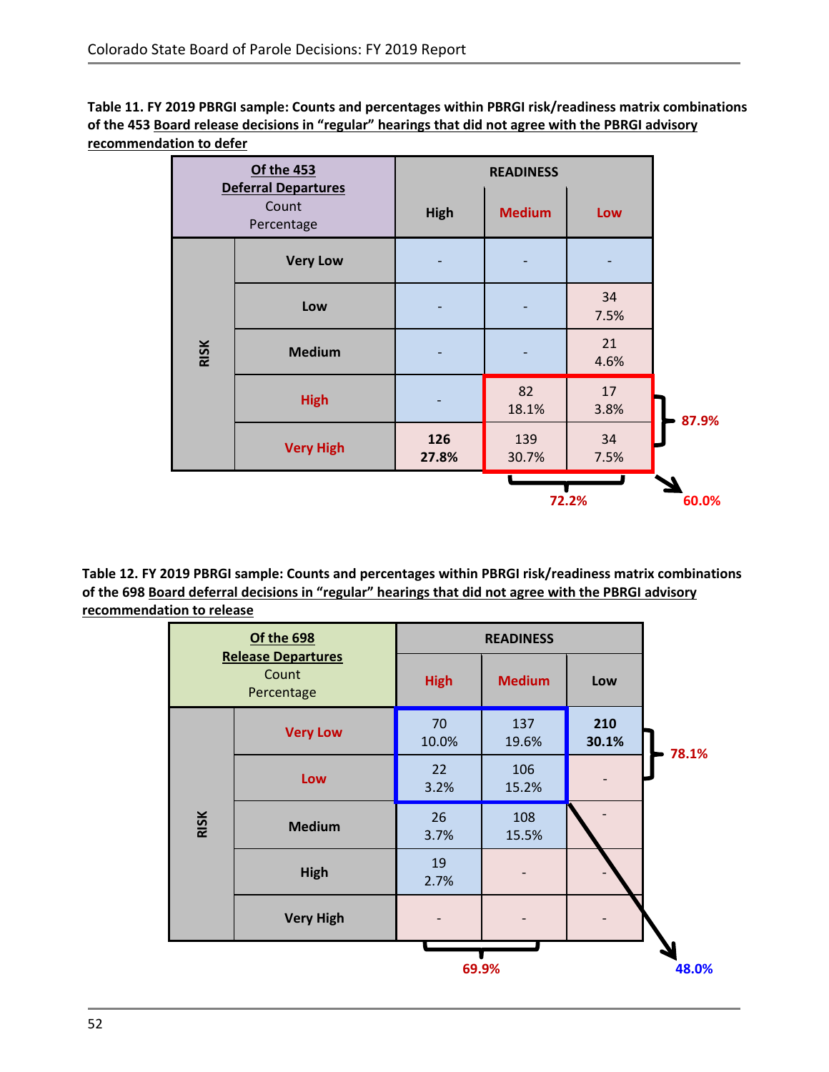**Table 11. FY 2019 PBRGI sample: Counts and percentages within PBRGI risk/readiness matrix combinations of the 453 Board release decisions in "regular" hearings that did not agree with the PBRGI advisory recommendation to defer**

| Of the 453 Deferral Departures Count Percentage | | READINESS | | |
|---|---|---|---|---|
| | | High | Medium | Low |
| RISK | Very Low | - | - | - |
| | Low | - | - | 34 7.5% |
| | Medium | - | - | 21 4.6% |
| | High | - | 82 18.1% | 17 3.8% |
| | Very High | **126 27.8%** | 139 30.7% | 34 7.5% |

87.9%

72.2%

60.0%

**Table 12. FY 2019 PBRGI sample: Counts and percentages within PBRGI risk/readiness matrix combinations of the 698 Board deferral decisions in "regular" hearings that did not agree with the PBRGI advisory recommendation to release**

| Of the 698 Release Departures Count Percentage | | READINESS | | |
|---|---|---|---|---|
| | | High | Medium | Low |
| RISK | Very Low | 70 10.0% | 137 19.6% | **210 30.1%** |
| | Low | 22 3.2% | 106 15.2% | - |
| | Medium | 26 3.7% | 108 15.5% | - |
| | High | 19 2.7% | - | - |
| | Very High | - | - | - |

78.1%

69.9%

48.0%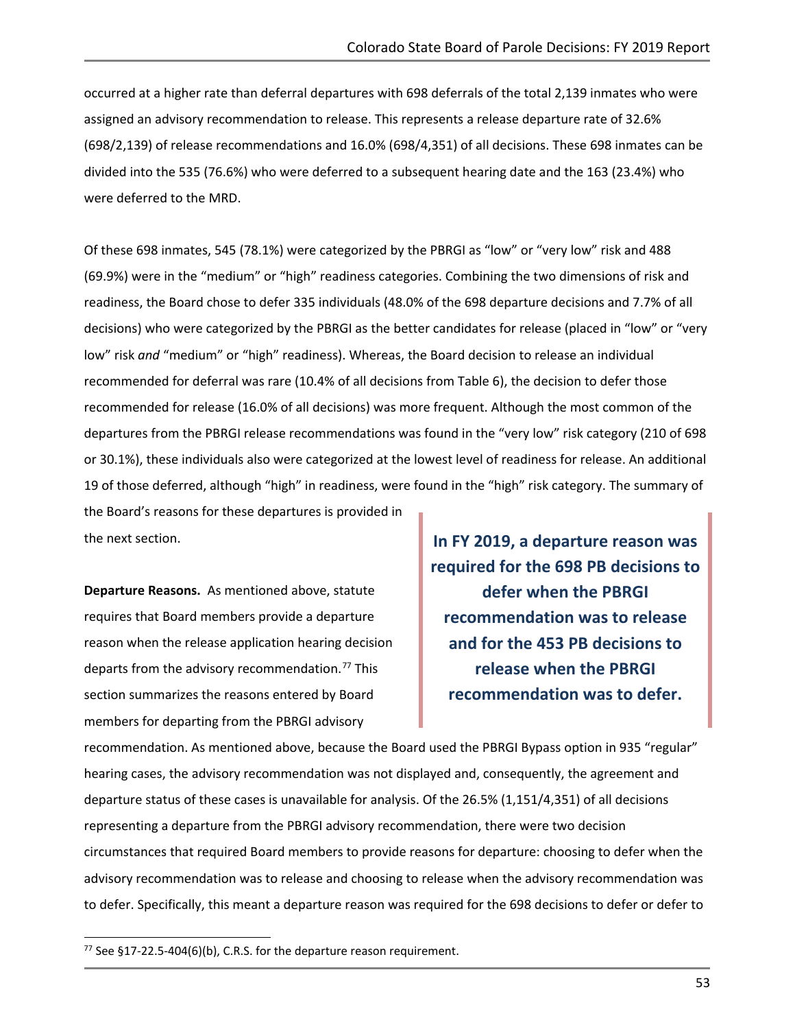occurred at a higher rate than deferral departures with 698 deferrals of the total 2,139 inmates who were assigned an advisory recommendation to release. This represents a release departure rate of 32.6% (698/2,139) of release recommendations and 16.0% (698/4,351) of all decisions. These 698 inmates can be divided into the 535 (76.6%) who were deferred to a subsequent hearing date and the 163 (23.4%) who were deferred to the MRD.

Of these 698 inmates, 545 (78.1%) were categorized by the PBRGI as "low" or "very low" risk and 488 (69.9%) were in the "medium" or "high" readiness categories. Combining the two dimensions of risk and readiness, the Board chose to defer 335 individuals (48.0% of the 698 departure decisions and 7.7% of all decisions) who were categorized by the PBRGI as the better candidates for release (placed in "low" or "very low" risk *and* "medium" or "high" readiness). Whereas, the Board decision to release an individual recommended for deferral was rare (10.4% of all decisions from Table 6), the decision to defer those recommended for release (16.0% of all decisions) was more frequent. Although the most common of the departures from the PBRGI release recommendations was found in the "very low" risk category (210 of 698 or 30.1%), these individuals also were categorized at the lowest level of readiness for release. An additional 19 of those deferred, although "high" in readiness, were found in the "high" risk category. The summary of the Board's reasons for these departures is provided in the next section.

> **In FY 2019, a departure reason was required for the 698 PB decisions to defer when the PBRGI recommendation was to release and for the 453 PB decisions to release when the PBRGI recommendation was to defer.**

**Departure Reasons.** As mentioned above, statute requires that Board members provide a departure reason when the release application hearing decision departs from the advisory recommendation.[77] This section summarizes the reasons entered by Board members for departing from the PBRGI advisory recommendation. As mentioned above, because the Board used the PBRGI Bypass option in 935 "regular" hearing cases, the advisory recommendation was not displayed and, consequently, the agreement and departure status of these cases is unavailable for analysis. Of the 26.5% (1,151/4,351) of all decisions representing a departure from the PBRGI advisory recommendation, there were two decision circumstances that required Board members to provide reasons for departure: choosing to defer when the advisory recommendation was to release and choosing to release when the advisory recommendation was to defer. Specifically, this meant a departure reason was required for the 698 decisions to defer or defer to

[77] See §17-22.5-404(6)(b), C.R.S. for the departure reason requirement.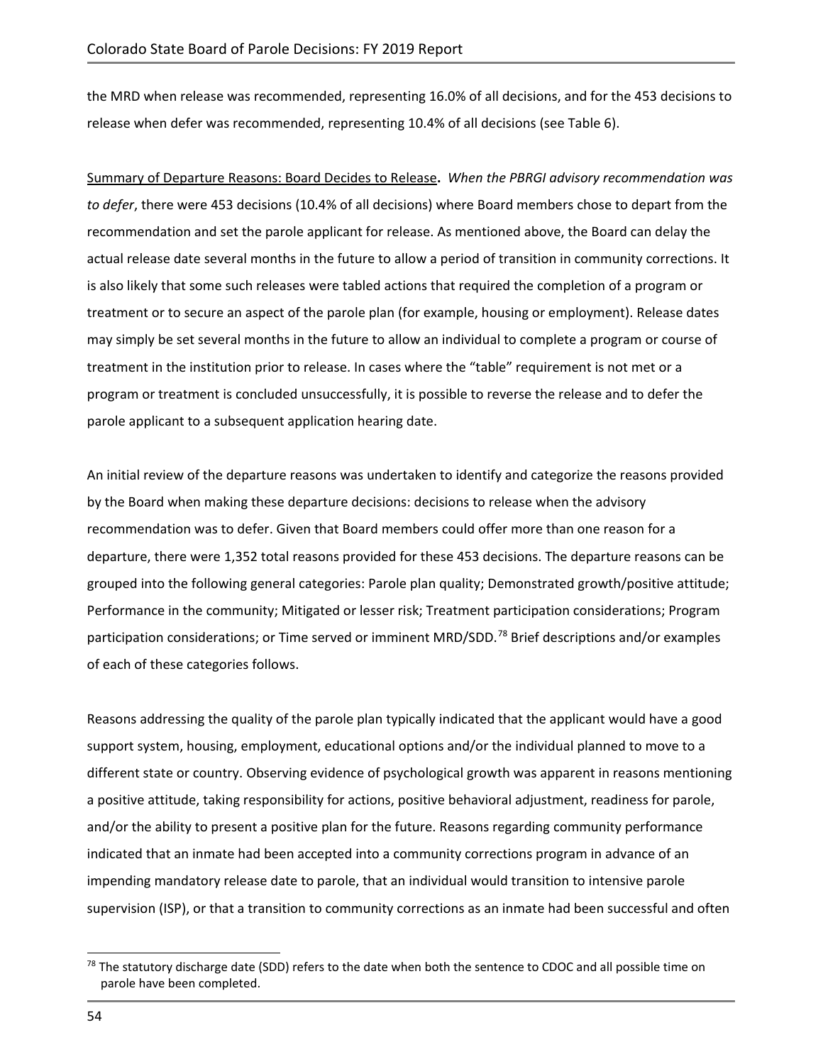the MRD when release was recommended, representing 16.0% of all decisions, and for the 453 decisions to release when defer was recommended, representing 10.4% of all decisions (see Table 6).

Summary of Departure Reasons: Board Decides to Release. *When the PBRGI advisory recommendation was to defer*, there were 453 decisions (10.4% of all decisions) where Board members chose to depart from the recommendation and set the parole applicant for release. As mentioned above, the Board can delay the actual release date several months in the future to allow a period of transition in community corrections. It is also likely that some such releases were tabled actions that required the completion of a program or treatment or to secure an aspect of the parole plan (for example, housing or employment). Release dates may simply be set several months in the future to allow an individual to complete a program or course of treatment in the institution prior to release. In cases where the "table" requirement is not met or a program or treatment is concluded unsuccessfully, it is possible to reverse the release and to defer the parole applicant to a subsequent application hearing date.

An initial review of the departure reasons was undertaken to identify and categorize the reasons provided by the Board when making these departure decisions: decisions to release when the advisory recommendation was to defer. Given that Board members could offer more than one reason for a departure, there were 1,352 total reasons provided for these 453 decisions. The departure reasons can be grouped into the following general categories: Parole plan quality; Demonstrated growth/positive attitude; Performance in the community; Mitigated or lesser risk; Treatment participation considerations; Program participation considerations; or Time served or imminent MRD/SDD.[78] Brief descriptions and/or examples of each of these categories follows.

Reasons addressing the quality of the parole plan typically indicated that the applicant would have a good support system, housing, employment, educational options and/or the individual planned to move to a different state or country. Observing evidence of psychological growth was apparent in reasons mentioning a positive attitude, taking responsibility for actions, positive behavioral adjustment, readiness for parole, and/or the ability to present a positive plan for the future. Reasons regarding community performance indicated that an inmate had been accepted into a community corrections program in advance of an impending mandatory release date to parole, that an individual would transition to intensive parole supervision (ISP), or that a transition to community corrections as an inmate had been successful and often

[78] The statutory discharge date (SDD) refers to the date when both the sentence to CDOC and all possible time on parole have been completed.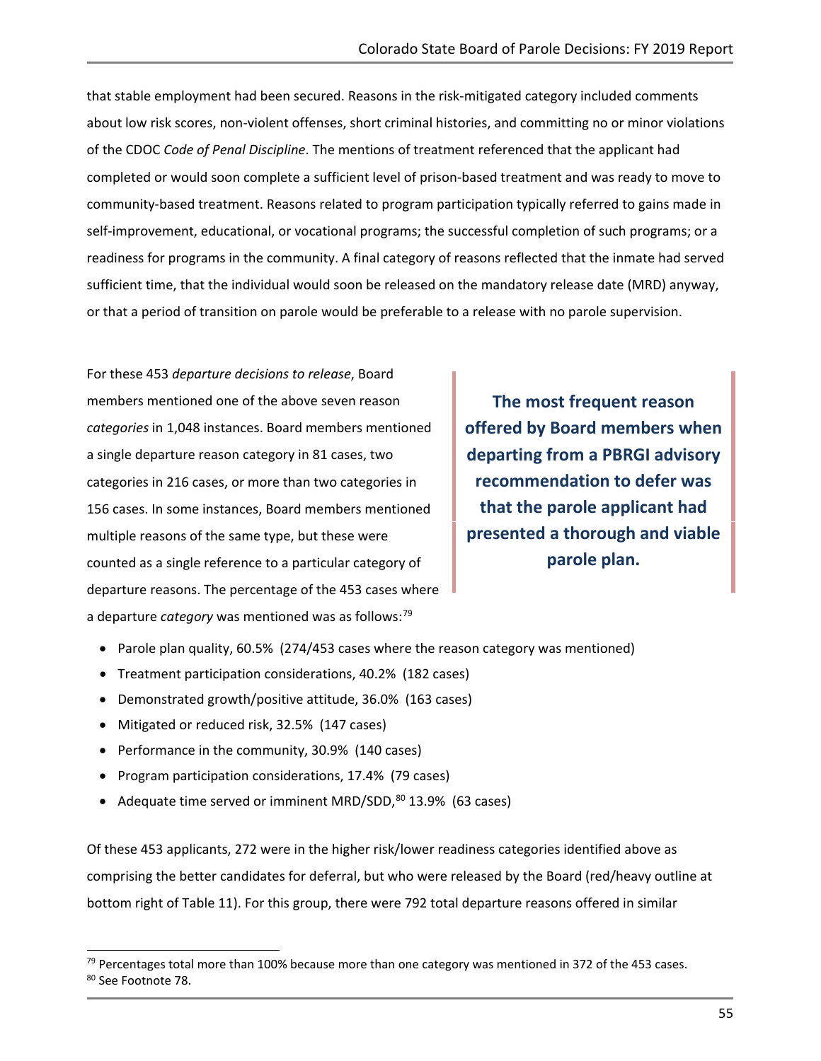that stable employment had been secured. Reasons in the risk-mitigated category included comments about low risk scores, non-violent offenses, short criminal histories, and committing no or minor violations of the CDOC *Code of Penal Discipline*. The mentions of treatment referenced that the applicant had completed or would soon complete a sufficient level of prison-based treatment and was ready to move to community-based treatment. Reasons related to program participation typically referred to gains made in self-improvement, educational, or vocational programs; the successful completion of such programs; or a readiness for programs in the community. A final category of reasons reflected that the inmate had served sufficient time, that the individual would soon be released on the mandatory release date (MRD) anyway, or that a period of transition on parole would be preferable to a release with no parole supervision.

For these 453 *departure decisions to release*, Board members mentioned one of the above seven reason *categories* in 1,048 instances. Board members mentioned a single departure reason category in 81 cases, two categories in 216 cases, or more than two categories in 156 cases. In some instances, Board members mentioned multiple reasons of the same type, but these were counted as a single reference to a particular category of departure reasons. The percentage of the 453 cases where a departure *category* was mentioned was as follows:[79]

> **The most frequent reason offered by Board members when departing from a PBRGI advisory recommendation to defer was that the parole applicant had presented a thorough and viable parole plan.**

- Parole plan quality, 60.5% (274/453 cases where the reason category was mentioned)
- Treatment participation considerations, 40.2% (182 cases)
- Demonstrated growth/positive attitude, 36.0% (163 cases)
- Mitigated or reduced risk, 32.5% (147 cases)
- Performance in the community, 30.9% (140 cases)
- Program participation considerations, 17.4% (79 cases)
- Adequate time served or imminent MRD/SDD,[80] 13.9% (63 cases)

Of these 453 applicants, 272 were in the higher risk/lower readiness categories identified above as comprising the better candidates for deferral, but who were released by the Board (red/heavy outline at bottom right of Table 11). For this group, there were 792 total departure reasons offered in similar

[79] Percentages total more than 100% because more than one category was mentioned in 372 of the 453 cases.

[80] See Footnote 78.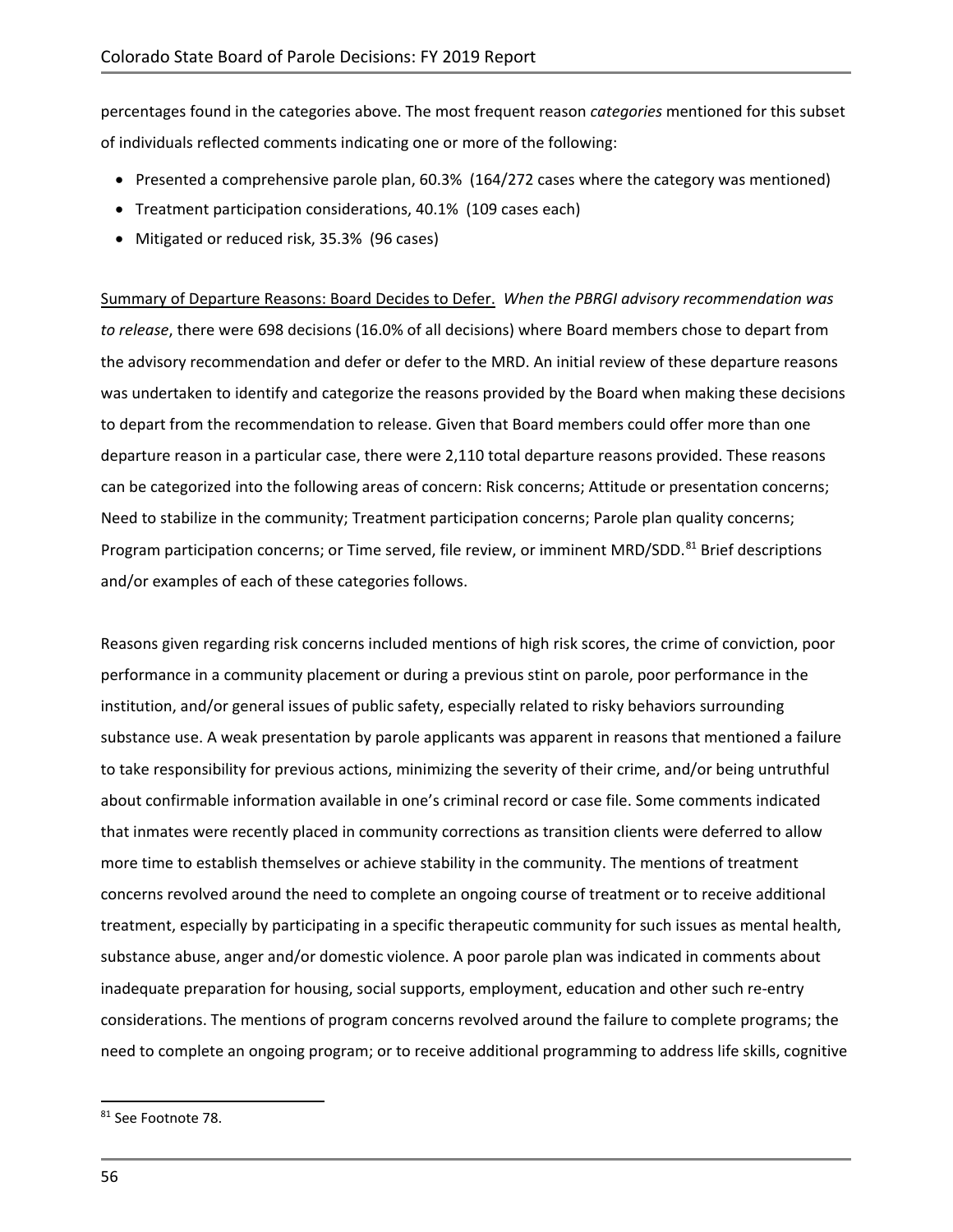percentages found in the categories above. The most frequent reason *categories* mentioned for this subset of individuals reflected comments indicating one or more of the following:

- Presented a comprehensive parole plan, 60.3% (164/272 cases where the category was mentioned)
- Treatment participation considerations, 40.1% (109 cases each)
- Mitigated or reduced risk, 35.3% (96 cases)

Summary of Departure Reasons: Board Decides to Defer. *When the PBRGI advisory recommendation was to release*, there were 698 decisions (16.0% of all decisions) where Board members chose to depart from the advisory recommendation and defer or defer to the MRD. An initial review of these departure reasons was undertaken to identify and categorize the reasons provided by the Board when making these decisions to depart from the recommendation to release. Given that Board members could offer more than one departure reason in a particular case, there were 2,110 total departure reasons provided. These reasons can be categorized into the following areas of concern: Risk concerns; Attitude or presentation concerns; Need to stabilize in the community; Treatment participation concerns; Parole plan quality concerns; Program participation concerns; or Time served, file review, or imminent MRD/SDD.[81] Brief descriptions and/or examples of each of these categories follows.

Reasons given regarding risk concerns included mentions of high risk scores, the crime of conviction, poor performance in a community placement or during a previous stint on parole, poor performance in the institution, and/or general issues of public safety, especially related to risky behaviors surrounding substance use. A weak presentation by parole applicants was apparent in reasons that mentioned a failure to take responsibility for previous actions, minimizing the severity of their crime, and/or being untruthful about confirmable information available in one's criminal record or case file. Some comments indicated that inmates were recently placed in community corrections as transition clients were deferred to allow more time to establish themselves or achieve stability in the community. The mentions of treatment concerns revolved around the need to complete an ongoing course of treatment or to receive additional treatment, especially by participating in a specific therapeutic community for such issues as mental health, substance abuse, anger and/or domestic violence. A poor parole plan was indicated in comments about inadequate preparation for housing, social supports, employment, education and other such re-entry considerations. The mentions of program concerns revolved around the failure to complete programs; the need to complete an ongoing program; or to receive additional programming to address life skills, cognitive

[81] See Footnote 78.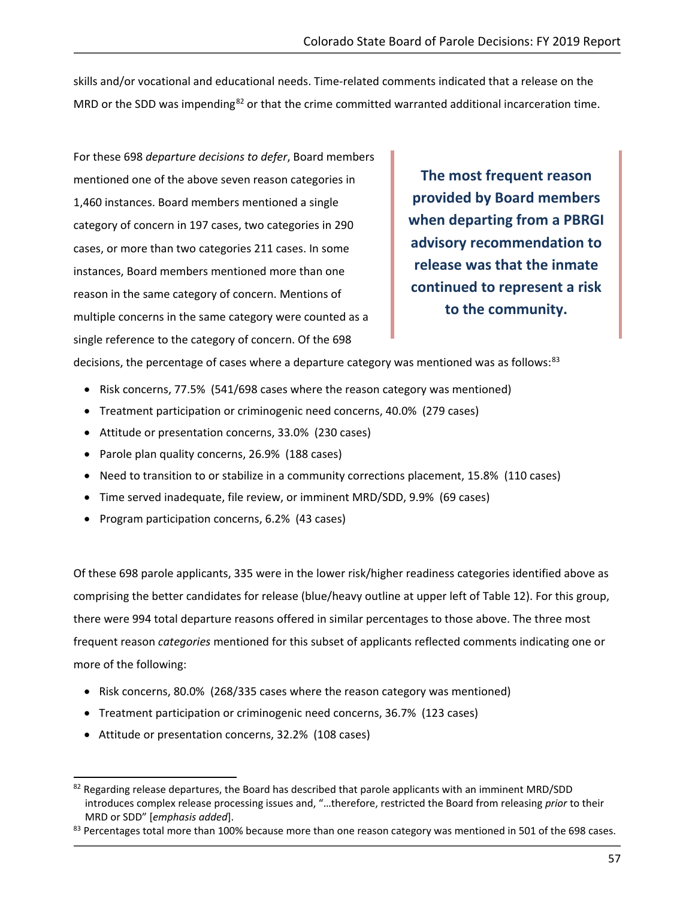skills and/or vocational and educational needs. Time-related comments indicated that a release on the MRD or the SDD was impending[82] or that the crime committed warranted additional incarceration time.

For these 698 *departure decisions to defer*, Board members mentioned one of the above seven reason categories in 1,460 instances. Board members mentioned a single category of concern in 197 cases, two categories in 290 cases, or more than two categories 211 cases. In some instances, Board members mentioned more than one reason in the same category of concern. Mentions of multiple concerns in the same category were counted as a single reference to the category of concern. Of the 698 decisions, the percentage of cases where a departure category was mentioned was as follows:[83]

**The most frequent reason provided by Board members when departing from a PBRGI advisory recommendation to release was that the inmate continued to represent a risk to the community.**

- Risk concerns, 77.5% (541/698 cases where the reason category was mentioned)
- Treatment participation or criminogenic need concerns, 40.0% (279 cases)
- Attitude or presentation concerns, 33.0% (230 cases)
- Parole plan quality concerns, 26.9% (188 cases)
- Need to transition to or stabilize in a community corrections placement, 15.8% (110 cases)
- Time served inadequate, file review, or imminent MRD/SDD, 9.9% (69 cases)
- Program participation concerns, 6.2% (43 cases)

Of these 698 parole applicants, 335 were in the lower risk/higher readiness categories identified above as comprising the better candidates for release (blue/heavy outline at upper left of Table 12). For this group, there were 994 total departure reasons offered in similar percentages to those above. The three most frequent reason *categories* mentioned for this subset of applicants reflected comments indicating one or more of the following:

- Risk concerns, 80.0% (268/335 cases where the reason category was mentioned)
- Treatment participation or criminogenic need concerns, 36.7% (123 cases)
- Attitude or presentation concerns, 32.2% (108 cases)

---

[82] Regarding release departures, the Board has described that parole applicants with an imminent MRD/SDD introduces complex release processing issues and, "…therefore, restricted the Board from releasing *prior* to their MRD or SDD" [*emphasis added*].

[83] Percentages total more than 100% because more than one reason category was mentioned in 501 of the 698 cases.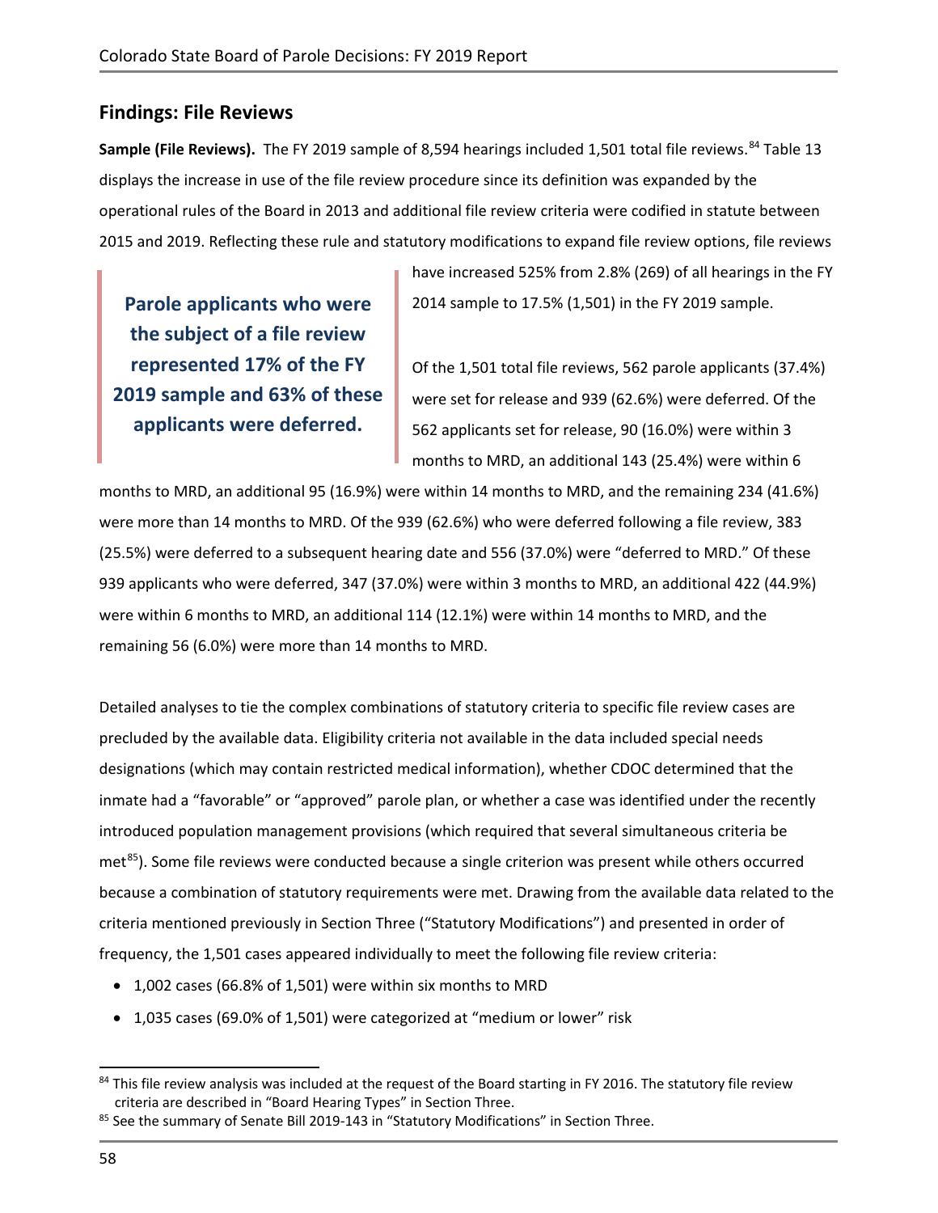## Findings: File Reviews

**Sample (File Reviews).** The FY 2019 sample of 8,594 hearings included 1,501 total file reviews.[84] Table 13 displays the increase in use of the file review procedure since its definition was expanded by the operational rules of the Board in 2013 and additional file review criteria were codified in statute between 2015 and 2019. Reflecting these rule and statutory modifications to expand file review options, file reviews have increased 525% from 2.8% (269) of all hearings in the FY 2014 sample to 17.5% (1,501) in the FY 2019 sample.

> **Parole applicants who were the subject of a file review represented 17% of the FY 2019 sample and 63% of these applicants were deferred.**

Of the 1,501 total file reviews, 562 parole applicants (37.4%) were set for release and 939 (62.6%) were deferred. Of the 562 applicants set for release, 90 (16.0%) were within 3 months to MRD, an additional 143 (25.4%) were within 6 months to MRD, an additional 95 (16.9%) were within 14 months to MRD, and the remaining 234 (41.6%) were more than 14 months to MRD. Of the 939 (62.6%) who were deferred following a file review, 383 (25.5%) were deferred to a subsequent hearing date and 556 (37.0%) were "deferred to MRD." Of these 939 applicants who were deferred, 347 (37.0%) were within 3 months to MRD, an additional 422 (44.9%) were within 6 months to MRD, an additional 114 (12.1%) were within 14 months to MRD, and the remaining 56 (6.0%) were more than 14 months to MRD.

Detailed analyses to tie the complex combinations of statutory criteria to specific file review cases are precluded by the available data. Eligibility criteria not available in the data included special needs designations (which may contain restricted medical information), whether CDOC determined that the inmate had a "favorable" or "approved" parole plan, or whether a case was identified under the recently introduced population management provisions (which required that several simultaneous criteria be met[85]). Some file reviews were conducted because a single criterion was present while others occurred because a combination of statutory requirements were met. Drawing from the available data related to the criteria mentioned previously in Section Three ("Statutory Modifications") and presented in order of frequency, the 1,501 cases appeared individually to meet the following file review criteria:

- 1,002 cases (66.8% of 1,501) were within six months to MRD
- 1,035 cases (69.0% of 1,501) were categorized at "medium or lower" risk

[84] This file review analysis was included at the request of the Board starting in FY 2016. The statutory file review criteria are described in "Board Hearing Types" in Section Three.

[85] See the summary of Senate Bill 2019-143 in "Statutory Modifications" in Section Three.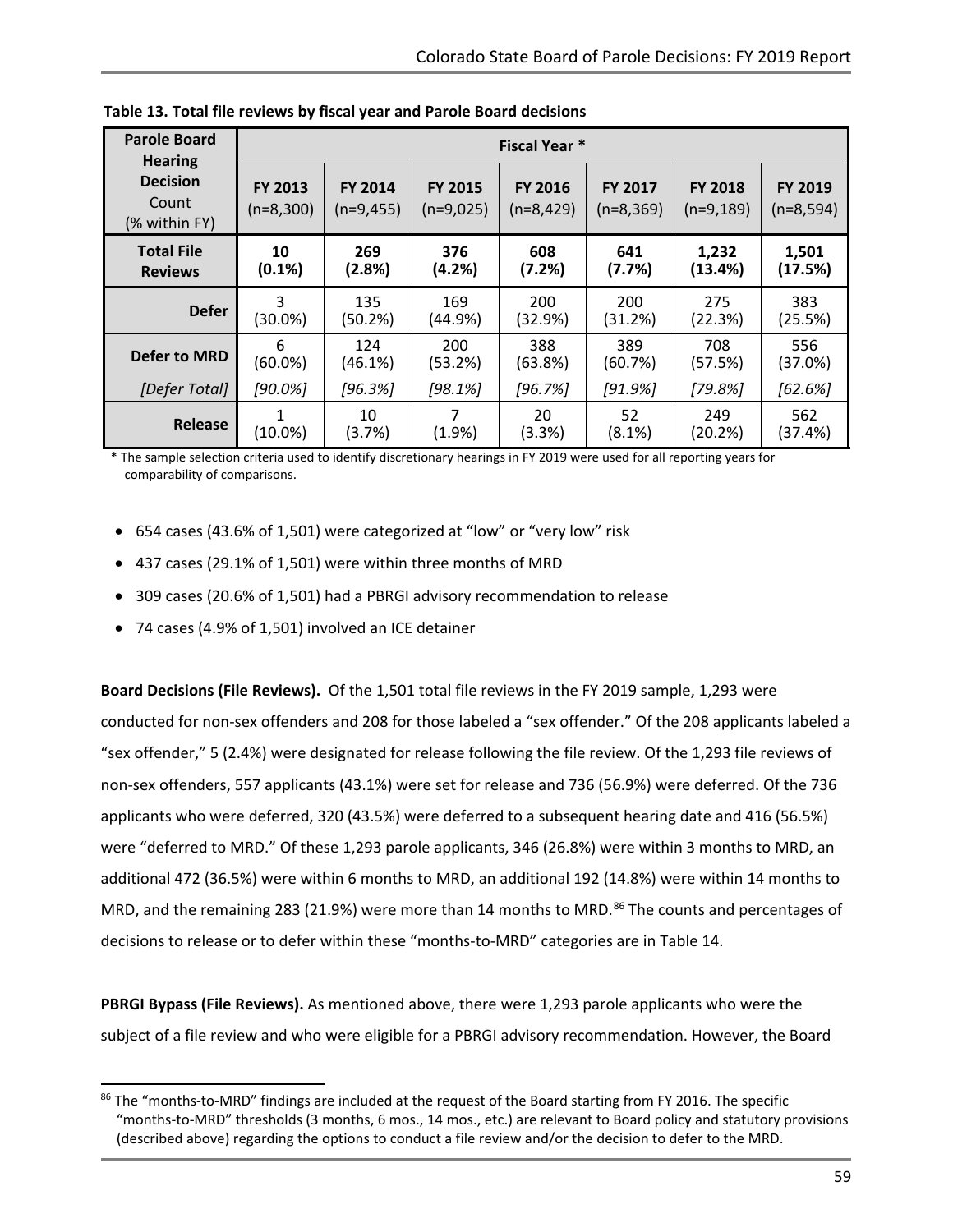**Table 13. Total file reviews by fiscal year and Parole Board decisions**

| Parole Board Hearing Decision Count (% within FY) | Fiscal Year * | | | | | | |
|---|---|---|---|---|---|---|---|
| | **FY 2013** (n=8,300) | **FY 2014** (n=9,455) | **FY 2015** (n=9,025) | **FY 2016** (n=8,429) | **FY 2017** (n=8,369) | **FY 2018** (n=9,189) | **FY 2019** (n=8,594) |
| **Total File Reviews** | **10 (0.1%)** | **269 (2.8%)** | **376 (4.2%)** | **608 (7.2%)** | **641 (7.7%)** | **1,232 (13.4%)** | **1,501 (17.5%)** |
| **Defer** | 3 (30.0%) | 135 (50.2%) | 169 (44.9%) | 200 (32.9%) | 200 (31.2%) | 275 (22.3%) | 383 (25.5%) |
| **Defer to MRD** | 6 (60.0%) | 124 (46.1%) | 200 (53.2%) | 388 (63.8%) | 389 (60.7%) | 708 (57.5%) | 556 (37.0%) |
| *[Defer Total]* | *[90.0%]* | *[96.3%]* | *[98.1%]* | *[96.7%]* | *[91.9%]* | *[79.8%]* | *[62.6%]* |
| **Release** | 1 (10.0%) | 10 (3.7%) | 7 (1.9%) | 20 (3.3%) | 52 (8.1%) | 249 (20.2%) | 562 (37.4%) |

\* The sample selection criteria used to identify discretionary hearings in FY 2019 were used for all reporting years for comparability of comparisons.

- 654 cases (43.6% of 1,501) were categorized at "low" or "very low" risk
- 437 cases (29.1% of 1,501) were within three months of MRD
- 309 cases (20.6% of 1,501) had a PBRGI advisory recommendation to release
- 74 cases (4.9% of 1,501) involved an ICE detainer

**Board Decisions (File Reviews).** Of the 1,501 total file reviews in the FY 2019 sample, 1,293 were conducted for non-sex offenders and 208 for those labeled a "sex offender." Of the 208 applicants labeled a "sex offender," 5 (2.4%) were designated for release following the file review. Of the 1,293 file reviews of non-sex offenders, 557 applicants (43.1%) were set for release and 736 (56.9%) were deferred. Of the 736 applicants who were deferred, 320 (43.5%) were deferred to a subsequent hearing date and 416 (56.5%) were "deferred to MRD." Of these 1,293 parole applicants, 346 (26.8%) were within 3 months to MRD, an additional 472 (36.5%) were within 6 months to MRD, an additional 192 (14.8%) were within 14 months to MRD, and the remaining 283 (21.9%) were more than 14 months to MRD.[86] The counts and percentages of decisions to release or to defer within these "months-to-MRD" categories are in Table 14.

**PBRGI Bypass (File Reviews).** As mentioned above, there were 1,293 parole applicants who were the subject of a file review and who were eligible for a PBRGI advisory recommendation. However, the Board

[86] The "months-to-MRD" findings are included at the request of the Board starting from FY 2016. The specific "months-to-MRD" thresholds (3 months, 6 mos., 14 mos., etc.) are relevant to Board policy and statutory provisions (described above) regarding the options to conduct a file review and/or the decision to defer to the MRD.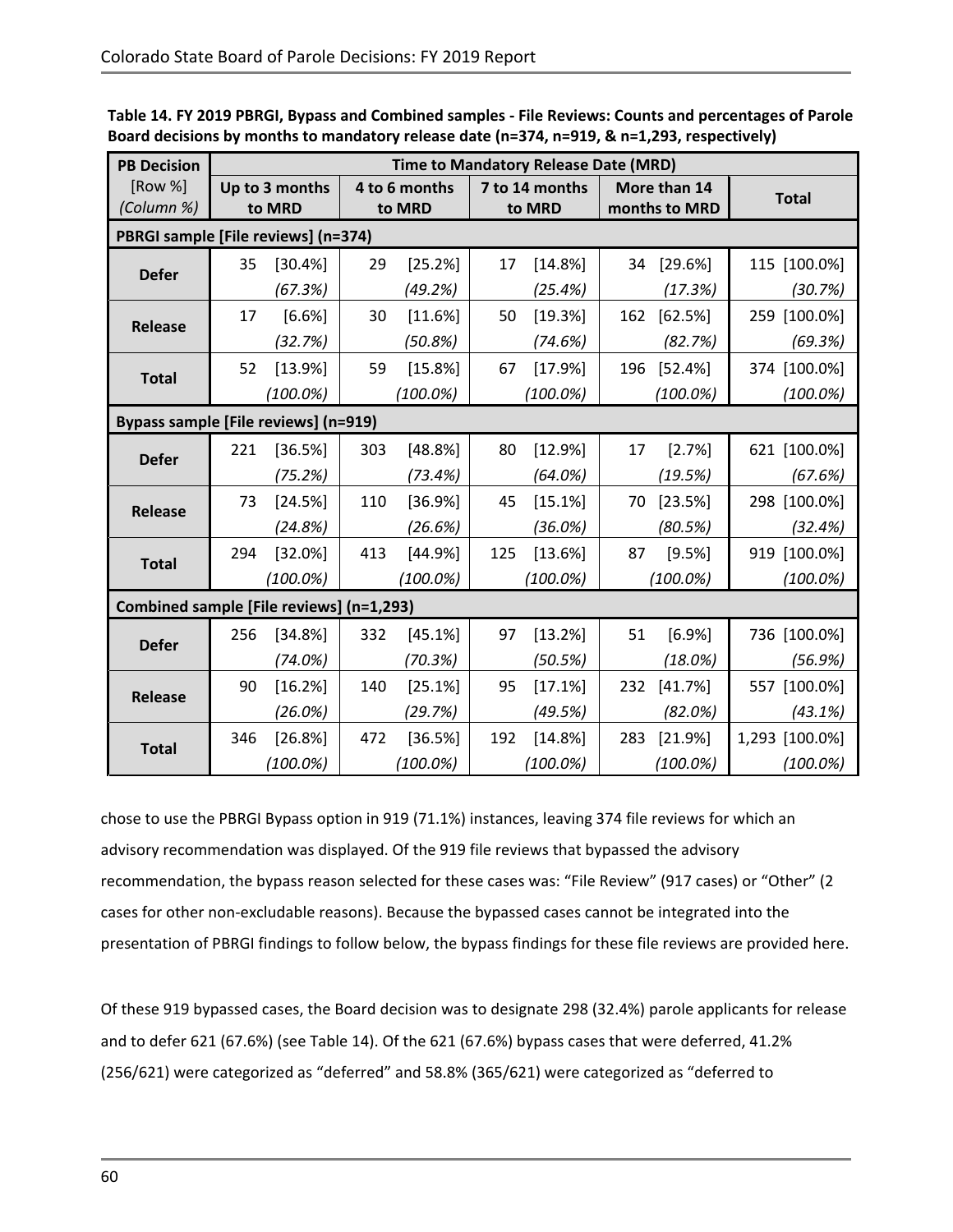**Table 14. FY 2019 PBRGI, Bypass and Combined samples - File Reviews: Counts and percentages of Parole Board decisions by months to mandatory release date (n=374, n=919, & n=1,293, respectively)**

| PB Decision [Row %] (Column %) | Time to Mandatory Release Date (MRD) | | | | |
|---|---|---|---|---|---|
| | Up to 3 months to MRD | 4 to 6 months to MRD | 7 to 14 months to MRD | More than 14 months to MRD | Total |
| **PBRGI sample [File reviews] (n=374)** | | | | | |
| **Defer** | 35 [30.4%] *(67.3%)* | 29 [25.2%] *(49.2%)* | 17 [14.8%] *(25.4%)* | 34 [29.6%] *(17.3%)* | 115 [100.0%] *(30.7%)* |
| **Release** | 17 [6.6%] *(32.7%)* | 30 [11.6%] *(50.8%)* | 50 [19.3%] *(74.6%)* | 162 [62.5%] *(82.7%)* | 259 [100.0%] *(69.3%)* |
| **Total** | 52 [13.9%] *(100.0%)* | 59 [15.8%] *(100.0%)* | 67 [17.9%] *(100.0%)* | 196 [52.4%] *(100.0%)* | 374 [100.0%] *(100.0%)* |
| **Bypass sample [File reviews] (n=919)** | | | | | |
| **Defer** | 221 [36.5%] *(75.2%)* | 303 [48.8%] *(73.4%)* | 80 [12.9%] *(64.0%)* | 17 [2.7%] *(19.5%)* | 621 [100.0%] *(67.6%)* |
| **Release** | 73 [24.5%] *(24.8%)* | 110 [36.9%] *(26.6%)* | 45 [15.1%] *(36.0%)* | 70 [23.5%] *(80.5%)* | 298 [100.0%] *(32.4%)* |
| **Total** | 294 [32.0%] *(100.0%)* | 413 [44.9%] *(100.0%)* | 125 [13.6%] *(100.0%)* | 87 [9.5%] *(100.0%)* | 919 [100.0%] *(100.0%)* |
| **Combined sample [File reviews] (n=1,293)** | | | | | |
| **Defer** | 256 [34.8%] *(74.0%)* | 332 [45.1%] *(70.3%)* | 97 [13.2%] *(50.5%)* | 51 [6.9%] *(18.0%)* | 736 [100.0%] *(56.9%)* |
| **Release** | 90 [16.2%] *(26.0%)* | 140 [25.1%] *(29.7%)* | 95 [17.1%] *(49.5%)* | 232 [41.7%] *(82.0%)* | 557 [100.0%] *(43.1%)* |
| **Total** | 346 [26.8%] *(100.0%)* | 472 [36.5%] *(100.0%)* | 192 [14.8%] *(100.0%)* | 283 [21.9%] *(100.0%)* | 1,293 [100.0%] *(100.0%)* |

chose to use the PBRGI Bypass option in 919 (71.1%) instances, leaving 374 file reviews for which an advisory recommendation was displayed. Of the 919 file reviews that bypassed the advisory recommendation, the bypass reason selected for these cases was: "File Review" (917 cases) or "Other" (2 cases for other non-excludable reasons). Because the bypassed cases cannot be integrated into the presentation of PBRGI findings to follow below, the bypass findings for these file reviews are provided here.

Of these 919 bypassed cases, the Board decision was to designate 298 (32.4%) parole applicants for release and to defer 621 (67.6%) (see Table 14). Of the 621 (67.6%) bypass cases that were deferred, 41.2% (256/621) were categorized as "deferred" and 58.8% (365/621) were categorized as "deferred to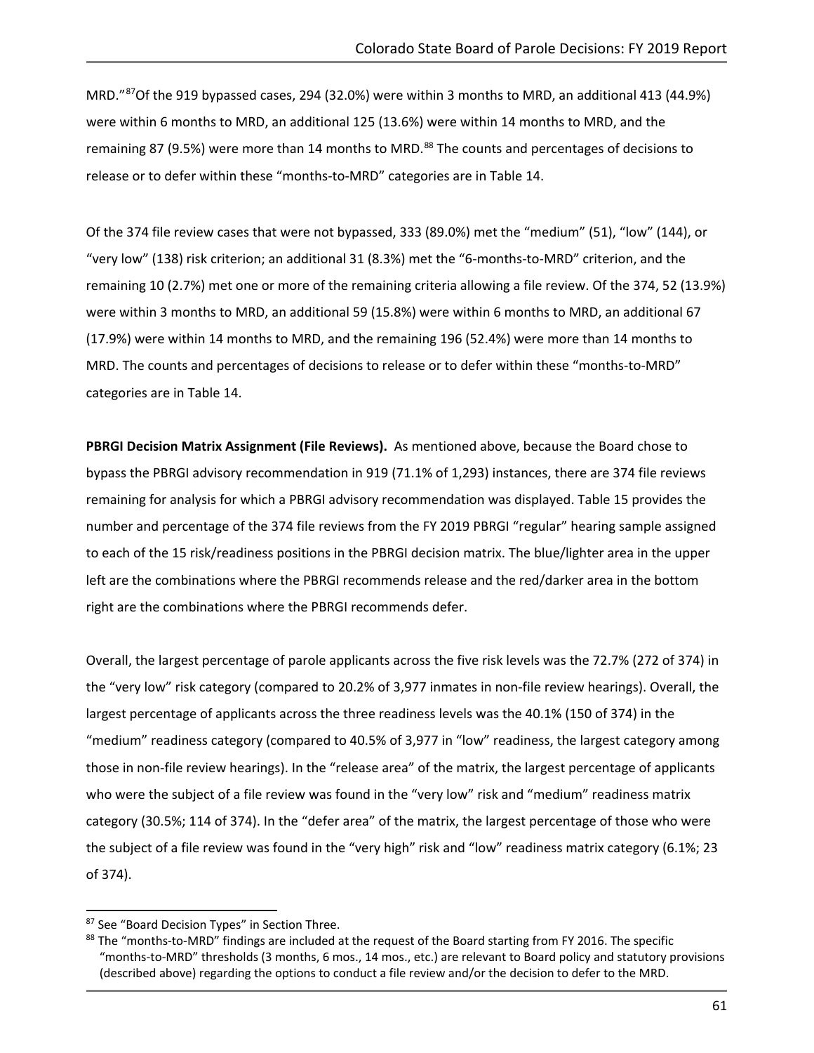MRD."[87] Of the 919 bypassed cases, 294 (32.0%) were within 3 months to MRD, an additional 413 (44.9%) were within 6 months to MRD, an additional 125 (13.6%) were within 14 months to MRD, and the remaining 87 (9.5%) were more than 14 months to MRD.[88] The counts and percentages of decisions to release or to defer within these "months-to-MRD" categories are in Table 14.

Of the 374 file review cases that were not bypassed, 333 (89.0%) met the "medium" (51), "low" (144), or "very low" (138) risk criterion; an additional 31 (8.3%) met the "6-months-to-MRD" criterion, and the remaining 10 (2.7%) met one or more of the remaining criteria allowing a file review. Of the 374, 52 (13.9%) were within 3 months to MRD, an additional 59 (15.8%) were within 6 months to MRD, an additional 67 (17.9%) were within 14 months to MRD, and the remaining 196 (52.4%) were more than 14 months to MRD. The counts and percentages of decisions to release or to defer within these "months-to-MRD" categories are in Table 14.

**PBRGI Decision Matrix Assignment (File Reviews).** As mentioned above, because the Board chose to bypass the PBRGI advisory recommendation in 919 (71.1% of 1,293) instances, there are 374 file reviews remaining for analysis for which a PBRGI advisory recommendation was displayed. Table 15 provides the number and percentage of the 374 file reviews from the FY 2019 PBRGI "regular" hearing sample assigned to each of the 15 risk/readiness positions in the PBRGI decision matrix. The blue/lighter area in the upper left are the combinations where the PBRGI recommends release and the red/darker area in the bottom right are the combinations where the PBRGI recommends defer.

Overall, the largest percentage of parole applicants across the five risk levels was the 72.7% (272 of 374) in the "very low" risk category (compared to 20.2% of 3,977 inmates in non-file review hearings). Overall, the largest percentage of applicants across the three readiness levels was the 40.1% (150 of 374) in the "medium" readiness category (compared to 40.5% of 3,977 in "low" readiness, the largest category among those in non-file review hearings). In the "release area" of the matrix, the largest percentage of applicants who were the subject of a file review was found in the "very low" risk and "medium" readiness matrix category (30.5%; 114 of 374). In the "defer area" of the matrix, the largest percentage of those who were the subject of a file review was found in the "very high" risk and "low" readiness matrix category (6.1%; 23 of 374).

---

[87] See "Board Decision Types" in Section Three.

[88] The "months-to-MRD" findings are included at the request of the Board starting from FY 2016. The specific "months-to-MRD" thresholds (3 months, 6 mos., 14 mos., etc.) are relevant to Board policy and statutory provisions (described above) regarding the options to conduct a file review and/or the decision to defer to the MRD.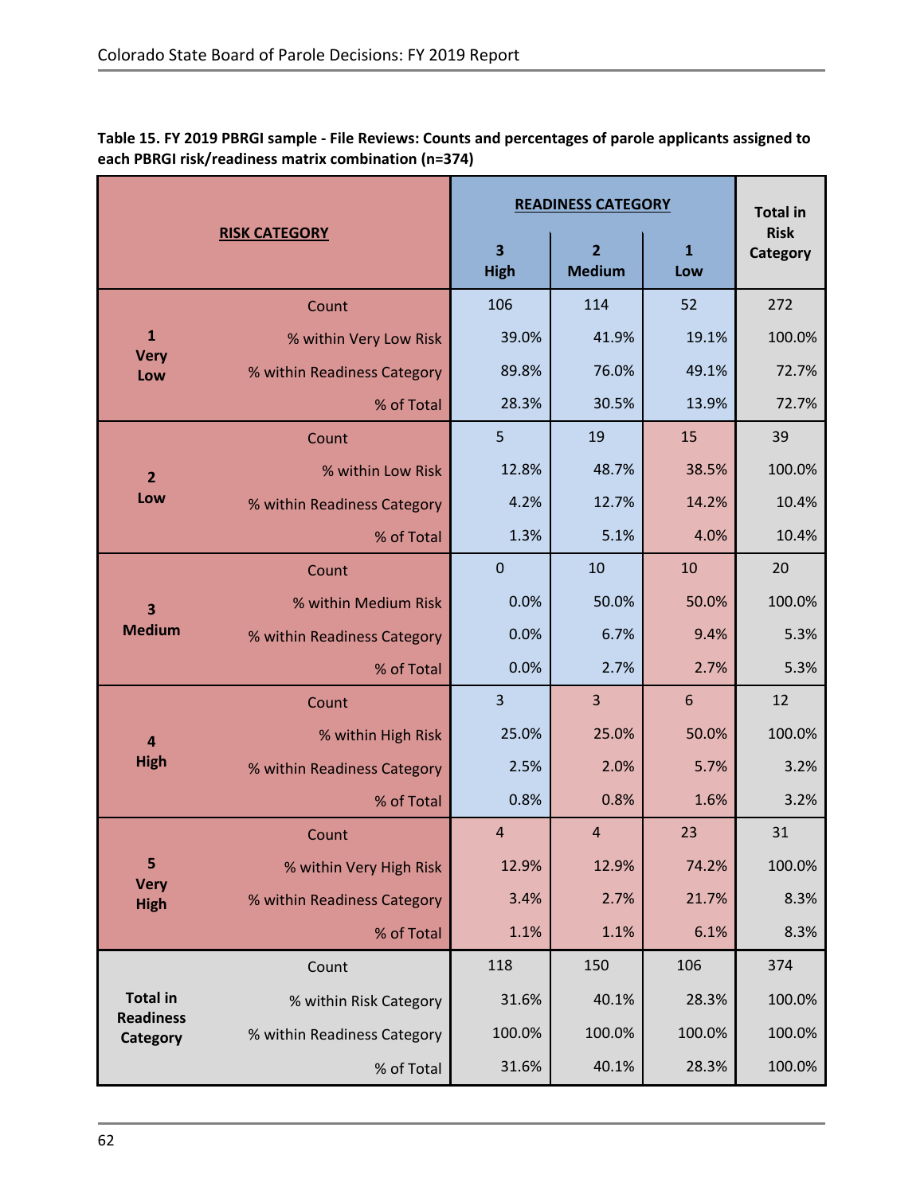**Table 15. FY 2019 PBRGI sample - File Reviews: Counts and percentages of parole applicants assigned to each PBRGI risk/readiness matrix combination (n=374)**

| RISK CATEGORY | | READINESS CATEGORY | | | Total in Risk Category |
|---|---|---|---|---|---|
| | | 3 High | 2 Medium | 1 Low | |
| 1 Very Low | Count | 106 | 114 | 52 | 272 |
| | % within Very Low Risk | 39.0% | 41.9% | 19.1% | 100.0% |
| | % within Readiness Category | 89.8% | 76.0% | 49.1% | 72.7% |
| | % of Total | 28.3% | 30.5% | 13.9% | 72.7% |
| 2 Low | Count | 5 | 19 | 15 | 39 |
| | % within Low Risk | 12.8% | 48.7% | 38.5% | 100.0% |
| | % within Readiness Category | 4.2% | 12.7% | 14.2% | 10.4% |
| | % of Total | 1.3% | 5.1% | 4.0% | 10.4% |
| 3 Medium | Count | 0 | 10 | 10 | 20 |
| | % within Medium Risk | 0.0% | 50.0% | 50.0% | 100.0% |
| | % within Readiness Category | 0.0% | 6.7% | 9.4% | 5.3% |
| | % of Total | 0.0% | 2.7% | 2.7% | 5.3% |
| 4 High | Count | 3 | 3 | 6 | 12 |
| | % within High Risk | 25.0% | 25.0% | 50.0% | 100.0% |
| | % within Readiness Category | 2.5% | 2.0% | 5.7% | 3.2% |
| | % of Total | 0.8% | 0.8% | 1.6% | 3.2% |
| 5 Very High | Count | 4 | 4 | 23 | 31 |
| | % within Very High Risk | 12.9% | 12.9% | 74.2% | 100.0% |
| | % within Readiness Category | 3.4% | 2.7% | 21.7% | 8.3% |
| | % of Total | 1.1% | 1.1% | 6.1% | 8.3% |
| Total in Readiness Category | Count | 118 | 150 | 106 | 374 |
| | % within Risk Category | 31.6% | 40.1% | 28.3% | 100.0% |
| | % within Readiness Category | 100.0% | 100.0% | 100.0% | 100.0% |
| | % of Total | 31.6% | 40.1% | 28.3% | 100.0% |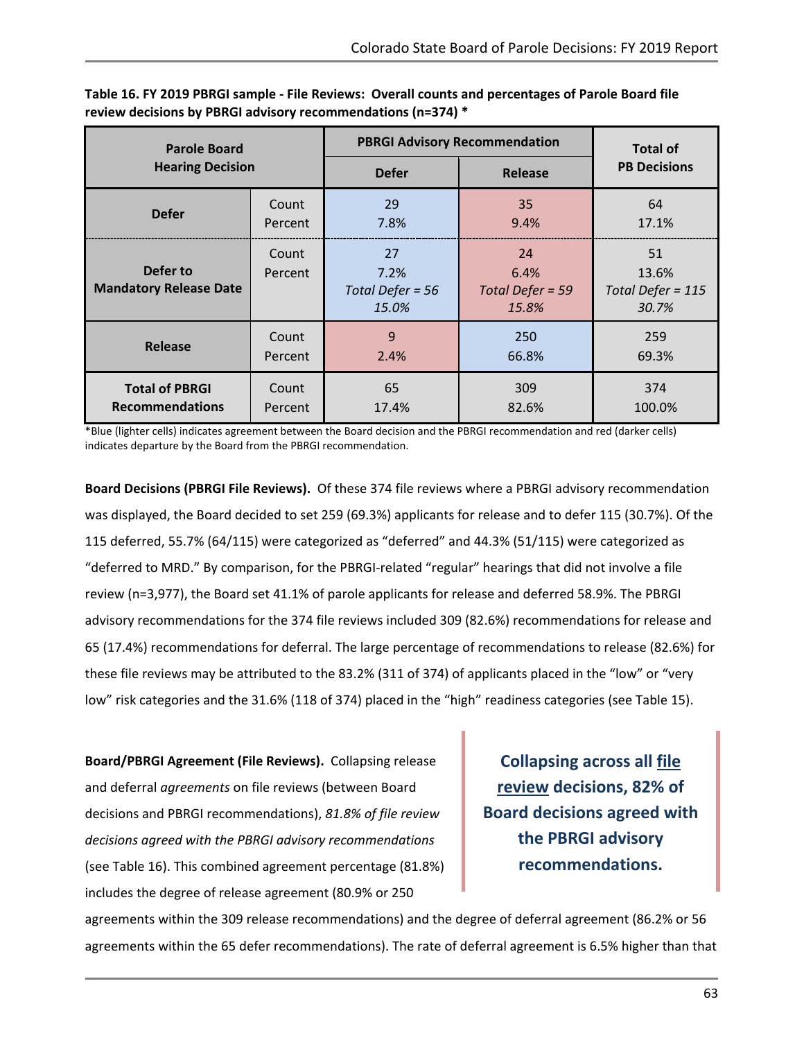**Table 16. FY 2019 PBRGI sample - File Reviews: Overall counts and percentages of Parole Board file review decisions by PBRGI advisory recommendations (n=374) ***

| Parole Board Hearing Decision | | PBRGI Advisory Recommendation | | Total of PB Decisions |
|---|---|---|---|---|
| | | Defer | Release | |
| Defer | Count<br>Percent | 29<br>7.8% | 35<br>9.4% | 64<br>17.1% |
| Defer to Mandatory Release Date | Count<br>Percent | 27<br>7.2%<br>*Total Defer = 56*<br>*15.0%* | 24<br>6.4%<br>*Total Defer = 59*<br>*15.8%* | 51<br>13.6%<br>*Total Defer = 115*<br>*30.7%* |
| Release | Count<br>Percent | 9<br>2.4% | 250<br>66.8% | 259<br>69.3% |
| Total of PBRGI Recommendations | Count<br>Percent | 65<br>17.4% | 309<br>82.6% | 374<br>100.0% |

*Blue (lighter cells) indicates agreement between the Board decision and the PBRGI recommendation and red (darker cells) indicates departure by the Board from the PBRGI recommendation.

**Board Decisions (PBRGI File Reviews).** Of these 374 file reviews where a PBRGI advisory recommendation was displayed, the Board decided to set 259 (69.3%) applicants for release and to defer 115 (30.7%). Of the 115 deferred, 55.7% (64/115) were categorized as "deferred" and 44.3% (51/115) were categorized as "deferred to MRD." By comparison, for the PBRGI-related "regular" hearings that did not involve a file review (n=3,977), the Board set 41.1% of parole applicants for release and deferred 58.9%. The PBRGI advisory recommendations for the 374 file reviews included 309 (82.6%) recommendations for release and 65 (17.4%) recommendations for deferral. The large percentage of recommendations to release (82.6%) for these file reviews may be attributed to the 83.2% (311 of 374) of applicants placed in the "low" or "very low" risk categories and the 31.6% (118 of 374) placed in the "high" readiness categories (see Table 15).

> **Collapsing across all file review decisions, 82% of Board decisions agreed with the PBRGI advisory recommendations.**

**Board/PBRGI Agreement (File Reviews).** Collapsing release and deferral *agreements* on file reviews (between Board decisions and PBRGI recommendations), *81.8% of file review decisions agreed with the PBRGI advisory recommendations* (see Table 16). This combined agreement percentage (81.8%) includes the degree of release agreement (80.9% or 250 agreements within the 309 release recommendations) and the degree of deferral agreement (86.2% or 56 agreements within the 65 defer recommendations). The rate of deferral agreement is 6.5% higher than that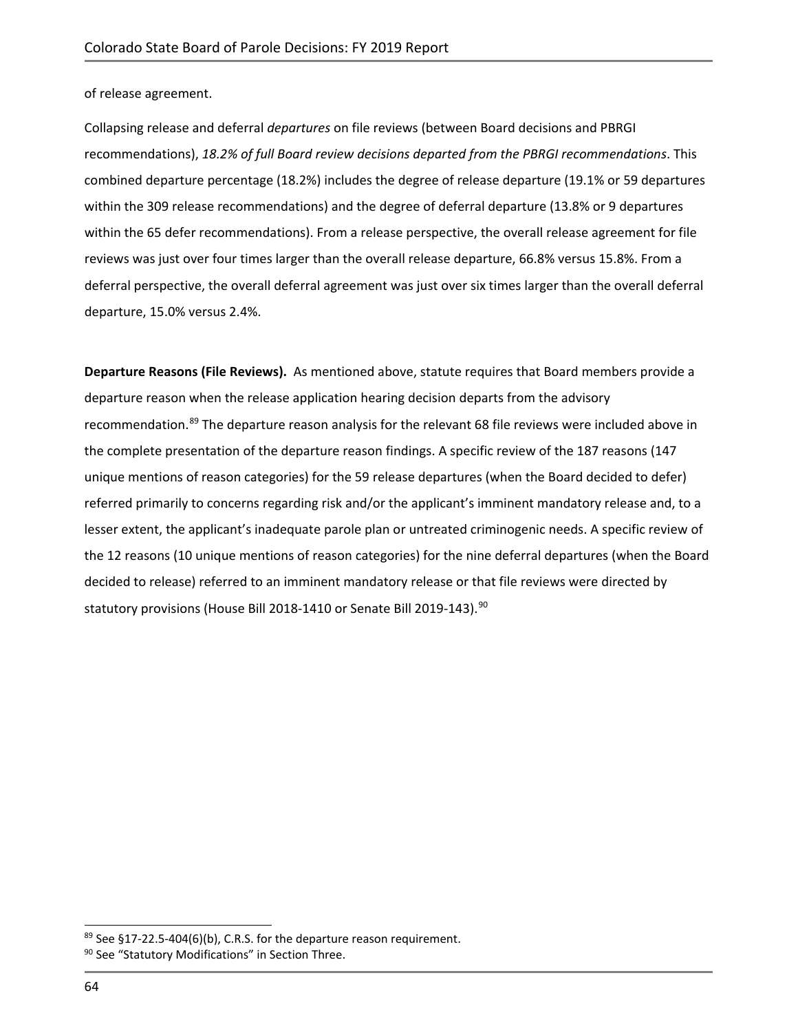of release agreement.

Collapsing release and deferral *departures* on file reviews (between Board decisions and PBRGI recommendations), *18.2% of full Board review decisions departed from the PBRGI recommendations*. This combined departure percentage (18.2%) includes the degree of release departure (19.1% or 59 departures within the 309 release recommendations) and the degree of deferral departure (13.8% or 9 departures within the 65 defer recommendations). From a release perspective, the overall release agreement for file reviews was just over four times larger than the overall release departure, 66.8% versus 15.8%. From a deferral perspective, the overall deferral agreement was just over six times larger than the overall deferral departure, 15.0% versus 2.4%.

**Departure Reasons (File Reviews).** As mentioned above, statute requires that Board members provide a departure reason when the release application hearing decision departs from the advisory recommendation.[89] The departure reason analysis for the relevant 68 file reviews were included above in the complete presentation of the departure reason findings. A specific review of the 187 reasons (147 unique mentions of reason categories) for the 59 release departures (when the Board decided to defer) referred primarily to concerns regarding risk and/or the applicant's imminent mandatory release and, to a lesser extent, the applicant's inadequate parole plan or untreated criminogenic needs. A specific review of the 12 reasons (10 unique mentions of reason categories) for the nine deferral departures (when the Board decided to release) referred to an imminent mandatory release or that file reviews were directed by statutory provisions (House Bill 2018-1410 or Senate Bill 2019-143).[90]

[89] See §17-22.5-404(6)(b), C.R.S. for the departure reason requirement.

[90] See "Statutory Modifications" in Section Three.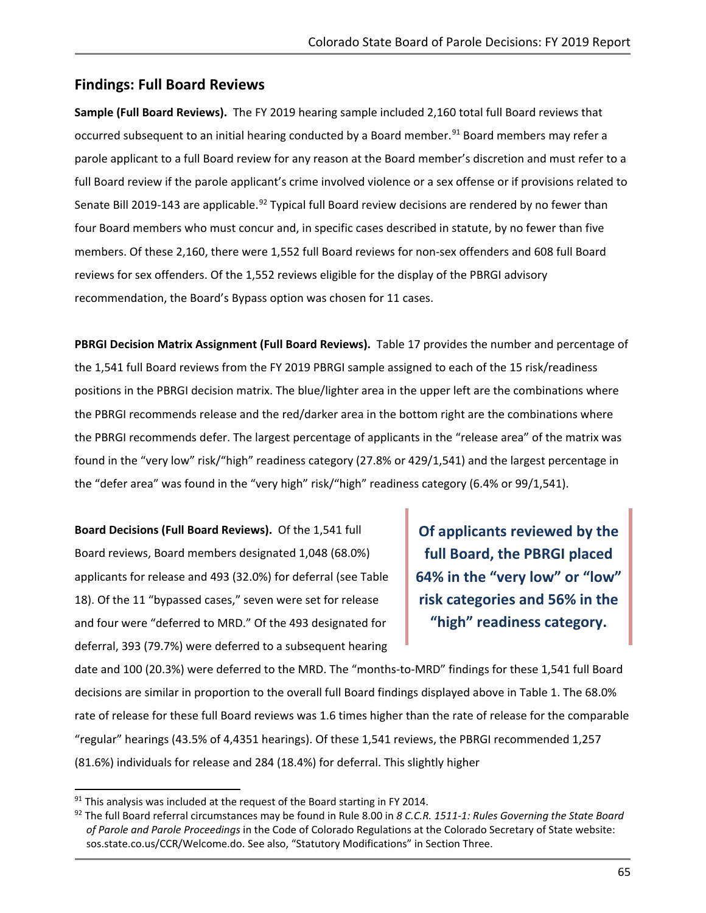## Findings: Full Board Reviews

**Sample (Full Board Reviews).** The FY 2019 hearing sample included 2,160 total full Board reviews that occurred subsequent to an initial hearing conducted by a Board member.[91] Board members may refer a parole applicant to a full Board review for any reason at the Board member's discretion and must refer to a full Board review if the parole applicant's crime involved violence or a sex offense or if provisions related to Senate Bill 2019-143 are applicable.[92] Typical full Board review decisions are rendered by no fewer than four Board members who must concur and, in specific cases described in statute, by no fewer than five members. Of these 2,160, there were 1,552 full Board reviews for non-sex offenders and 608 full Board reviews for sex offenders. Of the 1,552 reviews eligible for the display of the PBRGI advisory recommendation, the Board's Bypass option was chosen for 11 cases.

**PBRGI Decision Matrix Assignment (Full Board Reviews).** Table 17 provides the number and percentage of the 1,541 full Board reviews from the FY 2019 PBRGI sample assigned to each of the 15 risk/readiness positions in the PBRGI decision matrix. The blue/lighter area in the upper left are the combinations where the PBRGI recommends release and the red/darker area in the bottom right are the combinations where the PBRGI recommends defer. The largest percentage of applicants in the "release area" of the matrix was found in the "very low" risk/"high" readiness category (27.8% or 429/1,541) and the largest percentage in the "defer area" was found in the "very high" risk/"high" readiness category (6.4% or 99/1,541).

**Of applicants reviewed by the full Board, the PBRGI placed 64% in the "very low" or "low" risk categories and 56% in the "high" readiness category.**

**Board Decisions (Full Board Reviews).** Of the 1,541 full Board reviews, Board members designated 1,048 (68.0%) applicants for release and 493 (32.0%) for deferral (see Table 18). Of the 11 "bypassed cases," seven were set for release and four were "deferred to MRD." Of the 493 designated for deferral, 393 (79.7%) were deferred to a subsequent hearing date and 100 (20.3%) were deferred to the MRD. The "months-to-MRD" findings for these 1,541 full Board decisions are similar in proportion to the overall full Board findings displayed above in Table 1. The 68.0% rate of release for these full Board reviews was 1.6 times higher than the rate of release for the comparable "regular" hearings (43.5% of 4,4351 hearings). Of these 1,541 reviews, the PBRGI recommended 1,257 (81.6%) individuals for release and 284 (18.4%) for deferral. This slightly higher

[91] This analysis was included at the request of the Board starting in FY 2014.

[92] The full Board referral circumstances may be found in Rule 8.00 in *8 C.C.R. 1511-1: Rules Governing the State Board of Parole and Parole Proceedings* in the Code of Colorado Regulations at the Colorado Secretary of State website: sos.state.co.us/CCR/Welcome.do. See also, "Statutory Modifications" in Section Three.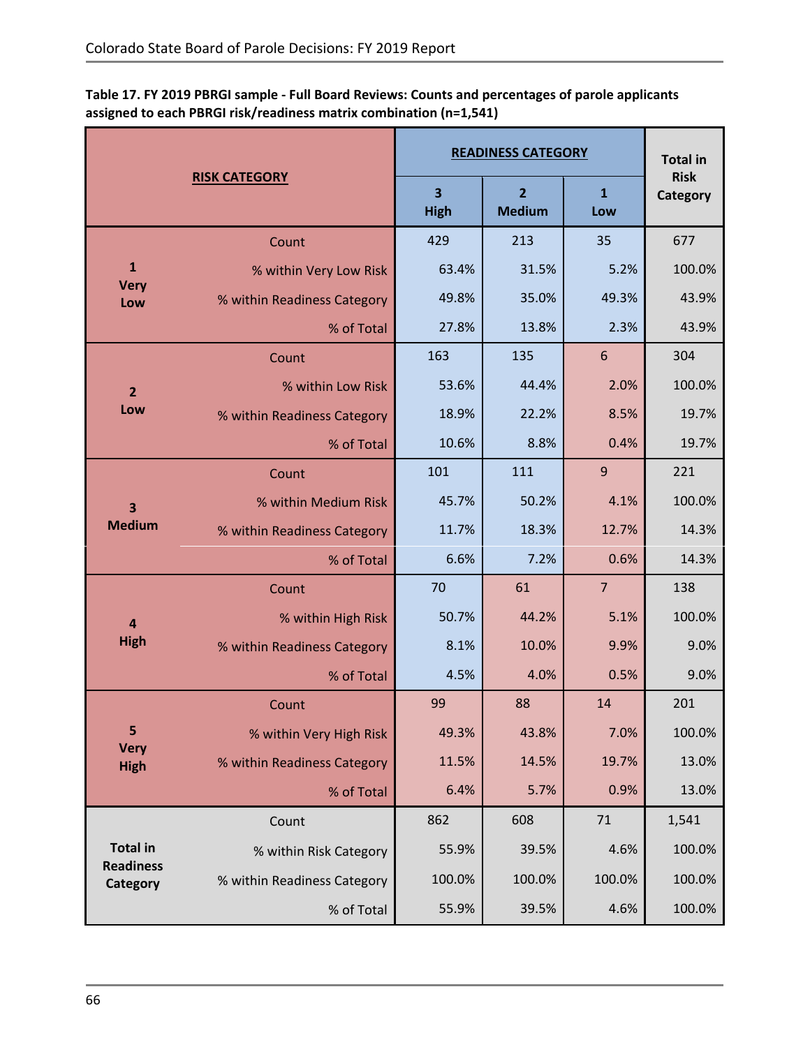**Table 17. FY 2019 PBRGI sample - Full Board Reviews: Counts and percentages of parole applicants assigned to each PBRGI risk/readiness matrix combination (n=1,541)**

| RISK CATEGORY | | READINESS CATEGORY | | | Total in Risk Category |
|---|---|---|---|---|---|
| | | 3 High | 2 Medium | 1 Low | |
| 1 Very Low | Count | 429 | 213 | 35 | 677 |
| | % within Very Low Risk | 63.4% | 31.5% | 5.2% | 100.0% |
| | % within Readiness Category | 49.8% | 35.0% | 49.3% | 43.9% |
| | % of Total | 27.8% | 13.8% | 2.3% | 43.9% |
| 2 Low | Count | 163 | 135 | 6 | 304 |
| | % within Low Risk | 53.6% | 44.4% | 2.0% | 100.0% |
| | % within Readiness Category | 18.9% | 22.2% | 8.5% | 19.7% |
| | % of Total | 10.6% | 8.8% | 0.4% | 19.7% |
| 3 Medium | Count | 101 | 111 | 9 | 221 |
| | % within Medium Risk | 45.7% | 50.2% | 4.1% | 100.0% |
| | % within Readiness Category | 11.7% | 18.3% | 12.7% | 14.3% |
| | % of Total | 6.6% | 7.2% | 0.6% | 14.3% |
| 4 High | Count | 70 | 61 | 7 | 138 |
| | % within High Risk | 50.7% | 44.2% | 5.1% | 100.0% |
| | % within Readiness Category | 8.1% | 10.0% | 9.9% | 9.0% |
| | % of Total | 4.5% | 4.0% | 0.5% | 9.0% |
| 5 Very High | Count | 99 | 88 | 14 | 201 |
| | % within Very High Risk | 49.3% | 43.8% | 7.0% | 100.0% |
| | % within Readiness Category | 11.5% | 14.5% | 19.7% | 13.0% |
| | % of Total | 6.4% | 5.7% | 0.9% | 13.0% |
| Total in Readiness Category | Count | 862 | 608 | 71 | 1,541 |
| | % within Risk Category | 55.9% | 39.5% | 4.6% | 100.0% |
| | % within Readiness Category | 100.0% | 100.0% | 100.0% | 100.0% |
| | % of Total | 55.9% | 39.5% | 4.6% | 100.0% |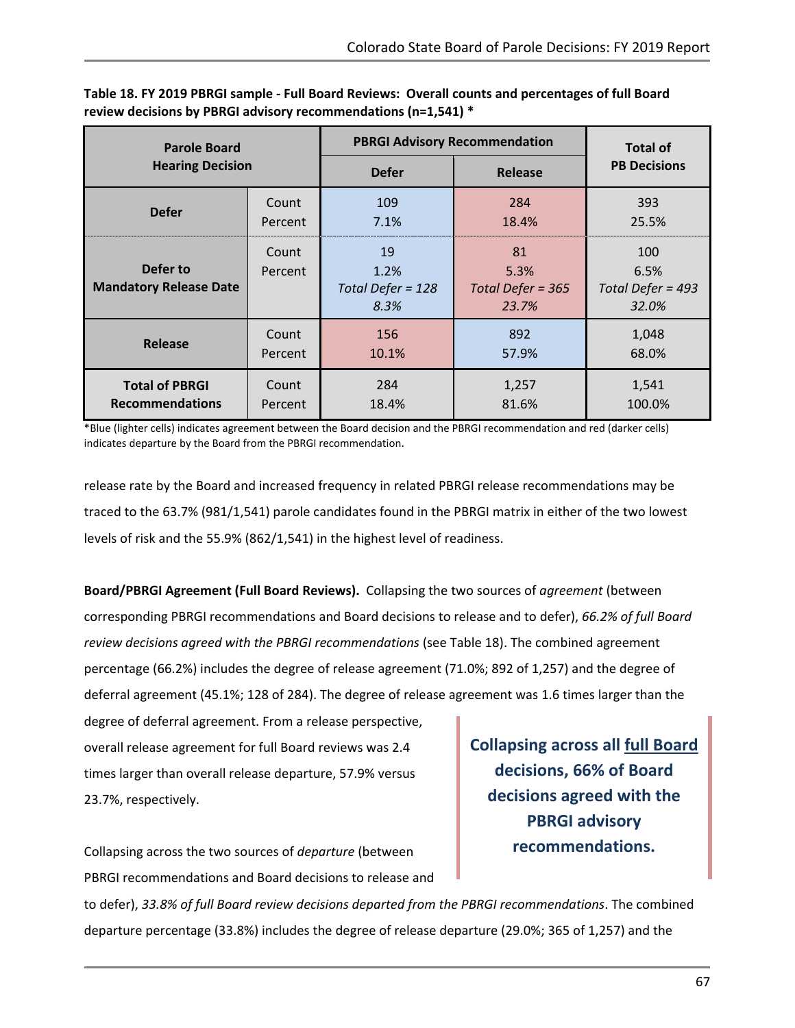**Table 18. FY 2019 PBRGI sample - Full Board Reviews: Overall counts and percentages of full Board review decisions by PBRGI advisory recommendations (n=1,541) ***

| Parole Board Hearing Decision | | PBRGI Advisory Recommendation | | Total of PB Decisions |
|---|---|---|---|---|
| | | Defer | Release | |
| Defer | Count<br>Percent | 109<br>7.1% | 284<br>18.4% | 393<br>25.5% |
| Defer to Mandatory Release Date | Count<br>Percent | 19<br>1.2%<br>*Total Defer = 128*<br>*8.3%* | 81<br>5.3%<br>*Total Defer = 365*<br>*23.7%* | 100<br>6.5%<br>*Total Defer = 493*<br>*32.0%* |
| Release | Count<br>Percent | 156<br>10.1% | 892<br>57.9% | 1,048<br>68.0% |
| Total of PBRGI Recommendations | Count<br>Percent | 284<br>18.4% | 1,257<br>81.6% | 1,541<br>100.0% |

*Blue (lighter cells) indicates agreement between the Board decision and the PBRGI recommendation and red (darker cells) indicates departure by the Board from the PBRGI recommendation.

release rate by the Board and increased frequency in related PBRGI release recommendations may be traced to the 63.7% (981/1,541) parole candidates found in the PBRGI matrix in either of the two lowest levels of risk and the 55.9% (862/1,541) in the highest level of readiness.

**Board/PBRGI Agreement (Full Board Reviews).** Collapsing the two sources of *agreement* (between corresponding PBRGI recommendations and Board decisions to release and to defer), *66.2% of full Board review decisions agreed with the PBRGI recommendations* (see Table 18). The combined agreement percentage (66.2%) includes the degree of release agreement (71.0%; 892 of 1,257) and the degree of deferral agreement (45.1%; 128 of 284). The degree of release agreement was 1.6 times larger than the degree of deferral agreement. From a release perspective, overall release agreement for full Board reviews was 2.4 times larger than overall release departure, 57.9% versus 23.7%, respectively.

> **Collapsing across all full Board decisions, 66% of Board decisions agreed with the PBRGI advisory recommendations.**

Collapsing across the two sources of *departure* (between PBRGI recommendations and Board decisions to release and to defer), *33.8% of full Board review decisions departed from the PBRGI recommendations*. The combined departure percentage (33.8%) includes the degree of release departure (29.0%; 365 of 1,257) and the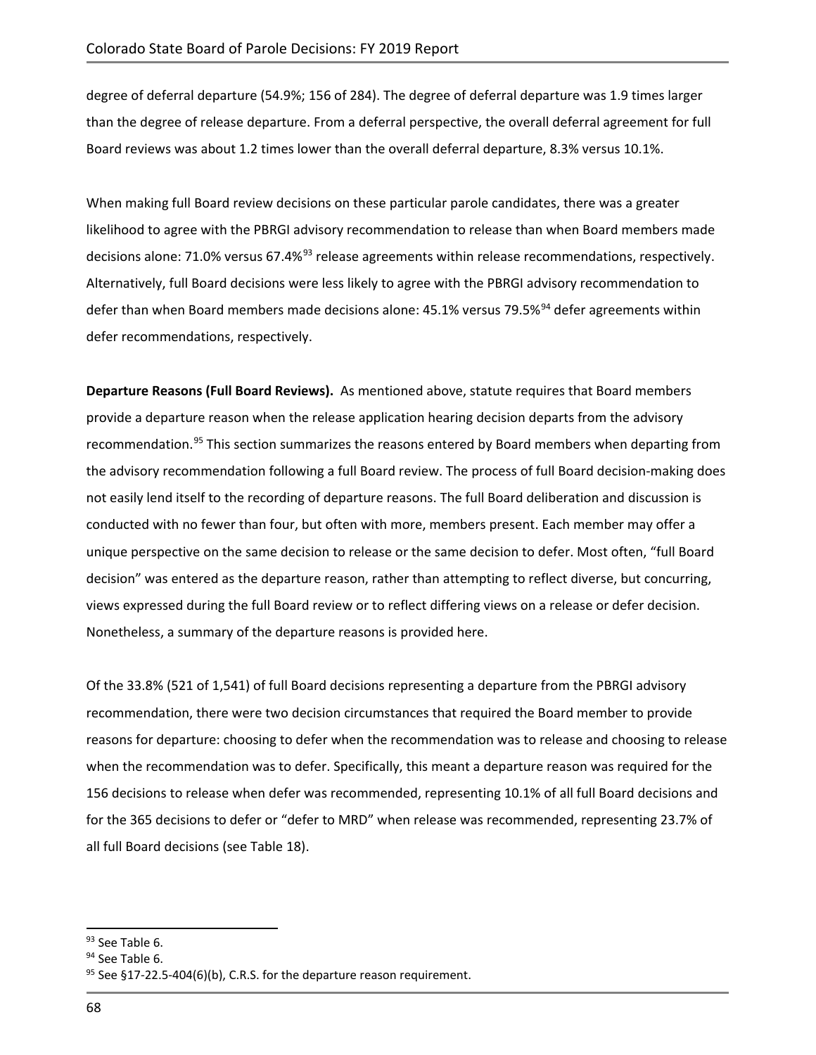degree of deferral departure (54.9%; 156 of 284). The degree of deferral departure was 1.9 times larger than the degree of release departure. From a deferral perspective, the overall deferral agreement for full Board reviews was about 1.2 times lower than the overall deferral departure, 8.3% versus 10.1%.

When making full Board review decisions on these particular parole candidates, there was a greater likelihood to agree with the PBRGI advisory recommendation to release than when Board members made decisions alone: 71.0% versus 67.4%[93] release agreements within release recommendations, respectively. Alternatively, full Board decisions were less likely to agree with the PBRGI advisory recommendation to defer than when Board members made decisions alone: 45.1% versus 79.5%[94] defer agreements within defer recommendations, respectively.

**Departure Reasons (Full Board Reviews).** As mentioned above, statute requires that Board members provide a departure reason when the release application hearing decision departs from the advisory recommendation.[95] This section summarizes the reasons entered by Board members when departing from the advisory recommendation following a full Board review. The process of full Board decision-making does not easily lend itself to the recording of departure reasons. The full Board deliberation and discussion is conducted with no fewer than four, but often with more, members present. Each member may offer a unique perspective on the same decision to release or the same decision to defer. Most often, "full Board decision" was entered as the departure reason, rather than attempting to reflect diverse, but concurring, views expressed during the full Board review or to reflect differing views on a release or defer decision. Nonetheless, a summary of the departure reasons is provided here.

Of the 33.8% (521 of 1,541) of full Board decisions representing a departure from the PBRGI advisory recommendation, there were two decision circumstances that required the Board member to provide reasons for departure: choosing to defer when the recommendation was to release and choosing to release when the recommendation was to defer. Specifically, this meant a departure reason was required for the 156 decisions to release when defer was recommended, representing 10.1% of all full Board decisions and for the 365 decisions to defer or "defer to MRD" when release was recommended, representing 23.7% of all full Board decisions (see Table 18).

---

[93] See Table 6.

[94] See Table 6.

[95] See §17-22.5-404(6)(b), C.R.S. for the departure reason requirement.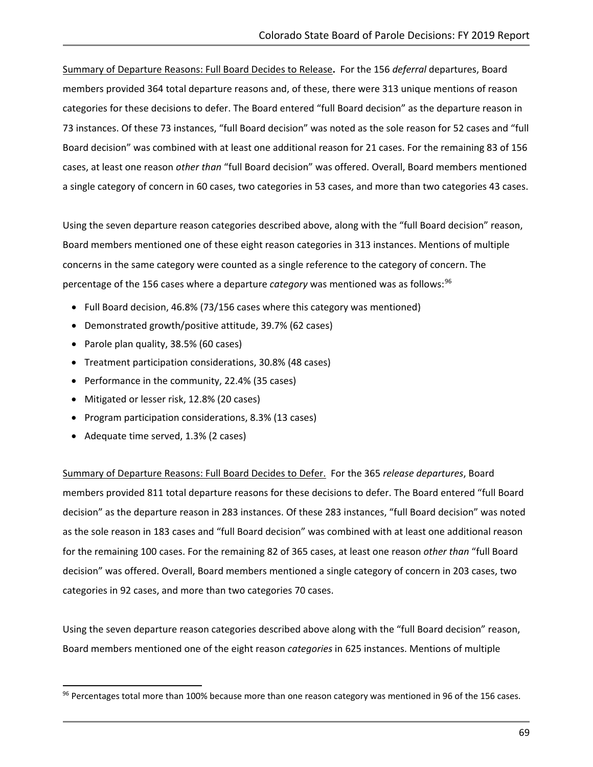Summary of Departure Reasons: Full Board Decides to Release**.** For the 156 *deferral* departures, Board members provided 364 total departure reasons and, of these, there were 313 unique mentions of reason categories for these decisions to defer. The Board entered "full Board decision" as the departure reason in 73 instances. Of these 73 instances, "full Board decision" was noted as the sole reason for 52 cases and "full Board decision" was combined with at least one additional reason for 21 cases. For the remaining 83 of 156 cases, at least one reason *other than* "full Board decision" was offered. Overall, Board members mentioned a single category of concern in 60 cases, two categories in 53 cases, and more than two categories 43 cases.

Using the seven departure reason categories described above, along with the "full Board decision" reason, Board members mentioned one of these eight reason categories in 313 instances. Mentions of multiple concerns in the same category were counted as a single reference to the category of concern. The percentage of the 156 cases where a departure *category* was mentioned was as follows:[96]

- Full Board decision, 46.8% (73/156 cases where this category was mentioned)
- Demonstrated growth/positive attitude, 39.7% (62 cases)
- Parole plan quality, 38.5% (60 cases)
- Treatment participation considerations, 30.8% (48 cases)
- Performance in the community, 22.4% (35 cases)
- Mitigated or lesser risk, 12.8% (20 cases)
- Program participation considerations, 8.3% (13 cases)
- Adequate time served, 1.3% (2 cases)

Summary of Departure Reasons: Full Board Decides to Defer. For the 365 *release departures*, Board members provided 811 total departure reasons for these decisions to defer. The Board entered "full Board decision" as the departure reason in 283 instances. Of these 283 instances, "full Board decision" was noted as the sole reason in 183 cases and "full Board decision" was combined with at least one additional reason for the remaining 100 cases. For the remaining 82 of 365 cases, at least one reason *other than* "full Board decision" was offered. Overall, Board members mentioned a single category of concern in 203 cases, two categories in 92 cases, and more than two categories 70 cases.

Using the seven departure reason categories described above along with the "full Board decision" reason, Board members mentioned one of the eight reason *categories* in 625 instances. Mentions of multiple

[96] Percentages total more than 100% because more than one reason category was mentioned in 96 of the 156 cases.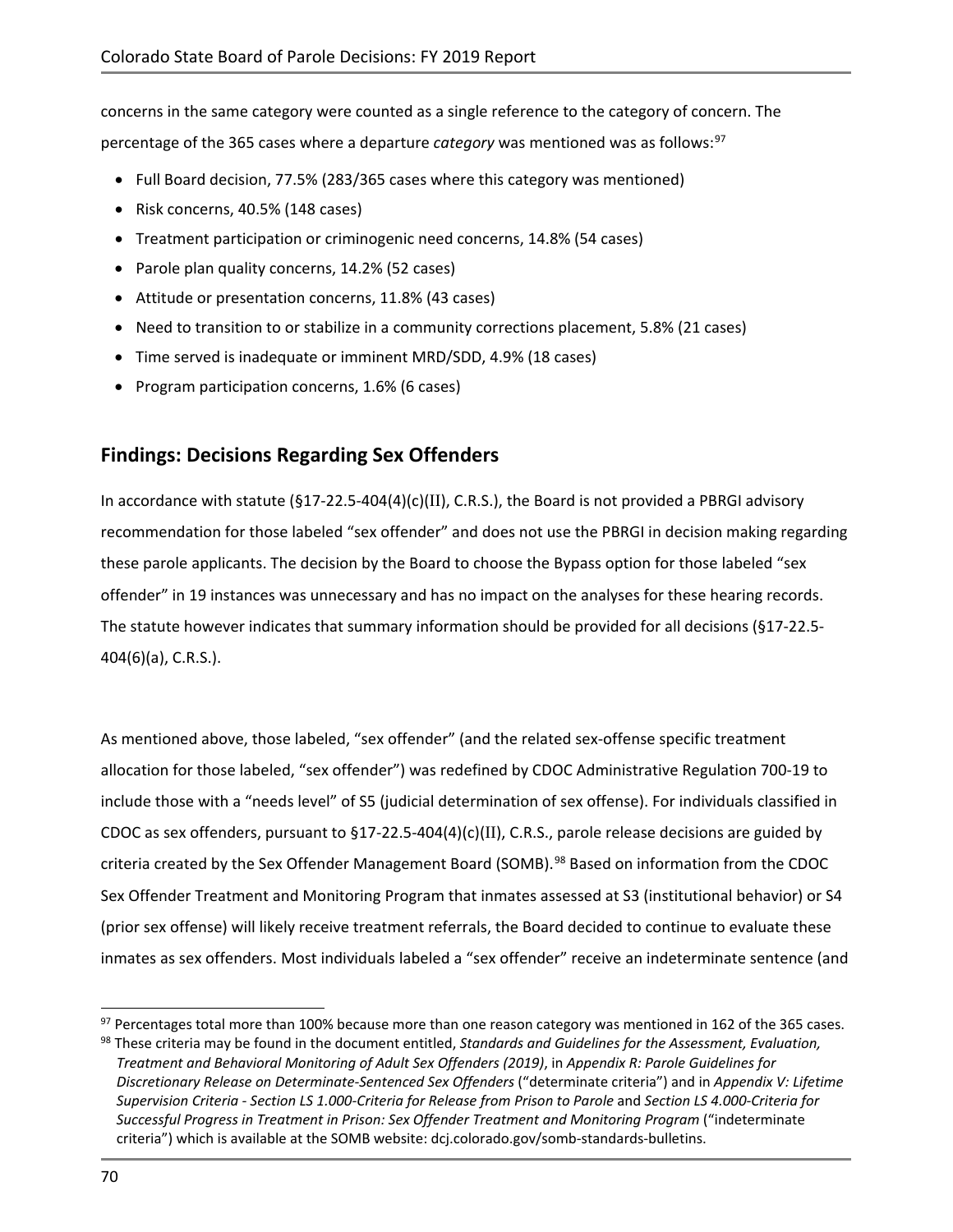concerns in the same category were counted as a single reference to the category of concern. The percentage of the 365 cases where a departure *category* was mentioned was as follows:[97]

- Full Board decision, 77.5% (283/365 cases where this category was mentioned)
- Risk concerns, 40.5% (148 cases)
- Treatment participation or criminogenic need concerns, 14.8% (54 cases)
- Parole plan quality concerns, 14.2% (52 cases)
- Attitude or presentation concerns, 11.8% (43 cases)
- Need to transition to or stabilize in a community corrections placement, 5.8% (21 cases)
- Time served is inadequate or imminent MRD/SDD, 4.9% (18 cases)
- Program participation concerns, 1.6% (6 cases)

## Findings: Decisions Regarding Sex Offenders

In accordance with statute (§17-22.5-404(4)(c)(II), C.R.S.), the Board is not provided a PBRGI advisory recommendation for those labeled "sex offender" and does not use the PBRGI in decision making regarding these parole applicants. The decision by the Board to choose the Bypass option for those labeled "sex offender" in 19 instances was unnecessary and has no impact on the analyses for these hearing records. The statute however indicates that summary information should be provided for all decisions (§17-22.5-404(6)(a), C.R.S.).

As mentioned above, those labeled, "sex offender" (and the related sex-offense specific treatment allocation for those labeled, "sex offender") was redefined by CDOC Administrative Regulation 700-19 to include those with a "needs level" of S5 (judicial determination of sex offense). For individuals classified in CDOC as sex offenders, pursuant to §17-22.5-404(4)(c)(II), C.R.S., parole release decisions are guided by criteria created by the Sex Offender Management Board (SOMB).[98] Based on information from the CDOC Sex Offender Treatment and Monitoring Program that inmates assessed at S3 (institutional behavior) or S4 (prior sex offense) will likely receive treatment referrals, the Board decided to continue to evaluate these inmates as sex offenders. Most individuals labeled a "sex offender" receive an indeterminate sentence (and

---

[97] Percentages total more than 100% because more than one reason category was mentioned in 162 of the 365 cases.

[98] These criteria may be found in the document entitled, *Standards and Guidelines for the Assessment, Evaluation, Treatment and Behavioral Monitoring of Adult Sex Offenders (2019)*, in *Appendix R: Parole Guidelines for Discretionary Release on Determinate-Sentenced Sex Offenders* ("determinate criteria") and in *Appendix V: Lifetime Supervision Criteria - Section LS 1.000-Criteria for Release from Prison to Parole* and *Section LS 4.000-Criteria for Successful Progress in Treatment in Prison: Sex Offender Treatment and Monitoring Program* ("indeterminate criteria") which is available at the SOMB website: dcj.colorado.gov/somb-standards-bulletins.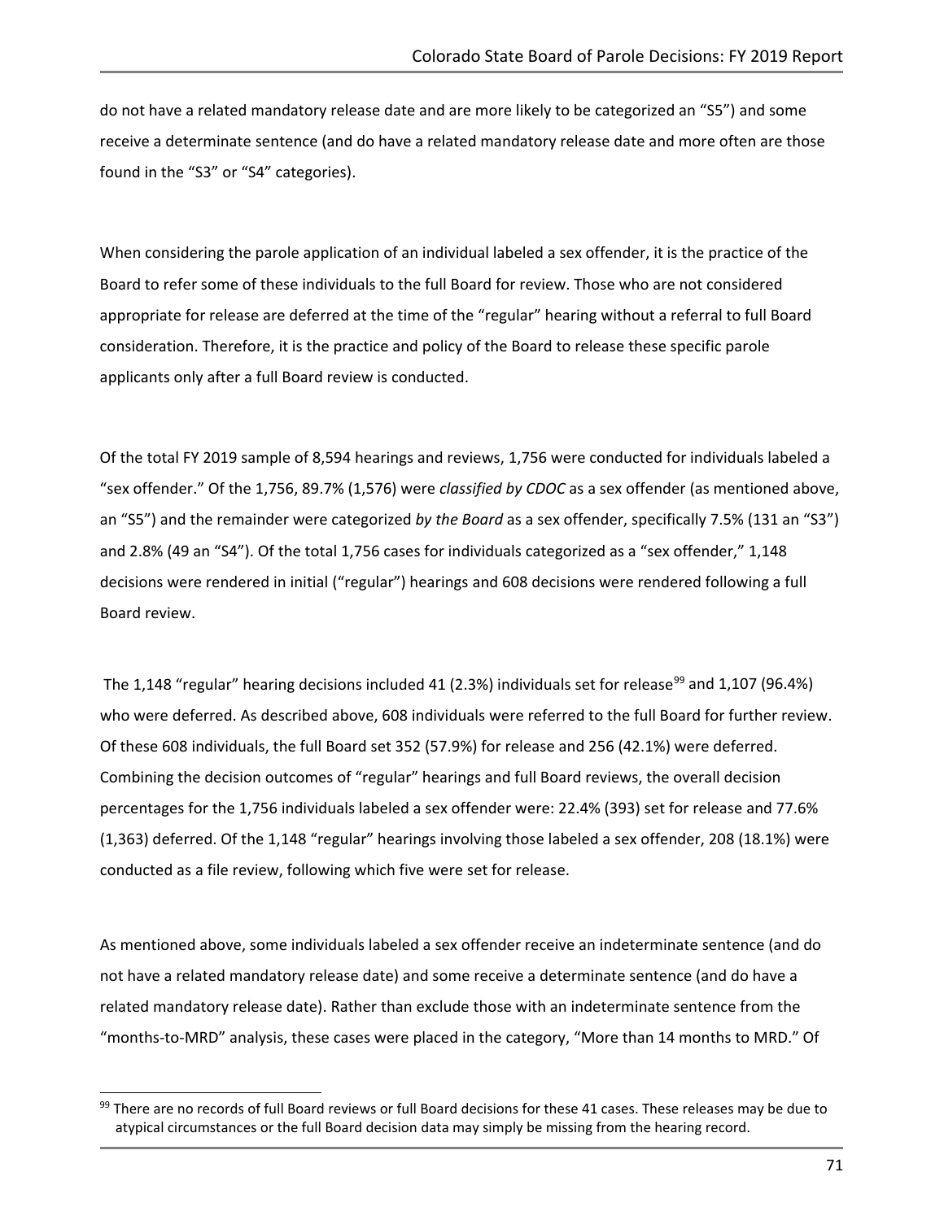do not have a related mandatory release date and are more likely to be categorized an "S5") and some receive a determinate sentence (and do have a related mandatory release date and more often are those found in the "S3" or "S4" categories).

When considering the parole application of an individual labeled a sex offender, it is the practice of the Board to refer some of these individuals to the full Board for review. Those who are not considered appropriate for release are deferred at the time of the "regular" hearing without a referral to full Board consideration. Therefore, it is the practice and policy of the Board to release these specific parole applicants only after a full Board review is conducted.

Of the total FY 2019 sample of 8,594 hearings and reviews, 1,756 were conducted for individuals labeled a "sex offender." Of the 1,756, 89.7% (1,576) were *classified by CDOC* as a sex offender (as mentioned above, an "S5") and the remainder were categorized *by the Board* as a sex offender, specifically 7.5% (131 an "S3") and 2.8% (49 an "S4"). Of the total 1,756 cases for individuals categorized as a "sex offender," 1,148 decisions were rendered in initial ("regular") hearings and 608 decisions were rendered following a full Board review.

The 1,148 "regular" hearing decisions included 41 (2.3%) individuals set for release[99] and 1,107 (96.4%) who were deferred. As described above, 608 individuals were referred to the full Board for further review. Of these 608 individuals, the full Board set 352 (57.9%) for release and 256 (42.1%) were deferred. Combining the decision outcomes of "regular" hearings and full Board reviews, the overall decision percentages for the 1,756 individuals labeled a sex offender were: 22.4% (393) set for release and 77.6% (1,363) deferred. Of the 1,148 "regular" hearings involving those labeled a sex offender, 208 (18.1%) were conducted as a file review, following which five were set for release.

As mentioned above, some individuals labeled a sex offender receive an indeterminate sentence (and do not have a related mandatory release date) and some receive a determinate sentence (and do have a related mandatory release date). Rather than exclude those with an indeterminate sentence from the "months-to-MRD" analysis, these cases were placed in the category, "More than 14 months to MRD." Of

[99] There are no records of full Board reviews or full Board decisions for these 41 cases. These releases may be due to atypical circumstances or the full Board decision data may simply be missing from the hearing record.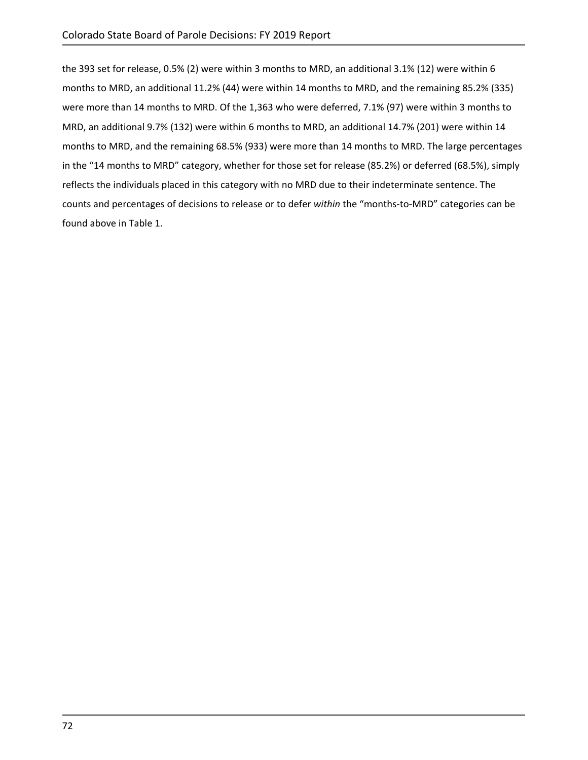the 393 set for release, 0.5% (2) were within 3 months to MRD, an additional 3.1% (12) were within 6 months to MRD, an additional 11.2% (44) were within 14 months to MRD, and the remaining 85.2% (335) were more than 14 months to MRD. Of the 1,363 who were deferred, 7.1% (97) were within 3 months to MRD, an additional 9.7% (132) were within 6 months to MRD, an additional 14.7% (201) were within 14 months to MRD, and the remaining 68.5% (933) were more than 14 months to MRD. The large percentages in the "14 months to MRD" category, whether for those set for release (85.2%) or deferred (68.5%), simply reflects the individuals placed in this category with no MRD due to their indeterminate sentence. The counts and percentages of decisions to release or to defer *within* the "months-to-MRD" categories can be found above in Table 1.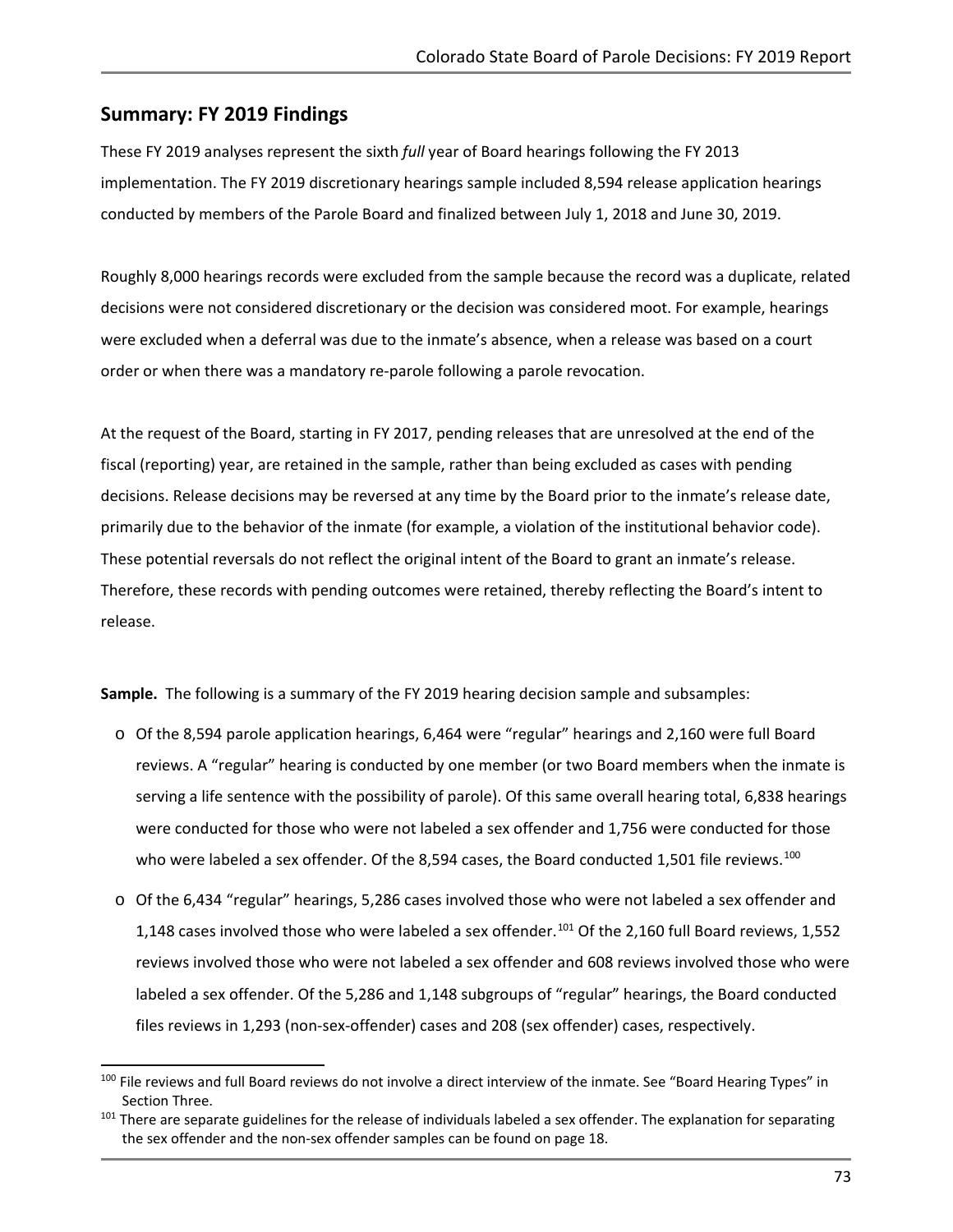## Summary: FY 2019 Findings

These FY 2019 analyses represent the sixth *full* year of Board hearings following the FY 2013 implementation. The FY 2019 discretionary hearings sample included 8,594 release application hearings conducted by members of the Parole Board and finalized between July 1, 2018 and June 30, 2019.

Roughly 8,000 hearings records were excluded from the sample because the record was a duplicate, related decisions were not considered discretionary or the decision was considered moot. For example, hearings were excluded when a deferral was due to the inmate's absence, when a release was based on a court order or when there was a mandatory re-parole following a parole revocation.

At the request of the Board, starting in FY 2017, pending releases that are unresolved at the end of the fiscal (reporting) year, are retained in the sample, rather than being excluded as cases with pending decisions. Release decisions may be reversed at any time by the Board prior to the inmate's release date, primarily due to the behavior of the inmate (for example, a violation of the institutional behavior code). These potential reversals do not reflect the original intent of the Board to grant an inmate's release. Therefore, these records with pending outcomes were retained, thereby reflecting the Board's intent to release.

**Sample.** The following is a summary of the FY 2019 hearing decision sample and subsamples:

- Of the 8,594 parole application hearings, 6,464 were "regular" hearings and 2,160 were full Board reviews. A "regular" hearing is conducted by one member (or two Board members when the inmate is serving a life sentence with the possibility of parole). Of this same overall hearing total, 6,838 hearings were conducted for those who were not labeled a sex offender and 1,756 were conducted for those who were labeled a sex offender. Of the 8,594 cases, the Board conducted 1,501 file reviews.[100]
- Of the 6,434 "regular" hearings, 5,286 cases involved those who were not labeled a sex offender and 1,148 cases involved those who were labeled a sex offender.[101] Of the 2,160 full Board reviews, 1,552 reviews involved those who were not labeled a sex offender and 608 reviews involved those who were labeled a sex offender. Of the 5,286 and 1,148 subgroups of "regular" hearings, the Board conducted files reviews in 1,293 (non-sex-offender) cases and 208 (sex offender) cases, respectively.

[100] File reviews and full Board reviews do not involve a direct interview of the inmate. See "Board Hearing Types" in Section Three.

[101] There are separate guidelines for the release of individuals labeled a sex offender. The explanation for separating the sex offender and the non-sex offender samples can be found on page 18.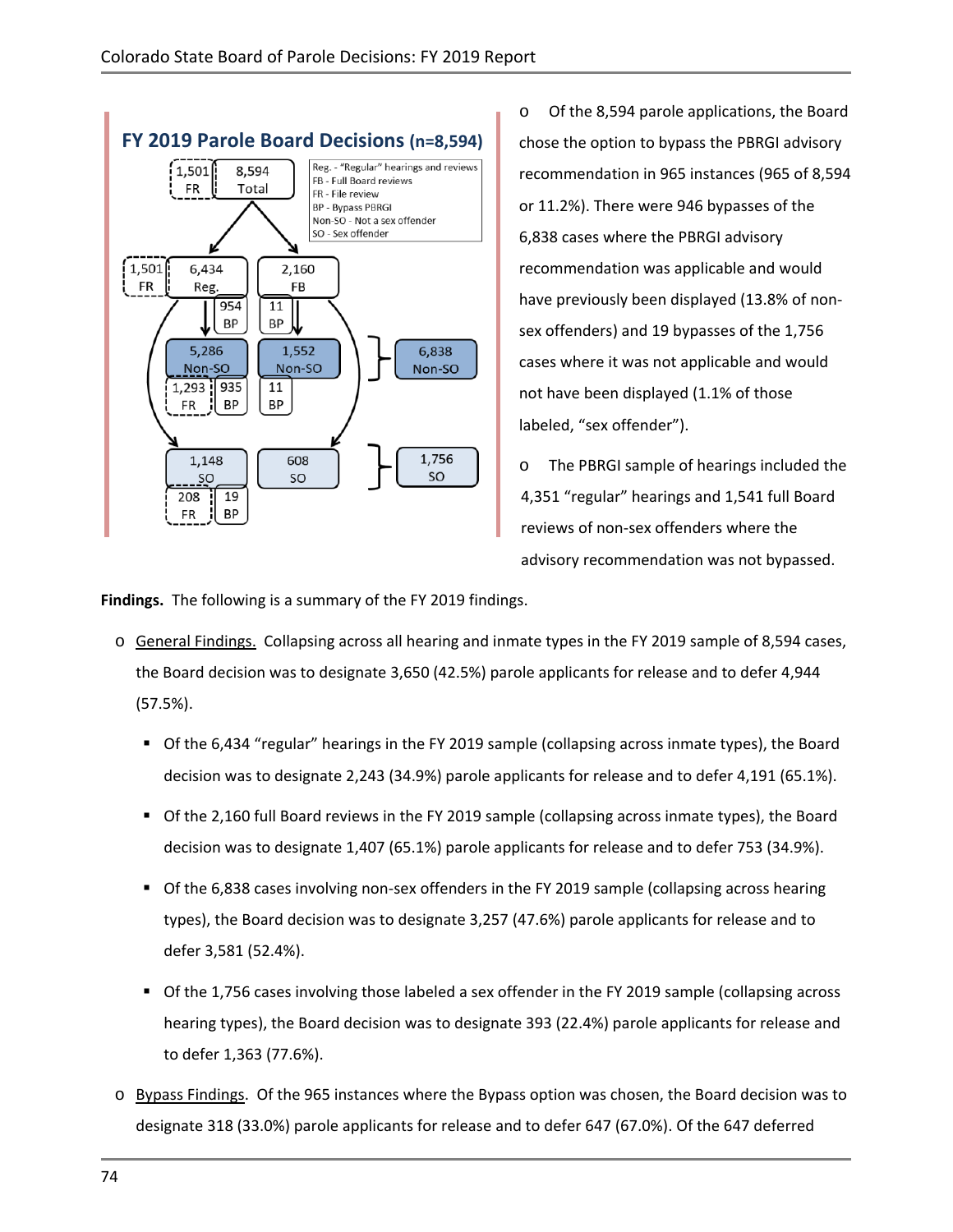**FY 2019 Parole Board Decisions (n=8,594)**

Reg. - "Regular" hearings and reviews
FB - Full Board reviews
FR - File review
BP - Bypass PBRGI
Non-SO - Not a sex offender
SO - Sex offender

1,501 FR | 8,594 Total

1,501 FR | 6,434 Reg. | 954 BP
2,160 FB | 11 BP

5,286 Non-SO | 1,293 FR | 935 BP
1,552 Non-SO | 11 BP
6,838 Non-SO

1,148 SO | 208 FR | 19 BP
608 SO
1,756 SO

- Of the 8,594 parole applications, the Board chose the option to bypass the PBRGI advisory recommendation in 965 instances (965 of 8,594 or 11.2%). There were 946 bypasses of the 6,838 cases where the PBRGI advisory recommendation was applicable and would have previously been displayed (13.8% of non-sex offenders) and 19 bypasses of the 1,756 cases where it was not applicable and would not have been displayed (1.1% of those labeled, "sex offender").
- The PBRGI sample of hearings included the 4,351 "regular" hearings and 1,541 full Board reviews of non-sex offenders where the advisory recommendation was not bypassed.

**Findings.** The following is a summary of the FY 2019 findings.

- General Findings. Collapsing across all hearing and inmate types in the FY 2019 sample of 8,594 cases, the Board decision was to designate 3,650 (42.5%) parole applicants for release and to defer 4,944 (57.5%).
  - Of the 6,434 "regular" hearings in the FY 2019 sample (collapsing across inmate types), the Board decision was to designate 2,243 (34.9%) parole applicants for release and to defer 4,191 (65.1%).
  - Of the 2,160 full Board reviews in the FY 2019 sample (collapsing across inmate types), the Board decision was to designate 1,407 (65.1%) parole applicants for release and to defer 753 (34.9%).
  - Of the 6,838 cases involving non-sex offenders in the FY 2019 sample (collapsing across hearing types), the Board decision was to designate 3,257 (47.6%) parole applicants for release and to defer 3,581 (52.4%).
  - Of the 1,756 cases involving those labeled a sex offender in the FY 2019 sample (collapsing across hearing types), the Board decision was to designate 393 (22.4%) parole applicants for release and to defer 1,363 (77.6%).
- Bypass Findings. Of the 965 instances where the Bypass option was chosen, the Board decision was to designate 318 (33.0%) parole applicants for release and to defer 647 (67.0%). Of the 647 deferred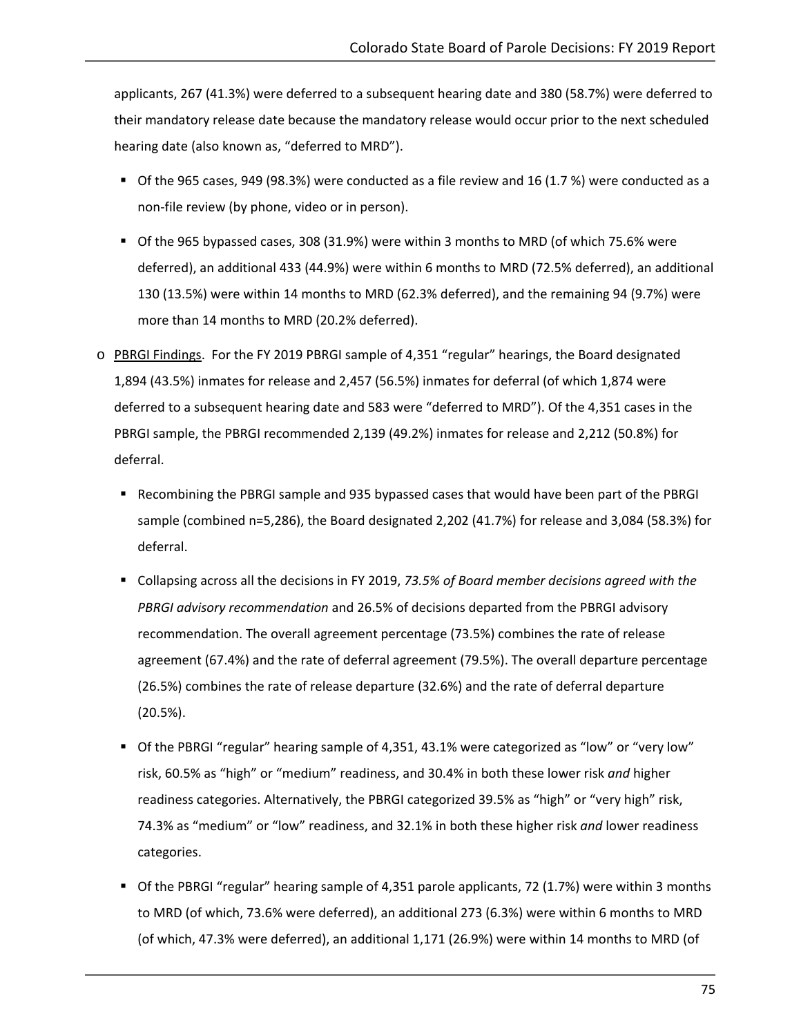applicants, 267 (41.3%) were deferred to a subsequent hearing date and 380 (58.7%) were deferred to their mandatory release date because the mandatory release would occur prior to the next scheduled hearing date (also known as, "deferred to MRD").

- Of the 965 cases, 949 (98.3%) were conducted as a file review and 16 (1.7 %) were conducted as a non-file review (by phone, video or in person).
- Of the 965 bypassed cases, 308 (31.9%) were within 3 months to MRD (of which 75.6% were deferred), an additional 433 (44.9%) were within 6 months to MRD (72.5% deferred), an additional 130 (13.5%) were within 14 months to MRD (62.3% deferred), and the remaining 94 (9.7%) were more than 14 months to MRD (20.2% deferred).

- PBRGI Findings. For the FY 2019 PBRGI sample of 4,351 "regular" hearings, the Board designated 1,894 (43.5%) inmates for release and 2,457 (56.5%) inmates for deferral (of which 1,874 were deferred to a subsequent hearing date and 583 were "deferred to MRD"). Of the 4,351 cases in the PBRGI sample, the PBRGI recommended 2,139 (49.2%) inmates for release and 2,212 (50.8%) for deferral.
  - Recombining the PBRGI sample and 935 bypassed cases that would have been part of the PBRGI sample (combined n=5,286), the Board designated 2,202 (41.7%) for release and 3,084 (58.3%) for deferral.
  - Collapsing across all the decisions in FY 2019, *73.5% of Board member decisions agreed with the PBRGI advisory recommendation* and 26.5% of decisions departed from the PBRGI advisory recommendation. The overall agreement percentage (73.5%) combines the rate of release agreement (67.4%) and the rate of deferral agreement (79.5%). The overall departure percentage (26.5%) combines the rate of release departure (32.6%) and the rate of deferral departure (20.5%).
  - Of the PBRGI "regular" hearing sample of 4,351, 43.1% were categorized as "low" or "very low" risk, 60.5% as "high" or "medium" readiness, and 30.4% in both these lower risk *and* higher readiness categories. Alternatively, the PBRGI categorized 39.5% as "high" or "very high" risk, 74.3% as "medium" or "low" readiness, and 32.1% in both these higher risk *and* lower readiness categories.
  - Of the PBRGI "regular" hearing sample of 4,351 parole applicants, 72 (1.7%) were within 3 months to MRD (of which, 73.6% were deferred), an additional 273 (6.3%) were within 6 months to MRD (of which, 47.3% were deferred), an additional 1,171 (26.9%) were within 14 months to MRD (of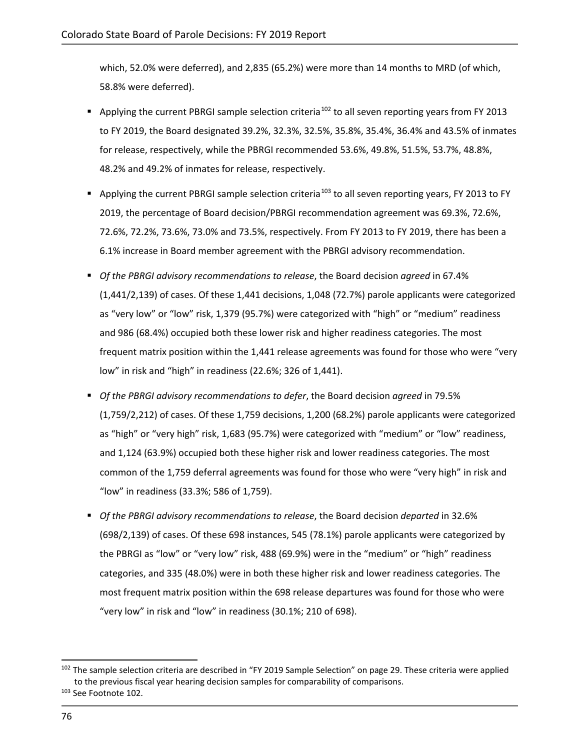which, 52.0% were deferred), and 2,835 (65.2%) were more than 14 months to MRD (of which, 58.8% were deferred).

- Applying the current PBRGI sample selection criteria[102] to all seven reporting years from FY 2013 to FY 2019, the Board designated 39.2%, 32.3%, 32.5%, 35.8%, 35.4%, 36.4% and 43.5% of inmates for release, respectively, while the PBRGI recommended 53.6%, 49.8%, 51.5%, 53.7%, 48.8%, 48.2% and 49.2% of inmates for release, respectively.

- Applying the current PBRGI sample selection criteria[103] to all seven reporting years, FY 2013 to FY 2019, the percentage of Board decision/PBRGI recommendation agreement was 69.3%, 72.6%, 72.6%, 72.2%, 73.6%, 73.0% and 73.5%, respectively. From FY 2013 to FY 2019, there has been a 6.1% increase in Board member agreement with the PBRGI advisory recommendation.

- *Of the PBRGI advisory recommendations to release*, the Board decision *agreed* in 67.4% (1,441/2,139) of cases. Of these 1,441 decisions, 1,048 (72.7%) parole applicants were categorized as "very low" or "low" risk, 1,379 (95.7%) were categorized with "high" or "medium" readiness and 986 (68.4%) occupied both these lower risk and higher readiness categories. The most frequent matrix position within the 1,441 release agreements was found for those who were "very low" in risk and "high" in readiness (22.6%; 326 of 1,441).

- *Of the PBRGI advisory recommendations to defer*, the Board decision *agreed* in 79.5% (1,759/2,212) of cases. Of these 1,759 decisions, 1,200 (68.2%) parole applicants were categorized as "high" or "very high" risk, 1,683 (95.7%) were categorized with "medium" or "low" readiness, and 1,124 (63.9%) occupied both these higher risk and lower readiness categories. The most common of the 1,759 deferral agreements was found for those who were "very high" in risk and "low" in readiness (33.3%; 586 of 1,759).

- *Of the PBRGI advisory recommendations to release*, the Board decision *departed* in 32.6% (698/2,139) of cases. Of these 698 instances, 545 (78.1%) parole applicants were categorized by the PBRGI as "low" or "very low" risk, 488 (69.9%) were in the "medium" or "high" readiness categories, and 335 (48.0%) were in both these higher risk and lower readiness categories. The most frequent matrix position within the 698 release departures was found for those who were "very low" in risk and "low" in readiness (30.1%; 210 of 698).

[102] The sample selection criteria are described in "FY 2019 Sample Selection" on page 29. These criteria were applied to the previous fiscal year hearing decision samples for comparability of comparisons.

[103] See Footnote 102.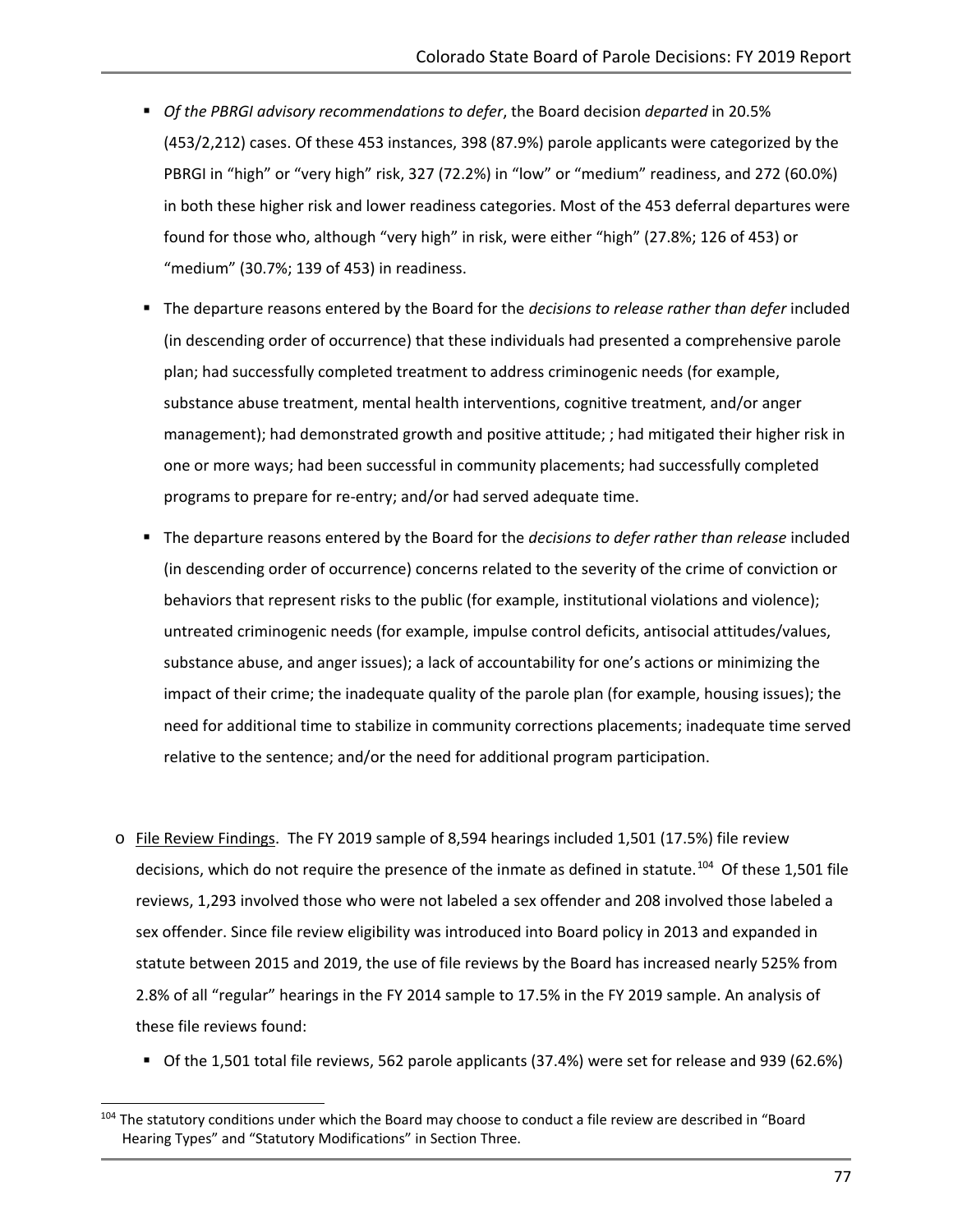- *Of the PBRGI advisory recommendations to defer*, the Board decision *departed* in 20.5% (453/2,212) cases. Of these 453 instances, 398 (87.9%) parole applicants were categorized by the PBRGI in "high" or "very high" risk, 327 (72.2%) in "low" or "medium" readiness, and 272 (60.0%) in both these higher risk and lower readiness categories. Most of the 453 deferral departures were found for those who, although "very high" in risk, were either "high" (27.8%; 126 of 453) or "medium" (30.7%; 139 of 453) in readiness.

- The departure reasons entered by the Board for the *decisions to release rather than defer* included (in descending order of occurrence) that these individuals had presented a comprehensive parole plan; had successfully completed treatment to address criminogenic needs (for example, substance abuse treatment, mental health interventions, cognitive treatment, and/or anger management); had demonstrated growth and positive attitude; ; had mitigated their higher risk in one or more ways; had been successful in community placements; had successfully completed programs to prepare for re-entry; and/or had served adequate time.

- The departure reasons entered by the Board for the *decisions to defer rather than release* included (in descending order of occurrence) concerns related to the severity of the crime of conviction or behaviors that represent risks to the public (for example, institutional violations and violence); untreated criminogenic needs (for example, impulse control deficits, antisocial attitudes/values, substance abuse, and anger issues); a lack of accountability for one's actions or minimizing the impact of their crime; the inadequate quality of the parole plan (for example, housing issues); the need for additional time to stabilize in community corrections placements; inadequate time served relative to the sentence; and/or the need for additional program participation.

- File Review Findings. The FY 2019 sample of 8,594 hearings included 1,501 (17.5%) file review decisions, which do not require the presence of the inmate as defined in statute.[104] Of these 1,501 file reviews, 1,293 involved those who were not labeled a sex offender and 208 involved those labeled a sex offender. Since file review eligibility was introduced into Board policy in 2013 and expanded in statute between 2015 and 2019, the use of file reviews by the Board has increased nearly 525% from 2.8% of all "regular" hearings in the FY 2014 sample to 17.5% in the FY 2019 sample. An analysis of these file reviews found:

  - Of the 1,501 total file reviews, 562 parole applicants (37.4%) were set for release and 939 (62.6%)

[104] The statutory conditions under which the Board may choose to conduct a file review are described in "Board Hearing Types" and "Statutory Modifications" in Section Three.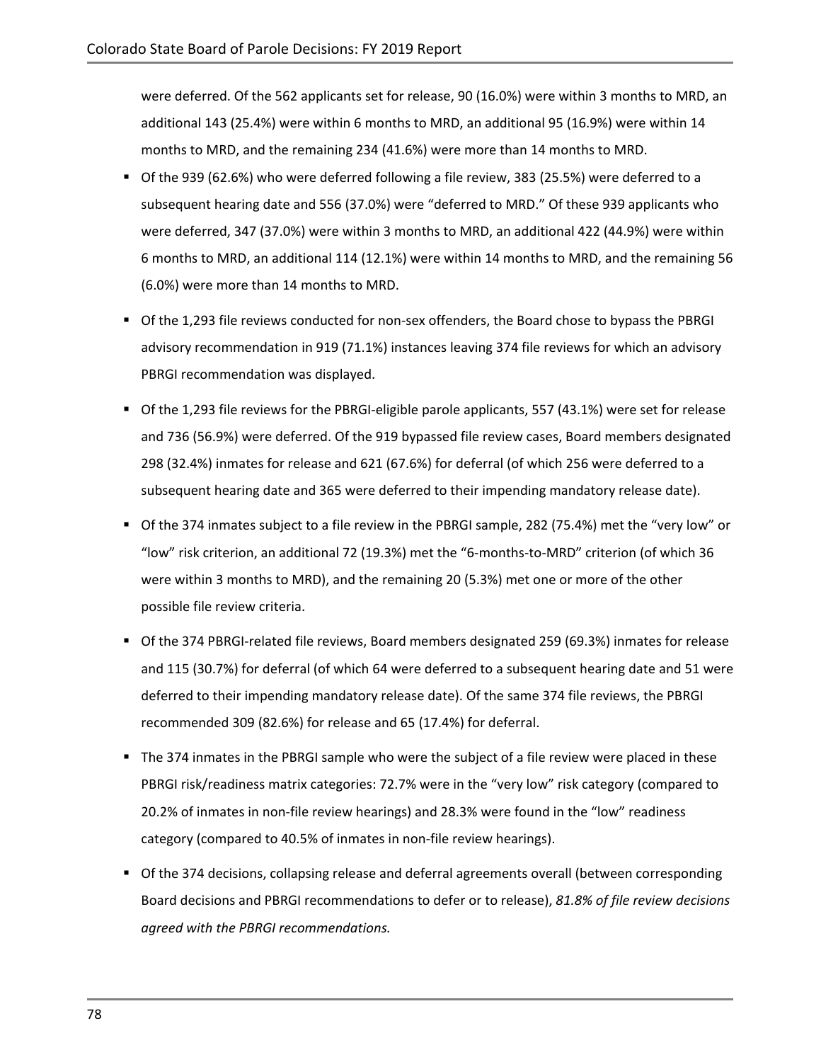were deferred. Of the 562 applicants set for release, 90 (16.0%) were within 3 months to MRD, an additional 143 (25.4%) were within 6 months to MRD, an additional 95 (16.9%) were within 14 months to MRD, and the remaining 234 (41.6%) were more than 14 months to MRD.

- Of the 939 (62.6%) who were deferred following a file review, 383 (25.5%) were deferred to a subsequent hearing date and 556 (37.0%) were "deferred to MRD." Of these 939 applicants who were deferred, 347 (37.0%) were within 3 months to MRD, an additional 422 (44.9%) were within 6 months to MRD, an additional 114 (12.1%) were within 14 months to MRD, and the remaining 56 (6.0%) were more than 14 months to MRD.
- Of the 1,293 file reviews conducted for non-sex offenders, the Board chose to bypass the PBRGI advisory recommendation in 919 (71.1%) instances leaving 374 file reviews for which an advisory PBRGI recommendation was displayed.
- Of the 1,293 file reviews for the PBRGI-eligible parole applicants, 557 (43.1%) were set for release and 736 (56.9%) were deferred. Of the 919 bypassed file review cases, Board members designated 298 (32.4%) inmates for release and 621 (67.6%) for deferral (of which 256 were deferred to a subsequent hearing date and 365 were deferred to their impending mandatory release date).
- Of the 374 inmates subject to a file review in the PBRGI sample, 282 (75.4%) met the "very low" or "low" risk criterion, an additional 72 (19.3%) met the "6-months-to-MRD" criterion (of which 36 were within 3 months to MRD), and the remaining 20 (5.3%) met one or more of the other possible file review criteria.
- Of the 374 PBRGI-related file reviews, Board members designated 259 (69.3%) inmates for release and 115 (30.7%) for deferral (of which 64 were deferred to a subsequent hearing date and 51 were deferred to their impending mandatory release date). Of the same 374 file reviews, the PBRGI recommended 309 (82.6%) for release and 65 (17.4%) for deferral.
- The 374 inmates in the PBRGI sample who were the subject of a file review were placed in these PBRGI risk/readiness matrix categories: 72.7% were in the "very low" risk category (compared to 20.2% of inmates in non-file review hearings) and 28.3% were found in the "low" readiness category (compared to 40.5% of inmates in non-file review hearings).
- Of the 374 decisions, collapsing release and deferral agreements overall (between corresponding Board decisions and PBRGI recommendations to defer or to release), *81.8% of file review decisions agreed with the PBRGI recommendations.*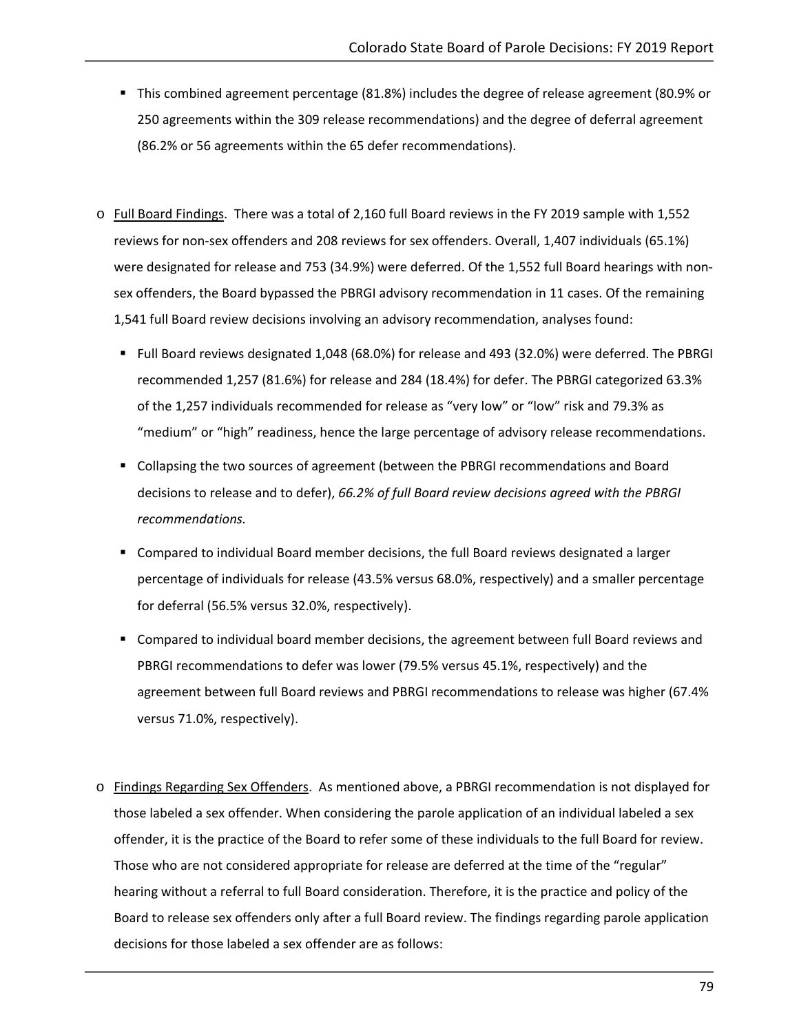- This combined agreement percentage (81.8%) includes the degree of release agreement (80.9% or 250 agreements within the 309 release recommendations) and the degree of deferral agreement (86.2% or 56 agreements within the 65 defer recommendations).

- Full Board Findings. There was a total of 2,160 full Board reviews in the FY 2019 sample with 1,552 reviews for non-sex offenders and 208 reviews for sex offenders. Overall, 1,407 individuals (65.1%) were designated for release and 753 (34.9%) were deferred. Of the 1,552 full Board hearings with non-sex offenders, the Board bypassed the PBRGI advisory recommendation in 11 cases. Of the remaining 1,541 full Board review decisions involving an advisory recommendation, analyses found:
  - Full Board reviews designated 1,048 (68.0%) for release and 493 (32.0%) were deferred. The PBRGI recommended 1,257 (81.6%) for release and 284 (18.4%) for defer. The PBRGI categorized 63.3% of the 1,257 individuals recommended for release as "very low" or "low" risk and 79.3% as "medium" or "high" readiness, hence the large percentage of advisory release recommendations.
  - Collapsing the two sources of agreement (between the PBRGI recommendations and Board decisions to release and to defer), *66.2% of full Board review decisions agreed with the PBRGI recommendations.*
  - Compared to individual Board member decisions, the full Board reviews designated a larger percentage of individuals for release (43.5% versus 68.0%, respectively) and a smaller percentage for deferral (56.5% versus 32.0%, respectively).
  - Compared to individual board member decisions, the agreement between full Board reviews and PBRGI recommendations to defer was lower (79.5% versus 45.1%, respectively) and the agreement between full Board reviews and PBRGI recommendations to release was higher (67.4% versus 71.0%, respectively).

- Findings Regarding Sex Offenders. As mentioned above, a PBRGI recommendation is not displayed for those labeled a sex offender. When considering the parole application of an individual labeled a sex offender, it is the practice of the Board to refer some of these individuals to the full Board for review. Those who are not considered appropriate for release are deferred at the time of the "regular" hearing without a referral to full Board consideration. Therefore, it is the practice and policy of the Board to release sex offenders only after a full Board review. The findings regarding parole application decisions for those labeled a sex offender are as follows: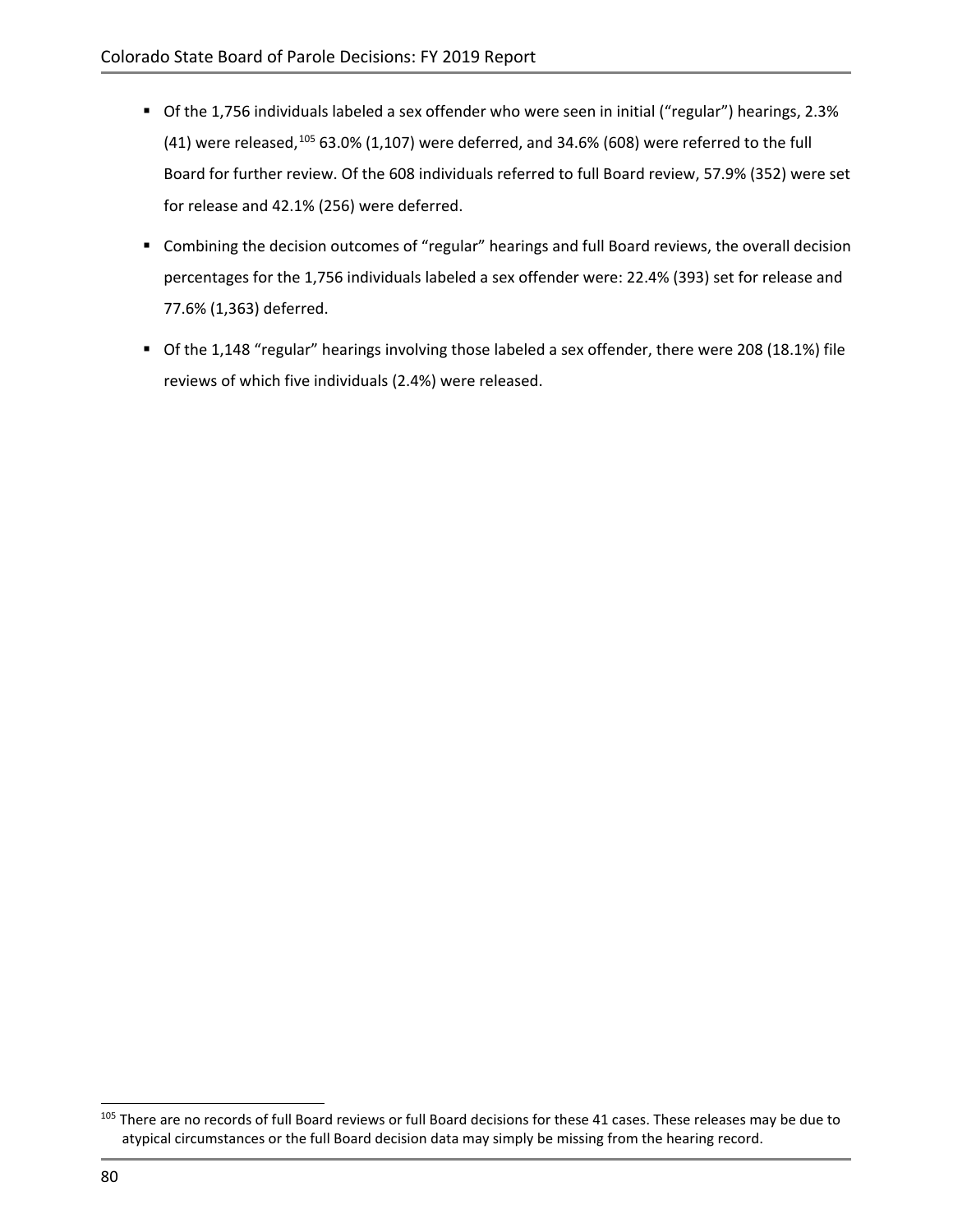- Of the 1,756 individuals labeled a sex offender who were seen in initial ("regular") hearings, 2.3% (41) were released,[105] 63.0% (1,107) were deferred, and 34.6% (608) were referred to the full Board for further review. Of the 608 individuals referred to full Board review, 57.9% (352) were set for release and 42.1% (256) were deferred.
- Combining the decision outcomes of "regular" hearings and full Board reviews, the overall decision percentages for the 1,756 individuals labeled a sex offender were: 22.4% (393) set for release and 77.6% (1,363) deferred.
- Of the 1,148 "regular" hearings involving those labeled a sex offender, there were 208 (18.1%) file reviews of which five individuals (2.4%) were released.

[105] There are no records of full Board reviews or full Board decisions for these 41 cases. These releases may be due to atypical circumstances or the full Board decision data may simply be missing from the hearing record.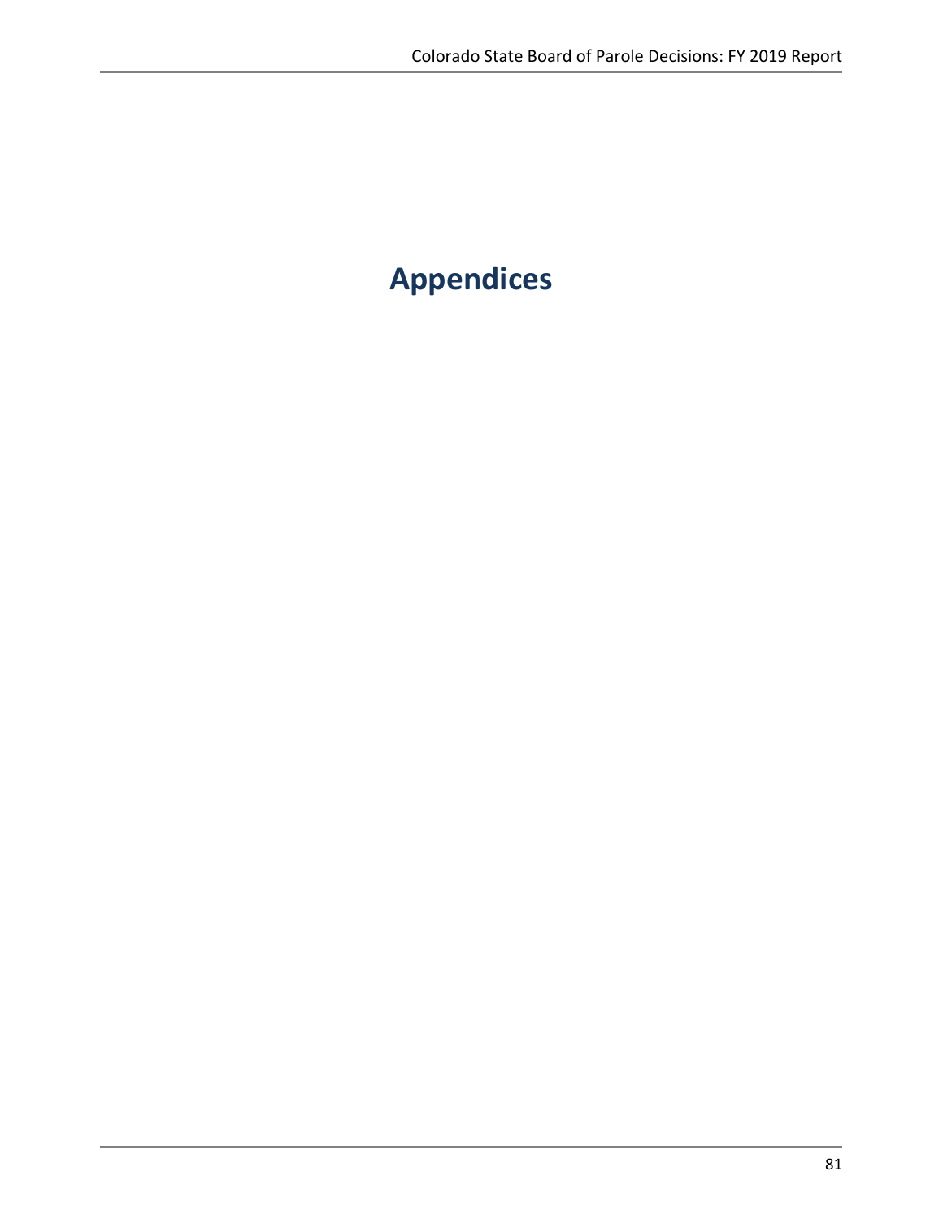# Appendices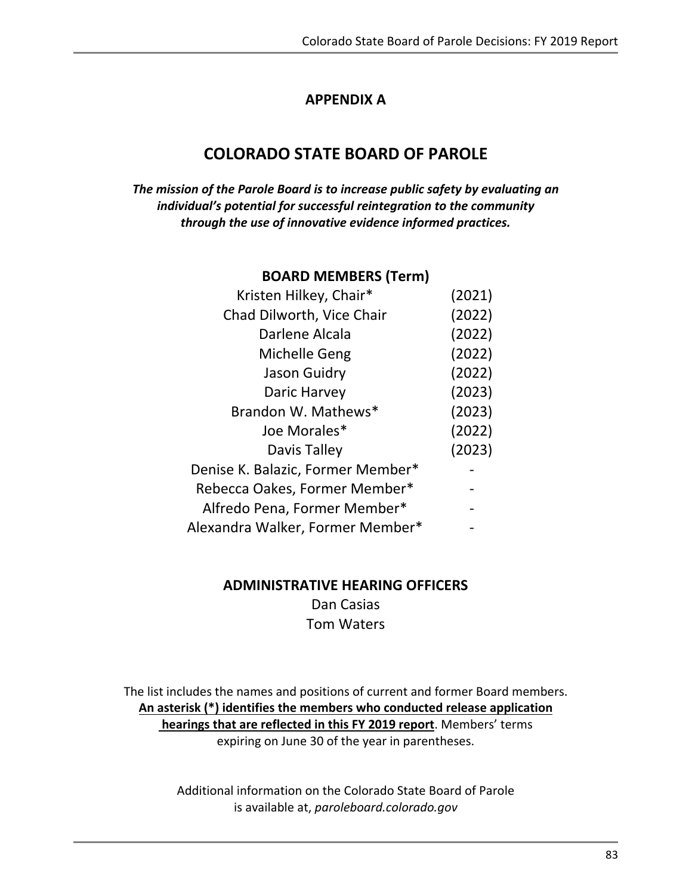# APPENDIX A

## COLORADO STATE BOARD OF PAROLE

***The mission of the Parole Board is to increase public safety by evaluating an individual's potential for successful reintegration to the community through the use of innovative evidence informed practices.***

### BOARD MEMBERS (Term)

| Name | Term |
|---|---|
| Kristen Hilkey, Chair* | (2021) |
| Chad Dilworth, Vice Chair | (2022) |
| Darlene Alcala | (2022) |
| Michelle Geng | (2022) |
| Jason Guidry | (2022) |
| Daric Harvey | (2023) |
| Brandon W. Mathews* | (2023) |
| Joe Morales* | (2022) |
| Davis Talley | (2023) |
| Denise K. Balazic, Former Member* | - |
| Rebecca Oakes, Former Member* | - |
| Alfredo Pena, Former Member* | - |
| Alexandra Walker, Former Member* | - |

### ADMINISTRATIVE HEARING OFFICERS

Dan Casias
Tom Waters

The list includes the names and positions of current and former Board members. **An asterisk (*) identifies the members who conducted release application hearings that are reflected in this FY 2019 report**. Members' terms expiring on June 30 of the year in parentheses.

Additional information on the Colorado State Board of Parole is available at, *paroleboard.colorado.gov*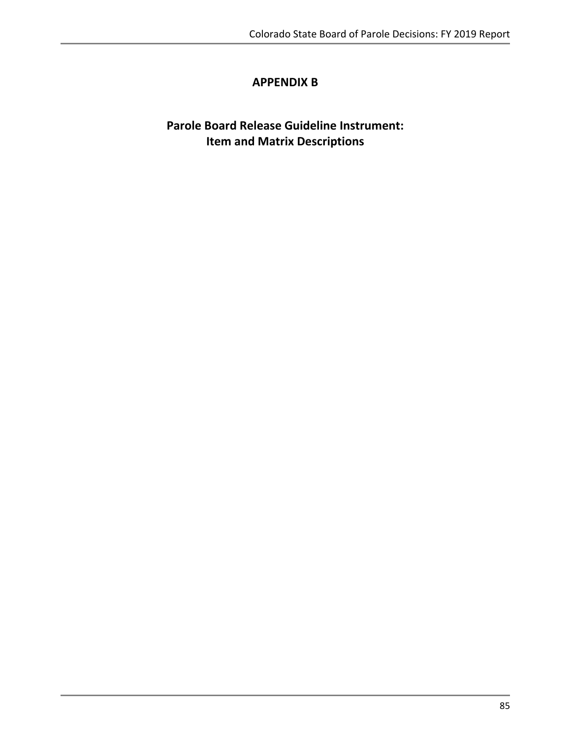# APPENDIX B

## Parole Board Release Guideline Instrument: Item and Matrix Descriptions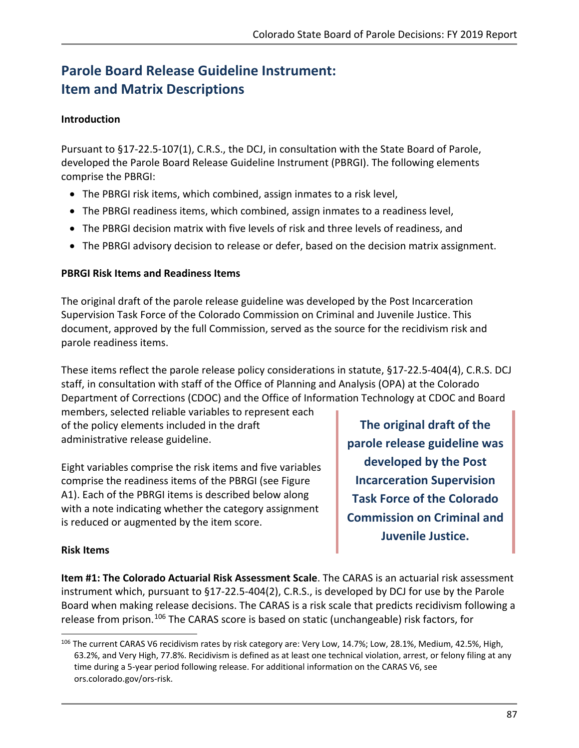# Parole Board Release Guideline Instrument: Item and Matrix Descriptions

**Introduction**

Pursuant to §17-22.5-107(1), C.R.S., the DCJ, in consultation with the State Board of Parole, developed the Parole Board Release Guideline Instrument (PBRGI). The following elements comprise the PBRGI:

- The PBRGI risk items, which combined, assign inmates to a risk level,
- The PBRGI readiness items, which combined, assign inmates to a readiness level,
- The PBRGI decision matrix with five levels of risk and three levels of readiness, and
- The PBRGI advisory decision to release or defer, based on the decision matrix assignment.

**PBRGI Risk Items and Readiness Items**

The original draft of the parole release guideline was developed by the Post Incarceration Supervision Task Force of the Colorado Commission on Criminal and Juvenile Justice. This document, approved by the full Commission, served as the source for the recidivism risk and parole readiness items.

These items reflect the parole release policy considerations in statute, §17-22.5-404(4), C.R.S. DCJ staff, in consultation with staff of the Office of Planning and Analysis (OPA) at the Colorado Department of Corrections (CDOC) and the Office of Information Technology at CDOC and Board members, selected reliable variables to represent each of the policy elements included in the draft administrative release guideline.

Eight variables comprise the risk items and five variables comprise the readiness items of the PBRGI (see Figure A1). Each of the PBRGI items is described below along with a note indicating whether the category assignment is reduced or augmented by the item score.

**The original draft of the parole release guideline was developed by the Post Incarceration Supervision Task Force of the Colorado Commission on Criminal and Juvenile Justice.**

**Risk Items**

**Item #1: The Colorado Actuarial Risk Assessment Scale**. The CARAS is an actuarial risk assessment instrument which, pursuant to §17-22.5-404(2), C.R.S., is developed by DCJ for use by the Parole Board when making release decisions. The CARAS is a risk scale that predicts recidivism following a release from prison.[106] The CARAS score is based on static (unchangeable) risk factors, for

[106] The current CARAS V6 recidivism rates by risk category are: Very Low, 14.7%; Low, 28.1%, Medium, 42.5%, High, 63.2%, and Very High, 77.8%. Recidivism is defined as at least one technical violation, arrest, or felony filing at any time during a 5-year period following release. For additional information on the CARAS V6, see ors.colorado.gov/ors-risk.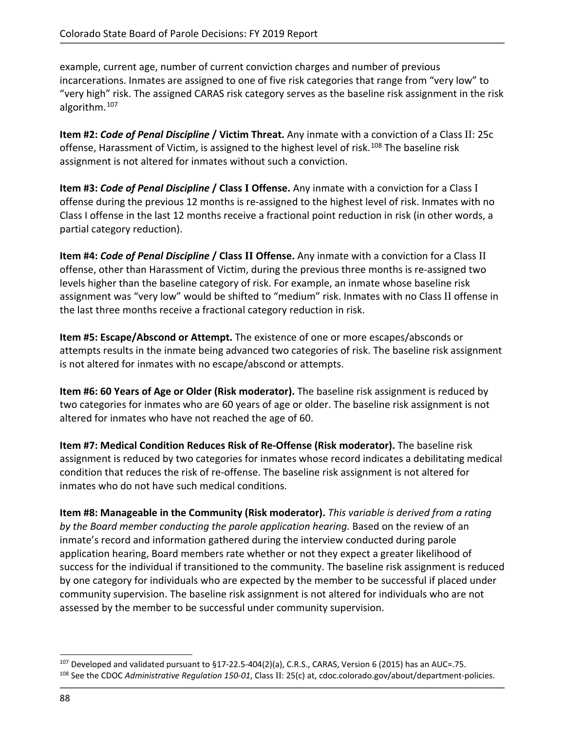example, current age, number of current conviction charges and number of previous incarcerations. Inmates are assigned to one of five risk categories that range from "very low" to "very high" risk. The assigned CARAS risk category serves as the baseline risk assignment in the risk algorithm.[107]

**Item #2: *Code of Penal Discipline* / Victim Threat.** Any inmate with a conviction of a Class II: 25c offense, Harassment of Victim, is assigned to the highest level of risk.[108] The baseline risk assignment is not altered for inmates without such a conviction.

**Item #3: *Code of Penal Discipline* / Class I Offense.** Any inmate with a conviction for a Class I offense during the previous 12 months is re-assigned to the highest level of risk. Inmates with no Class I offense in the last 12 months receive a fractional point reduction in risk (in other words, a partial category reduction).

**Item #4: *Code of Penal Discipline* / Class II Offense.** Any inmate with a conviction for a Class II offense, other than Harassment of Victim, during the previous three months is re-assigned two levels higher than the baseline category of risk. For example, an inmate whose baseline risk assignment was "very low" would be shifted to "medium" risk. Inmates with no Class II offense in the last three months receive a fractional category reduction in risk.

**Item #5: Escape/Abscond or Attempt.** The existence of one or more escapes/absconds or attempts results in the inmate being advanced two categories of risk. The baseline risk assignment is not altered for inmates with no escape/abscond or attempts.

**Item #6: 60 Years of Age or Older (Risk moderator).** The baseline risk assignment is reduced by two categories for inmates who are 60 years of age or older. The baseline risk assignment is not altered for inmates who have not reached the age of 60.

**Item #7: Medical Condition Reduces Risk of Re-Offense (Risk moderator).** The baseline risk assignment is reduced by two categories for inmates whose record indicates a debilitating medical condition that reduces the risk of re-offense. The baseline risk assignment is not altered for inmates who do not have such medical conditions.

**Item #8: Manageable in the Community (Risk moderator).** *This variable is derived from a rating by the Board member conducting the parole application hearing.* Based on the review of an inmate's record and information gathered during the interview conducted during parole application hearing, Board members rate whether or not they expect a greater likelihood of success for the individual if transitioned to the community. The baseline risk assignment is reduced by one category for individuals who are expected by the member to be successful if placed under community supervision. The baseline risk assignment is not altered for individuals who are not assessed by the member to be successful under community supervision.

---

[107] Developed and validated pursuant to §17-22.5-404(2)(a), C.R.S., CARAS, Version 6 (2015) has an AUC=.75.

[108] See the CDOC *Administrative Regulation 150-01*, Class II: 25(c) at, cdoc.colorado.gov/about/department-policies.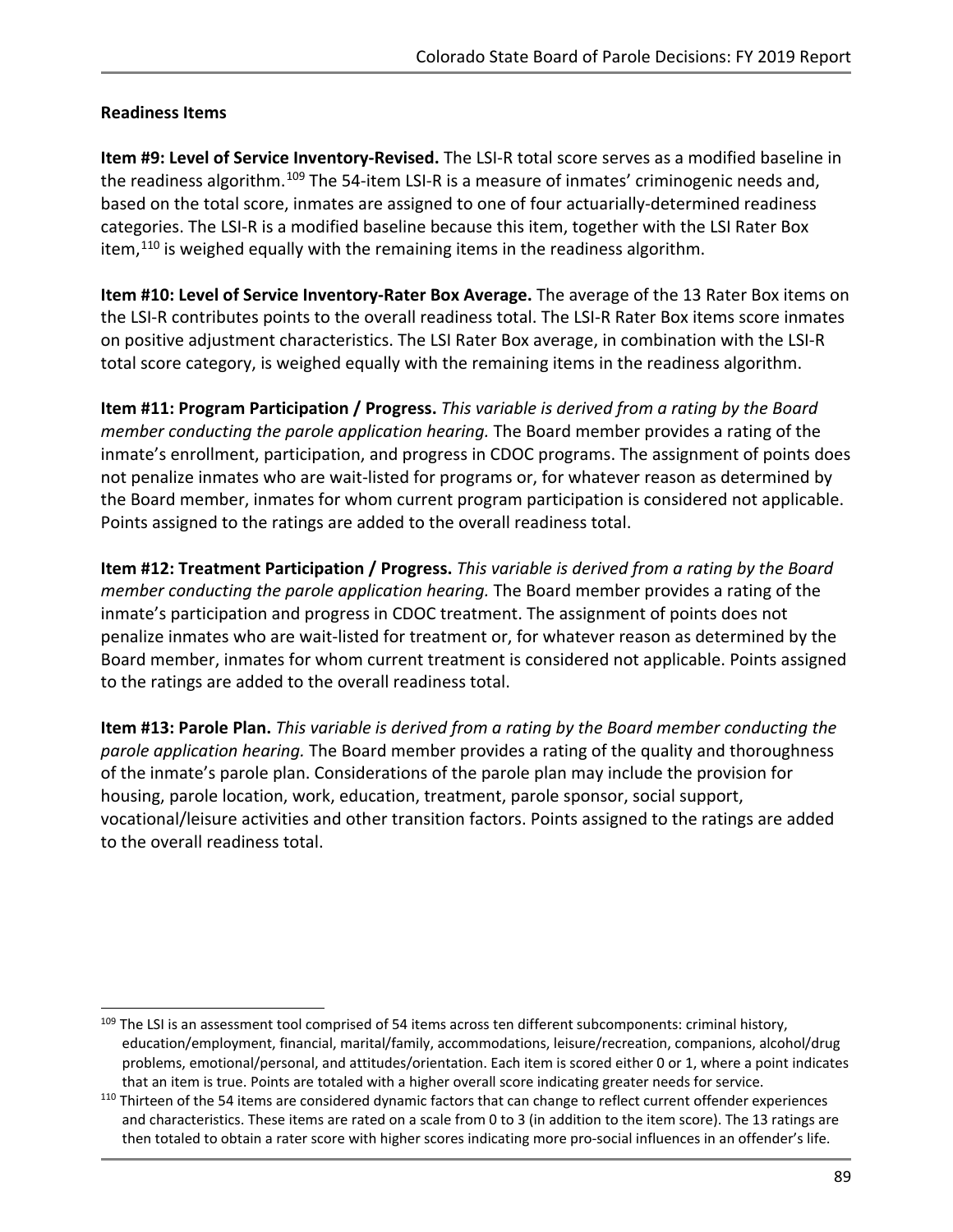**Readiness Items**

**Item #9: Level of Service Inventory-Revised.** The LSI-R total score serves as a modified baseline in the readiness algorithm.[109] The 54-item LSI-R is a measure of inmates' criminogenic needs and, based on the total score, inmates are assigned to one of four actuarially-determined readiness categories. The LSI-R is a modified baseline because this item, together with the LSI Rater Box item,[110] is weighed equally with the remaining items in the readiness algorithm.

**Item #10: Level of Service Inventory-Rater Box Average.** The average of the 13 Rater Box items on the LSI-R contributes points to the overall readiness total. The LSI-R Rater Box items score inmates on positive adjustment characteristics. The LSI Rater Box average, in combination with the LSI-R total score category, is weighed equally with the remaining items in the readiness algorithm.

**Item #11: Program Participation / Progress.** *This variable is derived from a rating by the Board member conducting the parole application hearing.* The Board member provides a rating of the inmate's enrollment, participation, and progress in CDOC programs. The assignment of points does not penalize inmates who are wait-listed for programs or, for whatever reason as determined by the Board member, inmates for whom current program participation is considered not applicable. Points assigned to the ratings are added to the overall readiness total.

**Item #12: Treatment Participation / Progress.** *This variable is derived from a rating by the Board member conducting the parole application hearing.* The Board member provides a rating of the inmate's participation and progress in CDOC treatment. The assignment of points does not penalize inmates who are wait-listed for treatment or, for whatever reason as determined by the Board member, inmates for whom current treatment is considered not applicable. Points assigned to the ratings are added to the overall readiness total.

**Item #13: Parole Plan.** *This variable is derived from a rating by the Board member conducting the parole application hearing.* The Board member provides a rating of the quality and thoroughness of the inmate's parole plan. Considerations of the parole plan may include the provision for housing, parole location, work, education, treatment, parole sponsor, social support, vocational/leisure activities and other transition factors. Points assigned to the ratings are added to the overall readiness total.

---

[109] The LSI is an assessment tool comprised of 54 items across ten different subcomponents: criminal history, education/employment, financial, marital/family, accommodations, leisure/recreation, companions, alcohol/drug problems, emotional/personal, and attitudes/orientation. Each item is scored either 0 or 1, where a point indicates that an item is true. Points are totaled with a higher overall score indicating greater needs for service.

[110] Thirteen of the 54 items are considered dynamic factors that can change to reflect current offender experiences and characteristics. These items are rated on a scale from 0 to 3 (in addition to the item score). The 13 ratings are then totaled to obtain a rater score with higher scores indicating more pro-social influences in an offender's life.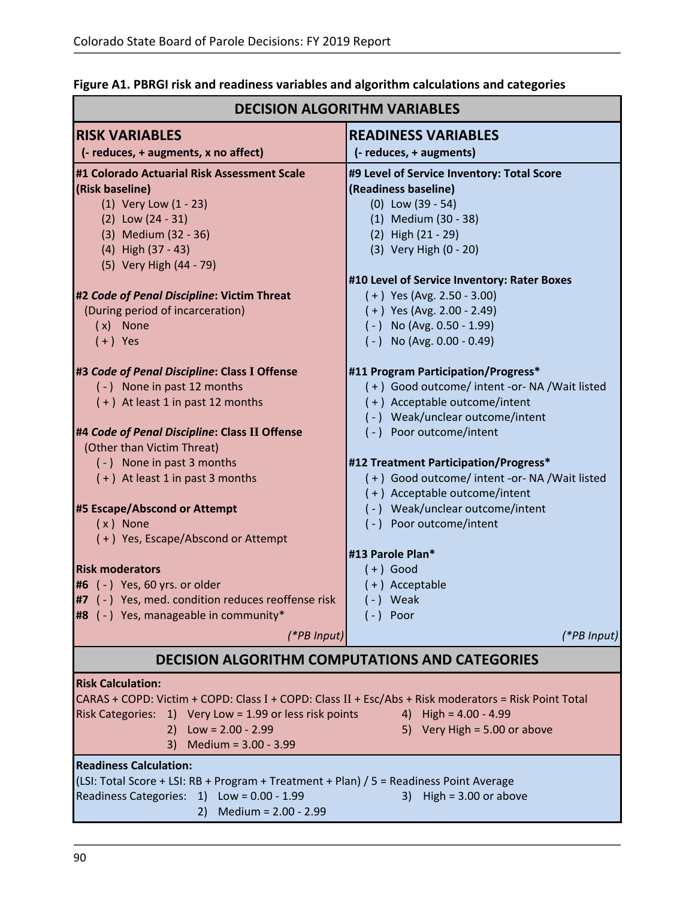**Figure A1. PBRGI risk and readiness variables and algorithm calculations and categories**

## DECISION ALGORITHM VARIABLES

| RISK VARIABLES (- reduces, + augments, x no affect) | READINESS VARIABLES (- reduces, + augments) |
|---|---|
| **#1 Colorado Actuarial Risk Assessment Scale (Risk baseline)**<br>(1) Very Low (1 - 23)<br>(2) Low (24 - 31)<br>(3) Medium (32 - 36)<br>(4) High (37 - 43)<br>(5) Very High (44 - 79) | **#9 Level of Service Inventory: Total Score (Readiness baseline)**<br>(0) Low (39 - 54)<br>(1) Medium (30 - 38)<br>(2) High (21 - 29)<br>(3) Very High (0 - 20) |
| **#2 *Code of Penal Discipline*: Victim Threat**<br>(During period of incarceration)<br>( x ) None<br>( + ) Yes | **#10 Level of Service Inventory: Rater Boxes**<br>( + ) Yes (Avg. 2.50 - 3.00)<br>( + ) Yes (Avg. 2.00 - 2.49)<br>( - ) No (Avg. 0.50 - 1.99)<br>( - ) No (Avg. 0.00 - 0.49) |
| **#3 *Code of Penal Discipline*: Class I Offense**<br>( - ) None in past 12 months<br>( + ) At least 1 in past 12 months | **#11 Program Participation/Progress***<br>( + ) Good outcome/ intent -or- NA /Wait listed<br>( + ) Acceptable outcome/intent<br>( - ) Weak/unclear outcome/intent<br>( - ) Poor outcome/intent |
| **#4 *Code of Penal Discipline*: Class II Offense**<br>(Other than Victim Threat)<br>( - ) None in past 3 months<br>( + ) At least 1 in past 3 months | **#12 Treatment Participation/Progress***<br>( + ) Good outcome/ intent -or- NA /Wait listed<br>( + ) Acceptable outcome/intent<br>( - ) Weak/unclear outcome/intent<br>( - ) Poor outcome/intent |
| **#5 Escape/Abscond or Attempt**<br>( x ) None<br>( + ) Yes, Escape/Abscond or Attempt | **#13 Parole Plan***<br>( + ) Good<br>( + ) Acceptable<br>( - ) Weak<br>( - ) Poor |
| **Risk moderators**<br>**#6** ( - ) Yes, 60 yrs. or older<br>**#7** ( - ) Yes, med. condition reduces reoffense risk<br>**#8** ( - ) Yes, manageable in community* | |
| *(*PB Input)* | *(*PB Input)* |

## DECISION ALGORITHM COMPUTATIONS AND CATEGORIES

**Risk Calculation:**

CARAS + COPD: Victim + COPD: Class I + COPD: Class II + Esc/Abs + Risk moderators = Risk Point Total

Risk Categories:
1) Very Low = 1.99 or less risk points
2) Low = 2.00 - 2.99
3) Medium = 3.00 - 3.99
4) High = 4.00 - 4.99
5) Very High = 5.00 or above

**Readiness Calculation:**

(LSI: Total Score + LSI: RB + Program + Treatment + Plan) / 5 = Readiness Point Average

Readiness Categories:
1) Low = 0.00 - 1.99
2) Medium = 2.00 - 2.99
3) High = 3.00 or above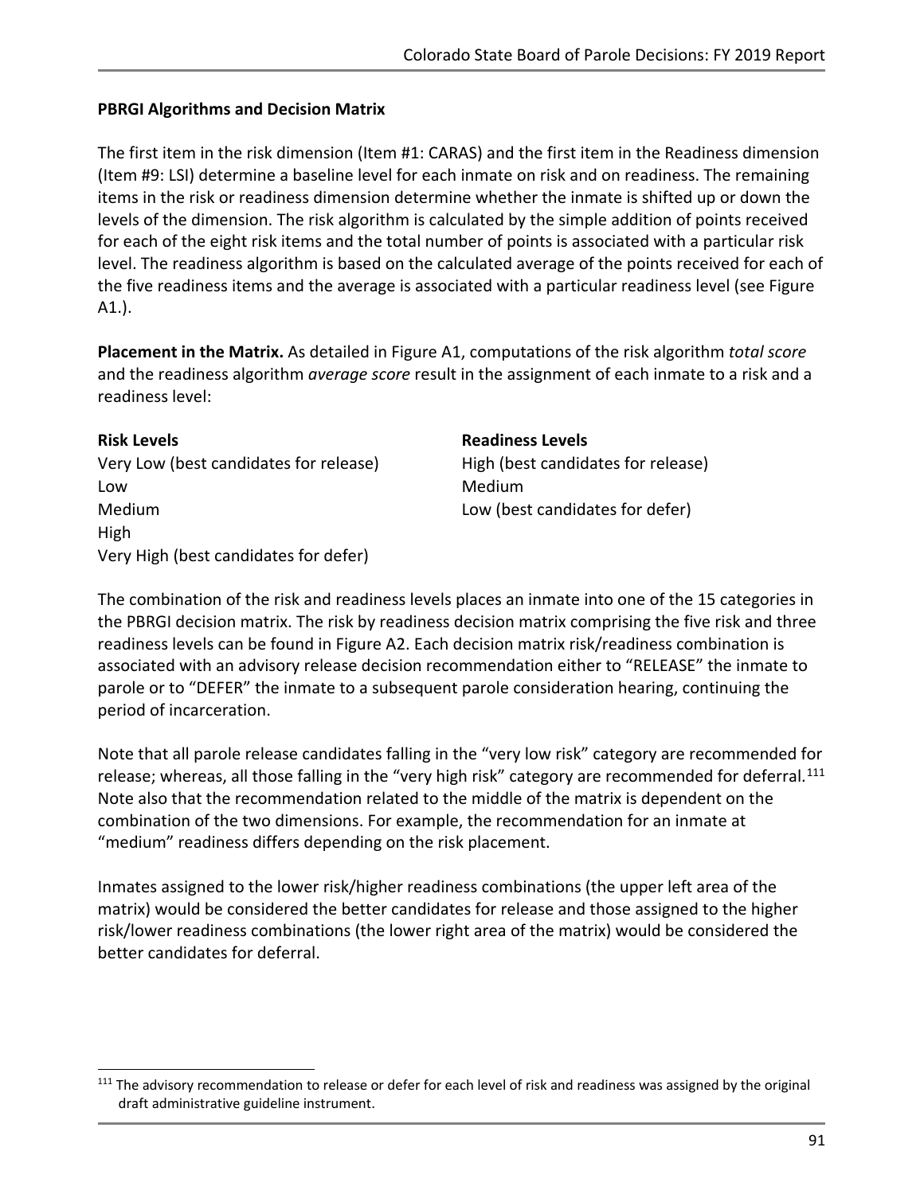### PBRGI Algorithms and Decision Matrix

The first item in the risk dimension (Item #1: CARAS) and the first item in the Readiness dimension (Item #9: LSI) determine a baseline level for each inmate on risk and on readiness. The remaining items in the risk or readiness dimension determine whether the inmate is shifted up or down the levels of the dimension. The risk algorithm is calculated by the simple addition of points received for each of the eight risk items and the total number of points is associated with a particular risk level. The readiness algorithm is based on the calculated average of the points received for each of the five readiness items and the average is associated with a particular readiness level (see Figure A1.).

**Placement in the Matrix.** As detailed in Figure A1, computations of the risk algorithm *total score* and the readiness algorithm *average score* result in the assignment of each inmate to a risk and a readiness level:

| **Risk Levels** | **Readiness Levels** |
|---|---|
| Very Low (best candidates for release) | High (best candidates for release) |
| Low | Medium |
| Medium | Low (best candidates for defer) |
| High | |
| Very High (best candidates for defer) | |

The combination of the risk and readiness levels places an inmate into one of the 15 categories in the PBRGI decision matrix. The risk by readiness decision matrix comprising the five risk and three readiness levels can be found in Figure A2. Each decision matrix risk/readiness combination is associated with an advisory release decision recommendation either to "RELEASE" the inmate to parole or to "DEFER" the inmate to a subsequent parole consideration hearing, continuing the period of incarceration.

Note that all parole release candidates falling in the "very low risk" category are recommended for release; whereas, all those falling in the "very high risk" category are recommended for deferral.[111] Note also that the recommendation related to the middle of the matrix is dependent on the combination of the two dimensions. For example, the recommendation for an inmate at "medium" readiness differs depending on the risk placement.

Inmates assigned to the lower risk/higher readiness combinations (the upper left area of the matrix) would be considered the better candidates for release and those assigned to the higher risk/lower readiness combinations (the lower right area of the matrix) would be considered the better candidates for deferral.

[111] The advisory recommendation to release or defer for each level of risk and readiness was assigned by the original draft administrative guideline instrument.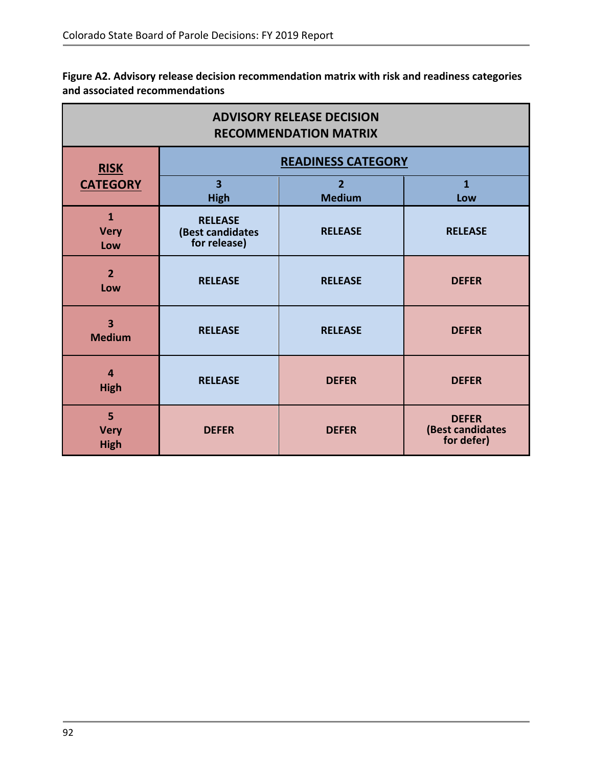**Figure A2. Advisory release decision recommendation matrix with risk and readiness categories and associated recommendations**

| ADVISORY RELEASE DECISION RECOMMENDATION MATRIX | | | |
|---|---|---|---|
| **RISK CATEGORY** | **READINESS CATEGORY** | | |
| | **3 High** | **2 Medium** | **1 Low** |
| **1 Very Low** | **RELEASE (Best candidates for release)** | **RELEASE** | **RELEASE** |
| **2 Low** | **RELEASE** | **RELEASE** | **DEFER** |
| **3 Medium** | **RELEASE** | **RELEASE** | **DEFER** |
| **4 High** | **RELEASE** | **DEFER** | **DEFER** |
| **5 Very High** | **DEFER** | **DEFER** | **DEFER (Best candidates for defer)** |